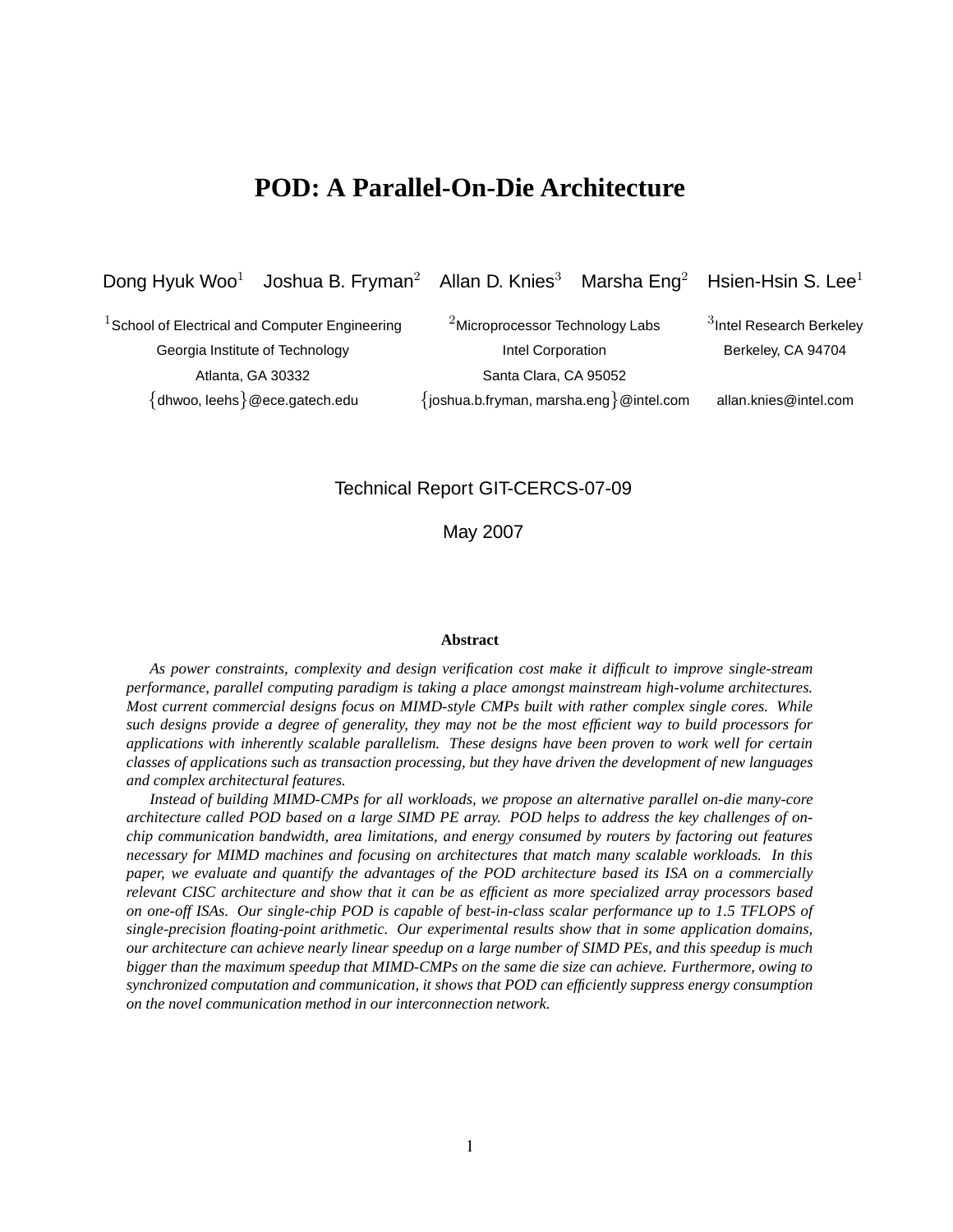# POD: A Parallel-On-Die Architecture

Dong Hyuk Woo[1] Joshua B. Fryman[2] Allan D. Knies[3] Marsha Eng[2] Hsien-Hsin S. Lee[1]

[1]School of Electrical and Computer Engineering
Georgia Institute of Technology
Atlanta, GA 30332
{dhwoo, leehs}@ece.gatech.edu

[2]Microprocessor Technology Labs
Intel Corporation
Santa Clara, CA 95052
{joshua.b.fryman, marsha.eng}@intel.com

[3]Intel Research Berkeley
Berkeley, CA 94704
allan.knies@intel.com

Technical Report GIT-CERCS-07-09

May 2007

**Abstract**

*As power constraints, complexity and design verification cost make it difficult to improve single-stream performance, parallel computing paradigm is taking a place amongst mainstream high-volume architectures. Most current commercial designs focus on MIMD-style CMPs built with rather complex single cores. While such designs provide a degree of generality, they may not be the most efficient way to build processors for applications with inherently scalable parallelism. These designs have been proven to work well for certain classes of applications such as transaction processing, but they have driven the development of new languages and complex architectural features.*

*Instead of building MIMD-CMPs for all workloads, we propose an alternative parallel on-die many-core architecture called POD based on a large SIMD PE array. POD helps to address the key challenges of on-chip communication bandwidth, area limitations, and energy consumed by routers by factoring out features necessary for MIMD machines and focusing on architectures that match many scalable workloads. In this paper, we evaluate and quantify the advantages of the POD architecture based its ISA on a commercially relevant CISC architecture and show that it can be as efficient as more specialized array processors based on one-off ISAs. Our single-chip POD is capable of best-in-class scalar performance up to 1.5 TFLOPS of single-precision floating-point arithmetic. Our experimental results show that in some application domains, our architecture can achieve nearly linear speedup on a large number of SIMD PEs, and this speedup is much bigger than the maximum speedup that MIMD-CMPs on the same die size can achieve. Furthermore, owing to synchronized computation and communication, it shows that POD can efficiently suppress energy consumption on the novel communication method in our interconnection network.*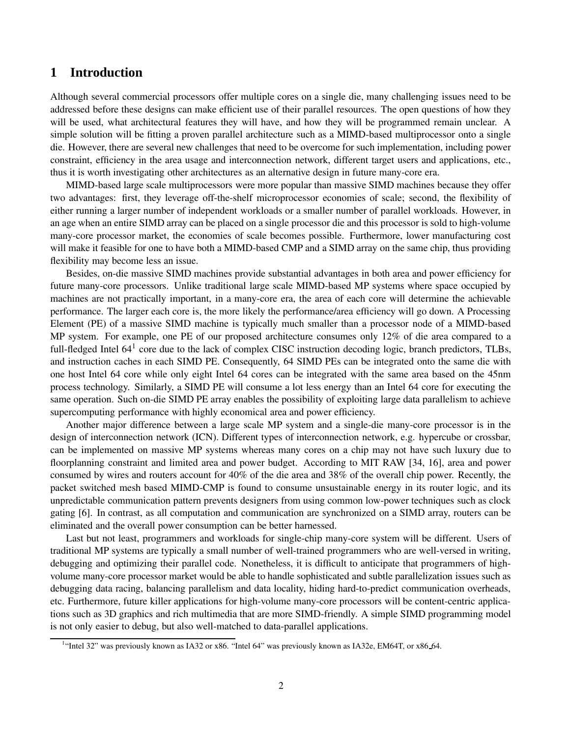# 1 Introduction

Although several commercial processors offer multiple cores on a single die, many challenging issues need to be addressed before these designs can make efficient use of their parallel resources. The open questions of how they will be used, what architectural features they will have, and how they will be programmed remain unclear. A simple solution will be fitting a proven parallel architecture such as a MIMD-based multiprocessor onto a single die. However, there are several new challenges that need to be overcome for such implementation, including power constraint, efficiency in the area usage and interconnection network, different target users and applications, etc., thus it is worth investigating other architectures as an alternative design in future many-core era.

MIMD-based large scale multiprocessors were more popular than massive SIMD machines because they offer two advantages: first, they leverage off-the-shelf microprocessor economies of scale; second, the flexibility of either running a larger number of independent workloads or a smaller number of parallel workloads. However, in an age when an entire SIMD array can be placed on a single processor die and this processor is sold to high-volume many-core processor market, the economies of scale becomes possible. Furthermore, lower manufacturing cost will make it feasible for one to have both a MIMD-based CMP and a SIMD array on the same chip, thus providing flexibility may become less an issue.

Besides, on-die massive SIMD machines provide substantial advantages in both area and power efficiency for future many-core processors. Unlike traditional large scale MIMD-based MP systems where space occupied by machines are not practically important, in a many-core era, the area of each core will determine the achievable performance. The larger each core is, the more likely the performance/area efficiency will go down. A Processing Element (PE) of a massive SIMD machine is typically much smaller than a processor node of a MIMD-based MP system. For example, one PE of our proposed architecture consumes only 12% of die area compared to a full-fledged Intel 64[1] core due to the lack of complex CISC instruction decoding logic, branch predictors, TLBs, and instruction caches in each SIMD PE. Consequently, 64 SIMD PEs can be integrated onto the same die with one host Intel 64 core while only eight Intel 64 cores can be integrated with the same area based on the 45nm process technology. Similarly, a SIMD PE will consume a lot less energy than an Intel 64 core for executing the same operation. Such on-die SIMD PE array enables the possibility of exploiting large data parallelism to achieve supercomputing performance with highly economical area and power efficiency.

Another major difference between a large scale MP system and a single-die many-core processor is in the design of interconnection network (ICN). Different types of interconnection network, e.g. hypercube or crossbar, can be implemented on massive MP systems whereas many cores on a chip may not have such luxury due to floorplanning constraint and limited area and power budget. According to MIT RAW [34, 16], area and power consumed by wires and routers account for 40% of the die area and 38% of the overall chip power. Recently, the packet switched mesh based MIMD-CMP is found to consume unsustainable energy in its router logic, and its unpredictable communication pattern prevents designers from using common low-power techniques such as clock gating [6]. In contrast, as all computation and communication are synchronized on a SIMD array, routers can be eliminated and the overall power consumption can be better harnessed.

Last but not least, programmers and workloads for single-chip many-core system will be different. Users of traditional MP systems are typically a small number of well-trained programmers who are well-versed in writing, debugging and optimizing their parallel code. Nonetheless, it is difficult to anticipate that programmers of high-volume many-core processor market would be able to handle sophisticated and subtle parallelization issues such as debugging data racing, balancing parallelism and data locality, hiding hard-to-predict communication overheads, etc. Furthermore, future killer applications for high-volume many-core processors will be content-centric applications such as 3D graphics and rich multimedia that are more SIMD-friendly. A simple SIMD programming model is not only easier to debug, but also well-matched to data-parallel applications.

[1] "Intel 32" was previously known as IA32 or x86. "Intel 64" was previously known as IA32e, EM64T, or x86_64.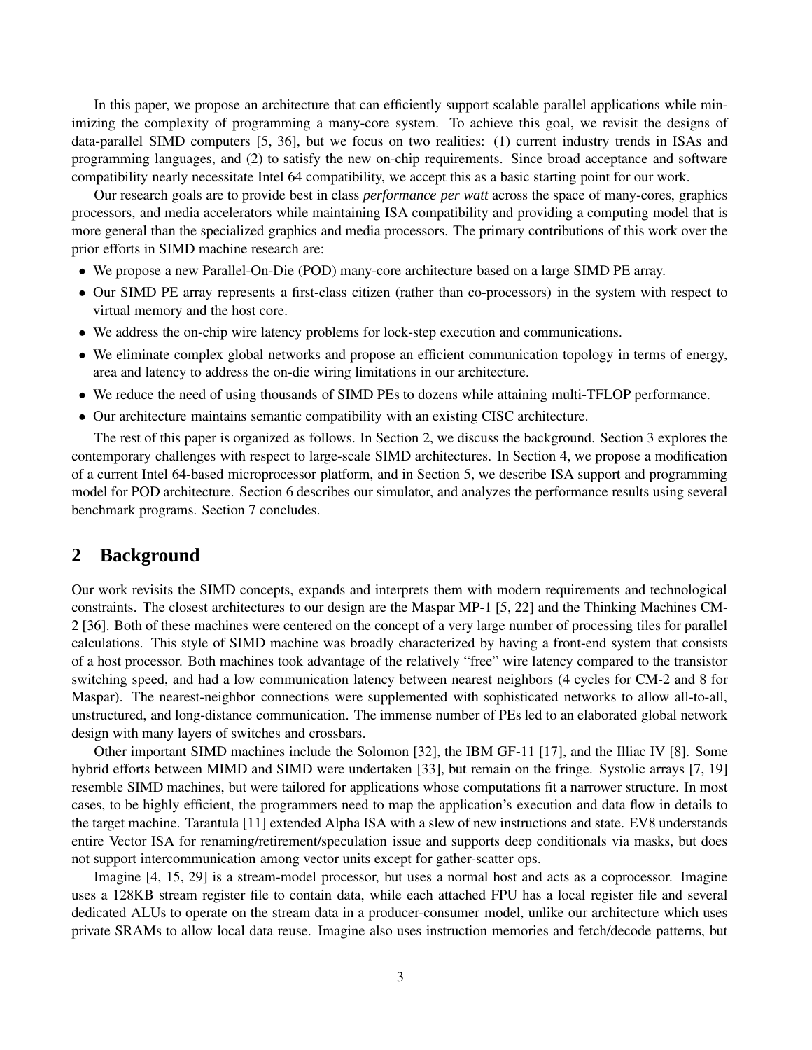In this paper, we propose an architecture that can efficiently support scalable parallel applications while minimizing the complexity of programming a many-core system. To achieve this goal, we revisit the designs of data-parallel SIMD computers [5, 36], but we focus on two realities: (1) current industry trends in ISAs and programming languages, and (2) to satisfy the new on-chip requirements. Since broad acceptance and software compatibility nearly necessitate Intel 64 compatibility, we accept this as a basic starting point for our work.

Our research goals are to provide best in class *performance per watt* across the space of many-cores, graphics processors, and media accelerators while maintaining ISA compatibility and providing a computing model that is more general than the specialized graphics and media processors. The primary contributions of this work over the prior efforts in SIMD machine research are:

- We propose a new Parallel-On-Die (POD) many-core architecture based on a large SIMD PE array.
- Our SIMD PE array represents a first-class citizen (rather than co-processors) in the system with respect to virtual memory and the host core.
- We address the on-chip wire latency problems for lock-step execution and communications.
- We eliminate complex global networks and propose an efficient communication topology in terms of energy, area and latency to address the on-die wiring limitations in our architecture.
- We reduce the need of using thousands of SIMD PEs to dozens while attaining multi-TFLOP performance.
- Our architecture maintains semantic compatibility with an existing CISC architecture.

The rest of this paper is organized as follows. In Section 2, we discuss the background. Section 3 explores the contemporary challenges with respect to large-scale SIMD architectures. In Section 4, we propose a modification of a current Intel 64-based microprocessor platform, and in Section 5, we describe ISA support and programming model for POD architecture. Section 6 describes our simulator, and analyzes the performance results using several benchmark programs. Section 7 concludes.

## 2 Background

Our work revisits the SIMD concepts, expands and interprets them with modern requirements and technological constraints. The closest architectures to our design are the Maspar MP-1 [5, 22] and the Thinking Machines CM-2 [36]. Both of these machines were centered on the concept of a very large number of processing tiles for parallel calculations. This style of SIMD machine was broadly characterized by having a front-end system that consists of a host processor. Both machines took advantage of the relatively "free" wire latency compared to the transistor switching speed, and had a low communication latency between nearest neighbors (4 cycles for CM-2 and 8 for Maspar). The nearest-neighbor connections were supplemented with sophisticated networks to allow all-to-all, unstructured, and long-distance communication. The immense number of PEs led to an elaborated global network design with many layers of switches and crossbars.

Other important SIMD machines include the Solomon [32], the IBM GF-11 [17], and the Illiac IV [8]. Some hybrid efforts between MIMD and SIMD were undertaken [33], but remain on the fringe. Systolic arrays [7, 19] resemble SIMD machines, but were tailored for applications whose computations fit a narrower structure. In most cases, to be highly efficient, the programmers need to map the application's execution and data flow in details to the target machine. Tarantula [11] extended Alpha ISA with a slew of new instructions and state. EV8 understands entire Vector ISA for renaming/retirement/speculation issue and supports deep conditionals via masks, but does not support intercommunication among vector units except for gather-scatter ops.

Imagine [4, 15, 29] is a stream-model processor, but uses a normal host and acts as a coprocessor. Imagine uses a 128KB stream register file to contain data, while each attached FPU has a local register file and several dedicated ALUs to operate on the stream data in a producer-consumer model, unlike our architecture which uses private SRAMs to allow local data reuse. Imagine also uses instruction memories and fetch/decode patterns, but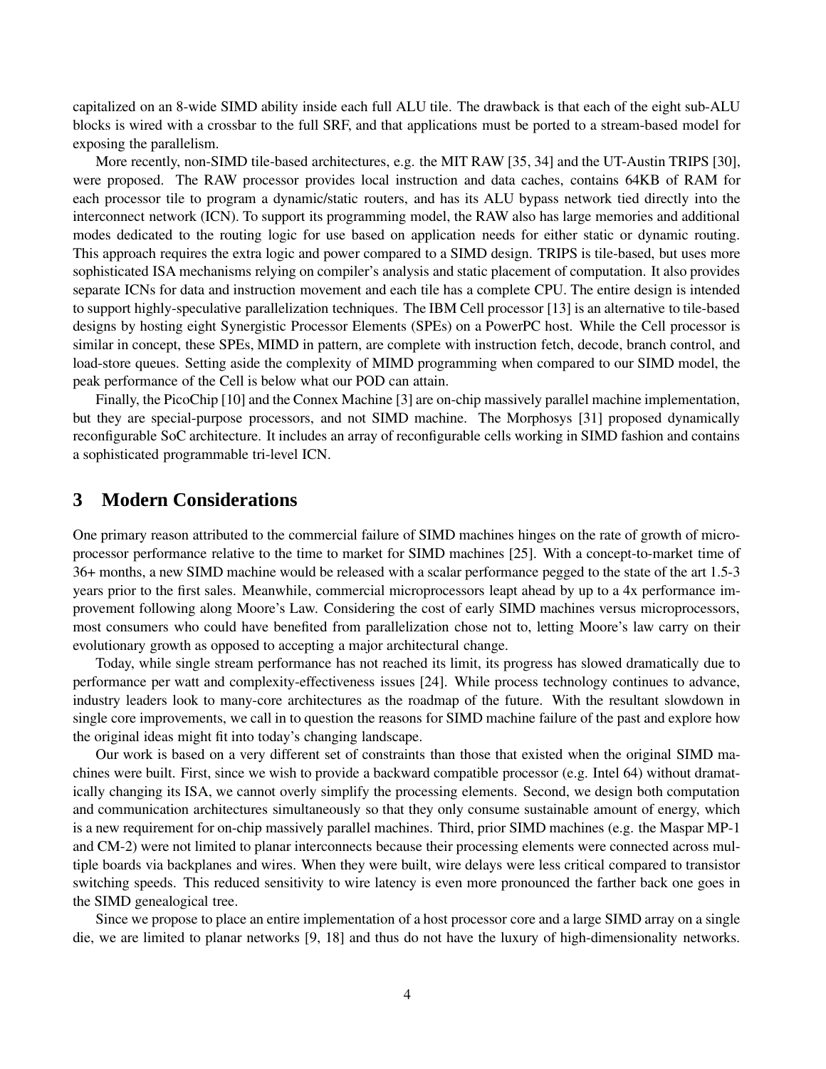capitalized on an 8-wide SIMD ability inside each full ALU tile. The drawback is that each of the eight sub-ALU blocks is wired with a crossbar to the full SRF, and that applications must be ported to a stream-based model for exposing the parallelism.

More recently, non-SIMD tile-based architectures, e.g. the MIT RAW [35, 34] and the UT-Austin TRIPS [30], were proposed. The RAW processor provides local instruction and data caches, contains 64KB of RAM for each processor tile to program a dynamic/static routers, and has its ALU bypass network tied directly into the interconnect network (ICN). To support its programming model, the RAW also has large memories and additional modes dedicated to the routing logic for use based on application needs for either static or dynamic routing. This approach requires the extra logic and power compared to a SIMD design. TRIPS is tile-based, but uses more sophisticated ISA mechanisms relying on compiler's analysis and static placement of computation. It also provides separate ICNs for data and instruction movement and each tile has a complete CPU. The entire design is intended to support highly-speculative parallelization techniques. The IBM Cell processor [13] is an alternative to tile-based designs by hosting eight Synergistic Processor Elements (SPEs) on a PowerPC host. While the Cell processor is similar in concept, these SPEs, MIMD in pattern, are complete with instruction fetch, decode, branch control, and load-store queues. Setting aside the complexity of MIMD programming when compared to our SIMD model, the peak performance of the Cell is below what our POD can attain.

Finally, the PicoChip [10] and the Connex Machine [3] are on-chip massively parallel machine implementation, but they are special-purpose processors, and not SIMD machine. The Morphosys [31] proposed dynamically reconfigurable SoC architecture. It includes an array of reconfigurable cells working in SIMD fashion and contains a sophisticated programmable tri-level ICN.

# 3 Modern Considerations

One primary reason attributed to the commercial failure of SIMD machines hinges on the rate of growth of microprocessor performance relative to the time to market for SIMD machines [25]. With a concept-to-market time of 36+ months, a new SIMD machine would be released with a scalar performance pegged to the state of the art 1.5-3 years prior to the first sales. Meanwhile, commercial microprocessors leapt ahead by up to a 4x performance improvement following along Moore's Law. Considering the cost of early SIMD machines versus microprocessors, most consumers who could have benefited from parallelization chose not to, letting Moore's law carry on their evolutionary growth as opposed to accepting a major architectural change.

Today, while single stream performance has not reached its limit, its progress has slowed dramatically due to performance per watt and complexity-effectiveness issues [24]. While process technology continues to advance, industry leaders look to many-core architectures as the roadmap of the future. With the resultant slowdown in single core improvements, we call in to question the reasons for SIMD machine failure of the past and explore how the original ideas might fit into today's changing landscape.

Our work is based on a very different set of constraints than those that existed when the original SIMD machines were built. First, since we wish to provide a backward compatible processor (e.g. Intel 64) without dramatically changing its ISA, we cannot overly simplify the processing elements. Second, we design both computation and communication architectures simultaneously so that they only consume sustainable amount of energy, which is a new requirement for on-chip massively parallel machines. Third, prior SIMD machines (e.g. the Maspar MP-1 and CM-2) were not limited to planar interconnects because their processing elements were connected across multiple boards via backplanes and wires. When they were built, wire delays were less critical compared to transistor switching speeds. This reduced sensitivity to wire latency is even more pronounced the farther back one goes in the SIMD genealogical tree.

Since we propose to place an entire implementation of a host processor core and a large SIMD array on a single die, we are limited to planar networks [9, 18] and thus do not have the luxury of high-dimensionality networks.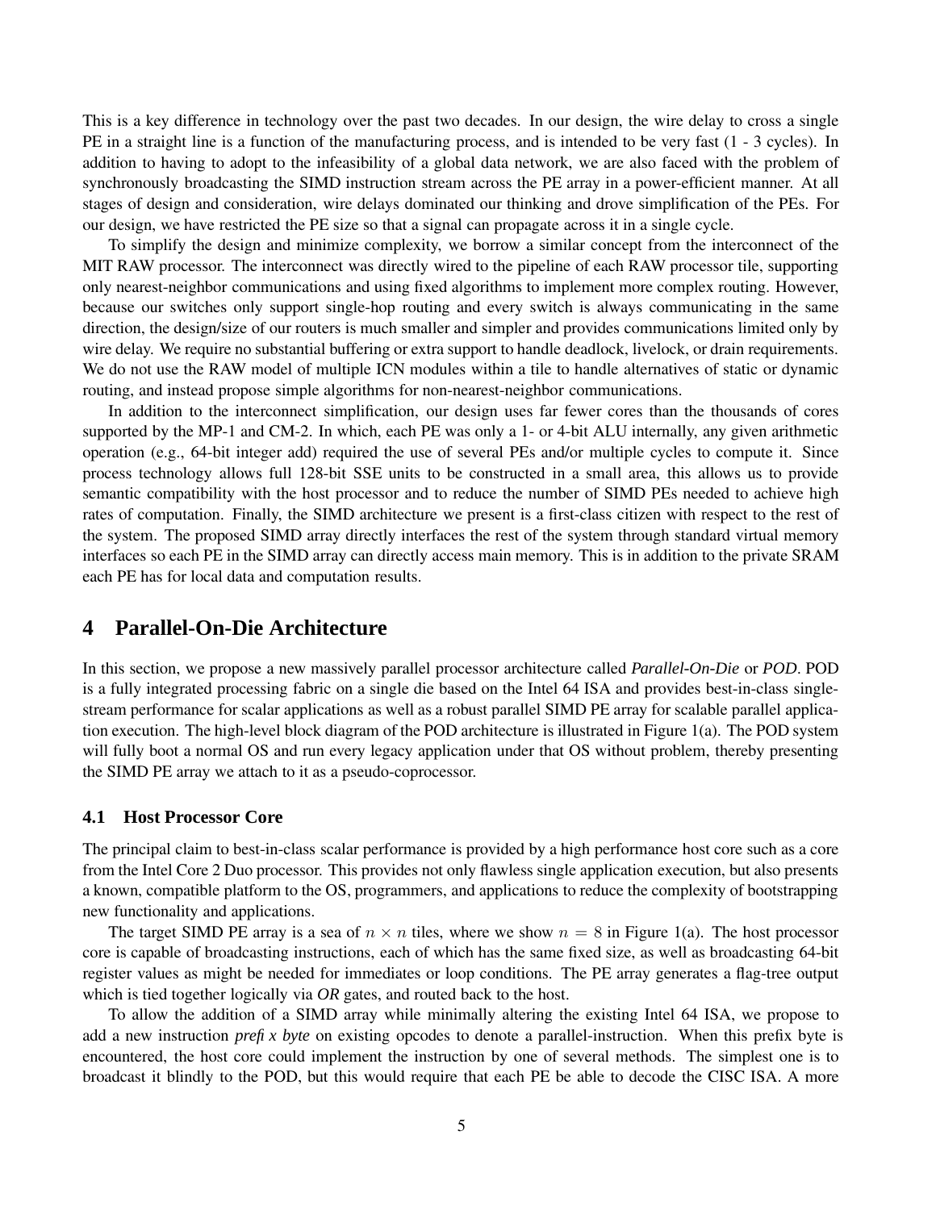This is a key difference in technology over the past two decades. In our design, the wire delay to cross a single PE in a straight line is a function of the manufacturing process, and is intended to be very fast (1 - 3 cycles). In addition to having to adopt to the infeasibility of a global data network, we are also faced with the problem of synchronously broadcasting the SIMD instruction stream across the PE array in a power-efficient manner. At all stages of design and consideration, wire delays dominated our thinking and drove simplification of the PEs. For our design, we have restricted the PE size so that a signal can propagate across it in a single cycle.

To simplify the design and minimize complexity, we borrow a similar concept from the interconnect of the MIT RAW processor. The interconnect was directly wired to the pipeline of each RAW processor tile, supporting only nearest-neighbor communications and using fixed algorithms to implement more complex routing. However, because our switches only support single-hop routing and every switch is always communicating in the same direction, the design/size of our routers is much smaller and simpler and provides communications limited only by wire delay. We require no substantial buffering or extra support to handle deadlock, livelock, or drain requirements. We do not use the RAW model of multiple ICN modules within a tile to handle alternatives of static or dynamic routing, and instead propose simple algorithms for non-nearest-neighbor communications.

In addition to the interconnect simplification, our design uses far fewer cores than the thousands of cores supported by the MP-1 and CM-2. In which, each PE was only a 1- or 4-bit ALU internally, any given arithmetic operation (e.g., 64-bit integer add) required the use of several PEs and/or multiple cycles to compute it. Since process technology allows full 128-bit SSE units to be constructed in a small area, this allows us to provide semantic compatibility with the host processor and to reduce the number of SIMD PEs needed to achieve high rates of computation. Finally, the SIMD architecture we present is a first-class citizen with respect to the rest of the system. The proposed SIMD array directly interfaces the rest of the system through standard virtual memory interfaces so each PE in the SIMD array can directly access main memory. This is in addition to the private SRAM each PE has for local data and computation results.

# 4 Parallel-On-Die Architecture

In this section, we propose a new massively parallel processor architecture called *Parallel-On-Die* or *POD*. POD is a fully integrated processing fabric on a single die based on the Intel 64 ISA and provides best-in-class single-stream performance for scalar applications as well as a robust parallel SIMD PE array for scalable parallel application execution. The high-level block diagram of the POD architecture is illustrated in Figure 1(a). The POD system will fully boot a normal OS and run every legacy application under that OS without problem, thereby presenting the SIMD PE array we attach to it as a pseudo-coprocessor.

## 4.1 Host Processor Core

The principal claim to best-in-class scalar performance is provided by a high performance host core such as a core from the Intel Core 2 Duo processor. This provides not only flawless single application execution, but also presents a known, compatible platform to the OS, programmers, and applications to reduce the complexity of bootstrapping new functionality and applications.

The target SIMD PE array is a sea of $n \times n$ tiles, where we show $n = 8$ in Figure 1(a). The host processor core is capable of broadcasting instructions, each of which has the same fixed size, as well as broadcasting 64-bit register values as might be needed for immediates or loop conditions. The PE array generates a flag-tree output which is tied together logically via *OR* gates, and routed back to the host.

To allow the addition of a SIMD array while minimally altering the existing Intel 64 ISA, we propose to add a new instruction *prefix byte* on existing opcodes to denote a parallel-instruction. When this prefix byte is encountered, the host core could implement the instruction by one of several methods. The simplest one is to broadcast it blindly to the POD, but this would require that each PE be able to decode the CISC ISA. A more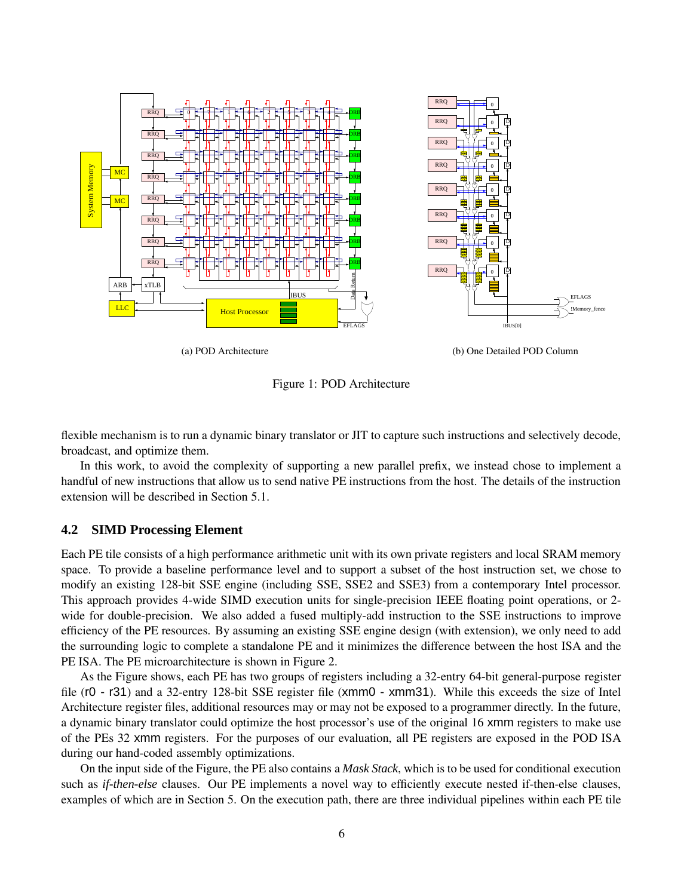(a) POD Architecture

(b) One Detailed POD Column

Figure 1: POD Architecture

flexible mechanism is to run a dynamic binary translator or JIT to capture such instructions and selectively decode, broadcast, and optimize them.

In this work, to avoid the complexity of supporting a new parallel prefix, we instead chose to implement a handful of new instructions that allow us to send native PE instructions from the host. The details of the instruction extension will be described in Section 5.1.

### 4.2 SIMD Processing Element

Each PE tile consists of a high performance arithmetic unit with its own private registers and local SRAM memory space. To provide a baseline performance level and to support a subset of the host instruction set, we chose to modify an existing 128-bit SSE engine (including SSE, SSE2 and SSE3) from a contemporary Intel processor. This approach provides 4-wide SIMD execution units for single-precision IEEE floating point operations, or 2-wide for double-precision. We also added a fused multiply-add instruction to the SSE instructions to improve efficiency of the PE resources. By assuming an existing SSE engine design (with extension), we only need to add the surrounding logic to complete a standalone PE and it minimizes the difference between the host ISA and the PE ISA. The PE microarchitecture is shown in Figure 2.

As the Figure shows, each PE has two groups of registers including a 32-entry 64-bit general-purpose register file (`r0 - r31`) and a 32-entry 128-bit SSE register file (`xmm0 - xmm31`). While this exceeds the size of Intel Architecture register files, additional resources may or may not be exposed to a programmer directly. In the future, a dynamic binary translator could optimize the host processor's use of the original 16 `xmm` registers to make use of the PEs 32 `xmm` registers. For the purposes of our evaluation, all PE registers are exposed in the POD ISA during our hand-coded assembly optimizations.

On the input side of the Figure, the PE also contains a *Mask Stack*, which is to be used for conditional execution such as *if-then-else* clauses. Our PE implements a novel way to efficiently execute nested if-then-else clauses, examples of which are in Section 5. On the execution path, there are three individual pipelines within each PE tile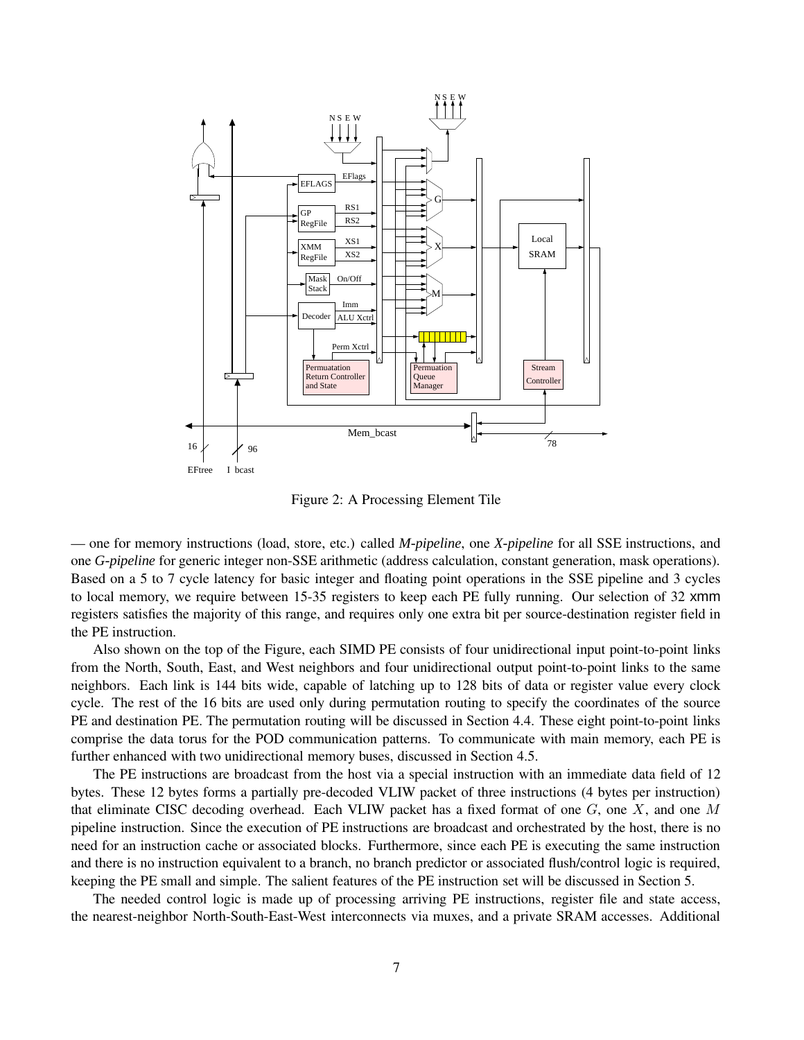Figure 2: A Processing Element Tile

— one for memory instructions (load, store, etc.) called *M-pipeline*, one *X-pipeline* for all SSE instructions, and one *G-pipeline* for generic integer non-SSE arithmetic (address calculation, constant generation, mask operations). Based on a 5 to 7 cycle latency for basic integer and floating point operations in the SSE pipeline and 3 cycles to local memory, we require between 15-35 registers to keep each PE fully running. Our selection of 32 xmm registers satisfies the majority of this range, and requires only one extra bit per source-destination register field in the PE instruction.

Also shown on the top of the Figure, each SIMD PE consists of four unidirectional input point-to-point links from the North, South, East, and West neighbors and four unidirectional output point-to-point links to the same neighbors. Each link is 144 bits wide, capable of latching up to 128 bits of data or register value every clock cycle. The rest of the 16 bits are used only during permutation routing to specify the coordinates of the source PE and destination PE. The permutation routing will be discussed in Section 4.4. These eight point-to-point links comprise the data torus for the POD communication patterns. To communicate with main memory, each PE is further enhanced with two unidirectional memory buses, discussed in Section 4.5.

The PE instructions are broadcast from the host via a special instruction with an immediate data field of 12 bytes. These 12 bytes forms a partially pre-decoded VLIW packet of three instructions (4 bytes per instruction) that eliminate CISC decoding overhead. Each VLIW packet has a fixed format of one $G$, one $X$, and one $M$ pipeline instruction. Since the execution of PE instructions are broadcast and orchestrated by the host, there is no need for an instruction cache or associated blocks. Furthermore, since each PE is executing the same instruction and there is no instruction equivalent to a branch, no branch predictor or associated flush/control logic is required, keeping the PE small and simple. The salient features of the PE instruction set will be discussed in Section 5.

The needed control logic is made up of processing arriving PE instructions, register file and state access, the nearest-neighbor North-South-East-West interconnects via muxes, and a private SRAM accesses. Additional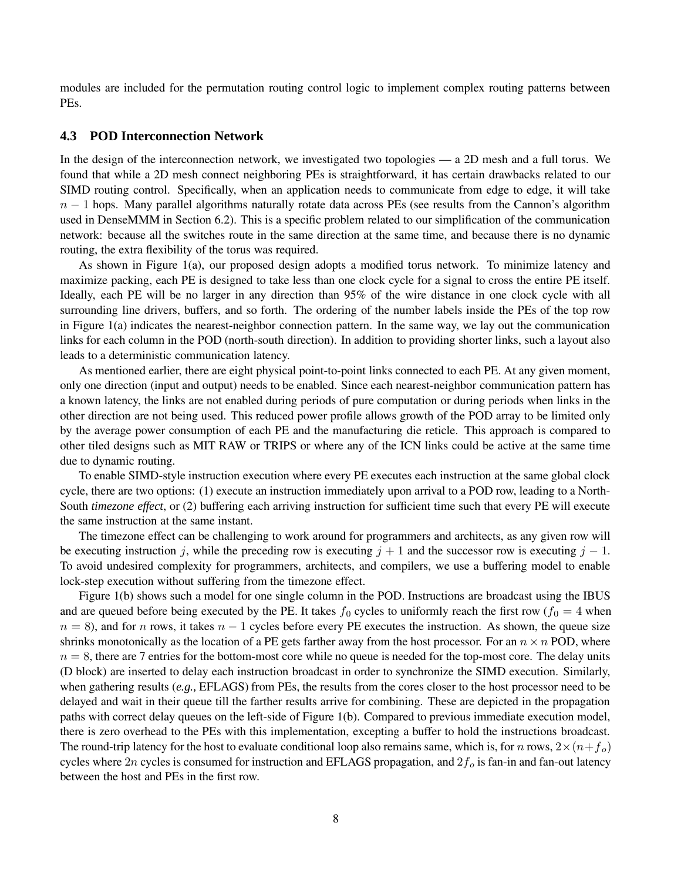modules are included for the permutation routing control logic to implement complex routing patterns between PEs.

### 4.3 POD Interconnection Network

In the design of the interconnection network, we investigated two topologies — a 2D mesh and a full torus. We found that while a 2D mesh connect neighboring PEs is straightforward, it has certain drawbacks related to our SIMD routing control. Specifically, when an application needs to communicate from edge to edge, it will take $n - 1$ hops. Many parallel algorithms naturally rotate data across PEs (see results from the Cannon's algorithm used in DenseMMM in Section 6.2). This is a specific problem related to our simplification of the communication network: because all the switches route in the same direction at the same time, and because there is no dynamic routing, the extra flexibility of the torus was required.

As shown in Figure 1(a), our proposed design adopts a modified torus network. To minimize latency and maximize packing, each PE is designed to take less than one clock cycle for a signal to cross the entire PE itself. Ideally, each PE will be no larger in any direction than 95% of the wire distance in one clock cycle with all surrounding line drivers, buffers, and so forth. The ordering of the number labels inside the PEs of the top row in Figure 1(a) indicates the nearest-neighbor connection pattern. In the same way, we lay out the communication links for each column in the POD (north-south direction). In addition to providing shorter links, such a layout also leads to a deterministic communication latency.

As mentioned earlier, there are eight physical point-to-point links connected to each PE. At any given moment, only one direction (input and output) needs to be enabled. Since each nearest-neighbor communication pattern has a known latency, the links are not enabled during periods of pure computation or during periods when links in the other direction are not being used. This reduced power profile allows growth of the POD array to be limited only by the average power consumption of each PE and the manufacturing die reticle. This approach is compared to other tiled designs such as MIT RAW or TRIPS or where any of the ICN links could be active at the same time due to dynamic routing.

To enable SIMD-style instruction execution where every PE executes each instruction at the same global clock cycle, there are two options: (1) execute an instruction immediately upon arrival to a POD row, leading to a North-South *timezone effect*, or (2) buffering each arriving instruction for sufficient time such that every PE will execute the same instruction at the same instant.

The timezone effect can be challenging to work around for programmers and architects, as any given row will be executing instruction $j$, while the preceding row is executing $j + 1$ and the successor row is executing $j - 1$. To avoid undesired complexity for programmers, architects, and compilers, we use a buffering model to enable lock-step execution without suffering from the timezone effect.

Figure 1(b) shows such a model for one single column in the POD. Instructions are broadcast using the IBUS and are queued before being executed by the PE. It takes $f_0$ cycles to uniformly reach the first row ($f_0 = 4$ when $n = 8$), and for $n$ rows, it takes $n - 1$ cycles before every PE executes the instruction. As shown, the queue size shrinks monotonically as the location of a PE gets farther away from the host processor. For an $n \times n$ POD, where $n = 8$, there are 7 entries for the bottom-most core while no queue is needed for the top-most core. The delay units (D block) are inserted to delay each instruction broadcast in order to synchronize the SIMD execution. Similarly, when gathering results (*e.g.,* EFLAGS) from PEs, the results from the cores closer to the host processor need to be delayed and wait in their queue till the farther results arrive for combining. These are depicted in the propagation paths with correct delay queues on the left-side of Figure 1(b). Compared to previous immediate execution model, there is zero overhead to the PEs with this implementation, excepting a buffer to hold the instructions broadcast. The round-trip latency for the host to evaluate conditional loop also remains same, which is, for $n$ rows, $2\times(n+f_o)$ cycles where $2n$ cycles is consumed for instruction and EFLAGS propagation, and $2f_o$ is fan-in and fan-out latency between the host and PEs in the first row.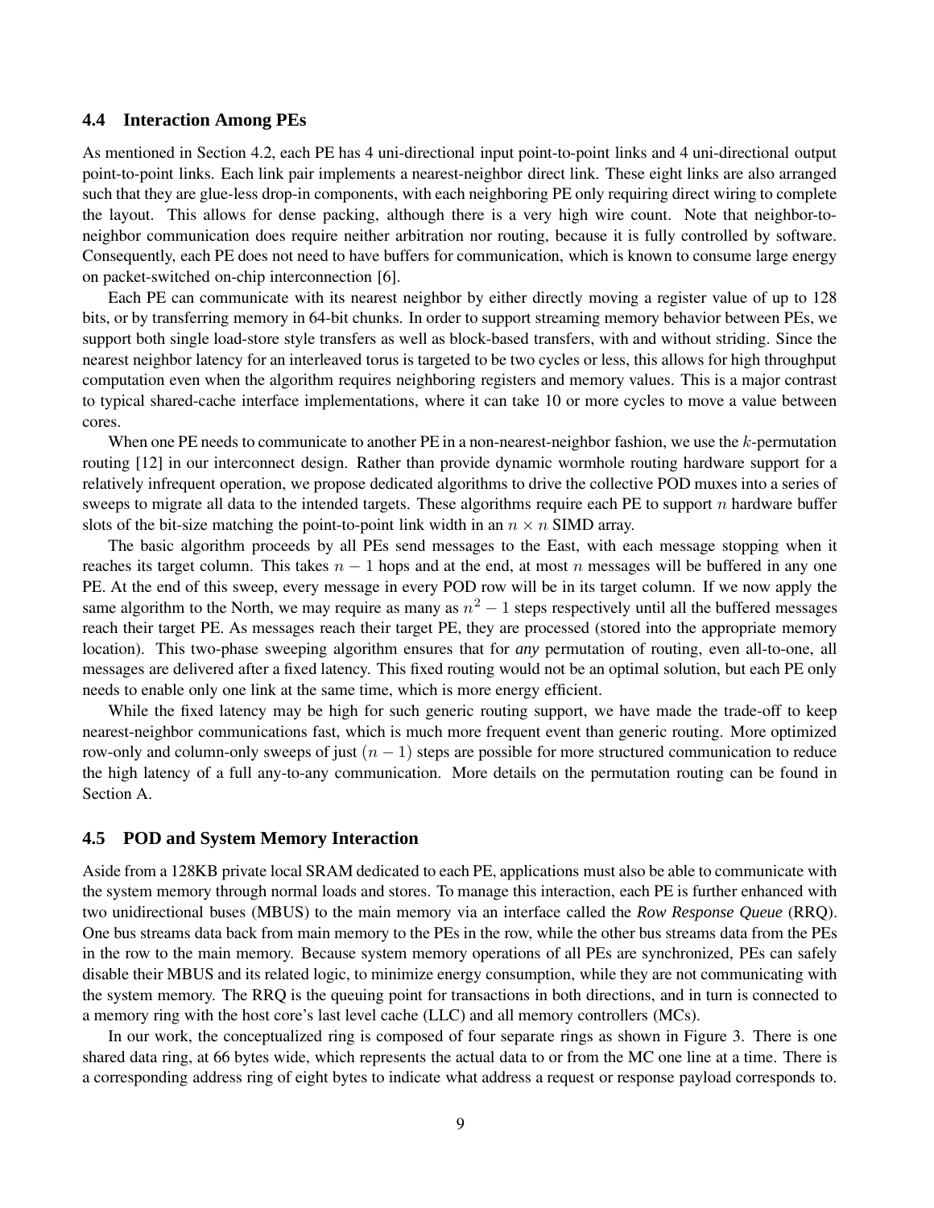### 4.4 Interaction Among PEs

As mentioned in Section 4.2, each PE has 4 uni-directional input point-to-point links and 4 uni-directional output point-to-point links. Each link pair implements a nearest-neighbor direct link. These eight links are also arranged such that they are glue-less drop-in components, with each neighboring PE only requiring direct wiring to complete the layout. This allows for dense packing, although there is a very high wire count. Note that neighbor-to-neighbor communication does require neither arbitration nor routing, because it is fully controlled by software. Consequently, each PE does not need to have buffers for communication, which is known to consume large energy on packet-switched on-chip interconnection [6].

Each PE can communicate with its nearest neighbor by either directly moving a register value of up to 128 bits, or by transferring memory in 64-bit chunks. In order to support streaming memory behavior between PEs, we support both single load-store style transfers as well as block-based transfers, with and without striding. Since the nearest neighbor latency for an interleaved torus is targeted to be two cycles or less, this allows for high throughput computation even when the algorithm requires neighboring registers and memory values. This is a major contrast to typical shared-cache interface implementations, where it can take 10 or more cycles to move a value between cores.

When one PE needs to communicate to another PE in a non-nearest-neighbor fashion, we use the $k$-permutation routing [12] in our interconnect design. Rather than provide dynamic wormhole routing hardware support for a relatively infrequent operation, we propose dedicated algorithms to drive the collective POD muxes into a series of sweeps to migrate all data to the intended targets. These algorithms require each PE to support $n$ hardware buffer slots of the bit-size matching the point-to-point link width in an $n \times n$ SIMD array.

The basic algorithm proceeds by all PEs send messages to the East, with each message stopping when it reaches its target column. This takes $n-1$ hops and at the end, at most $n$ messages will be buffered in any one PE. At the end of this sweep, every message in every POD row will be in its target column. If we now apply the same algorithm to the North, we may require as many as $n^2-1$ steps respectively until all the buffered messages reach their target PE. As messages reach their target PE, they are processed (stored into the appropriate memory location). This two-phase sweeping algorithm ensures that for ***any*** permutation of routing, even all-to-one, all messages are delivered after a fixed latency. This fixed routing would not be an optimal solution, but each PE only needs to enable only one link at the same time, which is more energy efficient.

While the fixed latency may be high for such generic routing support, we have made the trade-off to keep nearest-neighbor communications fast, which is much more frequent event than generic routing. More optimized row-only and column-only sweeps of just $(n-1)$ steps are possible for more structured communication to reduce the high latency of a full any-to-any communication. More details on the permutation routing can be found in Section A.

### 4.5 POD and System Memory Interaction

Aside from a 128KB private local SRAM dedicated to each PE, applications must also be able to communicate with the system memory through normal loads and stores. To manage this interaction, each PE is further enhanced with two unidirectional buses (MBUS) to the main memory via an interface called the *Row Response Queue* (RRQ). One bus streams data back from main memory to the PEs in the row, while the other bus streams data from the PEs in the row to the main memory. Because system memory operations of all PEs are synchronized, PEs can safely disable their MBUS and its related logic, to minimize energy consumption, while they are not communicating with the system memory. The RRQ is the queuing point for transactions in both directions, and in turn is connected to a memory ring with the host core's last level cache (LLC) and all memory controllers (MCs).

In our work, the conceptualized ring is composed of four separate rings as shown in Figure 3. There is one shared data ring, at 66 bytes wide, which represents the actual data to or from the MC one line at a time. There is a corresponding address ring of eight bytes to indicate what address a request or response payload corresponds to.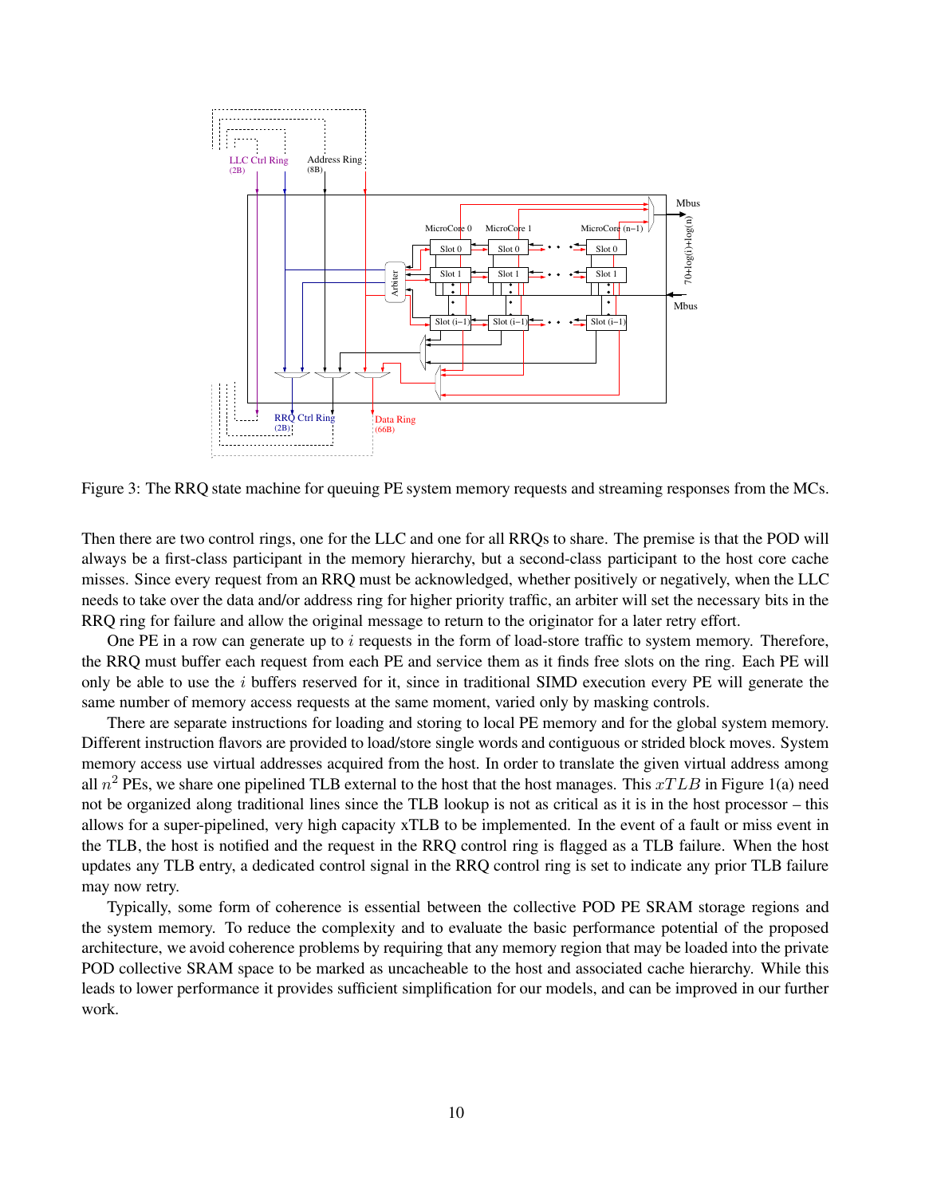Figure 3: The RRQ state machine for queuing PE system memory requests and streaming responses from the MCs.

Then there are two control rings, one for the LLC and one for all RRQs to share. The premise is that the POD will always be a first-class participant in the memory hierarchy, but a second-class participant to the host core cache misses. Since every request from an RRQ must be acknowledged, whether positively or negatively, when the LLC needs to take over the data and/or address ring for higher priority traffic, an arbiter will set the necessary bits in the RRQ ring for failure and allow the original message to return to the originator for a later retry effort.

One PE in a row can generate up to $i$ requests in the form of load-store traffic to system memory. Therefore, the RRQ must buffer each request from each PE and service them as it finds free slots on the ring. Each PE will only be able to use the $i$ buffers reserved for it, since in traditional SIMD execution every PE will generate the same number of memory access requests at the same moment, varied only by masking controls.

There are separate instructions for loading and storing to local PE memory and for the global system memory. Different instruction flavors are provided to load/store single words and contiguous or strided block moves. System memory access use virtual addresses acquired from the host. In order to translate the given virtual address among all $n^2$ PEs, we share one pipelined TLB external to the host that the host manages. This $xTLB$ in Figure 1(a) need not be organized along traditional lines since the TLB lookup is not as critical as it is in the host processor – this allows for a super-pipelined, very high capacity xTLB to be implemented. In the event of a fault or miss event in the TLB, the host is notified and the request in the RRQ control ring is flagged as a TLB failure. When the host updates any TLB entry, a dedicated control signal in the RRQ control ring is set to indicate any prior TLB failure may now retry.

Typically, some form of coherence is essential between the collective POD PE SRAM storage regions and the system memory. To reduce the complexity and to evaluate the basic performance potential of the proposed architecture, we avoid coherence problems by requiring that any memory region that may be loaded into the private POD collective SRAM space to be marked as uncacheable to the host and associated cache hierarchy. While this leads to lower performance it provides sufficient simplification for our models, and can be improved in our further work.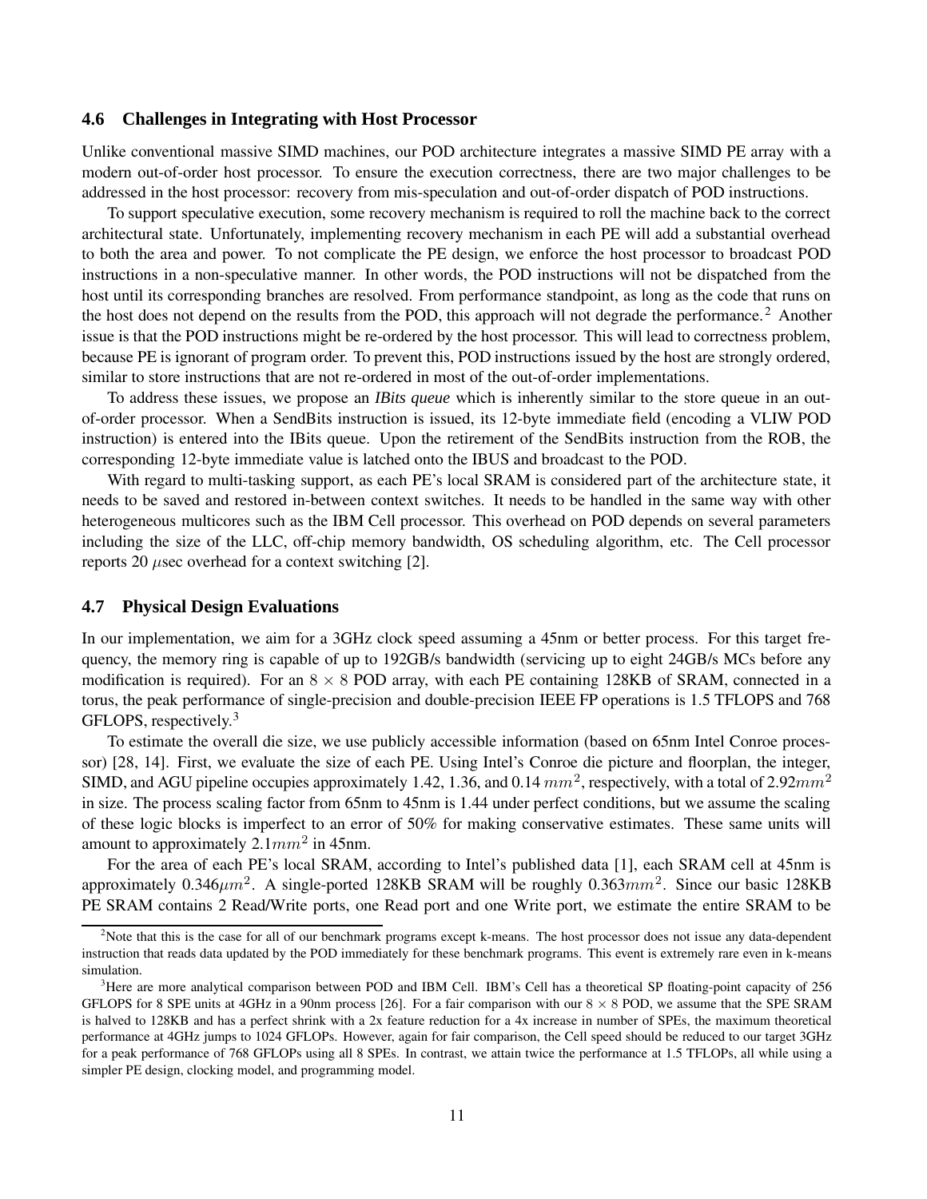### 4.6 Challenges in Integrating with Host Processor

Unlike conventional massive SIMD machines, our POD architecture integrates a massive SIMD PE array with a modern out-of-order host processor. To ensure the execution correctness, there are two major challenges to be addressed in the host processor: recovery from mis-speculation and out-of-order dispatch of POD instructions.

To support speculative execution, some recovery mechanism is required to roll the machine back to the correct architectural state. Unfortunately, implementing recovery mechanism in each PE will add a substantial overhead to both the area and power. To not complicate the PE design, we enforce the host processor to broadcast POD instructions in a non-speculative manner. In other words, the POD instructions will not be dispatched from the host until its corresponding branches are resolved. From performance standpoint, as long as the code that runs on the host does not depend on the results from the POD, this approach will not degrade the performance.[2] Another issue is that the POD instructions might be re-ordered by the host processor. This will lead to correctness problem, because PE is ignorant of program order. To prevent this, POD instructions issued by the host are strongly ordered, similar to store instructions that are not re-ordered in most of the out-of-order implementations.

To address these issues, we propose an *IBits queue* which is inherently similar to the store queue in an out-of-order processor. When a SendBits instruction is issued, its 12-byte immediate field (encoding a VLIW POD instruction) is entered into the IBits queue. Upon the retirement of the SendBits instruction from the ROB, the corresponding 12-byte immediate value is latched onto the IBUS and broadcast to the POD.

With regard to multi-tasking support, as each PE's local SRAM is considered part of the architecture state, it needs to be saved and restored in-between context switches. It needs to be handled in the same way with other heterogeneous multicores such as the IBM Cell processor. This overhead on POD depends on several parameters including the size of the LLC, off-chip memory bandwidth, OS scheduling algorithm, etc. The Cell processor reports 20 $\mu$sec overhead for a context switching [2].

### 4.7 Physical Design Evaluations

In our implementation, we aim for a 3GHz clock speed assuming a 45nm or better process. For this target frequency, the memory ring is capable of up to 192GB/s bandwidth (servicing up to eight 24GB/s MCs before any modification is required). For an $8 \times 8$ POD array, with each PE containing 128KB of SRAM, connected in a torus, the peak performance of single-precision and double-precision IEEE FP operations is 1.5 TFLOPS and 768 GFLOPS, respectively.[3]

To estimate the overall die size, we use publicly accessible information (based on 65nm Intel Conroe processor) [28, 14]. First, we evaluate the size of each PE. Using Intel's Conroe die picture and floorplan, the integer, SIMD, and AGU pipeline occupies approximately 1.42, 1.36, and 0.14 $mm^2$, respectively, with a total of $2.92mm^2$ in size. The process scaling factor from 65nm to 45nm is 1.44 under perfect conditions, but we assume the scaling of these logic blocks is imperfect to an error of 50% for making conservative estimates. These same units will amount to approximately $2.1mm^2$ in 45nm.

For the area of each PE's local SRAM, according to Intel's published data [1], each SRAM cell at 45nm is approximately $0.346\mu m^2$. A single-ported 128KB SRAM will be roughly $0.363mm^2$. Since our basic 128KB PE SRAM contains 2 Read/Write ports, one Read port and one Write port, we estimate the entire SRAM to be

---

[2] Note that this is the case for all of our benchmark programs except k-means. The host processor does not issue any data-dependent instruction that reads data updated by the POD immediately for these benchmark programs. This event is extremely rare even in k-means simulation.

[3] Here are more analytical comparison between POD and IBM Cell. IBM's Cell has a theoretical SP floating-point capacity of 256 GFLOPS for 8 SPE units at 4GHz in a 90nm process [26]. For a fair comparison with our $8 \times 8$ POD, we assume that the SPE SRAM is halved to 128KB and has a perfect shrink with a 2x feature reduction for a 4x increase in number of SPEs, the maximum theoretical performance at 4GHz jumps to 1024 GFLOPs. However, again for fair comparison, the Cell speed should be reduced to our target 3GHz for a peak performance of 768 GFLOPs using all 8 SPEs. In contrast, we attain twice the performance at 1.5 TFLOPs, all while using a simpler PE design, clocking model, and programming model.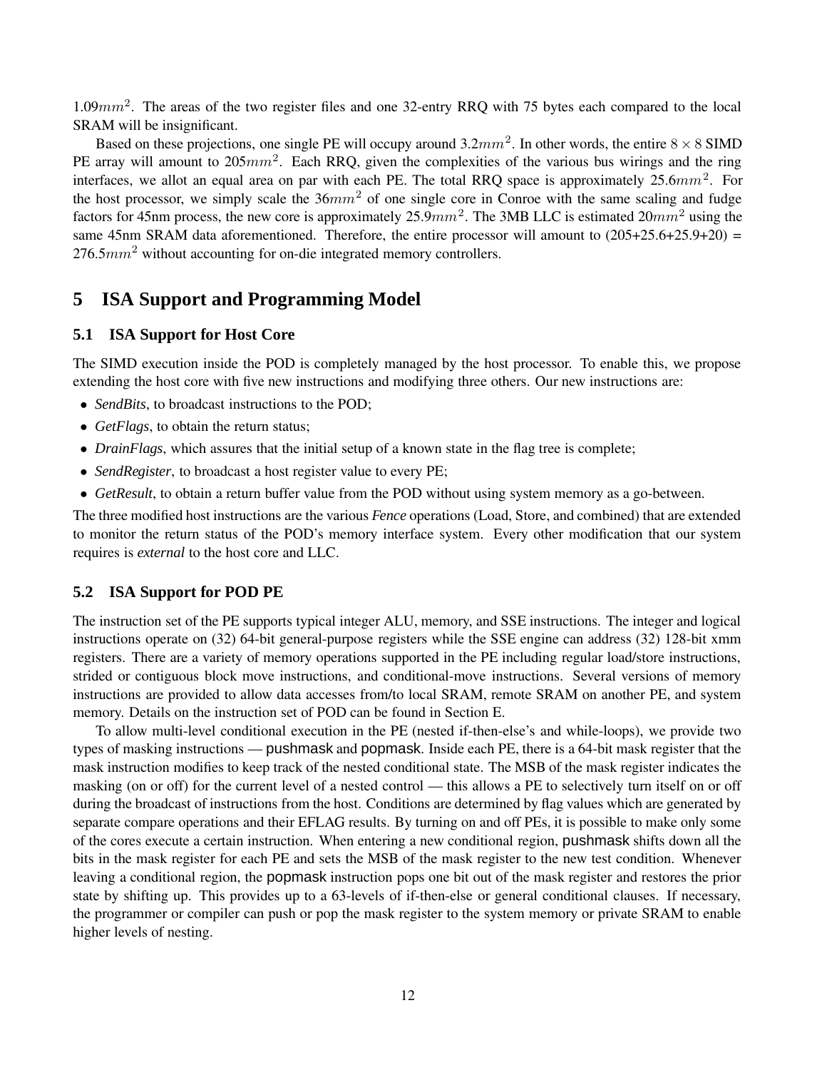$1.09mm^2$. The areas of the two register files and one 32-entry RRQ with 75 bytes each compared to the local SRAM will be insignificant.

Based on these projections, one single PE will occupy around $3.2mm^2$. In other words, the entire $8 \times 8$ SIMD PE array will amount to $205mm^2$. Each RRQ, given the complexities of the various bus wirings and the ring interfaces, we allot an equal area on par with each PE. The total RRQ space is approximately $25.6mm^2$. For the host processor, we simply scale the $36mm^2$ of one single core in Conroe with the same scaling and fudge factors for 45nm process, the new core is approximately $25.9mm^2$. The 3MB LLC is estimated $20mm^2$ using the same 45nm SRAM data aforementioned. Therefore, the entire processor will amount to (205+25.6+25.9+20) = $276.5mm^2$ without accounting for on-die integrated memory controllers.

# 5 ISA Support and Programming Model

## 5.1 ISA Support for Host Core

The SIMD execution inside the POD is completely managed by the host processor. To enable this, we propose extending the host core with five new instructions and modifying three others. Our new instructions are:

- *SendBits*, to broadcast instructions to the POD;
- *GetFlags*, to obtain the return status;
- *DrainFlags*, which assures that the initial setup of a known state in the flag tree is complete;
- *SendRegister*, to broadcast a host register value to every PE;
- *GetResult*, to obtain a return buffer value from the POD without using system memory as a go-between.

The three modified host instructions are the various *Fence* operations (Load, Store, and combined) that are extended to monitor the return status of the POD's memory interface system. Every other modification that our system requires is *external* to the host core and LLC.

## 5.2 ISA Support for POD PE

The instruction set of the PE supports typical integer ALU, memory, and SSE instructions. The integer and logical instructions operate on (32) 64-bit general-purpose registers while the SSE engine can address (32) 128-bit xmm registers. There are a variety of memory operations supported in the PE including regular load/store instructions, strided or contiguous block move instructions, and conditional-move instructions. Several versions of memory instructions are provided to allow data accesses from/to local SRAM, remote SRAM on another PE, and system memory. Details on the instruction set of POD can be found in Section E.

To allow multi-level conditional execution in the PE (nested if-then-else's and while-loops), we provide two types of masking instructions — pushmask and popmask. Inside each PE, there is a 64-bit mask register that the mask instruction modifies to keep track of the nested conditional state. The MSB of the mask register indicates the masking (on or off) for the current level of a nested control — this allows a PE to selectively turn itself on or off during the broadcast of instructions from the host. Conditions are determined by flag values which are generated by separate compare operations and their EFLAG results. By turning on and off PEs, it is possible to make only some of the cores execute a certain instruction. When entering a new conditional region, pushmask shifts down all the bits in the mask register for each PE and sets the MSB of the mask register to the new test condition. Whenever leaving a conditional region, the popmask instruction pops one bit out of the mask register and restores the prior state by shifting up. This provides up to a 63-levels of if-then-else or general conditional clauses. If necessary, the programmer or compiler can push or pop the mask register to the system memory or private SRAM to enable higher levels of nesting.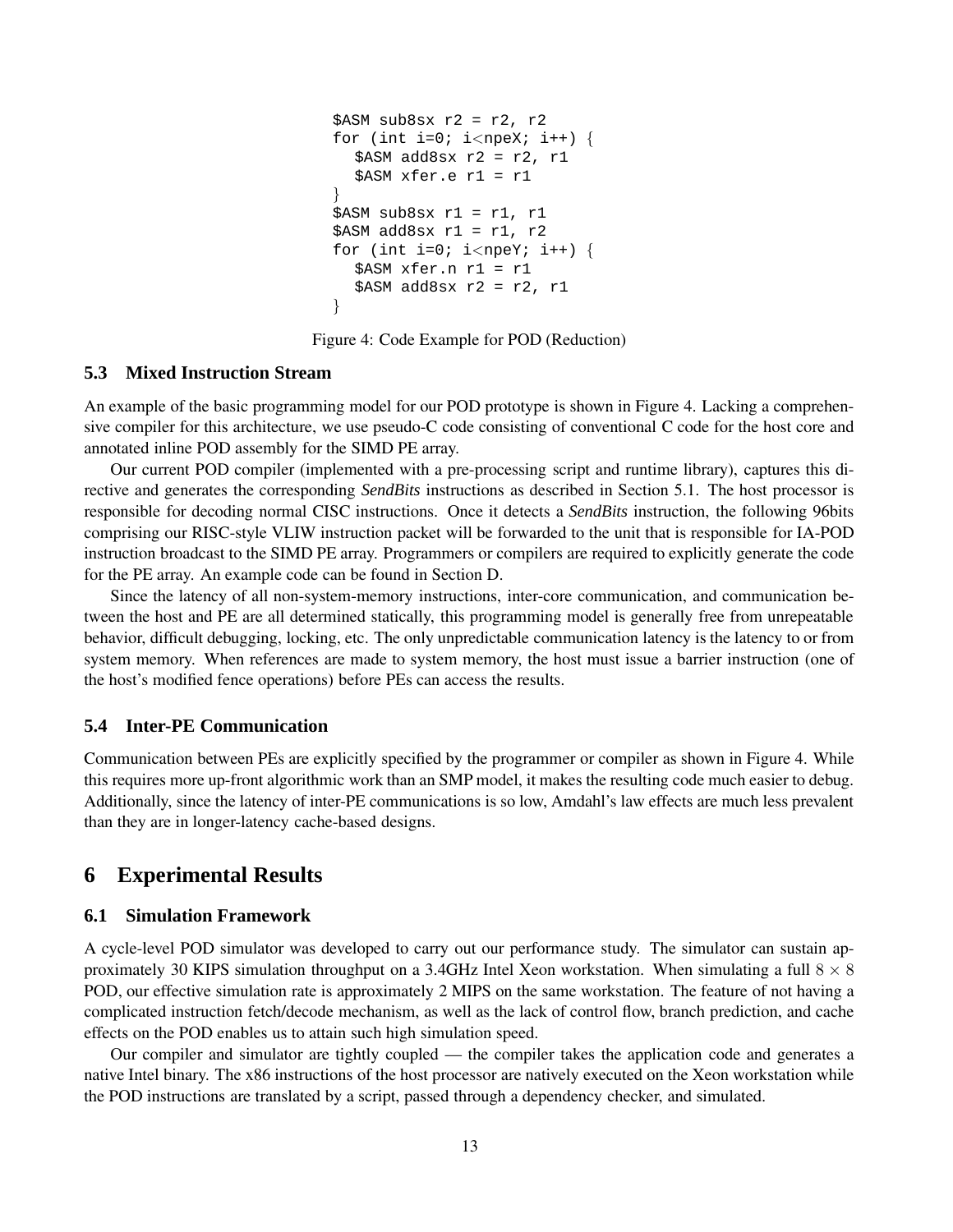```
$ASM sub8sx r2 = r2, r2
for (int i=0; i<npeX; i++) {
   $ASM add8sx r2 = r2, r1
   $ASM xfer.e r1 = r1
}
$ASM sub8sx r1 = r1, r1
$ASM add8sx r1 = r1, r2
for (int i=0; i<npeY; i++) {
   $ASM xfer.n r1 = r1
   $ASM add8sx r2 = r2, r1
}
```

Figure 4: Code Example for POD (Reduction)

### 5.3 Mixed Instruction Stream

An example of the basic programming model for our POD prototype is shown in Figure 4. Lacking a comprehensive compiler for this architecture, we use pseudo-C code consisting of conventional C code for the host core and annotated inline POD assembly for the SIMD PE array.

Our current POD compiler (implemented with a pre-processing script and runtime library), captures this directive and generates the corresponding *SendBits* instructions as described in Section 5.1. The host processor is responsible for decoding normal CISC instructions. Once it detects a *SendBits* instruction, the following 96bits comprising our RISC-style VLIW instruction packet will be forwarded to the unit that is responsible for IA-POD instruction broadcast to the SIMD PE array. Programmers or compilers are required to explicitly generate the code for the PE array. An example code can be found in Section D.

Since the latency of all non-system-memory instructions, inter-core communication, and communication between the host and PE are all determined statically, this programming model is generally free from unrepeatable behavior, difficult debugging, locking, etc. The only unpredictable communication latency is the latency to or from system memory. When references are made to system memory, the host must issue a barrier instruction (one of the host's modified fence operations) before PEs can access the results.

### 5.4 Inter-PE Communication

Communication between PEs are explicitly specified by the programmer or compiler as shown in Figure 4. While this requires more up-front algorithmic work than an SMP model, it makes the resulting code much easier to debug. Additionally, since the latency of inter-PE communications is so low, Amdahl's law effects are much less prevalent than they are in longer-latency cache-based designs.

## 6 Experimental Results

### 6.1 Simulation Framework

A cycle-level POD simulator was developed to carry out our performance study. The simulator can sustain approximately 30 KIPS simulation throughput on a 3.4GHz Intel Xeon workstation. When simulating a full $8 \times 8$ POD, our effective simulation rate is approximately 2 MIPS on the same workstation. The feature of not having a complicated instruction fetch/decode mechanism, as well as the lack of control flow, branch prediction, and cache effects on the POD enables us to attain such high simulation speed.

Our compiler and simulator are tightly coupled — the compiler takes the application code and generates a native Intel binary. The x86 instructions of the host processor are natively executed on the Xeon workstation while the POD instructions are translated by a script, passed through a dependency checker, and simulated.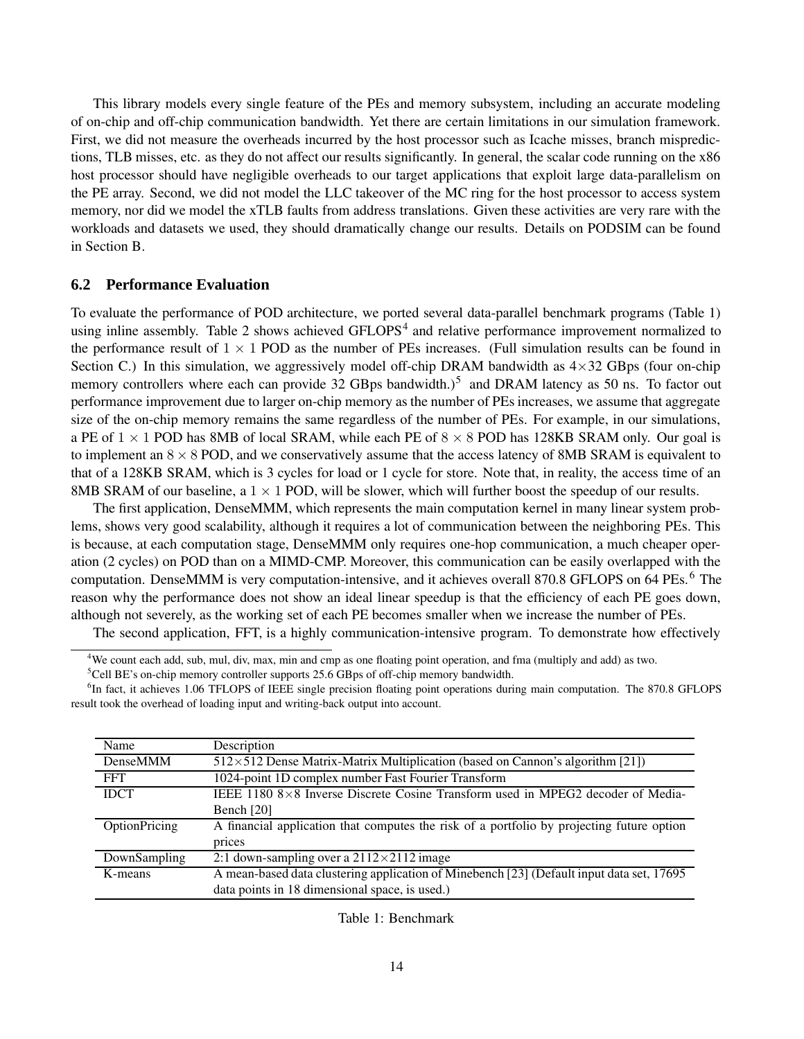This library models every single feature of the PEs and memory subsystem, including an accurate modeling of on-chip and off-chip communication bandwidth. Yet there are certain limitations in our simulation framework. First, we did not measure the overheads incurred by the host processor such as Icache misses, branch mispredictions, TLB misses, etc. as they do not affect our results significantly. In general, the scalar code running on the x86 host processor should have negligible overheads to our target applications that exploit large data-parallelism on the PE array. Second, we did not model the LLC takeover of the MC ring for the host processor to access system memory, nor did we model the xTLB faults from address translations. Given these activities are very rare with the workloads and datasets we used, they should dramatically change our results. Details on PODSIM can be found in Section B.

### 6.2 Performance Evaluation

To evaluate the performance of POD architecture, we ported several data-parallel benchmark programs (Table 1) using inline assembly. Table 2 shows achieved GFLOPS[4] and relative performance improvement normalized to the performance result of $1 \times 1$ POD as the number of PEs increases. (Full simulation results can be found in Section C.) In this simulation, we aggressively model off-chip DRAM bandwidth as $4 \times 32$ GBps (four on-chip memory controllers where each can provide 32 GBps bandwidth.)[5] and DRAM latency as 50 ns. To factor out performance improvement due to larger on-chip memory as the number of PEs increases, we assume that aggregate size of the on-chip memory remains the same regardless of the number of PEs. For example, in our simulations, a PE of $1 \times 1$ POD has 8MB of local SRAM, while each PE of $8 \times 8$ POD has 128KB SRAM only. Our goal is to implement an $8 \times 8$ POD, and we conservatively assume that the access latency of 8MB SRAM is equivalent to that of a 128KB SRAM, which is 3 cycles for load or 1 cycle for store. Note that, in reality, the access time of an 8MB SRAM of our baseline, a $1 \times 1$ POD, will be slower, which will further boost the speedup of our results.

The first application, DenseMMM, which represents the main computation kernel in many linear system problems, shows very good scalability, although it requires a lot of communication between the neighboring PEs. This is because, at each computation stage, DenseMMM only requires one-hop communication, a much cheaper operation (2 cycles) on POD than on a MIMD-CMP. Moreover, this communication can be easily overlapped with the computation. DenseMMM is very computation-intensive, and it achieves overall 870.8 GFLOPS on 64 PEs.[6] The reason why the performance does not show an ideal linear speedup is that the efficiency of each PE goes down, although not severely, as the working set of each PE becomes smaller when we increase the number of PEs.

The second application, FFT, is a highly communication-intensive program. To demonstrate how effectively

[4] We count each add, sub, mul, div, max, min and cmp as one floating point operation, and fma (multiply and add) as two.

[5] Cell BE's on-chip memory controller supports 25.6 GBps of off-chip memory bandwidth.

[6] In fact, it achieves 1.06 TFLOPS of IEEE single precision floating point operations during main computation. The 870.8 GFLOPS result took the overhead of loading input and writing-back output into account.

| Name | Description |
|---|---|
| DenseMMM | $512 \times 512$ Dense Matrix-Matrix Multiplication (based on Cannon's algorithm [21]) |
| FFT | 1024-point 1D complex number Fast Fourier Transform |
| IDCT | IEEE 1180 $8 \times 8$ Inverse Discrete Cosine Transform used in MPEG2 decoder of Media-Bench [20] |
| OptionPricing | A financial application that computes the risk of a portfolio by projecting future option prices |
| DownSampling | 2:1 down-sampling over a $2112 \times 2112$ image |
| K-means | A mean-based data clustering application of Minebench [23] (Default input data set, 17695 data points in 18 dimensional space, is used.) |

Table 1: Benchmark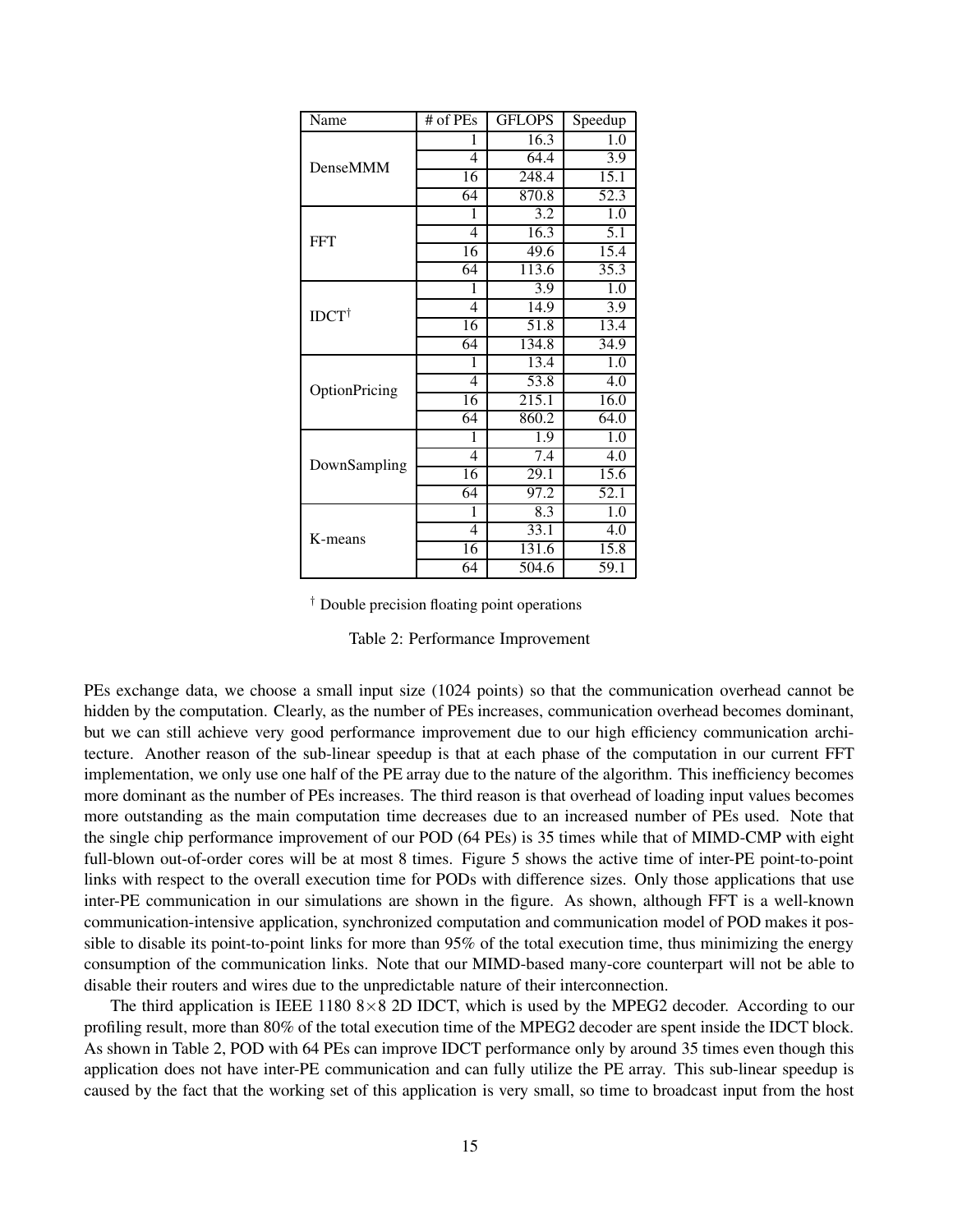| Name | # of PEs | GFLOPS | Speedup |
|---|---|---|---|
| DenseMMM | 1 | 16.3 | 1.0 |
| | 4 | 64.4 | 3.9 |
| | 16 | 248.4 | 15.1 |
| | 64 | 870.8 | 52.3 |
| FFT | 1 | 3.2 | 1.0 |
| | 4 | 16.3 | 5.1 |
| | 16 | 49.6 | 15.4 |
| | 64 | 113.6 | 35.3 |
| IDCT† | 1 | 3.9 | 1.0 |
| | 4 | 14.9 | 3.9 |
| | 16 | 51.8 | 13.4 |
| | 64 | 134.8 | 34.9 |
| OptionPricing | 1 | 13.4 | 1.0 |
| | 4 | 53.8 | 4.0 |
| | 16 | 215.1 | 16.0 |
| | 64 | 860.2 | 64.0 |
| DownSampling | 1 | 1.9 | 1.0 |
| | 4 | 7.4 | 4.0 |
| | 16 | 29.1 | 15.6 |
| | 64 | 97.2 | 52.1 |
| K-means | 1 | 8.3 | 1.0 |
| | 4 | 33.1 | 4.0 |
| | 16 | 131.6 | 15.8 |
| | 64 | 504.6 | 59.1 |

† Double precision floating point operations

Table 2: Performance Improvement

PEs exchange data, we choose a small input size (1024 points) so that the communication overhead cannot be hidden by the computation. Clearly, as the number of PEs increases, communication overhead becomes dominant, but we can still achieve very good performance improvement due to our high efficiency communication architecture. Another reason of the sub-linear speedup is that at each phase of the computation in our current FFT implementation, we only use one half of the PE array due to the nature of the algorithm. This inefficiency becomes more dominant as the number of PEs increases. The third reason is that overhead of loading input values becomes more outstanding as the main computation time decreases due to an increased number of PEs used. Note that the single chip performance improvement of our POD (64 PEs) is 35 times while that of MIMD-CMP with eight full-blown out-of-order cores will be at most 8 times. Figure 5 shows the active time of inter-PE point-to-point links with respect to the overall execution time for PODs with difference sizes. Only those applications that use inter-PE communication in our simulations are shown in the figure. As shown, although FFT is a well-known communication-intensive application, synchronized computation and communication model of POD makes it possible to disable its point-to-point links for more than 95% of the total execution time, thus minimizing the energy consumption of the communication links. Note that our MIMD-based many-core counterpart will not be able to disable their routers and wires due to the unpredictable nature of their interconnection.

The third application is IEEE 1180 $8\times8$ 2D IDCT, which is used by the MPEG2 decoder. According to our profiling result, more than 80% of the total execution time of the MPEG2 decoder are spent inside the IDCT block. As shown in Table 2, POD with 64 PEs can improve IDCT performance only by around 35 times even though this application does not have inter-PE communication and can fully utilize the PE array. This sub-linear speedup is caused by the fact that the working set of this application is very small, so time to broadcast input from the host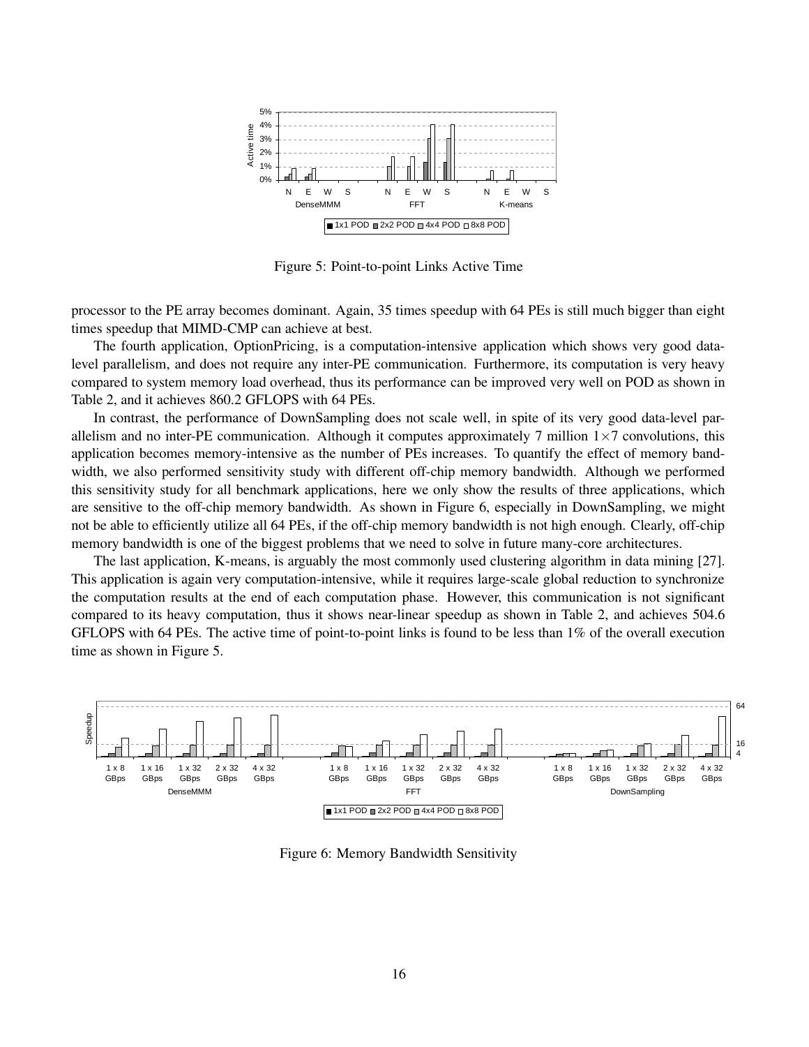Figure 5: Point-to-point Links Active Time

processor to the PE array becomes dominant. Again, 35 times speedup with 64 PEs is still much bigger than eight times speedup that MIMD-CMP can achieve at best.

The fourth application, OptionPricing, is a computation-intensive application which shows very good data-level parallelism, and does not require any inter-PE communication. Furthermore, its computation is very heavy compared to system memory load overhead, thus its performance can be improved very well on POD as shown in Table 2, and it achieves 860.2 GFLOPS with 64 PEs.

In contrast, the performance of DownSampling does not scale well, in spite of its very good data-level parallelism and no inter-PE communication. Although it computes approximately 7 million $1\times7$ convolutions, this application becomes memory-intensive as the number of PEs increases. To quantify the effect of memory bandwidth, we also performed sensitivity study with different off-chip memory bandwidth. Although we performed this sensitivity study for all benchmark applications, here we only show the results of three applications, which are sensitive to the off-chip memory bandwidth. As shown in Figure 6, especially in DownSampling, we might not be able to efficiently utilize all 64 PEs, if the off-chip memory bandwidth is not high enough. Clearly, off-chip memory bandwidth is one of the biggest problems that we need to solve in future many-core architectures.

The last application, K-means, is arguably the most commonly used clustering algorithm in data mining [27]. This application is again very computation-intensive, while it requires large-scale global reduction to synchronize the computation results at the end of each computation phase. However, this communication is not significant compared to its heavy computation, thus it shows near-linear speedup as shown in Table 2, and achieves 504.6 GFLOPS with 64 PEs. The active time of point-to-point links is found to be less than 1% of the overall execution time as shown in Figure 5.

Figure 6: Memory Bandwidth Sensitivity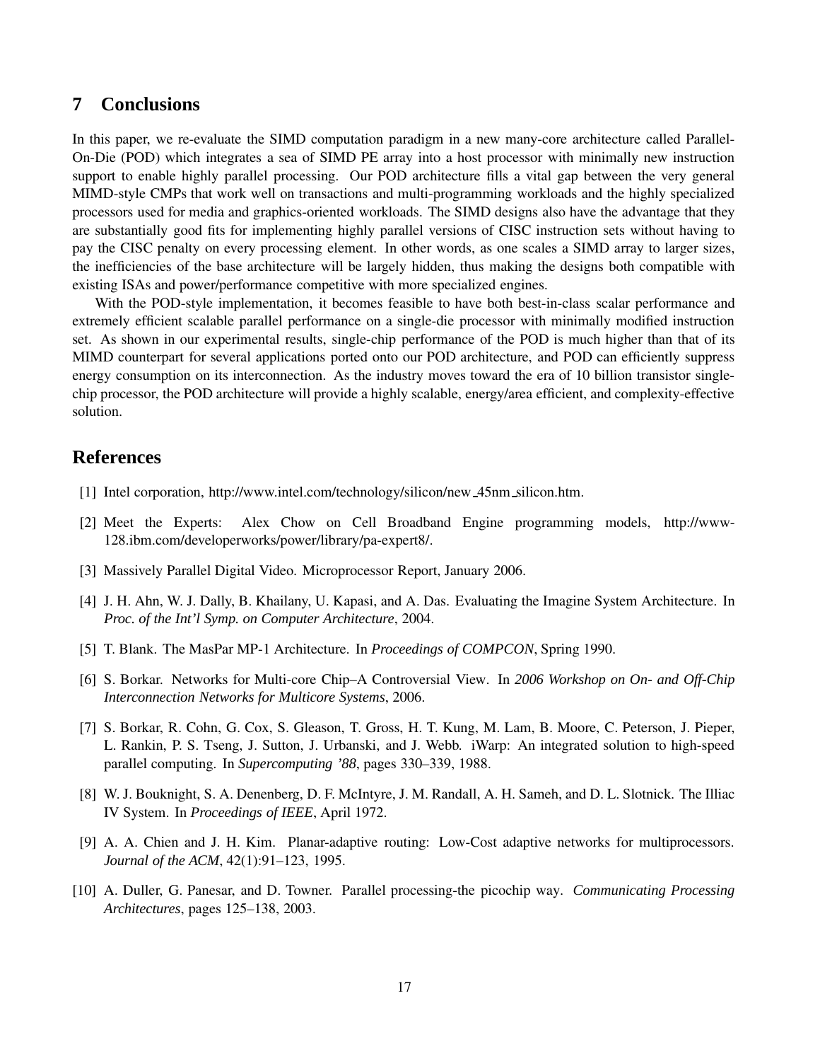## 7 Conclusions

In this paper, we re-evaluate the SIMD computation paradigm in a new many-core architecture called Parallel-On-Die (POD) which integrates a sea of SIMD PE array into a host processor with minimally new instruction support to enable highly parallel processing. Our POD architecture fills a vital gap between the very general MIMD-style CMPs that work well on transactions and multi-programming workloads and the highly specialized processors used for media and graphics-oriented workloads. The SIMD designs also have the advantage that they are substantially good fits for implementing highly parallel versions of CISC instruction sets without having to pay the CISC penalty on every processing element. In other words, as one scales a SIMD array to larger sizes, the inefficiencies of the base architecture will be largely hidden, thus making the designs both compatible with existing ISAs and power/performance competitive with more specialized engines.

With the POD-style implementation, it becomes feasible to have both best-in-class scalar performance and extremely efficient scalable parallel performance on a single-die processor with minimally modified instruction set. As shown in our experimental results, single-chip performance of the POD is much higher than that of its MIMD counterpart for several applications ported onto our POD architecture, and POD can efficiently suppress energy consumption on its interconnection. As the industry moves toward the era of 10 billion transistor single-chip processor, the POD architecture will provide a highly scalable, energy/area efficient, and complexity-effective solution.

## References

[1] Intel corporation, http://www.intel.com/technology/silicon/new_45nm_silicon.htm.

[2] Meet the Experts: Alex Chow on Cell Broadband Engine programming models, http://www-128.ibm.com/developerworks/power/library/pa-expert8/.

[3] Massively Parallel Digital Video. Microprocessor Report, January 2006.

[4] J. H. Ahn, W. J. Dally, B. Khailany, U. Kapasi, and A. Das. Evaluating the Imagine System Architecture. In *Proc. of the Int'l Symp. on Computer Architecture*, 2004.

[5] T. Blank. The MasPar MP-1 Architecture. In *Proceedings of COMPCON*, Spring 1990.

[6] S. Borkar. Networks for Multi-core Chip–A Controversial View. In *2006 Workshop on On- and Off-Chip Interconnection Networks for Multicore Systems*, 2006.

[7] S. Borkar, R. Cohn, G. Cox, S. Gleason, T. Gross, H. T. Kung, M. Lam, B. Moore, C. Peterson, J. Pieper, L. Rankin, P. S. Tseng, J. Sutton, J. Urbanski, and J. Webb. iWarp: An integrated solution to high-speed parallel computing. In *Supercomputing '88*, pages 330–339, 1988.

[8] W. J. Bouknight, S. A. Denenberg, D. F. McIntyre, J. M. Randall, A. H. Sameh, and D. L. Slotnick. The Illiac IV System. In *Proceedings of IEEE*, April 1972.

[9] A. A. Chien and J. H. Kim. Planar-adaptive routing: Low-Cost adaptive networks for multiprocessors. *Journal of the ACM*, 42(1):91–123, 1995.

[10] A. Duller, G. Panesar, and D. Towner. Parallel processing-the picochip way. *Communicating Processing Architectures*, pages 125–138, 2003.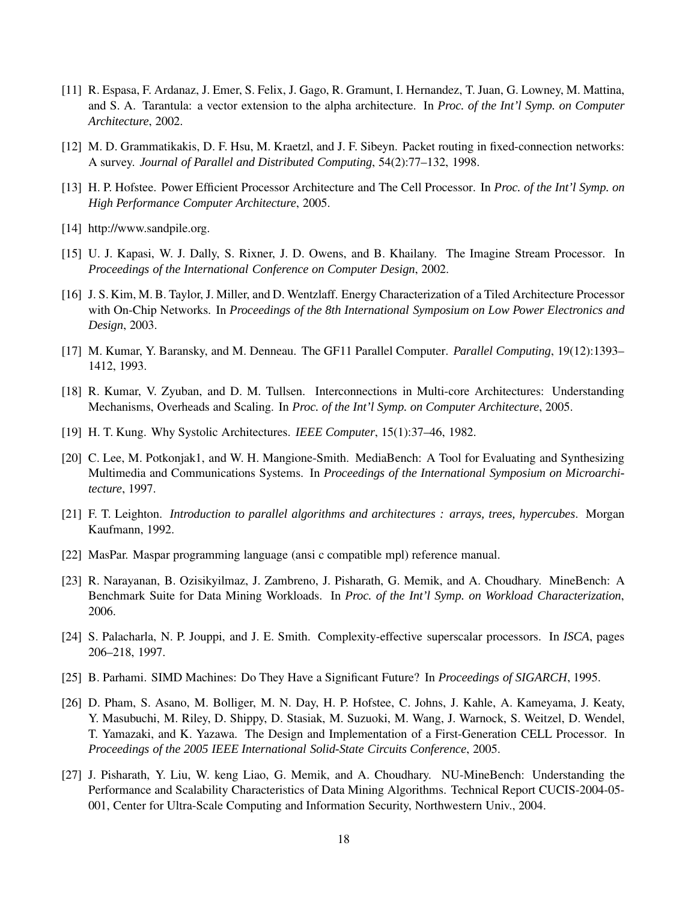[11] R. Espasa, F. Ardanaz, J. Emer, S. Felix, J. Gago, R. Gramunt, I. Hernandez, T. Juan, G. Lowney, M. Mattina, and S. A. Tarantula: a vector extension to the alpha architecture. In *Proc. of the Int'l Symp. on Computer Architecture*, 2002.

[12] M. D. Grammatikakis, D. F. Hsu, M. Kraetzl, and J. F. Sibeyn. Packet routing in fixed-connection networks: A survey. *Journal of Parallel and Distributed Computing*, 54(2):77–132, 1998.

[13] H. P. Hofstee. Power Efficient Processor Architecture and The Cell Processor. In *Proc. of the Int'l Symp. on High Performance Computer Architecture*, 2005.

[14] http://www.sandpile.org.

[15] U. J. Kapasi, W. J. Dally, S. Rixner, J. D. Owens, and B. Khailany. The Imagine Stream Processor. In *Proceedings of the International Conference on Computer Design*, 2002.

[16] J. S. Kim, M. B. Taylor, J. Miller, and D. Wentzlaff. Energy Characterization of a Tiled Architecture Processor with On-Chip Networks. In *Proceedings of the 8th International Symposium on Low Power Electronics and Design*, 2003.

[17] M. Kumar, Y. Baransky, and M. Denneau. The GF11 Parallel Computer. *Parallel Computing*, 19(12):1393–1412, 1993.

[18] R. Kumar, V. Zyuban, and D. M. Tullsen. Interconnections in Multi-core Architectures: Understanding Mechanisms, Overheads and Scaling. In *Proc. of the Int'l Symp. on Computer Architecture*, 2005.

[19] H. T. Kung. Why Systolic Architectures. *IEEE Computer*, 15(1):37–46, 1982.

[20] C. Lee, M. Potkonjak1, and W. H. Mangione-Smith. MediaBench: A Tool for Evaluating and Synthesizing Multimedia and Communications Systems. In *Proceedings of the International Symposium on Microarchitecture*, 1997.

[21] F. T. Leighton. *Introduction to parallel algorithms and architectures : arrays, trees, hypercubes*. Morgan Kaufmann, 1992.

[22] MasPar. Maspar programming language (ansi c compatible mpl) reference manual.

[23] R. Narayanan, B. Ozisikyilmaz, J. Zambreno, J. Pisharath, G. Memik, and A. Choudhary. MineBench: A Benchmark Suite for Data Mining Workloads. In *Proc. of the Int'l Symp. on Workload Characterization*, 2006.

[24] S. Palacharla, N. P. Jouppi, and J. E. Smith. Complexity-effective superscalar processors. In *ISCA*, pages 206–218, 1997.

[25] B. Parhami. SIMD Machines: Do They Have a Significant Future? In *Proceedings of SIGARCH*, 1995.

[26] D. Pham, S. Asano, M. Bolliger, M. N. Day, H. P. Hofstee, C. Johns, J. Kahle, A. Kameyama, J. Keaty, Y. Masubuchi, M. Riley, D. Shippy, D. Stasiak, M. Suzuoki, M. Wang, J. Warnock, S. Weitzel, D. Wendel, T. Yamazaki, and K. Yazawa. The Design and Implementation of a First-Generation CELL Processor. In *Proceedings of the 2005 IEEE International Solid-State Circuits Conference*, 2005.

[27] J. Pisharath, Y. Liu, W. keng Liao, G. Memik, and A. Choudhary. NU-MineBench: Understanding the Performance and Scalability Characteristics of Data Mining Algorithms. Technical Report CUCIS-2004-05-001, Center for Ultra-Scale Computing and Information Security, Northwestern Univ., 2004.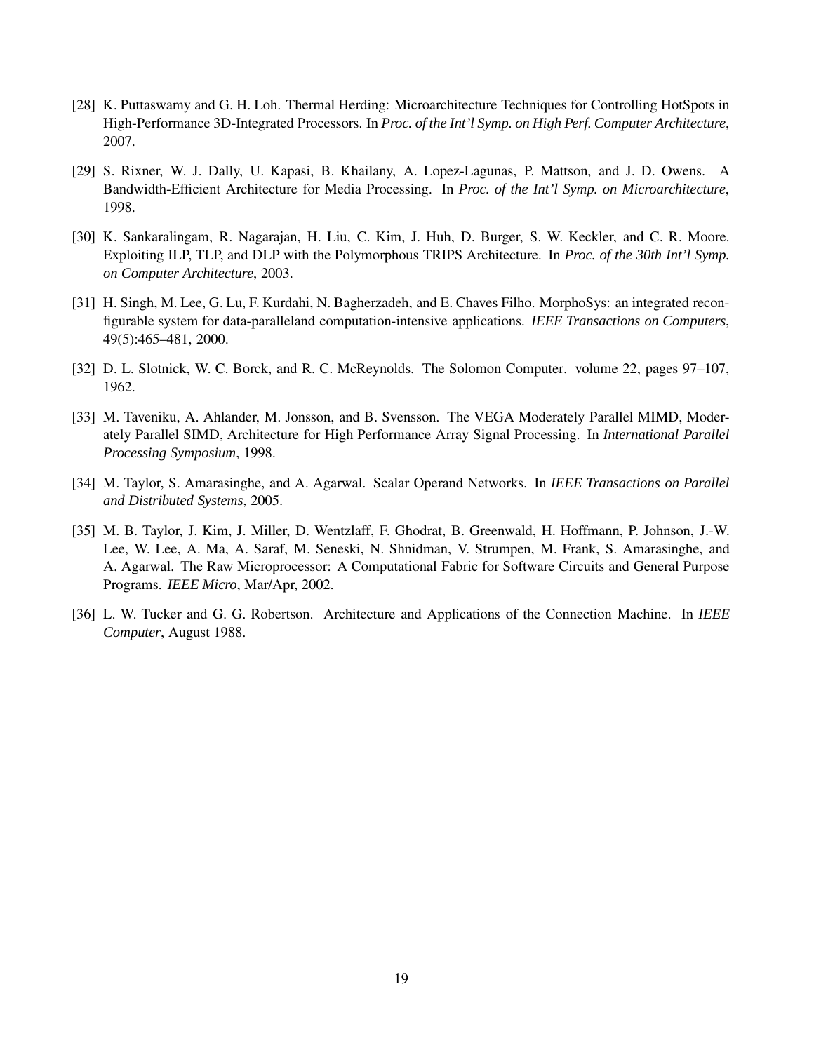[28] K. Puttaswamy and G. H. Loh. Thermal Herding: Microarchitecture Techniques for Controlling HotSpots in High-Performance 3D-Integrated Processors. In *Proc. of the Int'l Symp. on High Perf. Computer Architecture*, 2007.

[29] S. Rixner, W. J. Dally, U. Kapasi, B. Khailany, A. Lopez-Lagunas, P. Mattson, and J. D. Owens. A Bandwidth-Efficient Architecture for Media Processing. In *Proc. of the Int'l Symp. on Microarchitecture*, 1998.

[30] K. Sankaralingam, R. Nagarajan, H. Liu, C. Kim, J. Huh, D. Burger, S. W. Keckler, and C. R. Moore. Exploiting ILP, TLP, and DLP with the Polymorphous TRIPS Architecture. In *Proc. of the 30th Int'l Symp. on Computer Architecture*, 2003.

[31] H. Singh, M. Lee, G. Lu, F. Kurdahi, N. Bagherzadeh, and E. Chaves Filho. MorphoSys: an integrated reconfigurable system for data-paralleland computation-intensive applications. *IEEE Transactions on Computers*, 49(5):465–481, 2000.

[32] D. L. Slotnick, W. C. Borck, and R. C. McReynolds. The Solomon Computer. volume 22, pages 97–107, 1962.

[33] M. Taveniku, A. Ahlander, M. Jonsson, and B. Svensson. The VEGA Moderately Parallel MIMD, Moderately Parallel SIMD, Architecture for High Performance Array Signal Processing. In *International Parallel Processing Symposium*, 1998.

[34] M. Taylor, S. Amarasinghe, and A. Agarwal. Scalar Operand Networks. In *IEEE Transactions on Parallel and Distributed Systems*, 2005.

[35] M. B. Taylor, J. Kim, J. Miller, D. Wentzlaff, F. Ghodrat, B. Greenwald, H. Hoffmann, P. Johnson, J.-W. Lee, W. Lee, A. Ma, A. Saraf, M. Seneski, N. Shnidman, V. Strumpen, M. Frank, S. Amarasinghe, and A. Agarwal. The Raw Microprocessor: A Computational Fabric for Software Circuits and General Purpose Programs. *IEEE Micro*, Mar/Apr, 2002.

[36] L. W. Tucker and G. G. Robertson. Architecture and Applications of the Connection Machine. In *IEEE Computer*, August 1988.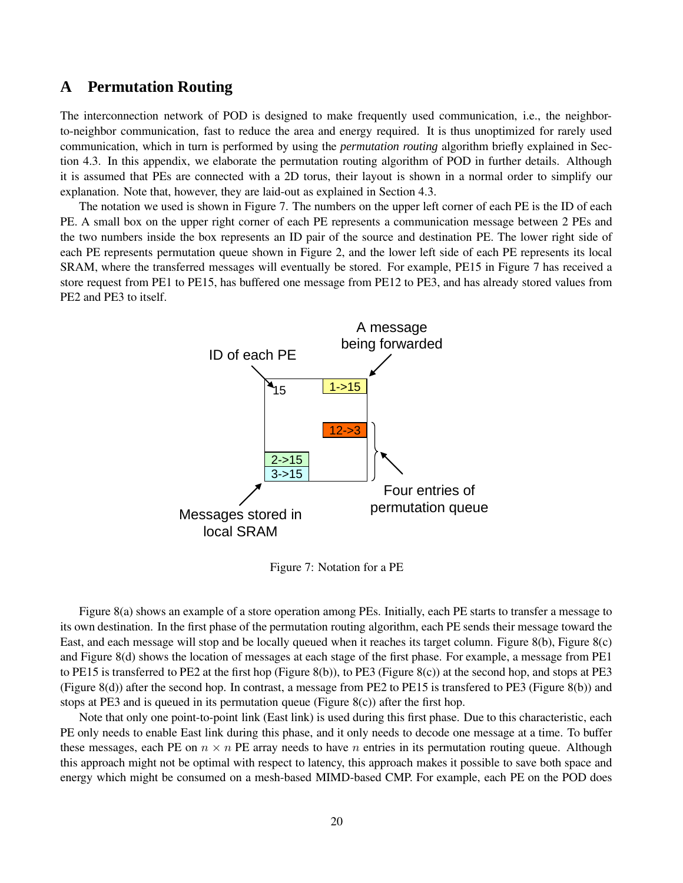## A Permutation Routing

The interconnection network of POD is designed to make frequently used communication, i.e., the neighbor-to-neighbor communication, fast to reduce the area and energy required. It is thus unoptimized for rarely used communication, which in turn is performed by using the *permutation routing* algorithm briefly explained in Section 4.3. In this appendix, we elaborate the permutation routing algorithm of POD in further details. Although it is assumed that PEs are connected with a 2D torus, their layout is shown in a normal order to simplify our explanation. Note that, however, they are laid-out as explained in Section 4.3.

The notation we used is shown in Figure 7. The numbers on the upper left corner of each PE is the ID of each PE. A small box on the upper right corner of each PE represents a communication message between 2 PEs and the two numbers inside the box represents an ID pair of the source and destination PE. The lower right side of each PE represents permutation queue shown in Figure 2, and the lower left side of each PE represents its local SRAM, where the transferred messages will eventually be stored. For example, PE15 in Figure 7 has received a store request from PE1 to PE15, has buffered one message from PE12 to PE3, and has already stored values from PE2 and PE3 to itself.

Figure 7: Notation for a PE

Figure 8(a) shows an example of a store operation among PEs. Initially, each PE starts to transfer a message to its own destination. In the first phase of the permutation routing algorithm, each PE sends their message toward the East, and each message will stop and be locally queued when it reaches its target column. Figure 8(b), Figure 8(c) and Figure 8(d) shows the location of messages at each stage of the first phase. For example, a message from PE1 to PE15 is transferred to PE2 at the first hop (Figure 8(b)), to PE3 (Figure 8(c)) at the second hop, and stops at PE3 (Figure 8(d)) after the second hop. In contrast, a message from PE2 to PE15 is transfered to PE3 (Figure 8(b)) and stops at PE3 and is queued in its permutation queue (Figure 8(c)) after the first hop.

Note that only one point-to-point link (East link) is used during this first phase. Due to this characteristic, each PE only needs to enable East link during this phase, and it only needs to decode one message at a time. To buffer these messages, each PE on $n \times n$ PE array needs to have $n$ entries in its permutation routing queue. Although this approach might not be optimal with respect to latency, this approach makes it possible to save both space and energy which might be consumed on a mesh-based MIMD-based CMP. For example, each PE on the POD does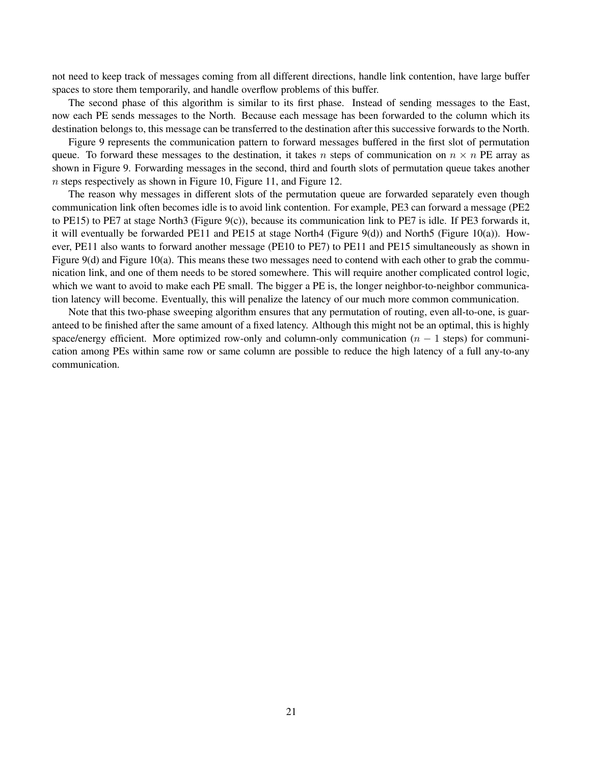not need to keep track of messages coming from all different directions, handle link contention, have large buffer spaces to store them temporarily, and handle overflow problems of this buffer.

The second phase of this algorithm is similar to its first phase. Instead of sending messages to the East, now each PE sends messages to the North. Because each message has been forwarded to the column which its destination belongs to, this message can be transferred to the destination after this successive forwards to the North.

Figure 9 represents the communication pattern to forward messages buffered in the first slot of permutation queue. To forward these messages to the destination, it takes $n$ steps of communication on $n \times n$ PE array as shown in Figure 9. Forwarding messages in the second, third and fourth slots of permutation queue takes another $n$ steps respectively as shown in Figure 10, Figure 11, and Figure 12.

The reason why messages in different slots of the permutation queue are forwarded separately even though communication link often becomes idle is to avoid link contention. For example, PE3 can forward a message (PE2 to PE15) to PE7 at stage North3 (Figure 9(c)), because its communication link to PE7 is idle. If PE3 forwards it, it will eventually be forwarded PE11 and PE15 at stage North4 (Figure 9(d)) and North5 (Figure 10(a)). However, PE11 also wants to forward another message (PE10 to PE7) to PE11 and PE15 simultaneously as shown in Figure 9(d) and Figure 10(a). This means these two messages need to contend with each other to grab the communication link, and one of them needs to be stored somewhere. This will require another complicated control logic, which we want to avoid to make each PE small. The bigger a PE is, the longer neighbor-to-neighbor communication latency will become. Eventually, this will penalize the latency of our much more common communication.

Note that this two-phase sweeping algorithm ensures that any permutation of routing, even all-to-one, is guaranteed to be finished after the same amount of a fixed latency. Although this might not be an optimal, this is highly space/energy efficient. More optimized row-only and column-only communication ($n - 1$ steps) for communication among PEs within same row or same column are possible to reduce the high latency of a full any-to-any communication.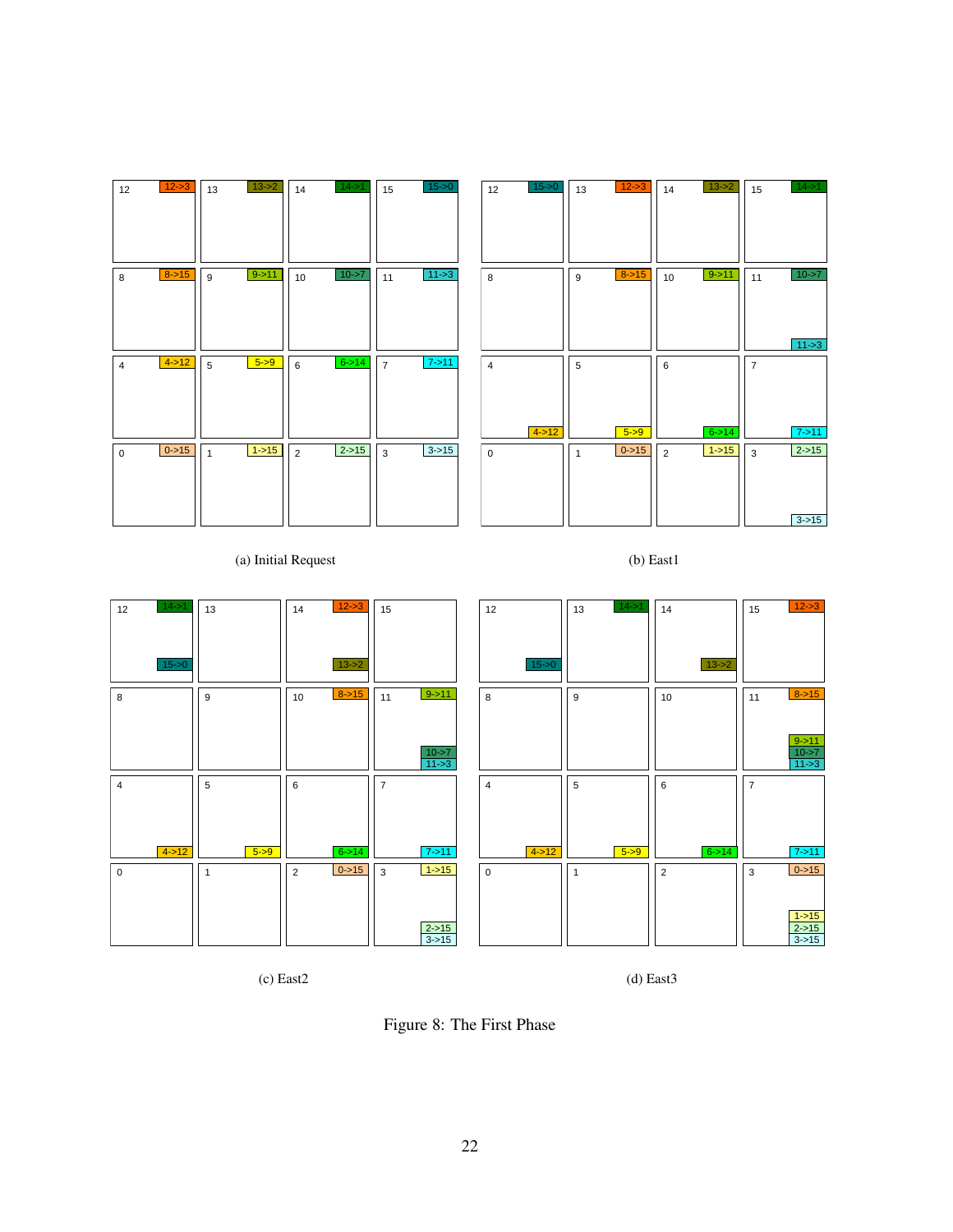(a) Initial Request

(b) East1

(c) East2

(d) East3

Figure 8: The First Phase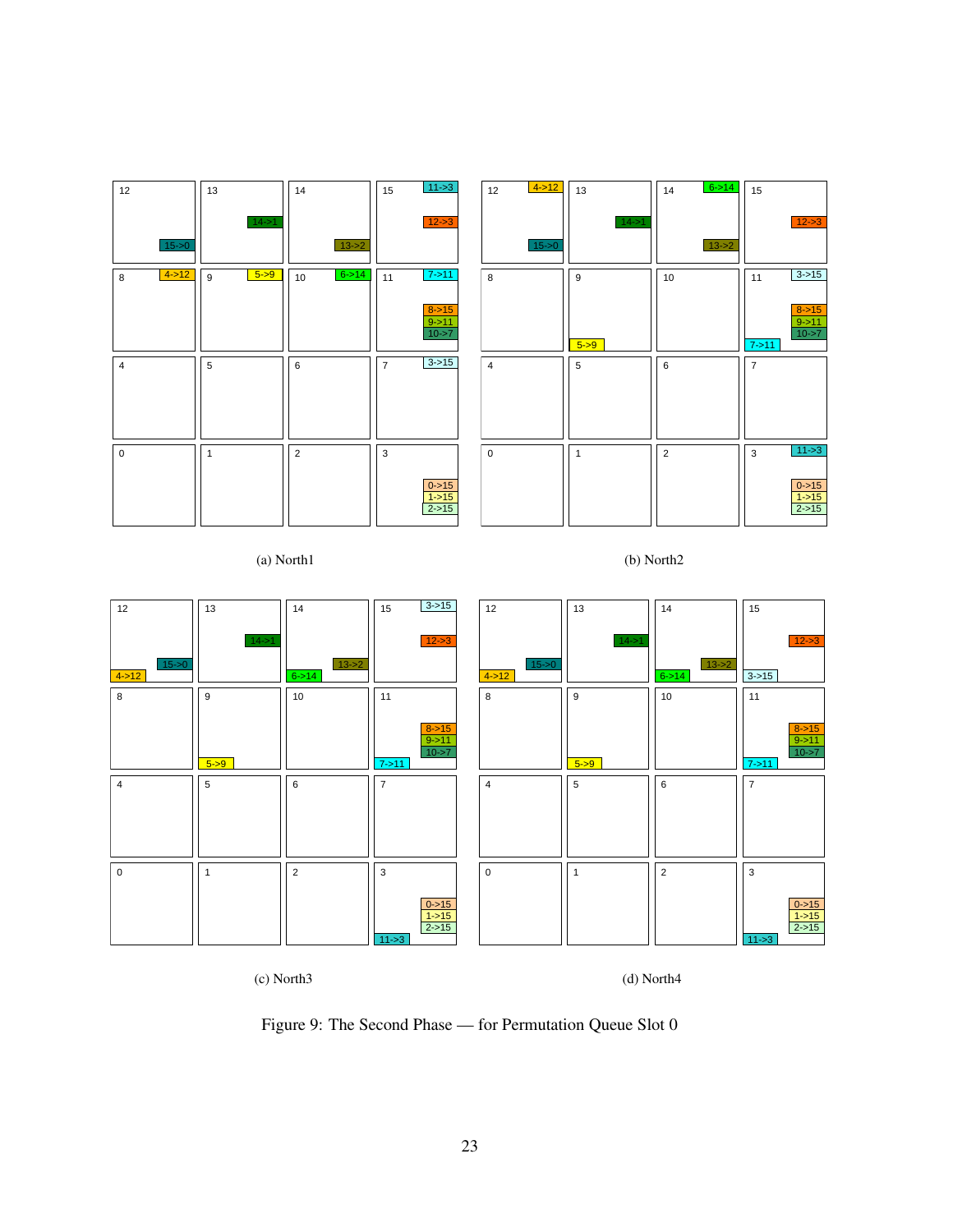(a) North1

(b) North2

(c) North3

(d) North4

Figure 9: The Second Phase — for Permutation Queue Slot 0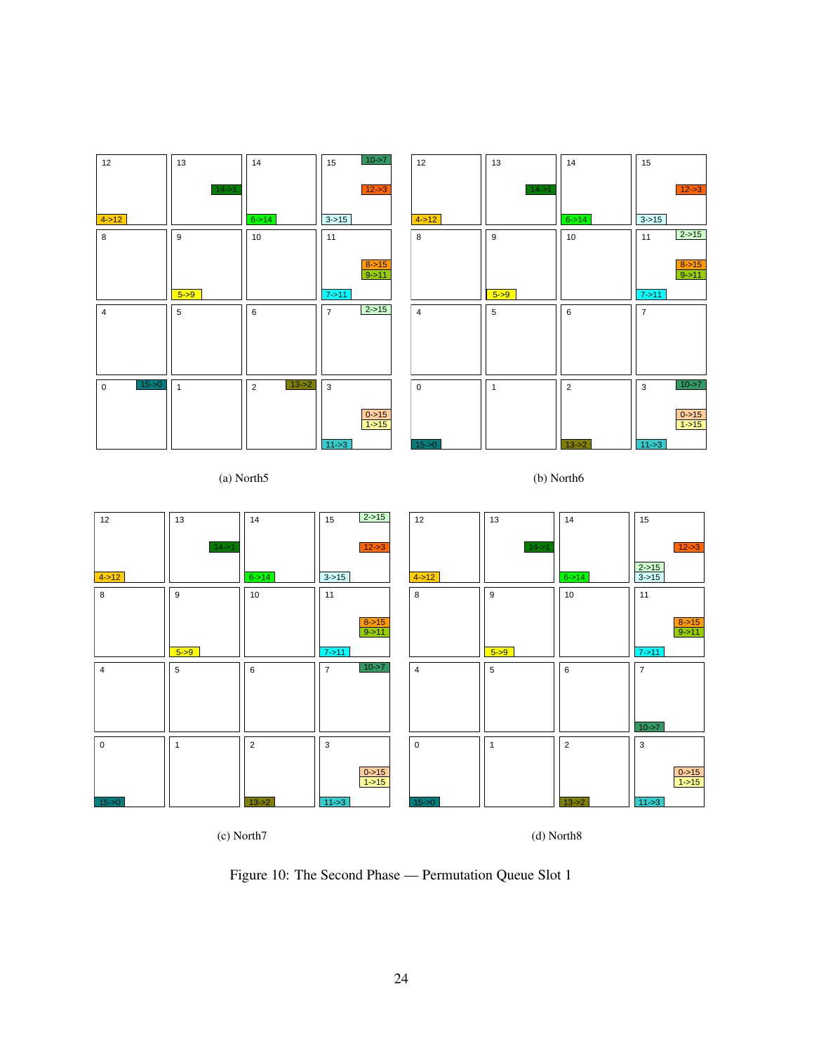(a) North5

(b) North6

(c) North7

(d) North8

Figure 10: The Second Phase — Permutation Queue Slot 1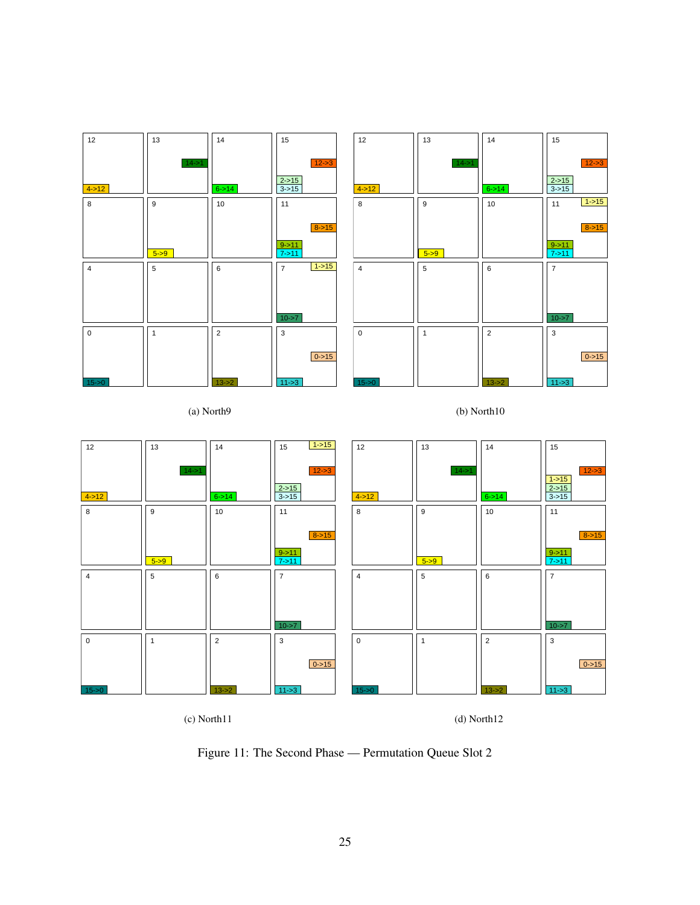(a) North9

(b) North10

(c) North11

(d) North12

Figure 11: The Second Phase — Permutation Queue Slot 2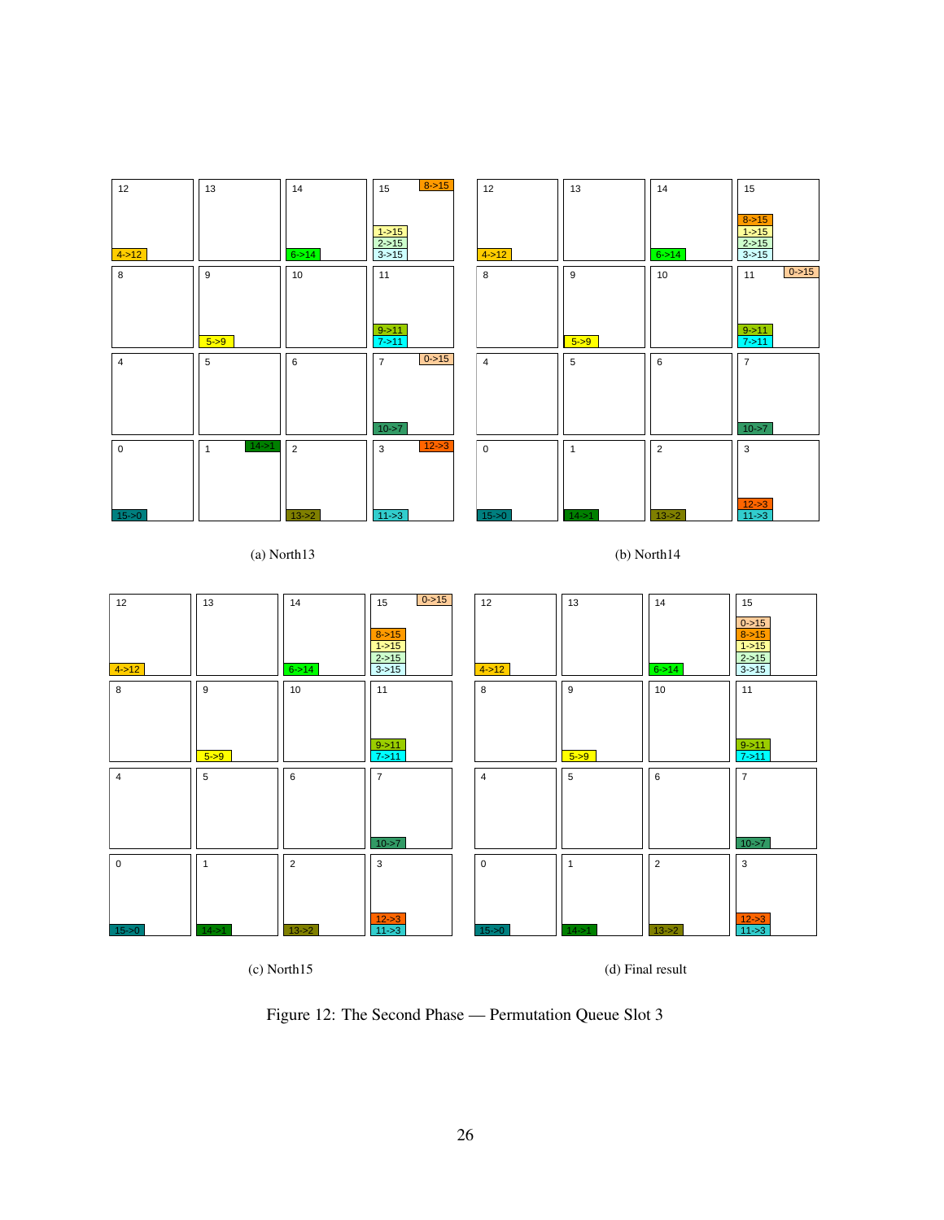(a) North13

(b) North14

(c) North15

(d) Final result

Figure 12: The Second Phase — Permutation Queue Slot 3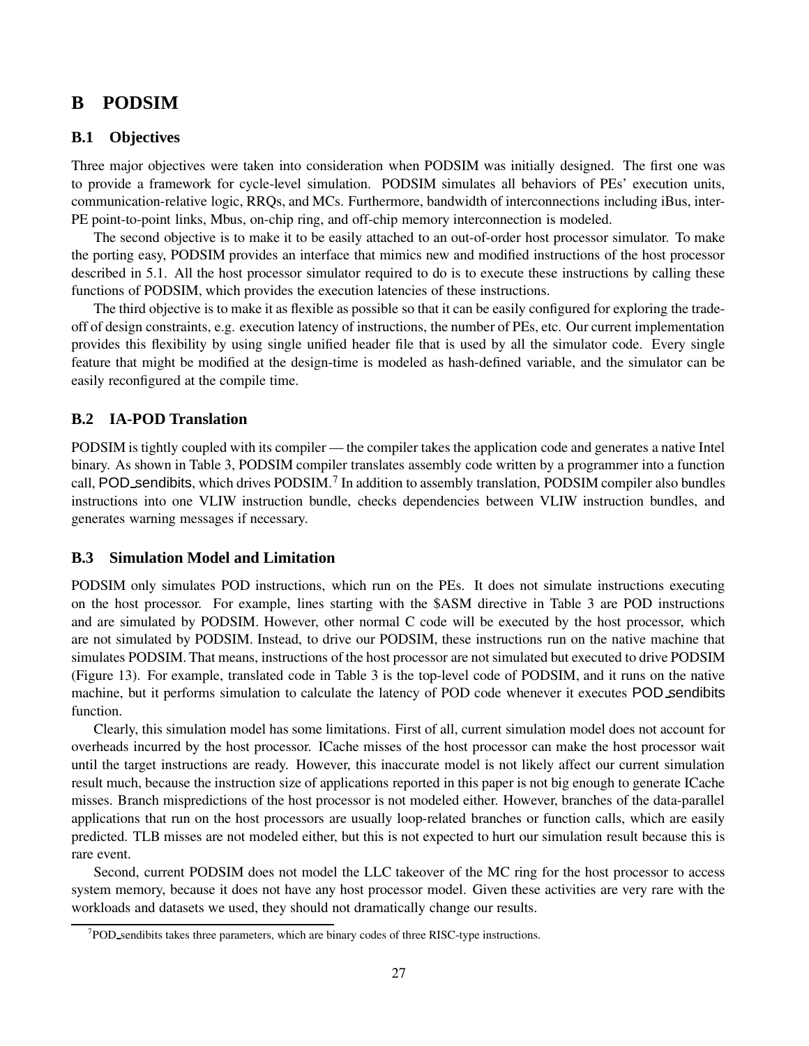# B PODSIM

## B.1 Objectives

Three major objectives were taken into consideration when PODSIM was initially designed. The first one was to provide a framework for cycle-level simulation. PODSIM simulates all behaviors of PEs' execution units, communication-relative logic, RRQs, and MCs. Furthermore, bandwidth of interconnections including iBus, inter-PE point-to-point links, Mbus, on-chip ring, and off-chip memory interconnection is modeled.

The second objective is to make it to be easily attached to an out-of-order host processor simulator. To make the porting easy, PODSIM provides an interface that mimics new and modified instructions of the host processor described in 5.1. All the host processor simulator required to do is to execute these instructions by calling these functions of PODSIM, which provides the execution latencies of these instructions.

The third objective is to make it as flexible as possible so that it can be easily configured for exploring the trade-off of design constraints, e.g. execution latency of instructions, the number of PEs, etc. Our current implementation provides this flexibility by using single unified header file that is used by all the simulator code. Every single feature that might be modified at the design-time is modeled as hash-defined variable, and the simulator can be easily reconfigured at the compile time.

## B.2 IA-POD Translation

PODSIM is tightly coupled with its compiler — the compiler takes the application code and generates a native Intel binary. As shown in Table 3, PODSIM compiler translates assembly code written by a programmer into a function call, POD_sendibits, which drives PODSIM.[7] In addition to assembly translation, PODSIM compiler also bundles instructions into one VLIW instruction bundle, checks dependencies between VLIW instruction bundles, and generates warning messages if necessary.

## B.3 Simulation Model and Limitation

PODSIM only simulates POD instructions, which run on the PEs. It does not simulate instructions executing on the host processor. For example, lines starting with the $ASM directive in Table 3 are POD instructions and are simulated by PODSIM. However, other normal C code will be executed by the host processor, which are not simulated by PODSIM. Instead, to drive our PODSIM, these instructions run on the native machine that simulates PODSIM. That means, instructions of the host processor are not simulated but executed to drive PODSIM (Figure 13). For example, translated code in Table 3 is the top-level code of PODSIM, and it runs on the native machine, but it performs simulation to calculate the latency of POD code whenever it executes POD_sendibits function.

Clearly, this simulation model has some limitations. First of all, current simulation model does not account for overheads incurred by the host processor. ICache misses of the host processor can make the host processor wait until the target instructions are ready. However, this inaccurate model is not likely affect our current simulation result much, because the instruction size of applications reported in this paper is not big enough to generate ICache misses. Branch mispredictions of the host processor is not modeled either. However, branches of the data-parallel applications that run on the host processors are usually loop-related branches or function calls, which are easily predicted. TLB misses are not modeled either, but this is not expected to hurt our simulation result because this is rare event.

Second, current PODSIM does not model the LLC takeover of the MC ring for the host processor to access system memory, because it does not have any host processor model. Given these activities are very rare with the workloads and datasets we used, they should not dramatically change our results.

[7] POD_sendibits takes three parameters, which are binary codes of three RISC-type instructions.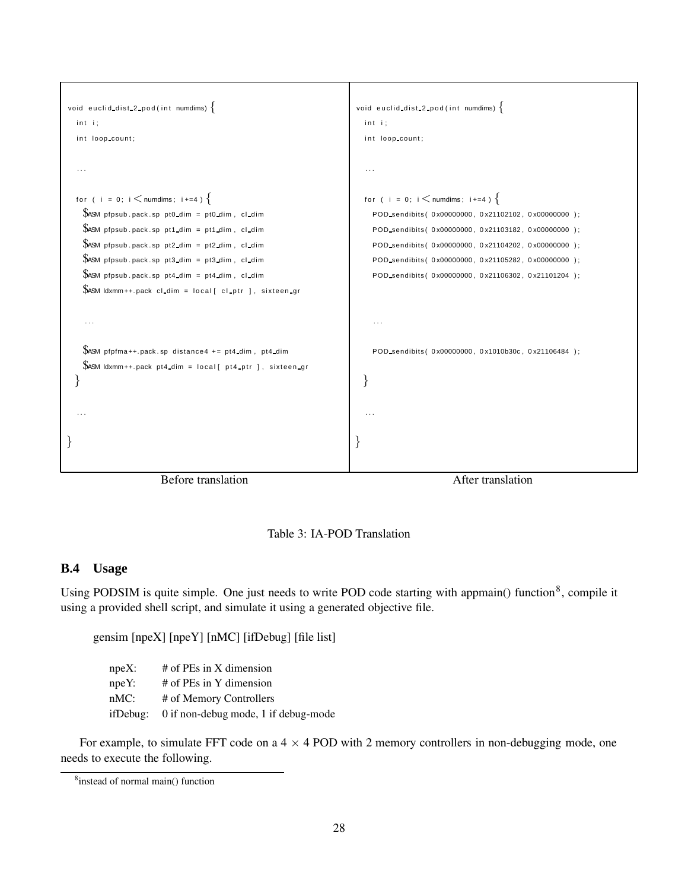| Before translation | After translation |
| --- | --- |
| <pre>void euclid_dist_2_pod(int numdims) {<br>  int i;<br>  int loop_count;<br><br>  ...<br><br>  for ( i = 0; i < numdims; i+=4 ) {<br>    $ASM pfpsub.pack.sp pt0_dim = pt0_dim, cl_dim<br>    $ASM pfpsub.pack.sp pt1_dim = pt1_dim, cl_dim<br>    $ASM pfpsub.pack.sp pt2_dim = pt2_dim, cl_dim<br>    $ASM pfpsub.pack.sp pt3_dim = pt3_dim, cl_dim<br>    $ASM pfpsub.pack.sp pt4_dim = pt4_dim, cl_dim<br>    $ASM ldxmm++.pack cl_dim = local[ cl_ptr ], sixteen_gr<br><br>    ...<br><br>    $ASM pfpfma++.pack.sp distance4 += pt4_dim, pt4_dim<br>    $ASM ldxmm++.pack pt4_dim = local[ pt4_ptr ], sixteen_gr<br>  }<br><br>  ...<br><br>}</pre> | <pre>void euclid_dist_2_pod(int numdims) {<br>  int i;<br>  int loop_count;<br><br>  ...<br><br>  for ( i = 0; i < numdims; i+=4 ) {<br>    POD_sendibits( 0x00000000, 0x21102102, 0x00000000 );<br>    POD_sendibits( 0x00000000, 0x21103182, 0x00000000 );<br>    POD_sendibits( 0x00000000, 0x21104202, 0x00000000 );<br>    POD_sendibits( 0x00000000, 0x21105282, 0x00000000 );<br>    POD_sendibits( 0x00000000, 0x21106302, 0x21101204 );<br><br><br>    ...<br><br>    POD_sendibits( 0x00000000, 0x1010b30c, 0x21106484 );<br><br>  }<br><br>  ...<br><br>}</pre> |

Table 3: IA-POD Translation

### B.4 Usage

Using PODSIM is quite simple. One just needs to write POD code starting with appmain() function[8], compile it using a provided shell script, and simulate it using a generated objective file.

```
gensim [npeX] [npeY] [nMC] [ifDebug] [file list]
```

- npeX: # of PEs in X dimension
- npeY: # of PEs in Y dimension
- nMC: # of Memory Controllers
- ifDebug: 0 if non-debug mode, 1 if debug-mode

For example, to simulate FFT code on a $4 \times 4$ POD with 2 memory controllers in non-debugging mode, one needs to execute the following.

[8] instead of normal main() function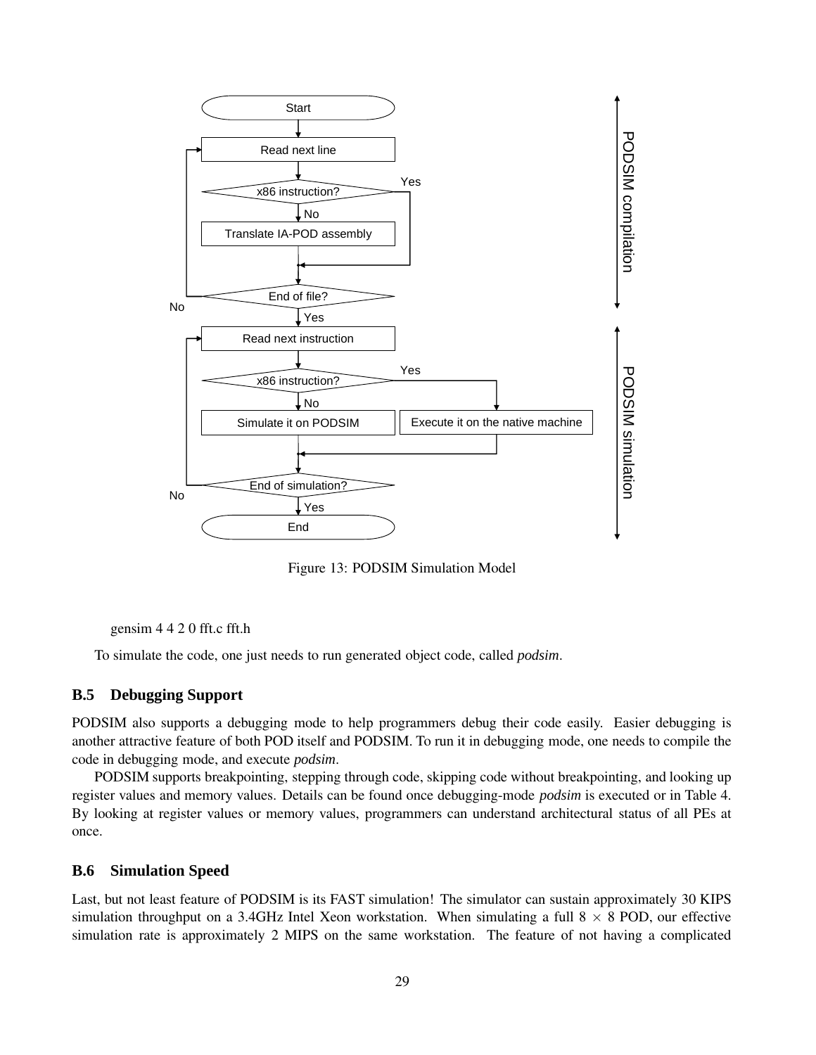Figure 13: PODSIM Simulation Model

gensim 4 4 2 0 fft.c fft.h

To simulate the code, one just needs to run generated object code, called *podsim*.

### B.5 Debugging Support

PODSIM also supports a debugging mode to help programmers debug their code easily. Easier debugging is another attractive feature of both POD itself and PODSIM. To run it in debugging mode, one needs to compile the code in debugging mode, and execute *podsim*.

PODSIM supports breakpointing, stepping through code, skipping code without breakpointing, and looking up register values and memory values. Details can be found once debugging-mode *podsim* is executed or in Table 4. By looking at register values or memory values, programmers can understand architectural status of all PEs at once.

### B.6 Simulation Speed

Last, but not least feature of PODSIM is its FAST simulation! The simulator can sustain approximately 30 KIPS simulation throughput on a 3.4GHz Intel Xeon workstation. When simulating a full $8 \times 8$ POD, our effective simulation rate is approximately 2 MIPS on the same workstation. The feature of not having a complicated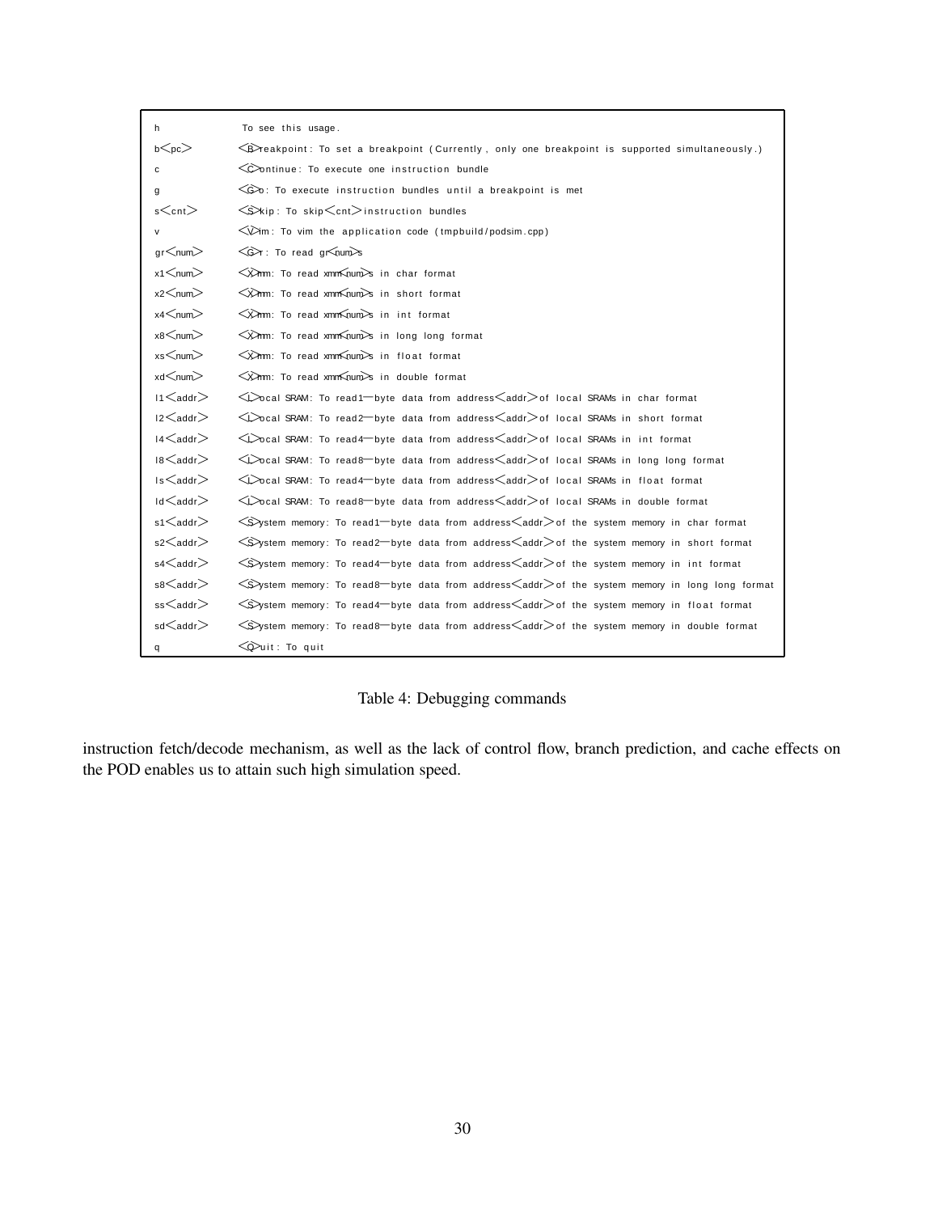| | |
|---|---|
| h | To see this usage. |
| b<pc> | <B>reakpoint: To set a breakpoint (Currently, only one breakpoint is supported simultaneously.) |
| c | <C>ontinue: To execute one instruction bundle |
| g | <G>o: To execute instruction bundles until a breakpoint is met |
| s<cnt> | <S>kip: To skip <cnt> instruction bundles |
| v | <V>im: To vim the application code (tmpbuild/podsim.cpp) |
| gr<num> | <G>r: To read gr<num>s |
| x1<num> | <X>mm: To read xmm<num>s in char format |
| x2<num> | <X>mm: To read xmm<num>s in short format |
| x4<num> | <X>mm: To read xmm<num>s in int format |
| x8<num> | <X>mm: To read xmm<num>s in long long format |
| xs<num> | <X>mm: To read xmm<num>s in float format |
| xd<num> | <X>mm: To read xmm<num>s in double format |
| l1<addr> | <L>ocal SRAM: To read 1-byte data from address <addr> of local SRAMs in char format |
| l2<addr> | <L>ocal SRAM: To read 2-byte data from address <addr> of local SRAMs in short format |
| l4<addr> | <L>ocal SRAM: To read 4-byte data from address <addr> of local SRAMs in int format |
| l8<addr> | <L>ocal SRAM: To read 8-byte data from address <addr> of local SRAMs in long long format |
| ls<addr> | <L>ocal SRAM: To read 4-byte data from address <addr> of local SRAMs in float format |
| ld<addr> | <L>ocal SRAM: To read 8-byte data from address <addr> of local SRAMs in double format |
| s1<addr> | <S>ystem memory: To read 1-byte data from address <addr> of the system memory in char format |
| s2<addr> | <S>ystem memory: To read 2-byte data from address <addr> of the system memory in short format |
| s4<addr> | <S>ystem memory: To read 4-byte data from address <addr> of the system memory in int format |
| s8<addr> | <S>ystem memory: To read 8-byte data from address <addr> of the system memory in long long format |
| ss<addr> | <S>ystem memory: To read 4-byte data from address <addr> of the system memory in float format |
| sd<addr> | <S>ystem memory: To read 8-byte data from address <addr> of the system memory in double format |
| q | <Q>uit: To quit |

Table 4: Debugging commands

instruction fetch/decode mechanism, as well as the lack of control flow, branch prediction, and cache effects on the POD enables us to attain such high simulation speed.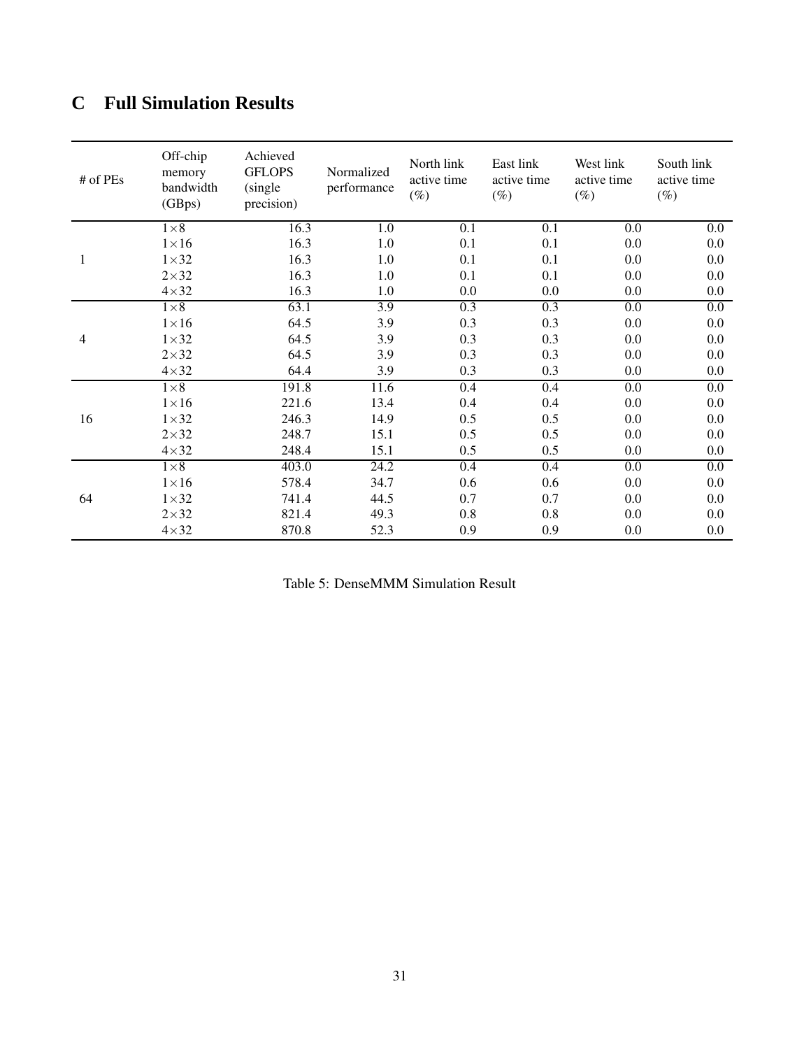## C Full Simulation Results

| # of PEs | Off-chip memory bandwidth (GBps) | Achieved GFLOPS (single precision) | Normalized performance | North link active time (%) | East link active time (%) | West link active time (%) | South link active time (%) |
|---|---|---|---|---|---|---|---|
| 1 | 1×8 | 16.3 | 1.0 | 0.1 | 0.1 | 0.0 | 0.0 |
| | 1×16 | 16.3 | 1.0 | 0.1 | 0.1 | 0.0 | 0.0 |
| | 1×32 | 16.3 | 1.0 | 0.1 | 0.1 | 0.0 | 0.0 |
| | 2×32 | 16.3 | 1.0 | 0.1 | 0.1 | 0.0 | 0.0 |
| | 4×32 | 16.3 | 1.0 | 0.0 | 0.0 | 0.0 | 0.0 |
| 4 | 1×8 | 63.1 | 3.9 | 0.3 | 0.3 | 0.0 | 0.0 |
| | 1×16 | 64.5 | 3.9 | 0.3 | 0.3 | 0.0 | 0.0 |
| | 1×32 | 64.5 | 3.9 | 0.3 | 0.3 | 0.0 | 0.0 |
| | 2×32 | 64.5 | 3.9 | 0.3 | 0.3 | 0.0 | 0.0 |
| | 4×32 | 64.4 | 3.9 | 0.3 | 0.3 | 0.0 | 0.0 |
| 16 | 1×8 | 191.8 | 11.6 | 0.4 | 0.4 | 0.0 | 0.0 |
| | 1×16 | 221.6 | 13.4 | 0.4 | 0.4 | 0.0 | 0.0 |
| | 1×32 | 246.3 | 14.9 | 0.5 | 0.5 | 0.0 | 0.0 |
| | 2×32 | 248.7 | 15.1 | 0.5 | 0.5 | 0.0 | 0.0 |
| | 4×32 | 248.4 | 15.1 | 0.5 | 0.5 | 0.0 | 0.0 |
| 64 | 1×8 | 403.0 | 24.2 | 0.4 | 0.4 | 0.0 | 0.0 |
| | 1×16 | 578.4 | 34.7 | 0.6 | 0.6 | 0.0 | 0.0 |
| | 1×32 | 741.4 | 44.5 | 0.7 | 0.7 | 0.0 | 0.0 |
| | 2×32 | 821.4 | 49.3 | 0.8 | 0.8 | 0.0 | 0.0 |
| | 4×32 | 870.8 | 52.3 | 0.9 | 0.9 | 0.0 | 0.0 |

Table 5: DenseMMM Simulation Result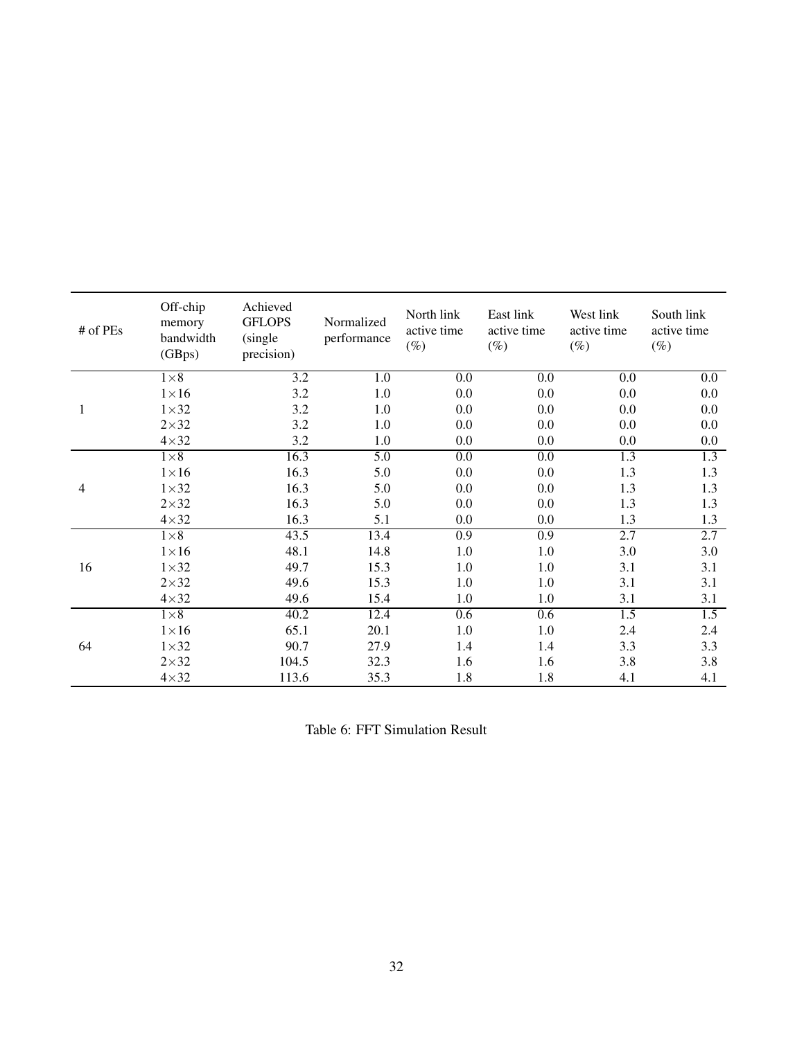| # of PEs | Off-chip memory bandwidth (GBps) | Achieved GFLOPS (single precision) | Normalized performance | North link active time (%) | East link active time (%) | West link active time (%) | South link active time (%) |
|---|---|---|---|---|---|---|---|
| 1 | $1\times8$ | 3.2 | 1.0 | 0.0 | 0.0 | 0.0 | 0.0 |
| | $1\times16$ | 3.2 | 1.0 | 0.0 | 0.0 | 0.0 | 0.0 |
| | $1\times32$ | 3.2 | 1.0 | 0.0 | 0.0 | 0.0 | 0.0 |
| | $2\times32$ | 3.2 | 1.0 | 0.0 | 0.0 | 0.0 | 0.0 |
| | $4\times32$ | 3.2 | 1.0 | 0.0 | 0.0 | 0.0 | 0.0 |
| 4 | $1\times8$ | 16.3 | 5.0 | 0.0 | 0.0 | 1.3 | 1.3 |
| | $1\times16$ | 16.3 | 5.0 | 0.0 | 0.0 | 1.3 | 1.3 |
| | $1\times32$ | 16.3 | 5.0 | 0.0 | 0.0 | 1.3 | 1.3 |
| | $2\times32$ | 16.3 | 5.0 | 0.0 | 0.0 | 1.3 | 1.3 |
| | $4\times32$ | 16.3 | 5.1 | 0.0 | 0.0 | 1.3 | 1.3 |
| 16 | $1\times8$ | 43.5 | 13.4 | 0.9 | 0.9 | 2.7 | 2.7 |
| | $1\times16$ | 48.1 | 14.8 | 1.0 | 1.0 | 3.0 | 3.0 |
| | $1\times32$ | 49.7 | 15.3 | 1.0 | 1.0 | 3.1 | 3.1 |
| | $2\times32$ | 49.6 | 15.3 | 1.0 | 1.0 | 3.1 | 3.1 |
| | $4\times32$ | 49.6 | 15.4 | 1.0 | 1.0 | 3.1 | 3.1 |
| 64 | $1\times8$ | 40.2 | 12.4 | 0.6 | 0.6 | 1.5 | 1.5 |
| | $1\times16$ | 65.1 | 20.1 | 1.0 | 1.0 | 2.4 | 2.4 |
| | $1\times32$ | 90.7 | 27.9 | 1.4 | 1.4 | 3.3 | 3.3 |
| | $2\times32$ | 104.5 | 32.3 | 1.6 | 1.6 | 3.8 | 3.8 |
| | $4\times32$ | 113.6 | 35.3 | 1.8 | 1.8 | 4.1 | 4.1 |

Table 6: FFT Simulation Result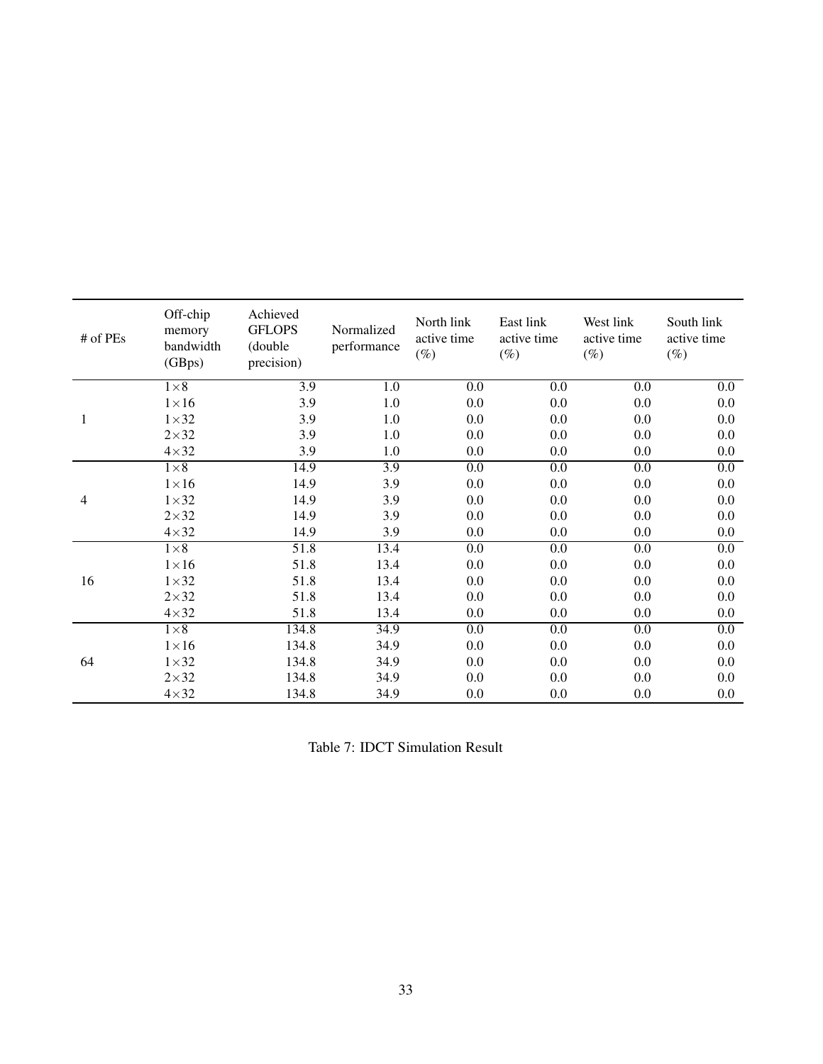| # of PEs | Off-chip memory bandwidth (GBps) | Achieved GFLOPS (double precision) | Normalized performance | North link active time (%) | East link active time (%) | West link active time (%) | South link active time (%) |
|---|---|---|---|---|---|---|---|
| 1 | $1\times8$ | 3.9 | 1.0 | 0.0 | 0.0 | 0.0 | 0.0 |
| | $1\times16$ | 3.9 | 1.0 | 0.0 | 0.0 | 0.0 | 0.0 |
| | $1\times32$ | 3.9 | 1.0 | 0.0 | 0.0 | 0.0 | 0.0 |
| | $2\times32$ | 3.9 | 1.0 | 0.0 | 0.0 | 0.0 | 0.0 |
| | $4\times32$ | 3.9 | 1.0 | 0.0 | 0.0 | 0.0 | 0.0 |
| 4 | $1\times8$ | 14.9 | 3.9 | 0.0 | 0.0 | 0.0 | 0.0 |
| | $1\times16$ | 14.9 | 3.9 | 0.0 | 0.0 | 0.0 | 0.0 |
| | $1\times32$ | 14.9 | 3.9 | 0.0 | 0.0 | 0.0 | 0.0 |
| | $2\times32$ | 14.9 | 3.9 | 0.0 | 0.0 | 0.0 | 0.0 |
| | $4\times32$ | 14.9 | 3.9 | 0.0 | 0.0 | 0.0 | 0.0 |
| 16 | $1\times8$ | 51.8 | 13.4 | 0.0 | 0.0 | 0.0 | 0.0 |
| | $1\times16$ | 51.8 | 13.4 | 0.0 | 0.0 | 0.0 | 0.0 |
| | $1\times32$ | 51.8 | 13.4 | 0.0 | 0.0 | 0.0 | 0.0 |
| | $2\times32$ | 51.8 | 13.4 | 0.0 | 0.0 | 0.0 | 0.0 |
| | $4\times32$ | 51.8 | 13.4 | 0.0 | 0.0 | 0.0 | 0.0 |
| 64 | $1\times8$ | 134.8 | 34.9 | 0.0 | 0.0 | 0.0 | 0.0 |
| | $1\times16$ | 134.8 | 34.9 | 0.0 | 0.0 | 0.0 | 0.0 |
| | $1\times32$ | 134.8 | 34.9 | 0.0 | 0.0 | 0.0 | 0.0 |
| | $2\times32$ | 134.8 | 34.9 | 0.0 | 0.0 | 0.0 | 0.0 |
| | $4\times32$ | 134.8 | 34.9 | 0.0 | 0.0 | 0.0 | 0.0 |

Table 7: IDCT Simulation Result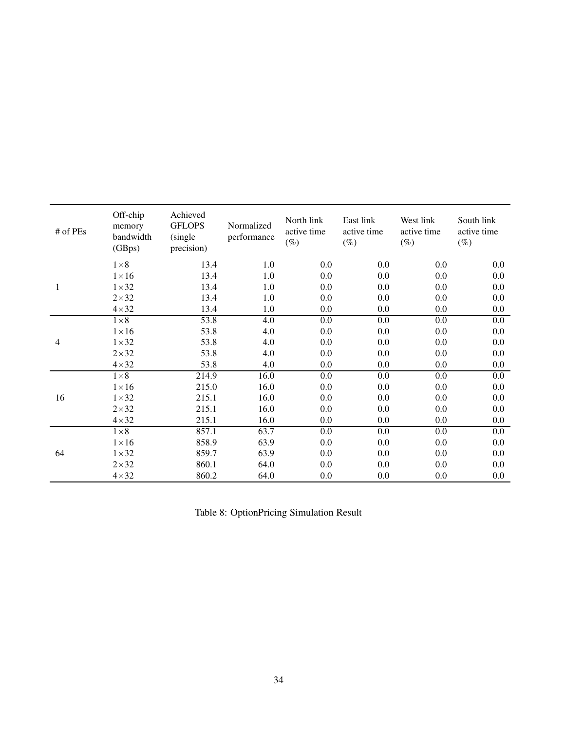| # of PEs | Off-chip memory bandwidth (GBps) | Achieved GFLOPS (single precision) | Normalized performance | North link active time (%) | East link active time (%) | West link active time (%) | South link active time (%) |
|---|---|---|---|---|---|---|---|
| 1 | $1 \times 8$ | 13.4 | 1.0 | 0.0 | 0.0 | 0.0 | 0.0 |
| | $1 \times 16$ | 13.4 | 1.0 | 0.0 | 0.0 | 0.0 | 0.0 |
| | $1 \times 32$ | 13.4 | 1.0 | 0.0 | 0.0 | 0.0 | 0.0 |
| | $2 \times 32$ | 13.4 | 1.0 | 0.0 | 0.0 | 0.0 | 0.0 |
| | $4 \times 32$ | 13.4 | 1.0 | 0.0 | 0.0 | 0.0 | 0.0 |
| 4 | $1 \times 8$ | 53.8 | 4.0 | 0.0 | 0.0 | 0.0 | 0.0 |
| | $1 \times 16$ | 53.8 | 4.0 | 0.0 | 0.0 | 0.0 | 0.0 |
| | $1 \times 32$ | 53.8 | 4.0 | 0.0 | 0.0 | 0.0 | 0.0 |
| | $2 \times 32$ | 53.8 | 4.0 | 0.0 | 0.0 | 0.0 | 0.0 |
| | $4 \times 32$ | 53.8 | 4.0 | 0.0 | 0.0 | 0.0 | 0.0 |
| 16 | $1 \times 8$ | 214.9 | 16.0 | 0.0 | 0.0 | 0.0 | 0.0 |
| | $1 \times 16$ | 215.0 | 16.0 | 0.0 | 0.0 | 0.0 | 0.0 |
| | $1 \times 32$ | 215.1 | 16.0 | 0.0 | 0.0 | 0.0 | 0.0 |
| | $2 \times 32$ | 215.1 | 16.0 | 0.0 | 0.0 | 0.0 | 0.0 |
| | $4 \times 32$ | 215.1 | 16.0 | 0.0 | 0.0 | 0.0 | 0.0 |
| 64 | $1 \times 8$ | 857.1 | 63.7 | 0.0 | 0.0 | 0.0 | 0.0 |
| | $1 \times 16$ | 858.9 | 63.9 | 0.0 | 0.0 | 0.0 | 0.0 |
| | $1 \times 32$ | 859.7 | 63.9 | 0.0 | 0.0 | 0.0 | 0.0 |
| | $2 \times 32$ | 860.1 | 64.0 | 0.0 | 0.0 | 0.0 | 0.0 |
| | $4 \times 32$ | 860.2 | 64.0 | 0.0 | 0.0 | 0.0 | 0.0 |

Table 8: OptionPricing Simulation Result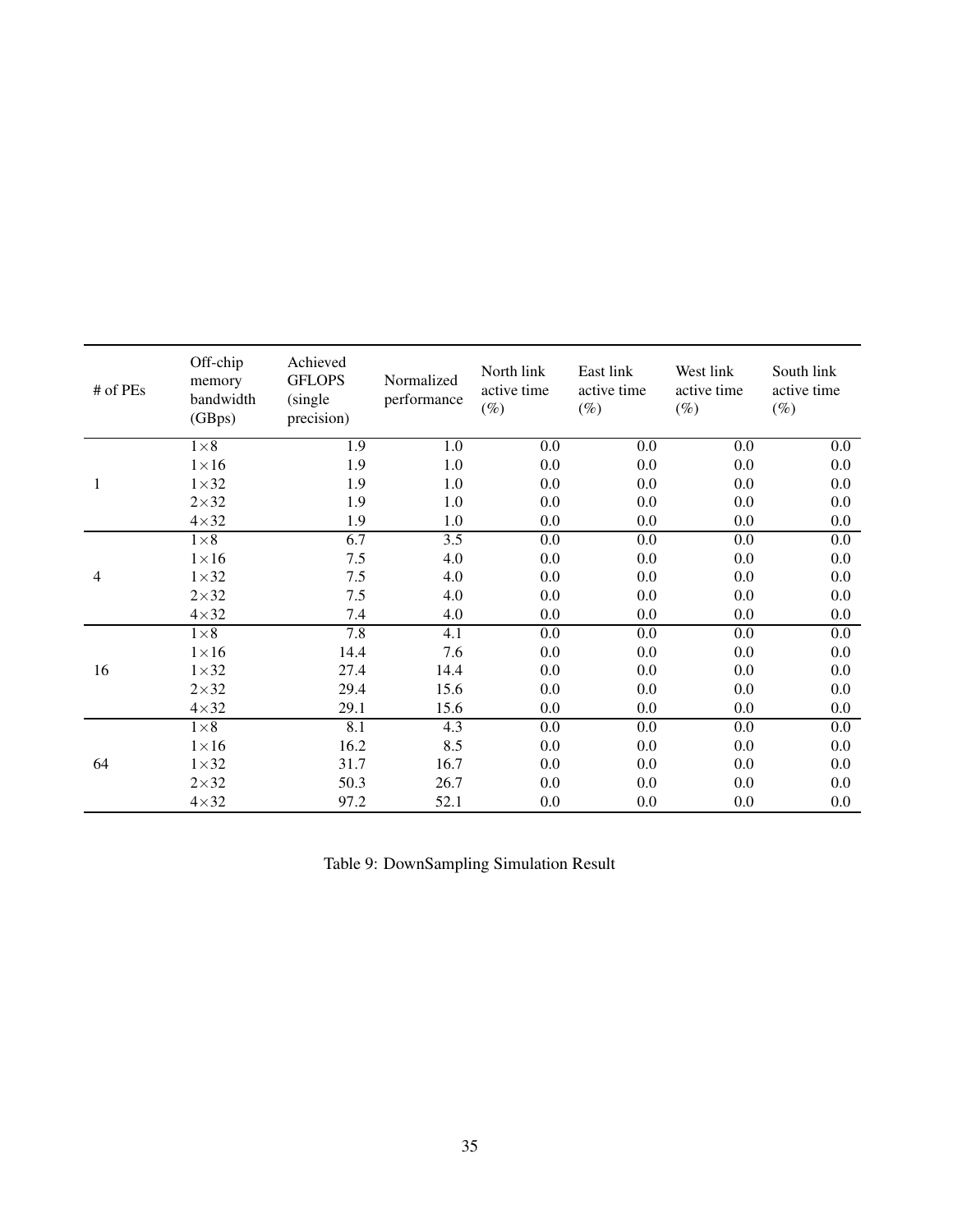| # of PEs | Off-chip memory bandwidth (GBps) | Achieved GFLOPS (single precision) | Normalized performance | North link active time (%) | East link active time (%) | West link active time (%) | South link active time (%) |
|---|---|---|---|---|---|---|---|
| 1 | 1×8 | 1.9 | 1.0 | 0.0 | 0.0 | 0.0 | 0.0 |
| | 1×16 | 1.9 | 1.0 | 0.0 | 0.0 | 0.0 | 0.0 |
| | 1×32 | 1.9 | 1.0 | 0.0 | 0.0 | 0.0 | 0.0 |
| | 2×32 | 1.9 | 1.0 | 0.0 | 0.0 | 0.0 | 0.0 |
| | 4×32 | 1.9 | 1.0 | 0.0 | 0.0 | 0.0 | 0.0 |
| 4 | 1×8 | 6.7 | 3.5 | 0.0 | 0.0 | 0.0 | 0.0 |
| | 1×16 | 7.5 | 4.0 | 0.0 | 0.0 | 0.0 | 0.0 |
| | 1×32 | 7.5 | 4.0 | 0.0 | 0.0 | 0.0 | 0.0 |
| | 2×32 | 7.5 | 4.0 | 0.0 | 0.0 | 0.0 | 0.0 |
| | 4×32 | 7.4 | 4.0 | 0.0 | 0.0 | 0.0 | 0.0 |
| 16 | 1×8 | 7.8 | 4.1 | 0.0 | 0.0 | 0.0 | 0.0 |
| | 1×16 | 14.4 | 7.6 | 0.0 | 0.0 | 0.0 | 0.0 |
| | 1×32 | 27.4 | 14.4 | 0.0 | 0.0 | 0.0 | 0.0 |
| | 2×32 | 29.4 | 15.6 | 0.0 | 0.0 | 0.0 | 0.0 |
| | 4×32 | 29.1 | 15.6 | 0.0 | 0.0 | 0.0 | 0.0 |
| 64 | 1×8 | 8.1 | 4.3 | 0.0 | 0.0 | 0.0 | 0.0 |
| | 1×16 | 16.2 | 8.5 | 0.0 | 0.0 | 0.0 | 0.0 |
| | 1×32 | 31.7 | 16.7 | 0.0 | 0.0 | 0.0 | 0.0 |
| | 2×32 | 50.3 | 26.7 | 0.0 | 0.0 | 0.0 | 0.0 |
| | 4×32 | 97.2 | 52.1 | 0.0 | 0.0 | 0.0 | 0.0 |

Table 9: DownSampling Simulation Result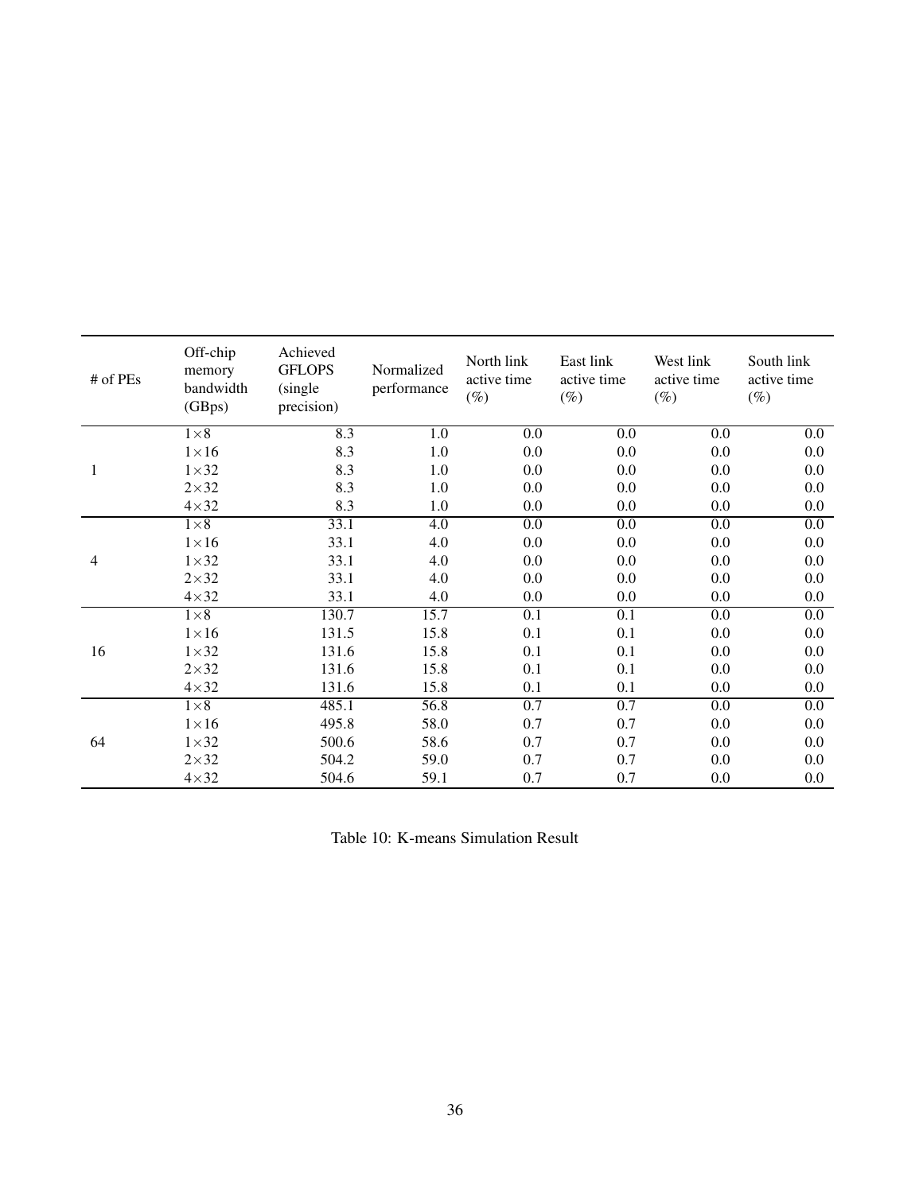| # of PEs | Off-chip memory bandwidth (GBps) | Achieved GFLOPS (single precision) | Normalized performance | North link active time (%) | East link active time (%) | West link active time (%) | South link active time (%) |
|---|---|---|---|---|---|---|---|
| 1 | $1\times8$ | 8.3 | 1.0 | 0.0 | 0.0 | 0.0 | 0.0 |
| | $1\times16$ | 8.3 | 1.0 | 0.0 | 0.0 | 0.0 | 0.0 |
| | $1\times32$ | 8.3 | 1.0 | 0.0 | 0.0 | 0.0 | 0.0 |
| | $2\times32$ | 8.3 | 1.0 | 0.0 | 0.0 | 0.0 | 0.0 |
| | $4\times32$ | 8.3 | 1.0 | 0.0 | 0.0 | 0.0 | 0.0 |
| 4 | $1\times8$ | 33.1 | 4.0 | 0.0 | 0.0 | 0.0 | 0.0 |
| | $1\times16$ | 33.1 | 4.0 | 0.0 | 0.0 | 0.0 | 0.0 |
| | $1\times32$ | 33.1 | 4.0 | 0.0 | 0.0 | 0.0 | 0.0 |
| | $2\times32$ | 33.1 | 4.0 | 0.0 | 0.0 | 0.0 | 0.0 |
| | $4\times32$ | 33.1 | 4.0 | 0.0 | 0.0 | 0.0 | 0.0 |
| 16 | $1\times8$ | 130.7 | 15.7 | 0.1 | 0.1 | 0.0 | 0.0 |
| | $1\times16$ | 131.5 | 15.8 | 0.1 | 0.1 | 0.0 | 0.0 |
| | $1\times32$ | 131.6 | 15.8 | 0.1 | 0.1 | 0.0 | 0.0 |
| | $2\times32$ | 131.6 | 15.8 | 0.1 | 0.1 | 0.0 | 0.0 |
| | $4\times32$ | 131.6 | 15.8 | 0.1 | 0.1 | 0.0 | 0.0 |
| 64 | $1\times8$ | 485.1 | 56.8 | 0.7 | 0.7 | 0.0 | 0.0 |
| | $1\times16$ | 495.8 | 58.0 | 0.7 | 0.7 | 0.0 | 0.0 |
| | $1\times32$ | 500.6 | 58.6 | 0.7 | 0.7 | 0.0 | 0.0 |
| | $2\times32$ | 504.2 | 59.0 | 0.7 | 0.7 | 0.0 | 0.0 |
| | $4\times32$ | 504.6 | 59.1 | 0.7 | 0.7 | 0.0 | 0.0 |

Table 10: K-means Simulation Result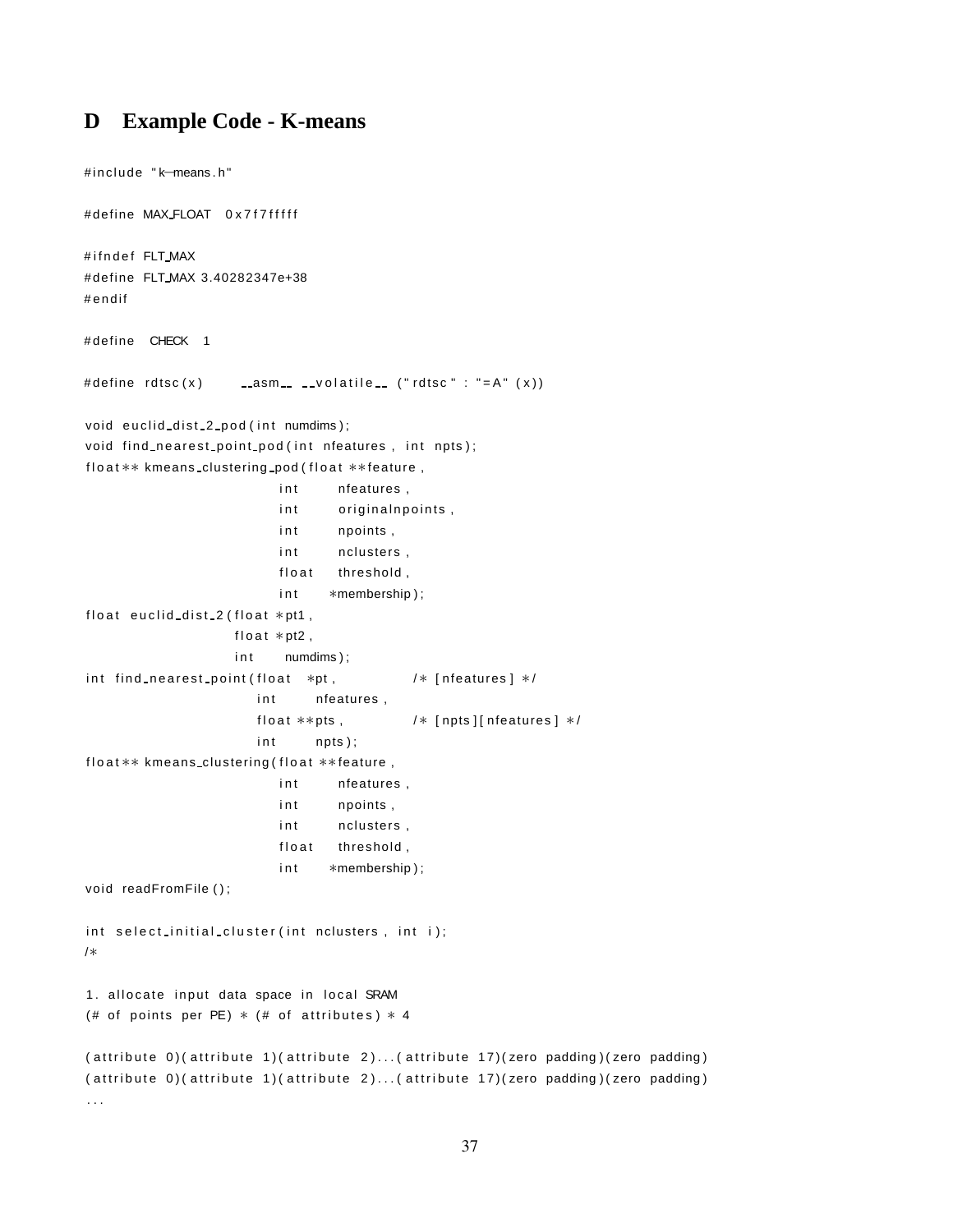## D Example Code - K-means

```
#include "k-means.h"

#define MAX_FLOAT 0x7f7fffff

#ifndef FLT_MAX
#define FLT_MAX 3.40282347e+38
#endif

#define CHECK 1

#define rdtsc(x)      __asm__ __volatile__ ("rdtsc" : "=A" (x))

void euclid_dist_2_pod(int numdims);
void find_nearest_point_pod(int nfeatures, int npts);
float** kmeans_clustering_pod(float **feature,
                          int      nfeatures,
                          int      originalnpoints,
                          int      npoints,
                          int      nclusters,
                          float    threshold,
                          int     *membership);
float euclid_dist_2(float *pt1,
                    float *pt2,
                    int    numdims);
int find_nearest_point(float  *pt,          /* [nfeatures] */
                       int     nfeatures,
                       float **pts,         /* [npts][nfeatures] */
                       int     npts);
float** kmeans_clustering(float **feature,
                          int      nfeatures,
                          int      npoints,
                          int      nclusters,
                          float    threshold,
                          int     *membership);
void readFromFile();

int select_initial_cluster(int nclusters, int i);
/*

1. allocate input data space in local SRAM
(# of points per PE) * (# of attributes) * 4

(attribute 0)(attribute 1)(attribute 2)...(attribute 17)(zero padding)(zero padding)
(attribute 0)(attribute 1)(attribute 2)...(attribute 17)(zero padding)(zero padding)
...
```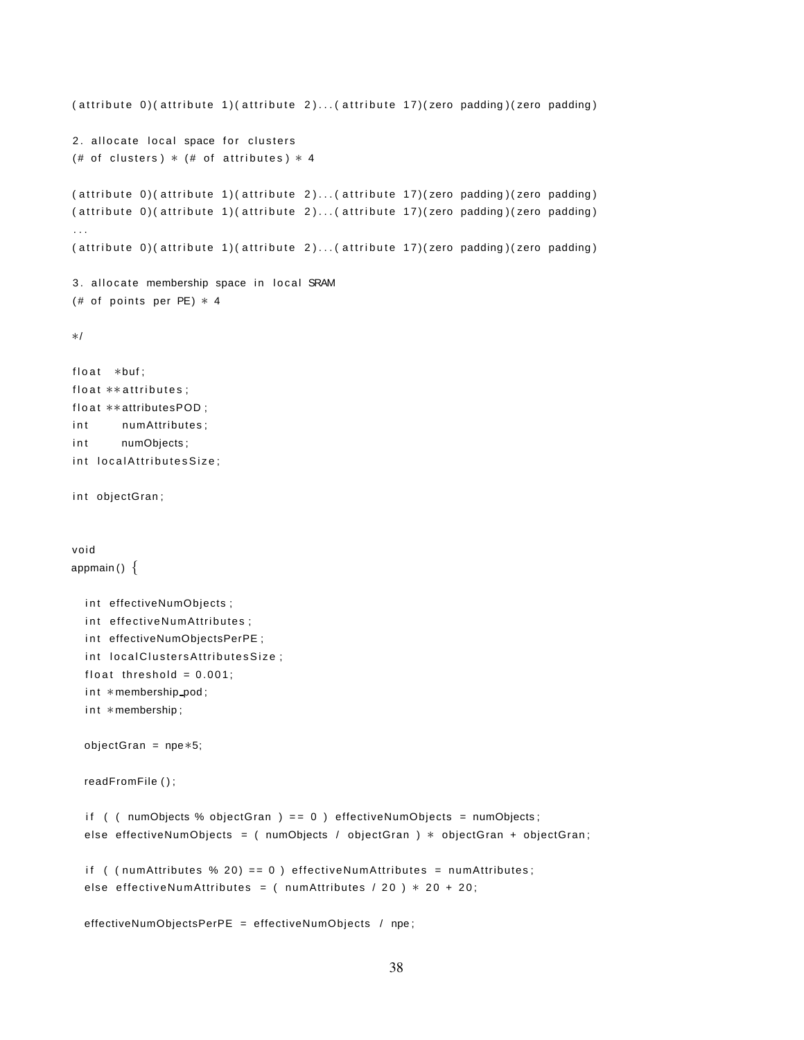```
(attribute 0)(attribute 1)(attribute 2)...(attribute 17)(zero padding)(zero padding)

2. allocate local space for clusters
(# of clusters) * (# of attributes) * 4

(attribute 0)(attribute 1)(attribute 2)...(attribute 17)(zero padding)(zero padding)
(attribute 0)(attribute 1)(attribute 2)...(attribute 17)(zero padding)(zero padding)
...
(attribute 0)(attribute 1)(attribute 2)...(attribute 17)(zero padding)(zero padding)

3. allocate membership space in local SRAM
(# of points per PE) * 4

*/

float  *buf;
float **attributes;
float **attributesPOD;
int      numAttributes;
int      numObjects;
int localAttributesSize;

int objectGran;


void
appmain() {

  int effectiveNumObjects;
  int effectiveNumAttributes;
  int effectiveNumObjectsPerPE;
  int localClustersAttributesSize;
  float threshold = 0.001;
  int *membership_pod;
  int *membership;

  objectGran = npe*5;

  readFromFile();

  if ( ( numObjects % objectGran ) == 0 ) effectiveNumObjects = numObjects;
  else effectiveNumObjects = ( numObjects / objectGran ) * objectGran + objectGran;

  if ( (numAttributes % 20) == 0 ) effectiveNumAttributes = numAttributes;
  else effectiveNumAttributes = ( numAttributes / 20 ) * 20 + 20;

  effectiveNumObjectsPerPE = effectiveNumObjects / npe;
```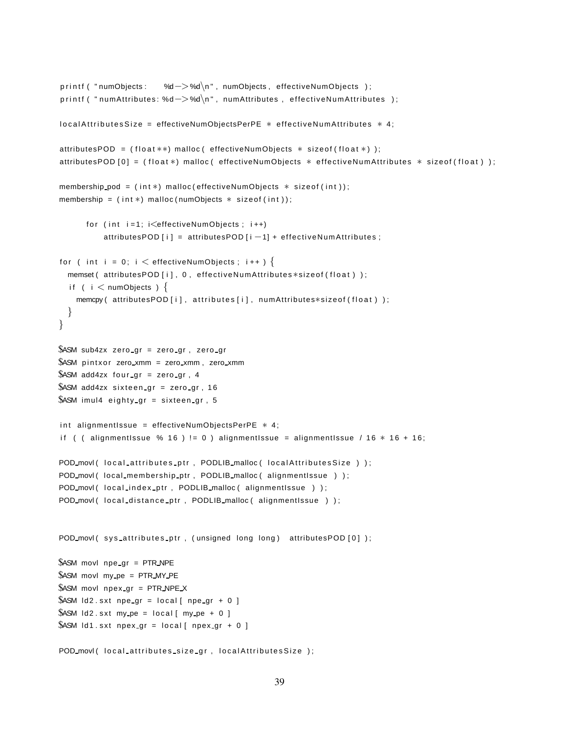```
printf( "numObjects:     %d->%d\n", numObjects, effectiveNumObjects );
printf( "numAttributes: %d->%d\n", numAttributes, effectiveNumAttributes );

localAttributesSize = effectiveNumObjectsPerPE * effectiveNumAttributes * 4;

attributesPOD = (float**) malloc( effectiveNumObjects * sizeof(float*) );
attributesPOD[0] = (float*) malloc( effectiveNumObjects * effectiveNumAttributes * sizeof(float) );

membership_pod = (int*) malloc(effectiveNumObjects * sizeof(int));
membership = (int*) malloc(numObjects * sizeof(int));

      for (int i=1; i<effectiveNumObjects; i++)
          attributesPOD[i] = attributesPOD[i-1] + effectiveNumAttributes;

for ( int i = 0; i < effectiveNumObjects; i++ ) {
  memset( attributesPOD[i], 0, effectiveNumAttributes*sizeof(float) );
  if ( i < numObjects ) {
    memcpy( attributesPOD[i], attributes[i], numAttributes*sizeof(float) );
  }
}

$ASM sub4zx zero_gr = zero_gr, zero_gr
$ASM pintxor zero_xmm = zero_xmm, zero_xmm
$ASM add4zx four_gr = zero_gr, 4
$ASM add4zx sixteen_gr = zero_gr, 16
$ASM imul4 eighty_gr = sixteen_gr, 5

int alignmentIssue = effectiveNumObjectsPerPE * 4;
if ( ( alignmentIssue % 16 ) != 0 ) alignmentIssue = alignmentIssue / 16 * 16 + 16;

POD_movl( local_attributes_ptr, PODLIB_malloc( localAttributesSize ) );
POD_movl( local_membership_ptr, PODLIB_malloc( alignmentIssue ) );
POD_movl( local_index_ptr, PODLIB_malloc( alignmentIssue ) );
POD_movl( local_distance_ptr, PODLIB_malloc( alignmentIssue ) );


POD_movl( sys_attributes_ptr, (unsigned long long) attributesPOD[0] );

$ASM movl npe_gr = PTR_NPE
$ASM movl my_pe = PTR_MY_PE
$ASM movl npex_gr = PTR_NPE_X
$ASM ld2.sxt npe_gr = local[ npe_gr + 0 ]
$ASM ld2.sxt my_pe = local[ my_pe + 0 ]
$ASM ld1.sxt npex_gr = local[ npex_gr + 0 ]

POD_movl( local_attributes_size_gr, localAttributesSize );
```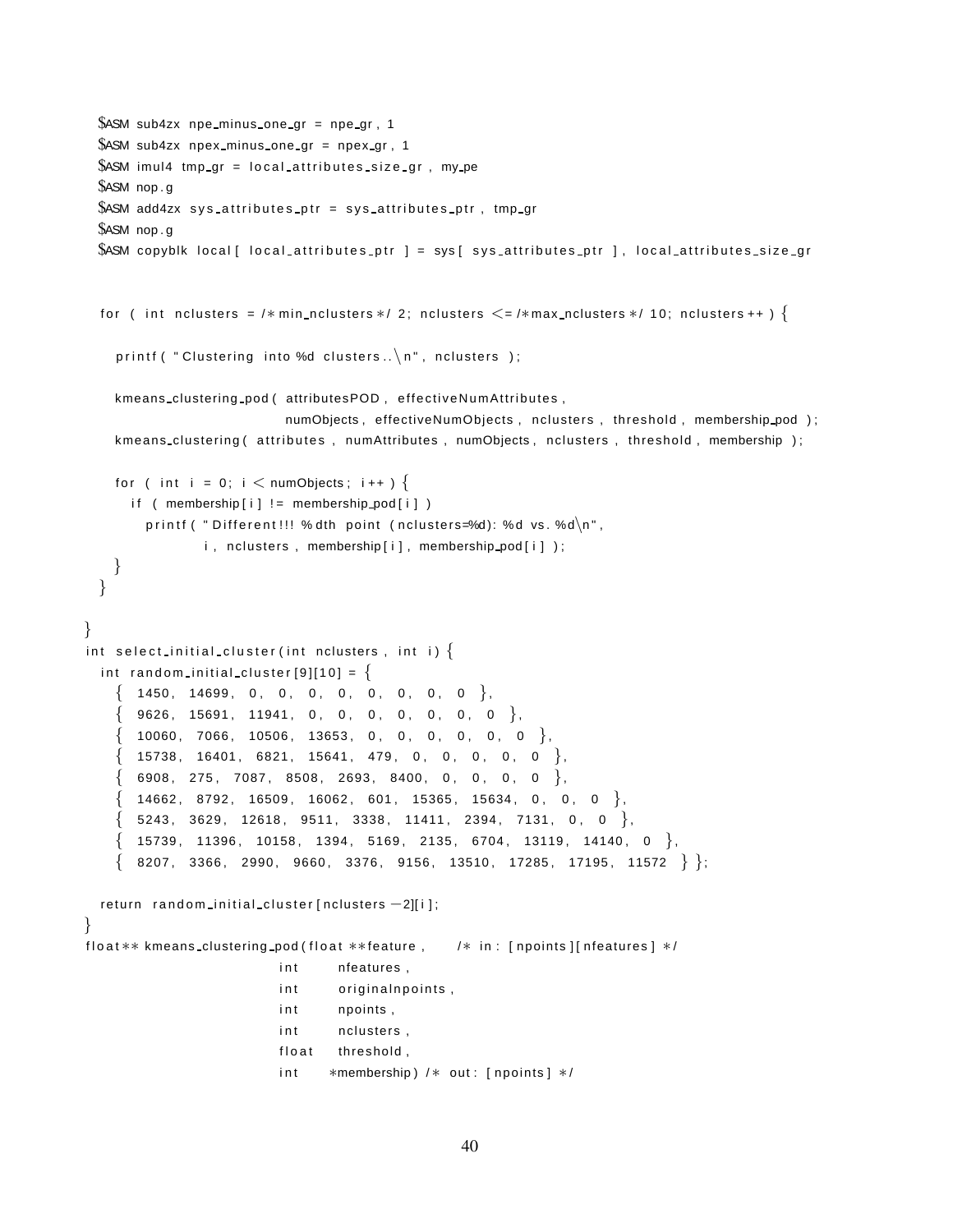```
  $ASM sub4zx npe_minus_one_gr = npe_gr, 1
  $ASM sub4zx npex_minus_one_gr = npex_gr, 1
  $ASM imul4 tmp_gr = local_attributes_size_gr, my_pe
  $ASM nop.g
  $ASM add4zx sys_attributes_ptr = sys_attributes_ptr, tmp_gr
  $ASM nop.g
  $ASM copyblk local[ local_attributes_ptr ] = sys[ sys_attributes_ptr ], local_attributes_size_gr


  for ( int nclusters = /*min_nclusters*/ 2; nclusters <= /*max_nclusters*/ 10; nclusters++ ) {

    printf( "Clustering into %d clusters..\n", nclusters );

    kmeans_clustering_pod( attributesPOD, effectiveNumAttributes,
                           numObjects, effectiveNumObjects, nclusters, threshold, membership_pod );
    kmeans_clustering( attributes, numAttributes, numObjects, nclusters, threshold, membership );

    for ( int i = 0; i < numObjects; i++ ) {
      if ( membership[i] != membership_pod[i] )
        printf( "Different!!! %dth point (nclusters=%d): %d vs. %d\n",
                i, nclusters, membership[i], membership_pod[i] );
    }
  }

}
int select_initial_cluster(int nclusters, int i) {
  int random_initial_cluster[9][10] = {
    { 1450, 14699, 0, 0, 0, 0, 0, 0, 0, 0 },
    { 9626, 15691, 11941, 0, 0, 0, 0, 0, 0, 0 },
    { 10060, 7066, 10506, 13653, 0, 0, 0, 0, 0, 0 },
    { 15738, 16401, 6821, 15641, 479, 0, 0, 0, 0, 0 },
    { 6908, 275, 7087, 8508, 2693, 8400, 0, 0, 0, 0 },
    { 14662, 8792, 16509, 16062, 601, 15365, 15634, 0, 0, 0 },
    { 5243, 3629, 12618, 9511, 3338, 11411, 2394, 7131, 0, 0 },
    { 15739, 11396, 10158, 1394, 5169, 2135, 6704, 13119, 14140, 0 },
    { 8207, 3366, 2990, 9660, 3376, 9156, 13510, 17285, 17195, 11572 } };

  return random_initial_cluster[nclusters-2][i];
}
float** kmeans_clustering_pod(float **feature,    /* in: [npoints][nfeatures] */
                          int     nfeatures,
                          int     originalnpoints,
                          int     npoints,
                          int     nclusters,
                          float   threshold,
                          int     *membership) /* out: [npoints] */
```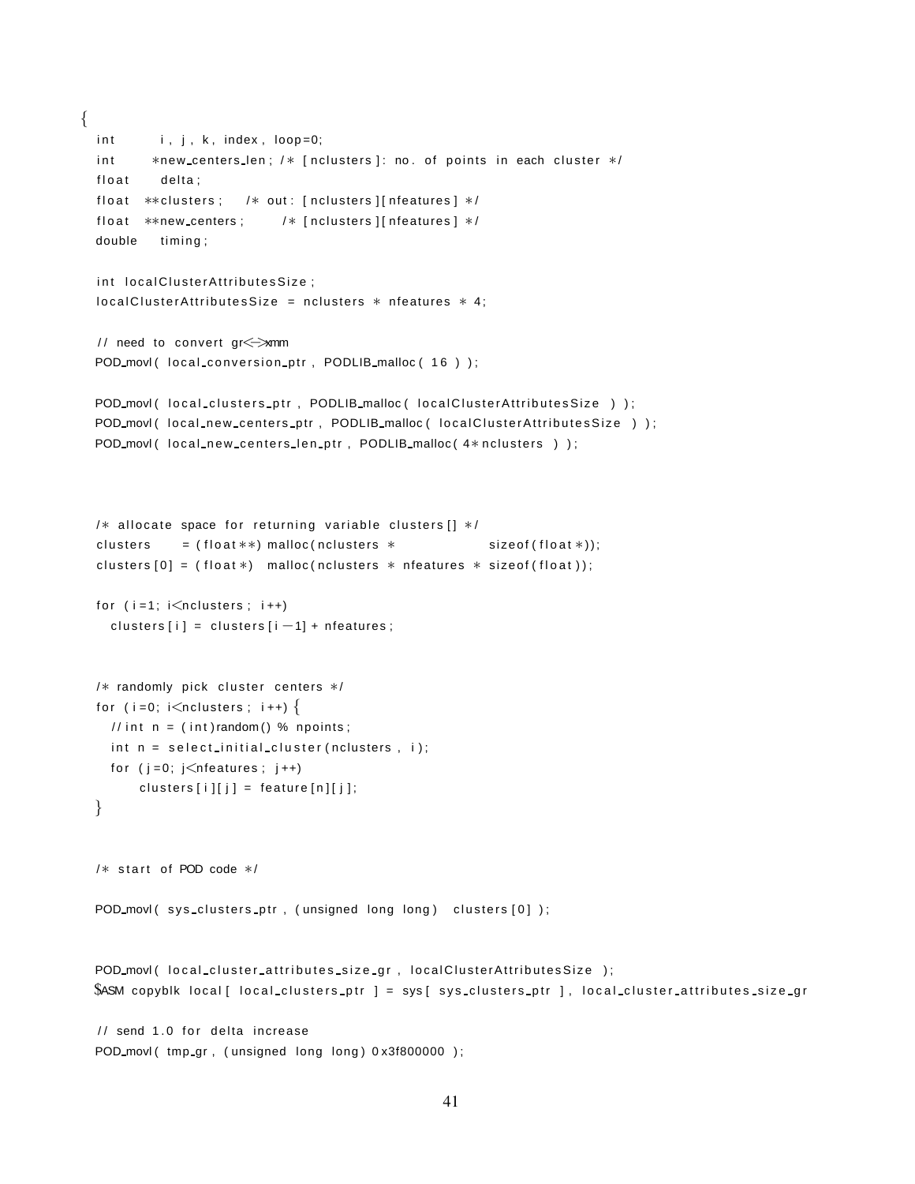```
{
    int     i, j, k, index, loop=0;
    int     *new_centers_len; /* [nclusters]: no. of points in each cluster */
    float   delta;
    float   **clusters;   /* out: [nclusters][nfeatures] */
    float   **new_centers;    /* [nclusters][nfeatures] */
    double  timing;

    int localClusterAttributesSize;
    localClusterAttributesSize = nclusters * nfeatures * 4;

    // need to convert gr<->xmm
    POD_movl( local_conversion_ptr, PODLIB_malloc( 16 ) );

    POD_movl( local_clusters_ptr, PODLIB_malloc( localClusterAttributesSize ) );
    POD_movl( local_new_centers_ptr, PODLIB_malloc( localClusterAttributesSize ) );
    POD_movl( local_new_centers_len_ptr, PODLIB_malloc( 4*nclusters ) );



    /* allocate space for returning variable clusters[] */
    clusters    = (float**) malloc(nclusters *            sizeof(float*));
    clusters[0] = (float*)  malloc(nclusters * nfeatures * sizeof(float));

    for (i=1; i<nclusters; i++)
      clusters[i] = clusters[i-1] + nfeatures;


    /* randomly pick cluster centers */
    for (i=0; i<nclusters; i++) {
      //int n = (int)random() % npoints;
      int n = select_initial_cluster(nclusters, i);
      for (j=0; j<nfeatures; j++)
          clusters[i][j] = feature[n][j];
    }


    /* start of POD code */

    POD_movl( sys_clusters_ptr, (unsigned long long) clusters[0] );


    POD_movl( local_cluster_attributes_size_gr, localClusterAttributesSize );
    $ASM copyblk local[ local_clusters_ptr ] = sys[ sys_clusters_ptr ], local_cluster_attributes_size_gr

    // send 1.0 for delta increase
    POD_movl( tmp_gr, (unsigned long long) 0x3f800000 );
```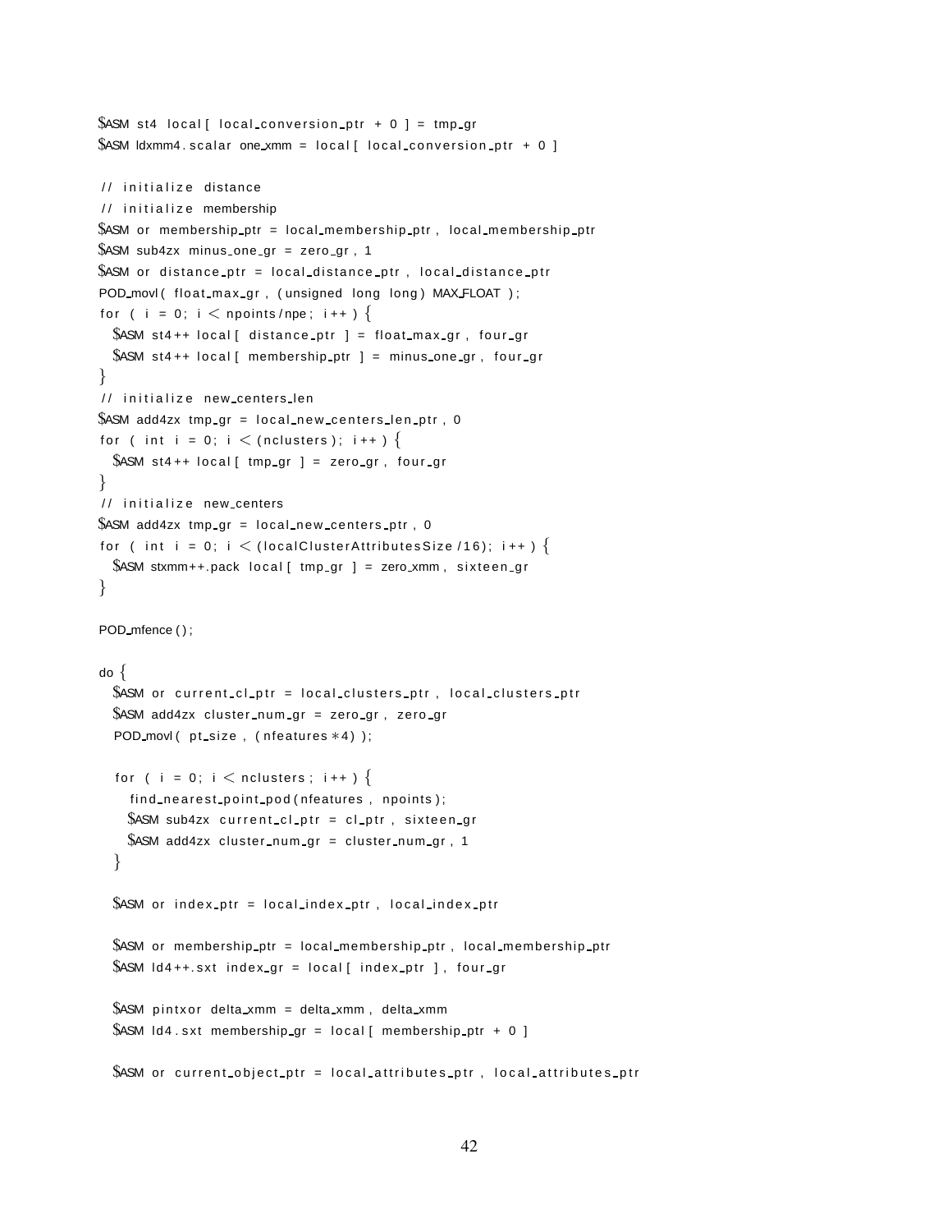```
$ASM st4 local[ local_conversion_ptr + 0 ] = tmp_gr
$ASM ldxmm4.scalar one_xmm = local[ local_conversion_ptr + 0 ]

// initialize distance
// initialize membership
$ASM or membership_ptr = local_membership_ptr, local_membership_ptr
$ASM sub4zx minus_one_gr = zero_gr, 1
$ASM or distance_ptr = local_distance_ptr, local_distance_ptr
POD_movl( float_max_gr, (unsigned long long) MAX_FLOAT );
for ( i = 0; i < npoints/npe; i++) {
  $ASM st4++ local[ distance_ptr ] = float_max_gr, four_gr
  $ASM st4++ local[ membership_ptr ] = minus_one_gr, four_gr
}
// initialize new_centers_len
$ASM add4zx tmp_gr = local_new_centers_len_ptr, 0
for ( int i = 0; i < (nclusters); i++) {
  $ASM st4++ local[ tmp_gr ] = zero_gr, four_gr
}
// initialize new_centers
$ASM add4zx tmp_gr = local_new_centers_ptr, 0
for ( int i = 0; i < (localClusterAttributesSize/16); i++) {
  $ASM stxmm++.pack local[ tmp_gr ] = zero_xmm, sixteen_gr
}

POD_mfence();

do {
  $ASM or current_cl_ptr = local_clusters_ptr, local_clusters_ptr
  $ASM add4zx cluster_num_gr = zero_gr, zero_gr
  POD_movl( pt_size, (nfeatures*4) );

  for ( i = 0; i < nclusters; i++) {
    find_nearest_point_pod(nfeatures, npoints);
    $ASM sub4zx current_cl_ptr = cl_ptr, sixteen_gr
    $ASM add4zx cluster_num_gr = cluster_num_gr, 1
  }

  $ASM or index_ptr = local_index_ptr, local_index_ptr

  $ASM or membership_ptr = local_membership_ptr, local_membership_ptr
  $ASM ld4++.sxt index_gr = local[ index_ptr ], four_gr

  $ASM pintxor delta_xmm = delta_xmm, delta_xmm
  $ASM ld4.sxt membership_gr = local[ membership_ptr + 0 ]

  $ASM or current_object_ptr = local_attributes_ptr, local_attributes_ptr
```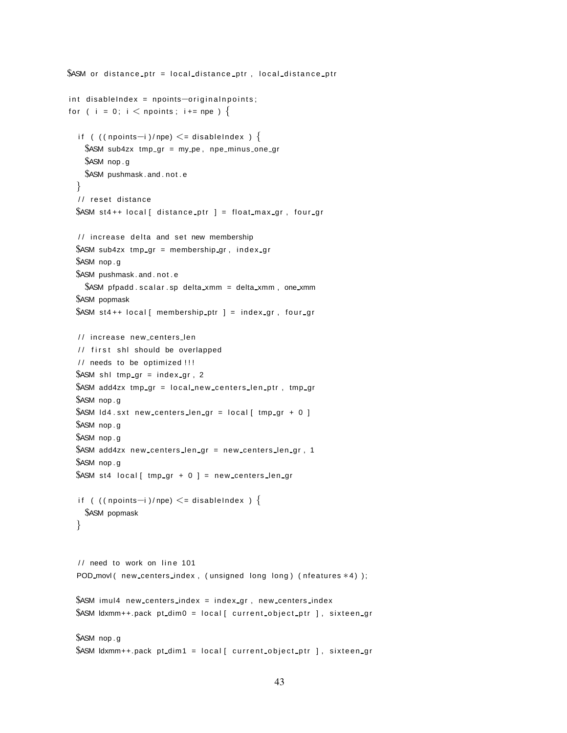```
$ASM or distance_ptr = local_distance_ptr , local_distance_ptr

int disableIndex = npoints-originalnpoints;
for ( i = 0; i < npoints; i+= npe ) {

  if ( ((npoints-i)/npe) <= disableIndex ) {
    $ASM sub4zx tmp_gr = my_pe, npe_minus_one_gr
    $ASM nop.g
    $ASM pushmask.and.not.e
  }
  // reset distance
  $ASM st4++ local[ distance_ptr ] = float_max_gr, four_gr

  // increase delta and set new membership
  $ASM sub4zx tmp_gr = membership_gr, index_gr
  $ASM nop.g
  $ASM pushmask.and.not.e
    $ASM pfpadd.scalar.sp delta_xmm = delta_xmm, one_xmm
  $ASM popmask
  $ASM st4++ local[ membership_ptr ] = index_gr, four_gr

  // increase new_centers_len
  // first shl should be overlapped
  // needs to be optimized!!!
  $ASM shl tmp_gr = index_gr, 2
  $ASM add4zx tmp_gr = local_new_centers_len_ptr, tmp_gr
  $ASM nop.g
  $ASM ld4.sxt new_centers_len_gr = local[ tmp_gr + 0 ]
  $ASM nop.g
  $ASM nop.g
  $ASM add4zx new_centers_len_gr = new_centers_len_gr, 1
  $ASM nop.g
  $ASM st4 local[ tmp_gr + 0 ] = new_centers_len_gr

  if ( ((npoints-i)/npe) <= disableIndex ) {
    $ASM popmask
  }


  // need to work on line 101
  POD_movl( new_centers_index, (unsigned long long) (nfeatures*4) );

  $ASM imul4 new_centers_index = index_gr, new_centers_index
  $ASM ldxmm++.pack pt_dim0 = local[ current_object_ptr ], sixteen_gr

  $ASM nop.g
  $ASM ldxmm++.pack pt_dim1 = local[ current_object_ptr ], sixteen_gr
```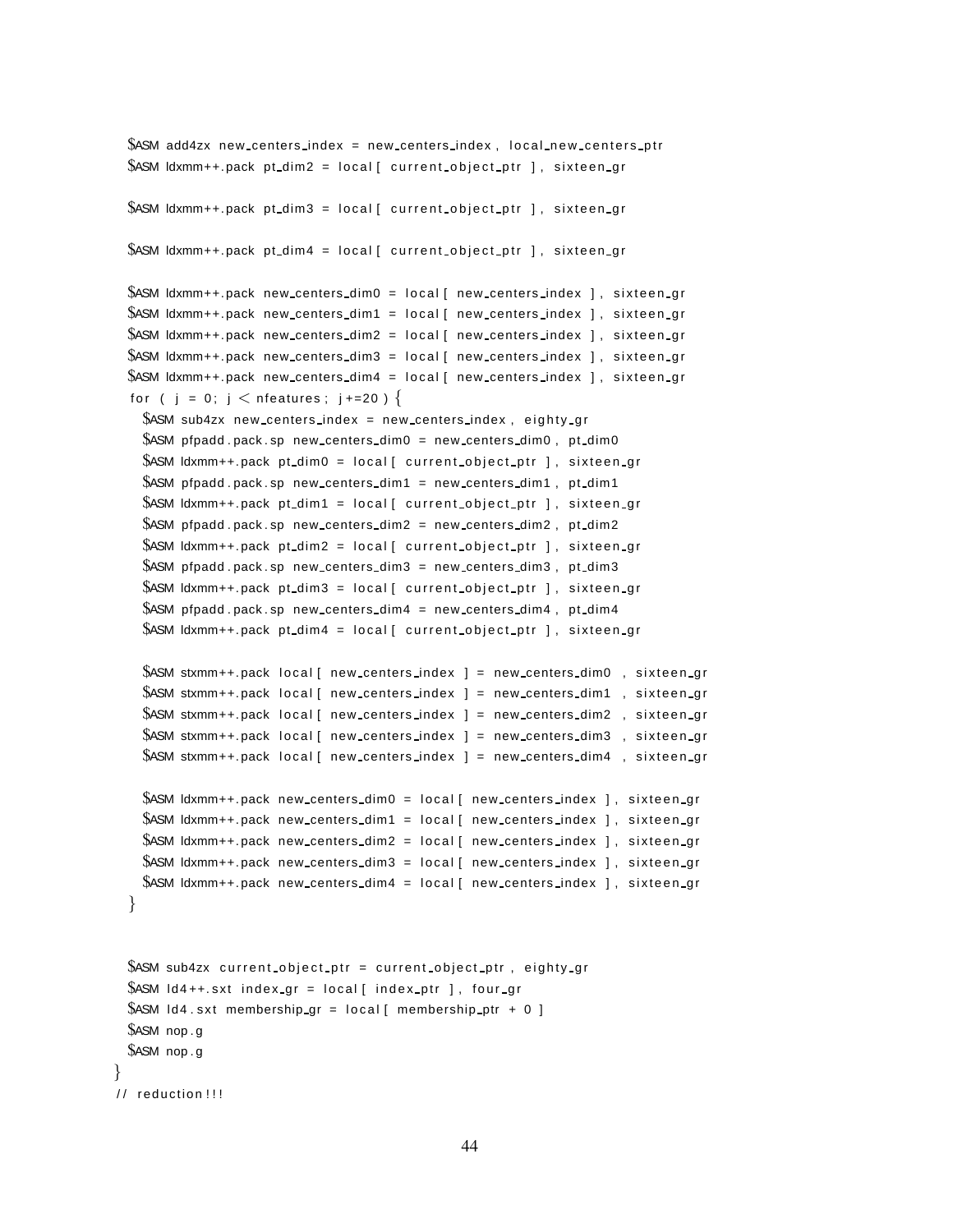```
    $ASM add4zx new_centers_index = new_centers_index, local_new_centers_ptr
    $ASM ldxmm++.pack pt_dim2 = local[ current_object_ptr ], sixteen_gr

    $ASM ldxmm++.pack pt_dim3 = local[ current_object_ptr ], sixteen_gr

    $ASM ldxmm++.pack pt_dim4 = local[ current_object_ptr ], sixteen_gr

    $ASM ldxmm++.pack new_centers_dim0 = local[ new_centers_index ], sixteen_gr
    $ASM ldxmm++.pack new_centers_dim1 = local[ new_centers_index ], sixteen_gr
    $ASM ldxmm++.pack new_centers_dim2 = local[ new_centers_index ], sixteen_gr
    $ASM ldxmm++.pack new_centers_dim3 = local[ new_centers_index ], sixteen_gr
    $ASM ldxmm++.pack new_centers_dim4 = local[ new_centers_index ], sixteen_gr
    for ( j = 0; j < nfeatures; j+=20 ) {
      $ASM sub4zx new_centers_index = new_centers_index, eighty_gr
      $ASM pfpadd.pack.sp new_centers_dim0 = new_centers_dim0, pt_dim0
      $ASM ldxmm++.pack pt_dim0 = local[ current_object_ptr ], sixteen_gr
      $ASM pfpadd.pack.sp new_centers_dim1 = new_centers_dim1, pt_dim1
      $ASM ldxmm++.pack pt_dim1 = local[ current_object_ptr ], sixteen_gr
      $ASM pfpadd.pack.sp new_centers_dim2 = new_centers_dim2, pt_dim2
      $ASM ldxmm++.pack pt_dim2 = local[ current_object_ptr ], sixteen_gr
      $ASM pfpadd.pack.sp new_centers_dim3 = new_centers_dim3, pt_dim3
      $ASM ldxmm++.pack pt_dim3 = local[ current_object_ptr ], sixteen_gr
      $ASM pfpadd.pack.sp new_centers_dim4 = new_centers_dim4, pt_dim4
      $ASM ldxmm++.pack pt_dim4 = local[ current_object_ptr ], sixteen_gr

      $ASM stxmm++.pack local[ new_centers_index ] = new_centers_dim0 , sixteen_gr
      $ASM stxmm++.pack local[ new_centers_index ] = new_centers_dim1 , sixteen_gr
      $ASM stxmm++.pack local[ new_centers_index ] = new_centers_dim2 , sixteen_gr
      $ASM stxmm++.pack local[ new_centers_index ] = new_centers_dim3 , sixteen_gr
      $ASM stxmm++.pack local[ new_centers_index ] = new_centers_dim4 , sixteen_gr

      $ASM ldxmm++.pack new_centers_dim0 = local[ new_centers_index ], sixteen_gr
      $ASM ldxmm++.pack new_centers_dim1 = local[ new_centers_index ], sixteen_gr
      $ASM ldxmm++.pack new_centers_dim2 = local[ new_centers_index ], sixteen_gr
      $ASM ldxmm++.pack new_centers_dim3 = local[ new_centers_index ], sixteen_gr
      $ASM ldxmm++.pack new_centers_dim4 = local[ new_centers_index ], sixteen_gr
    }


    $ASM sub4zx current_object_ptr = current_object_ptr, eighty_gr
    $ASM ld4++.sxt index_gr = local[ index_ptr ], four_gr
    $ASM ld4.sxt membership_gr = local[ membership_ptr + 0 ]
    $ASM nop.g
    $ASM nop.g
  }
  // reduction!!!
```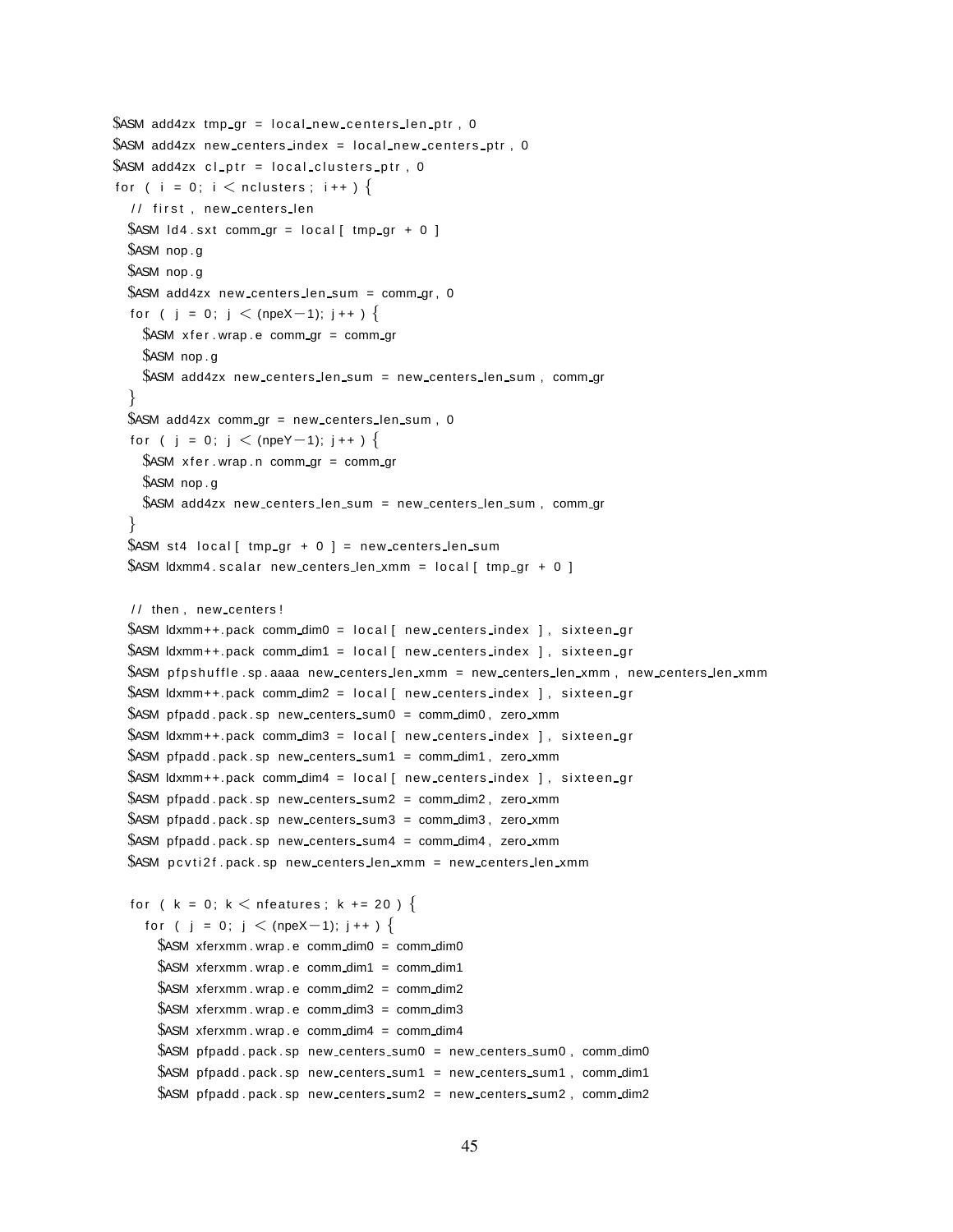```
$ASM add4zx tmp_gr = local_new_centers_len_ptr , 0
$ASM add4zx new_centers_index = local_new_centers_ptr , 0
$ASM add4zx cl_ptr = local_clusters_ptr , 0
for ( i = 0; i < nclusters ; i++ ) {
  // first , new_centers_len
  $ASM ld4.sxt comm_gr = local [ tmp_gr + 0 ]
  $ASM nop.g
  $ASM nop.g
  $ASM add4zx new_centers_len_sum = comm_gr, 0
  for ( j = 0; j < (npeX-1); j++ ) {
    $ASM xfer.wrap.e comm_gr = comm_gr
    $ASM nop.g
    $ASM add4zx new_centers_len_sum = new_centers_len_sum , comm_gr
  }
  $ASM add4zx comm_gr = new_centers_len_sum , 0
  for ( j = 0; j < (npeY-1); j++ ) {
    $ASM xfer.wrap.n comm_gr = comm_gr
    $ASM nop.g
    $ASM add4zx new_centers_len_sum = new_centers_len_sum , comm_gr
  }
  $ASM st4 local [ tmp_gr + 0 ] = new_centers_len_sum
  $ASM ldxmm4.scalar new_centers_len_xmm = local [ tmp_gr + 0 ]

  // then , new_centers!
  $ASM ldxmm++.pack comm_dim0 = local [ new_centers_index ] , sixteen_gr
  $ASM ldxmm++.pack comm_dim1 = local [ new_centers_index ] , sixteen_gr
  $ASM pfpshuffle.sp.aaaa new_centers_len_xmm = new_centers_len_xmm , new_centers_len_xmm
  $ASM ldxmm++.pack comm_dim2 = local [ new_centers_index ] , sixteen_gr
  $ASM pfpadd.pack.sp new_centers_sum0 = comm_dim0, zero_xmm
  $ASM ldxmm++.pack comm_dim3 = local [ new_centers_index ] , sixteen_gr
  $ASM pfpadd.pack.sp new_centers_sum1 = comm_dim1, zero_xmm
  $ASM ldxmm++.pack comm_dim4 = local [ new_centers_index ] , sixteen_gr
  $ASM pfpadd.pack.sp new_centers_sum2 = comm_dim2, zero_xmm
  $ASM pfpadd.pack.sp new_centers_sum3 = comm_dim3, zero_xmm
  $ASM pfpadd.pack.sp new_centers_sum4 = comm_dim4, zero_xmm
  $ASM pcvti2f.pack.sp new_centers_len_xmm = new_centers_len_xmm

  for ( k = 0; k < nfeatures ; k += 20 ) {
    for ( j = 0; j < (npeX-1); j++ ) {
      $ASM xferxmm.wrap.e comm_dim0 = comm_dim0
      $ASM xferxmm.wrap.e comm_dim1 = comm_dim1
      $ASM xferxmm.wrap.e comm_dim2 = comm_dim2
      $ASM xferxmm.wrap.e comm_dim3 = comm_dim3
      $ASM xferxmm.wrap.e comm_dim4 = comm_dim4
      $ASM pfpadd.pack.sp new_centers_sum0 = new_centers_sum0 , comm_dim0
      $ASM pfpadd.pack.sp new_centers_sum1 = new_centers_sum1 , comm_dim1
      $ASM pfpadd.pack.sp new_centers_sum2 = new_centers_sum2 , comm_dim2
```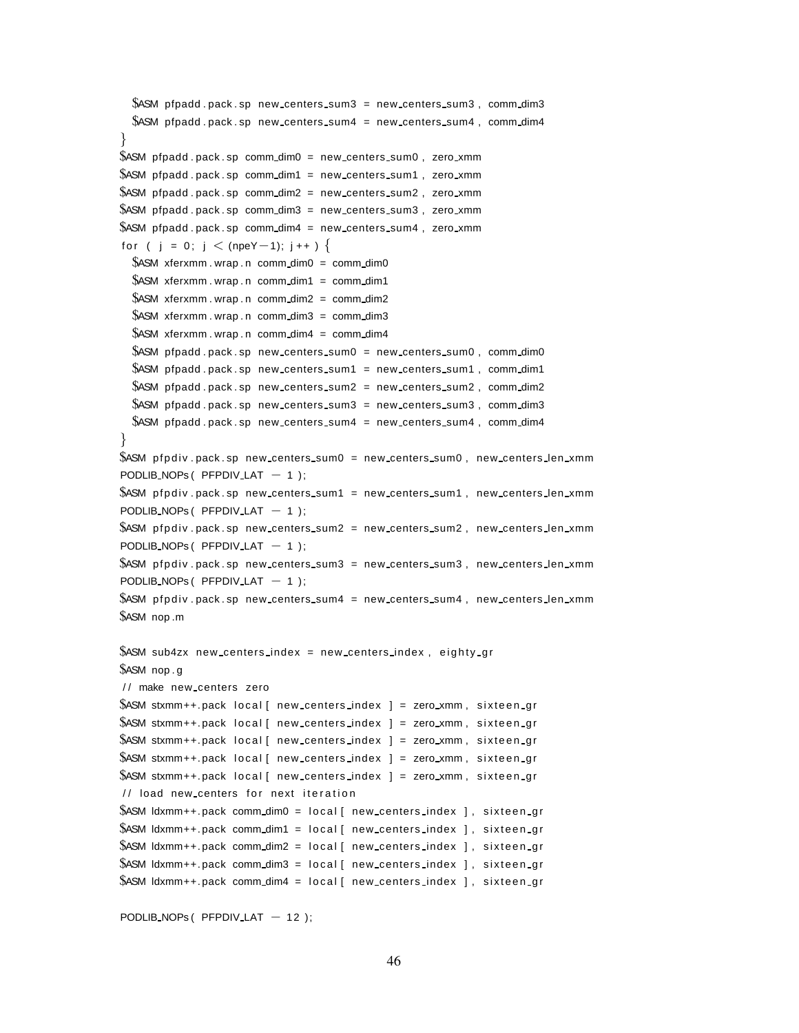```
  $ASM pfpadd.pack.sp new_centers_sum3 = new_centers_sum3, comm_dim3
  $ASM pfpadd.pack.sp new_centers_sum4 = new_centers_sum4, comm_dim4
}
$ASM pfpadd.pack.sp comm_dim0 = new_centers_sum0, zero_xmm
$ASM pfpadd.pack.sp comm_dim1 = new_centers_sum1, zero_xmm
$ASM pfpadd.pack.sp comm_dim2 = new_centers_sum2, zero_xmm
$ASM pfpadd.pack.sp comm_dim3 = new_centers_sum3, zero_xmm
$ASM pfpadd.pack.sp comm_dim4 = new_centers_sum4, zero_xmm
for ( j = 0; j < (npeY-1); j++ ) {
  $ASM xferxmm.wrap.n comm_dim0 = comm_dim0
  $ASM xferxmm.wrap.n comm_dim1 = comm_dim1
  $ASM xferxmm.wrap.n comm_dim2 = comm_dim2
  $ASM xferxmm.wrap.n comm_dim3 = comm_dim3
  $ASM xferxmm.wrap.n comm_dim4 = comm_dim4
  $ASM pfpadd.pack.sp new_centers_sum0 = new_centers_sum0, comm_dim0
  $ASM pfpadd.pack.sp new_centers_sum1 = new_centers_sum1, comm_dim1
  $ASM pfpadd.pack.sp new_centers_sum2 = new_centers_sum2, comm_dim2
  $ASM pfpadd.pack.sp new_centers_sum3 = new_centers_sum3, comm_dim3
  $ASM pfpadd.pack.sp new_centers_sum4 = new_centers_sum4, comm_dim4
}
$ASM pfpdiv.pack.sp new_centers_sum0 = new_centers_sum0, new_centers_len_xmm
PODLIB_NOPs( PFPDIV_LAT - 1 );
$ASM pfpdiv.pack.sp new_centers_sum1 = new_centers_sum1, new_centers_len_xmm
PODLIB_NOPs( PFPDIV_LAT - 1 );
$ASM pfpdiv.pack.sp new_centers_sum2 = new_centers_sum2, new_centers_len_xmm
PODLIB_NOPs( PFPDIV_LAT - 1 );
$ASM pfpdiv.pack.sp new_centers_sum3 = new_centers_sum3, new_centers_len_xmm
PODLIB_NOPs( PFPDIV_LAT - 1 );
$ASM pfpdiv.pack.sp new_centers_sum4 = new_centers_sum4, new_centers_len_xmm
$ASM nop.m

$ASM sub4zx new_centers_index = new_centers_index, eighty_gr
$ASM nop.g
// make new_centers zero
$ASM stxmm++.pack local[ new_centers_index ] = zero_xmm, sixteen_gr
$ASM stxmm++.pack local[ new_centers_index ] = zero_xmm, sixteen_gr
$ASM stxmm++.pack local[ new_centers_index ] = zero_xmm, sixteen_gr
$ASM stxmm++.pack local[ new_centers_index ] = zero_xmm, sixteen_gr
$ASM stxmm++.pack local[ new_centers_index ] = zero_xmm, sixteen_gr
// load new_centers for next iteration
$ASM ldxmm++.pack comm_dim0 = local[ new_centers_index ], sixteen_gr
$ASM ldxmm++.pack comm_dim1 = local[ new_centers_index ], sixteen_gr
$ASM ldxmm++.pack comm_dim2 = local[ new_centers_index ], sixteen_gr
$ASM ldxmm++.pack comm_dim3 = local[ new_centers_index ], sixteen_gr
$ASM ldxmm++.pack comm_dim4 = local[ new_centers_index ], sixteen_gr

PODLIB_NOPs( PFPDIV_LAT - 12 );
```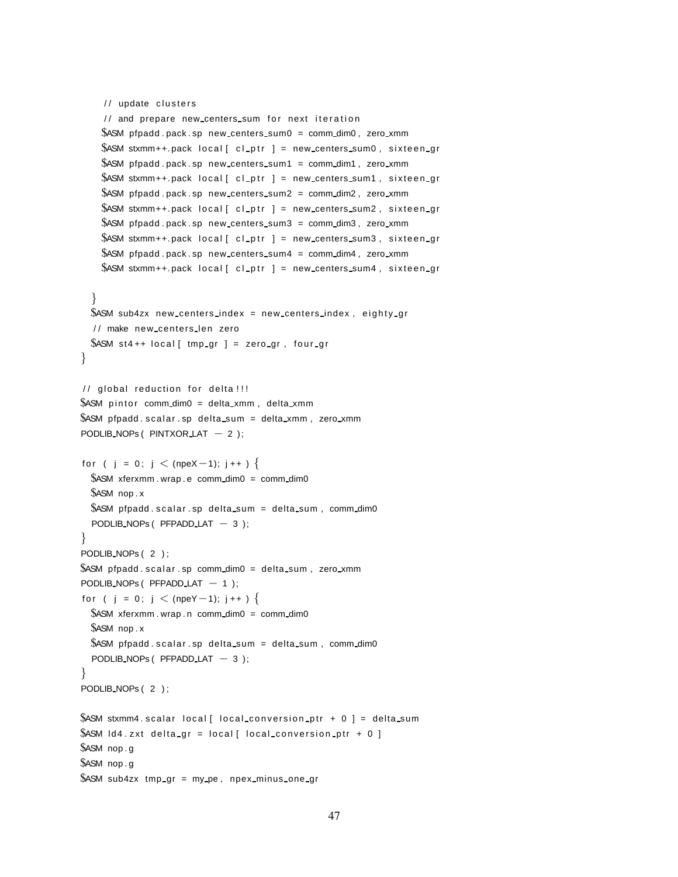```
    // update clusters
    // and prepare new_centers_sum for next iteration
    $ASM pfpadd.pack.sp new_centers_sum0 = comm_dim0, zero_xmm
    $ASM stxmm++.pack local[ cl_ptr ] = new_centers_sum0, sixteen_gr
    $ASM pfpadd.pack.sp new_centers_sum1 = comm_dim1, zero_xmm
    $ASM stxmm++.pack local[ cl_ptr ] = new_centers_sum1, sixteen_gr
    $ASM pfpadd.pack.sp new_centers_sum2 = comm_dim2, zero_xmm
    $ASM stxmm++.pack local[ cl_ptr ] = new_centers_sum2, sixteen_gr
    $ASM pfpadd.pack.sp new_centers_sum3 = comm_dim3, zero_xmm
    $ASM stxmm++.pack local[ cl_ptr ] = new_centers_sum3, sixteen_gr
    $ASM pfpadd.pack.sp new_centers_sum4 = comm_dim4, zero_xmm
    $ASM stxmm++.pack local[ cl_ptr ] = new_centers_sum4, sixteen_gr

  }
  $ASM sub4zx new_centers_index = new_centers_index, eighty_gr
  // make new_centers_len zero
  $ASM st4++ local[ tmp_gr ] = zero_gr, four_gr
}

// global reduction for delta!!!
$ASM pintor comm_dim0 = delta_xmm, delta_xmm
$ASM pfpadd.scalar.sp delta_sum = delta_xmm, zero_xmm
PODLIB_NOPs( PINTXOR_LAT - 2 );

for ( j = 0; j < (npeX-1); j++ ) {
  $ASM xferxmm.wrap.e comm_dim0 = comm_dim0
  $ASM nop.x
  $ASM pfpadd.scalar.sp delta_sum = delta_sum, comm_dim0
  PODLIB_NOPs( PFPADD_LAT - 3 );
}
PODLIB_NOPs( 2 );
$ASM pfpadd.scalar.sp comm_dim0 = delta_sum, zero_xmm
PODLIB_NOPs( PFPADD_LAT - 1 );
for ( j = 0; j < (npeY-1); j++ ) {
  $ASM xferxmm.wrap.n comm_dim0 = comm_dim0
  $ASM nop.x
  $ASM pfpadd.scalar.sp delta_sum = delta_sum, comm_dim0
  PODLIB_NOPs( PFPADD_LAT - 3 );
}
PODLIB_NOPs( 2 );

$ASM stxmm4.scalar local[ local_conversion_ptr + 0 ] = delta_sum
$ASM ld4.zxt delta_gr = local[ local_conversion_ptr + 0 ]
$ASM nop.g
$ASM nop.g
$ASM sub4zx tmp_gr = my_pe, npex_minus_one_gr
```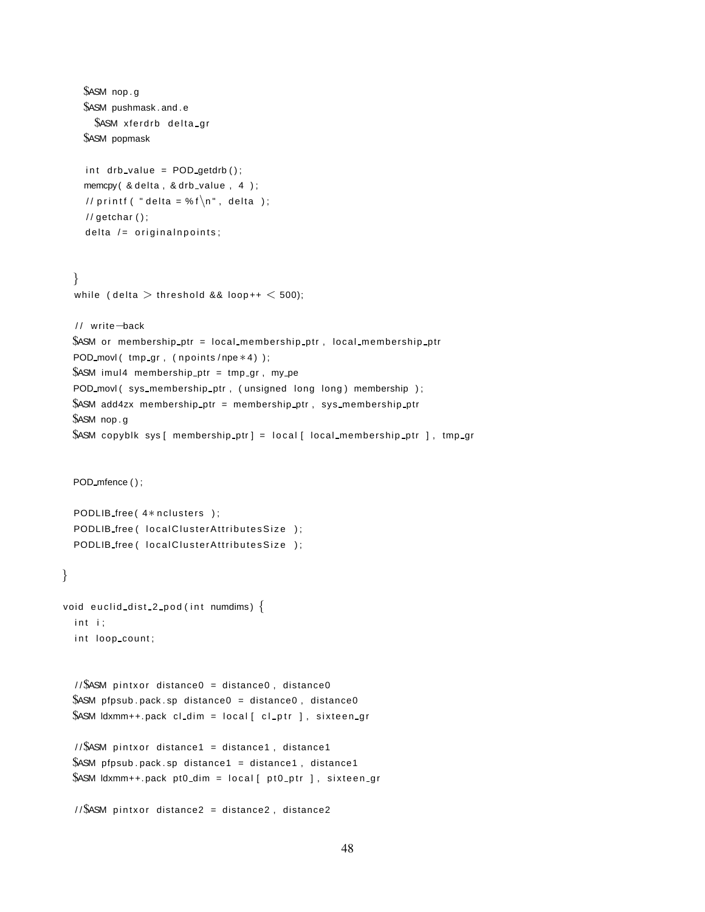```
    $ASM nop.g
    $ASM pushmask.and.e
      $ASM xferdrb delta_gr
    $ASM popmask

    int drb_value = POD_getdrb();
    memcpy( &delta, &drb_value, 4 );
    //printf( "delta = %f\n", delta );
    //getchar();
    delta /= originalnpoints;


  }
  while (delta > threshold && loop++ < 500);

  // write-back
  $ASM or membership_ptr = local_membership_ptr, local_membership_ptr
  POD_movl( tmp_gr, (npoints/npe*4) );
  $ASM imul4 membership_ptr = tmp_gr, my_pe
  POD_movl( sys_membership_ptr, (unsigned long long) membership );
  $ASM add4zx membership_ptr = membership_ptr, sys_membership_ptr
  $ASM nop.g
  $ASM copyblk sys[ membership_ptr] = local[ local_membership_ptr ], tmp_gr


  POD_mfence();

  PODLIB_free( 4*nclusters );
  PODLIB_free( localClusterAttributesSize );
  PODLIB_free( localClusterAttributesSize );

}

void euclid_dist_2_pod(int numdims) {
  int i;
  int loop_count;


  //$ASM pintxor distance0 = distance0, distance0
  $ASM pfpsub.pack.sp distance0 = distance0, distance0
  $ASM ldxmm++.pack cl_dim = local[ cl_ptr ], sixteen_gr

  //$ASM pintxor distance1 = distance1, distance1
  $ASM pfpsub.pack.sp distance1 = distance1, distance1
  $ASM ldxmm++.pack pt0_dim = local[ pt0_ptr ], sixteen_gr

  //$ASM pintxor distance2 = distance2, distance2
```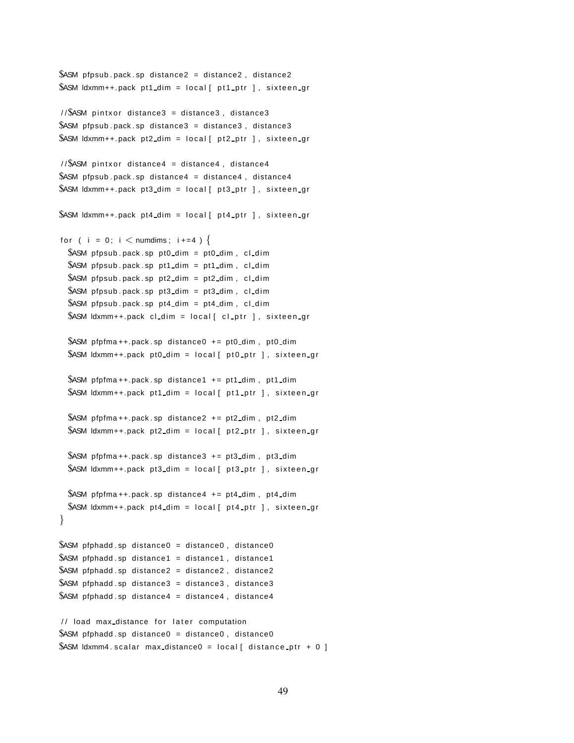```
$ASM pfpsub.pack.sp distance2 = distance2 , distance2
$ASM ldxmm++.pack pt1_dim = local [ pt1_ptr ] , sixteen_gr

//$ASM pintxor distance3 = distance3 , distance3
$ASM pfpsub.pack.sp distance3 = distance3 , distance3
$ASM ldxmm++.pack pt2_dim = local [ pt2_ptr ] , sixteen_gr

//$ASM pintxor distance4 = distance4 , distance4
$ASM pfpsub.pack.sp distance4 = distance4 , distance4
$ASM ldxmm++.pack pt3_dim = local [ pt3_ptr ] , sixteen_gr

$ASM ldxmm++.pack pt4_dim = local [ pt4_ptr ] , sixteen_gr

for ( i = 0; i < numdims ; i+=4 ) {
  $ASM pfpsub.pack.sp pt0_dim = pt0_dim , cl_dim
  $ASM pfpsub.pack.sp pt1_dim = pt1_dim , cl_dim
  $ASM pfpsub.pack.sp pt2_dim = pt2_dim , cl_dim
  $ASM pfpsub.pack.sp pt3_dim = pt3_dim , cl_dim
  $ASM pfpsub.pack.sp pt4_dim = pt4_dim , cl_dim
  $ASM ldxmm++.pack cl_dim = local [ cl_ptr ] , sixteen_gr

  $ASM pfpfma++.pack.sp distance0 += pt0_dim , pt0_dim
  $ASM ldxmm++.pack pt0_dim = local [ pt0_ptr ] , sixteen_gr

  $ASM pfpfma++.pack.sp distance1 += pt1_dim , pt1_dim
  $ASM ldxmm++.pack pt1_dim = local [ pt1_ptr ] , sixteen_gr

  $ASM pfpfma++.pack.sp distance2 += pt2_dim , pt2_dim
  $ASM ldxmm++.pack pt2_dim = local [ pt2_ptr ] , sixteen_gr

  $ASM pfpfma++.pack.sp distance3 += pt3_dim , pt3_dim
  $ASM ldxmm++.pack pt3_dim = local [ pt3_ptr ] , sixteen_gr

  $ASM pfpfma++.pack.sp distance4 += pt4_dim , pt4_dim
  $ASM ldxmm++.pack pt4_dim = local [ pt4_ptr ] , sixteen_gr
}

$ASM pfphadd.sp distance0 = distance0 , distance0
$ASM pfphadd.sp distance1 = distance1 , distance1
$ASM pfphadd.sp distance2 = distance2 , distance2
$ASM pfphadd.sp distance3 = distance3 , distance3
$ASM pfphadd.sp distance4 = distance4 , distance4

// load max_distance for later computation
$ASM pfphadd.sp distance0 = distance0 , distance0
$ASM ldxmm4.scalar max_distance0 = local [ distance_ptr + 0 ]
```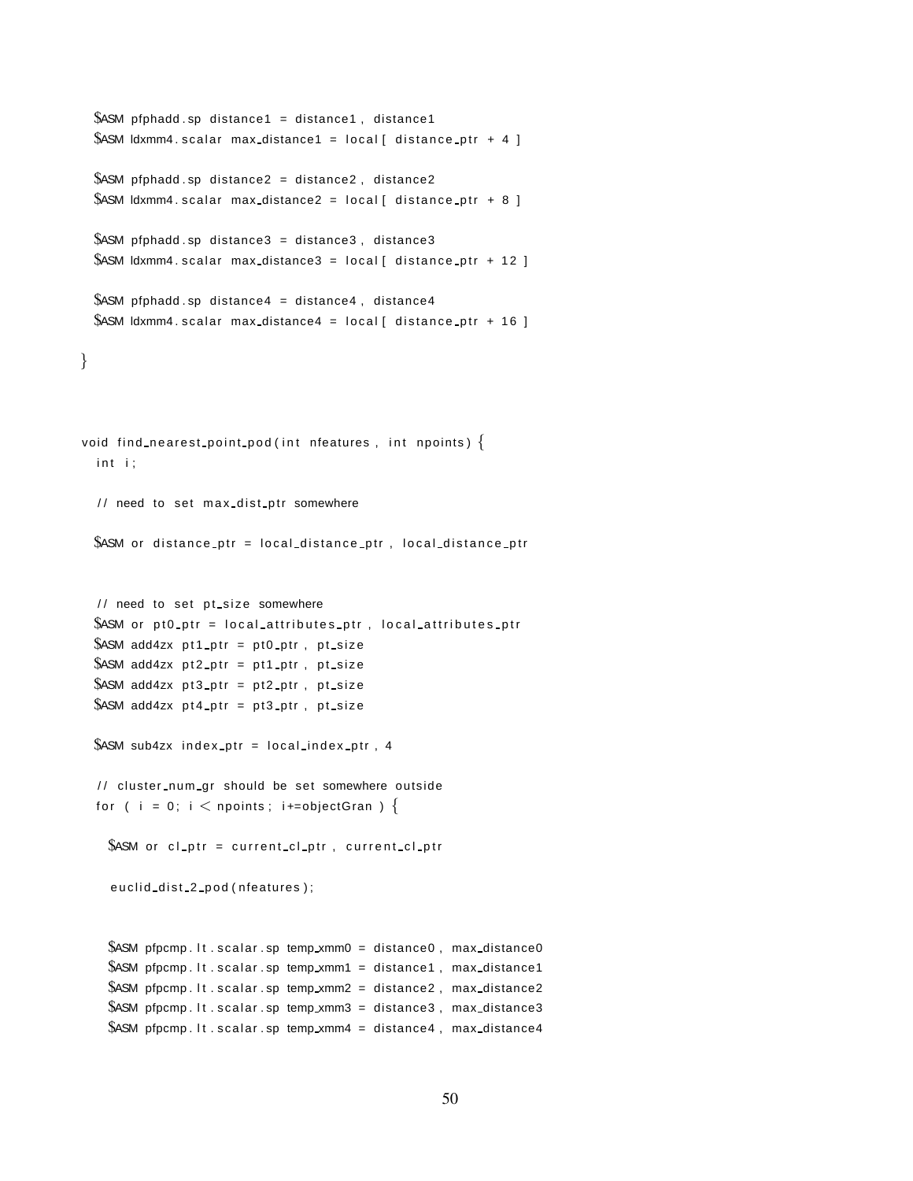```
  $ASM pfphadd.sp distance1 = distance1, distance1
  $ASM ldxmm4.scalar max_distance1 = local[ distance_ptr + 4 ]

  $ASM pfphadd.sp distance2 = distance2, distance2
  $ASM ldxmm4.scalar max_distance2 = local[ distance_ptr + 8 ]

  $ASM pfphadd.sp distance3 = distance3, distance3
  $ASM ldxmm4.scalar max_distance3 = local[ distance_ptr + 12 ]

  $ASM pfphadd.sp distance4 = distance4, distance4
  $ASM ldxmm4.scalar max_distance4 = local[ distance_ptr + 16 ]

}



void find_nearest_point_pod(int nfeatures, int npoints) {
  int i;

  // need to set max_dist_ptr somewhere

  $ASM or distance_ptr = local_distance_ptr, local_distance_ptr


  // need to set pt_size somewhere
  $ASM or pt0_ptr = local_attributes_ptr, local_attributes_ptr
  $ASM add4zx pt1_ptr = pt0_ptr, pt_size
  $ASM add4zx pt2_ptr = pt1_ptr, pt_size
  $ASM add4zx pt3_ptr = pt2_ptr, pt_size
  $ASM add4zx pt4_ptr = pt3_ptr, pt_size

  $ASM sub4zx index_ptr = local_index_ptr, 4

  // cluster_num_gr should be set somewhere outside
  for ( i = 0; i < npoints; i+=objectGran ) {

    $ASM or cl_ptr = current_cl_ptr, current_cl_ptr

    euclid_dist_2_pod(nfeatures);


    $ASM pfpcmp.lt.scalar.sp temp_xmm0 = distance0, max_distance0
    $ASM pfpcmp.lt.scalar.sp temp_xmm1 = distance1, max_distance1
    $ASM pfpcmp.lt.scalar.sp temp_xmm2 = distance2, max_distance2
    $ASM pfpcmp.lt.scalar.sp temp_xmm3 = distance3, max_distance3
    $ASM pfpcmp.lt.scalar.sp temp_xmm4 = distance4, max_distance4
```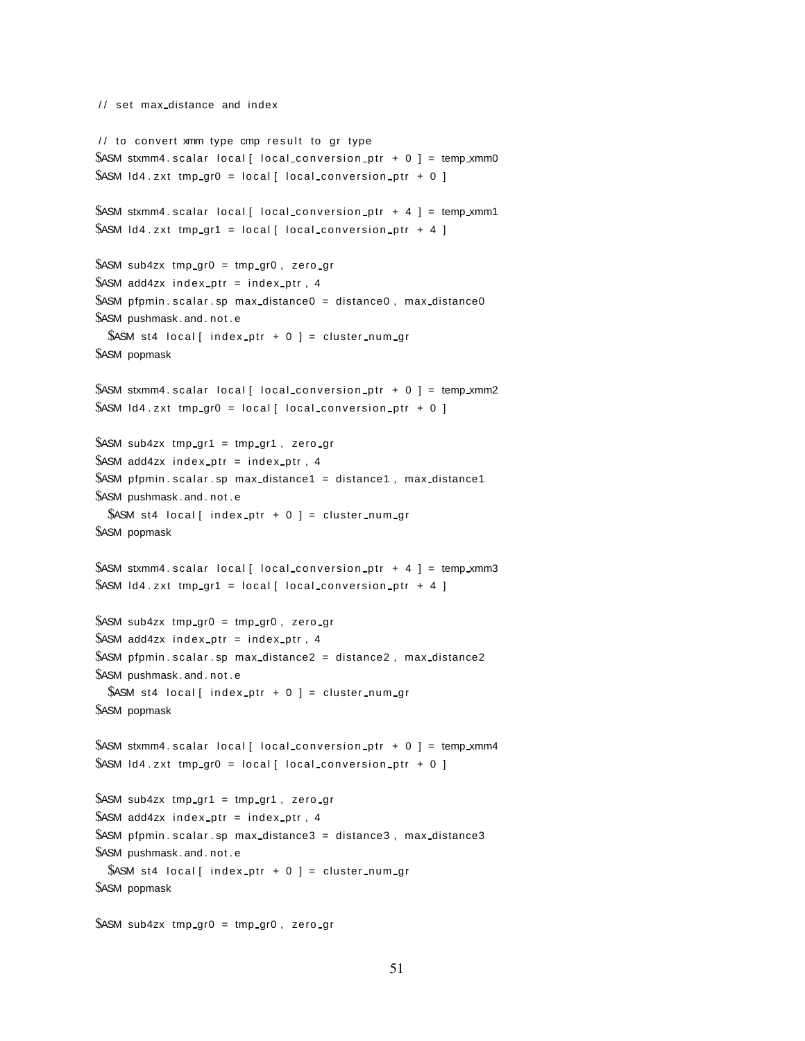```
// set max_distance and index

// to convert xmm type cmp result to gr type
$ASM stxmm4.scalar local[ local_conversion_ptr + 0 ] = temp_xmm0
$ASM ld4.zxt tmp_gr0 = local[ local_conversion_ptr + 0 ]

$ASM stxmm4.scalar local[ local_conversion_ptr + 4 ] = temp_xmm1
$ASM ld4.zxt tmp_gr1 = local[ local_conversion_ptr + 4 ]

$ASM sub4zx tmp_gr0 = tmp_gr0, zero_gr
$ASM add4zx index_ptr = index_ptr, 4
$ASM pfpmin.scalar.sp max_distance0 = distance0, max_distance0
$ASM pushmask.and.not.e
  $ASM st4 local[ index_ptr + 0 ] = cluster_num_gr
$ASM popmask

$ASM stxmm4.scalar local[ local_conversion_ptr + 0 ] = temp_xmm2
$ASM ld4.zxt tmp_gr0 = local[ local_conversion_ptr + 0 ]

$ASM sub4zx tmp_gr1 = tmp_gr1, zero_gr
$ASM add4zx index_ptr = index_ptr, 4
$ASM pfpmin.scalar.sp max_distance1 = distance1, max_distance1
$ASM pushmask.and.not.e
  $ASM st4 local[ index_ptr + 0 ] = cluster_num_gr
$ASM popmask

$ASM stxmm4.scalar local[ local_conversion_ptr + 4 ] = temp_xmm3
$ASM ld4.zxt tmp_gr1 = local[ local_conversion_ptr + 4 ]

$ASM sub4zx tmp_gr0 = tmp_gr0, zero_gr
$ASM add4zx index_ptr = index_ptr, 4
$ASM pfpmin.scalar.sp max_distance2 = distance2, max_distance2
$ASM pushmask.and.not.e
  $ASM st4 local[ index_ptr + 0 ] = cluster_num_gr
$ASM popmask

$ASM stxmm4.scalar local[ local_conversion_ptr + 0 ] = temp_xmm4
$ASM ld4.zxt tmp_gr0 = local[ local_conversion_ptr + 0 ]

$ASM sub4zx tmp_gr1 = tmp_gr1, zero_gr
$ASM add4zx index_ptr = index_ptr, 4
$ASM pfpmin.scalar.sp max_distance3 = distance3, max_distance3
$ASM pushmask.and.not.e
  $ASM st4 local[ index_ptr + 0 ] = cluster_num_gr
$ASM popmask

$ASM sub4zx tmp_gr0 = tmp_gr0, zero_gr
```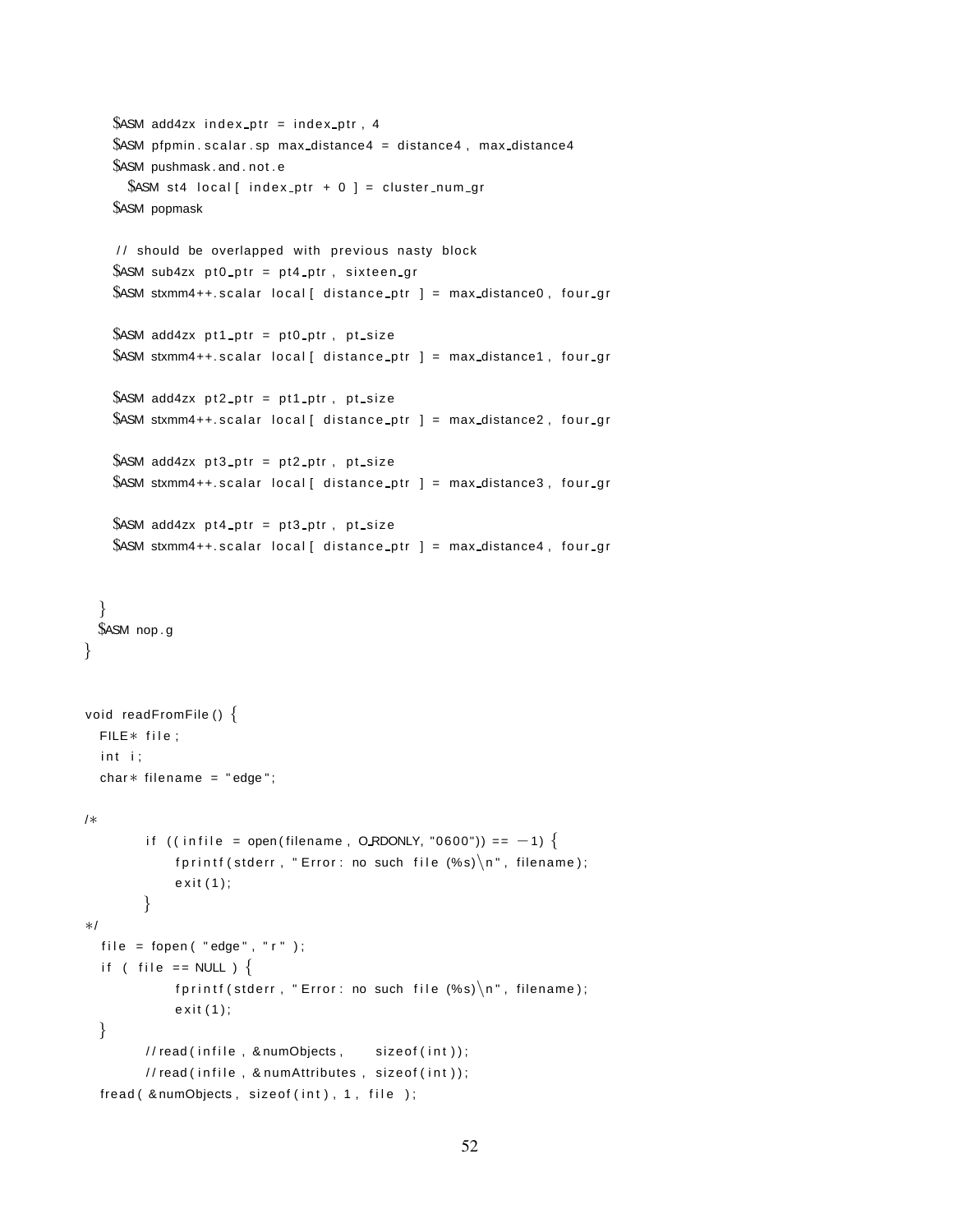```
    $ASM add4zx index_ptr = index_ptr , 4
    $ASM pfpmin.scalar.sp max_distance4 = distance4 , max_distance4
    $ASM pushmask.and.not.e
      $ASM st4 local[ index_ptr + 0 ] = cluster_num_gr
    $ASM popmask

    // should be overlapped with previous nasty block
    $ASM sub4zx pt0_ptr = pt4_ptr , sixteen_gr
    $ASM stxmm4++.scalar local[ distance_ptr ] = max_distance0 , four_gr

    $ASM add4zx pt1_ptr = pt0_ptr , pt_size
    $ASM stxmm4++.scalar local[ distance_ptr ] = max_distance1 , four_gr

    $ASM add4zx pt2_ptr = pt1_ptr , pt_size
    $ASM stxmm4++.scalar local[ distance_ptr ] = max_distance2 , four_gr

    $ASM add4zx pt3_ptr = pt2_ptr , pt_size
    $ASM stxmm4++.scalar local[ distance_ptr ] = max_distance3 , four_gr

    $ASM add4zx pt4_ptr = pt3_ptr , pt_size
    $ASM stxmm4++.scalar local[ distance_ptr ] = max_distance4 , four_gr


  }
  $ASM nop.g
}


void readFromFile() {
  FILE* file;
  int i;
  char* filename = "edge";

/*
        if ((infile = open(filename, O_RDONLY, "0600")) == -1) {
            fprintf(stderr, "Error: no such file (%s)\n", filename);
            exit(1);
        }
*/
  file = fopen( "edge", "r" );
  if ( file == NULL ) {
            fprintf(stderr, "Error: no such file (%s)\n", filename);
            exit(1);
  }
        //read(infile, &numObjects,    sizeof(int));
        //read(infile, &numAttributes, sizeof(int));
  fread( &numObjects, sizeof(int), 1, file );
```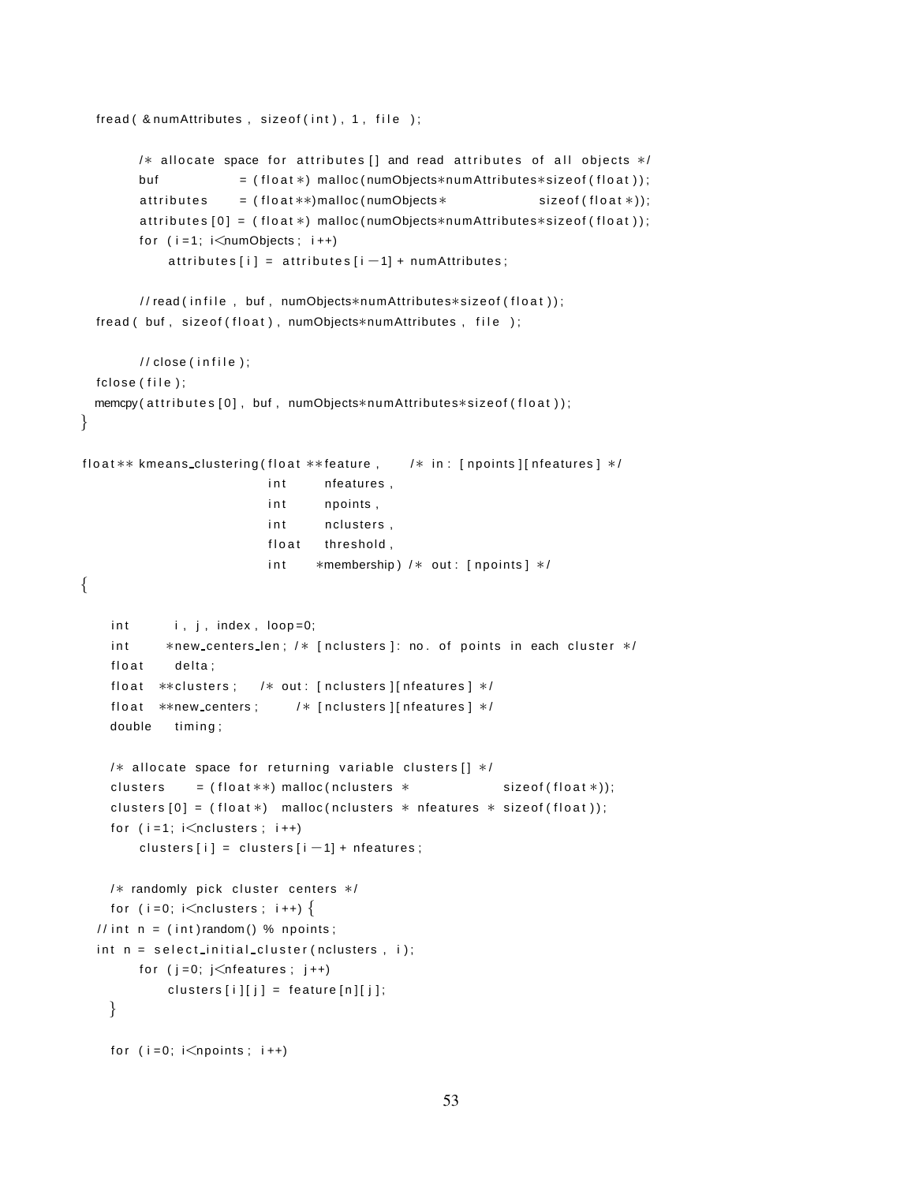```c
  fread( &numAttributes, sizeof(int), 1, file );

        /* allocate space for attributes[] and read attributes of all objects */
        buf           = (float*) malloc(numObjects*numAttributes*sizeof(float));
        attributes    = (float**)malloc(numObjects*             sizeof(float*));
        attributes[0] = (float*) malloc(numObjects*numAttributes*sizeof(float));
        for (i=1; i<numObjects; i++)
            attributes[i] = attributes[i-1] + numAttributes;

        //read(infile, buf, numObjects*numAttributes*sizeof(float));
  fread( buf, sizeof(float), numObjects*numAttributes, file );

        //close(infile);
  fclose(file);
  memcpy(attributes[0], buf, numObjects*numAttributes*sizeof(float));
}

float** kmeans_clustering(float **feature,    /* in: [npoints][nfeatures] */
                          int     nfeatures,
                          int     npoints,
                          int     nclusters,
                          float   threshold,
                          int    *membership) /* out: [npoints] */
{

    int      i, j, index, loop=0;
    int     *new_centers_len; /* [nclusters]: no. of points in each cluster */
    float    delta;
    float  **clusters;   /* out: [nclusters][nfeatures] */
    float  **new_centers;     /* [nclusters][nfeatures] */
    double   timing;

    /* allocate space for returning variable clusters[] */
    clusters    = (float**) malloc(nclusters *            sizeof(float*));
    clusters[0] = (float*)  malloc(nclusters * nfeatures * sizeof(float));
    for (i=1; i<nclusters; i++)
        clusters[i] = clusters[i-1] + nfeatures;

    /* randomly pick cluster centers */
    for (i=0; i<nclusters; i++) {
  //int n = (int)random() % npoints;
  int n = select_initial_cluster(nclusters, i);
        for (j=0; j<nfeatures; j++)
            clusters[i][j] = feature[n][j];
    }

    for (i=0; i<npoints; i++)
```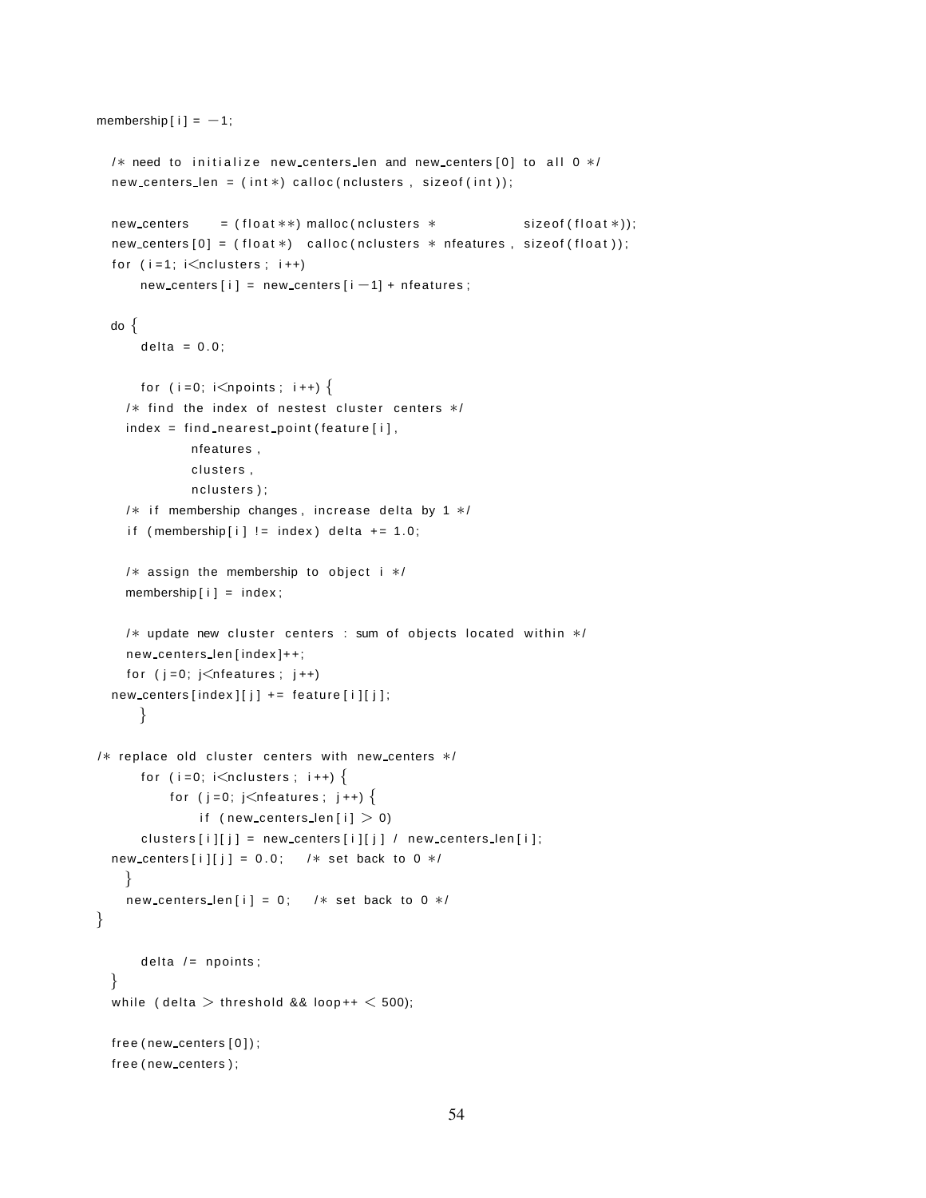```
membership[i] = -1;

  /* need to initialize new_centers_len and new_centers[0] to all 0 */
  new_centers_len = (int*) calloc(nclusters, sizeof(int));

  new_centers     = (float**) malloc(nclusters *            sizeof(float*));
  new_centers[0] = (float*)  calloc(nclusters * nfeatures, sizeof(float));
  for (i=1; i<nclusters; i++)
      new_centers[i] = new_centers[i-1] + nfeatures;

  do {
      delta = 0.0;

      for (i=0; i<npoints; i++) {
    /* find the index of nestest cluster centers */
    index = find_nearest_point(feature[i],
             nfeatures,
             clusters,
             nclusters);
    /* if membership changes, increase delta by 1 */
    if (membership[i] != index) delta += 1.0;

    /* assign the membership to object i */
    membership[i] = index;

    /* update new cluster centers : sum of objects located within */
    new_centers_len[index]++;
    for (j=0; j<nfeatures; j++)
  new_centers[index][j] += feature[i][j];
      }

/* replace old cluster centers with new_centers */
      for (i=0; i<nclusters; i++) {
          for (j=0; j<nfeatures; j++) {
              if (new_centers_len[i] > 0)
      clusters[i][j] = new_centers[i][j] / new_centers_len[i];
  new_centers[i][j] = 0.0;   /* set back to 0 */
    }
    new_centers_len[i] = 0;   /* set back to 0 */
}

      delta /= npoints;
  }
  while (delta > threshold && loop++ < 500);

  free(new_centers[0]);
  free(new_centers);
```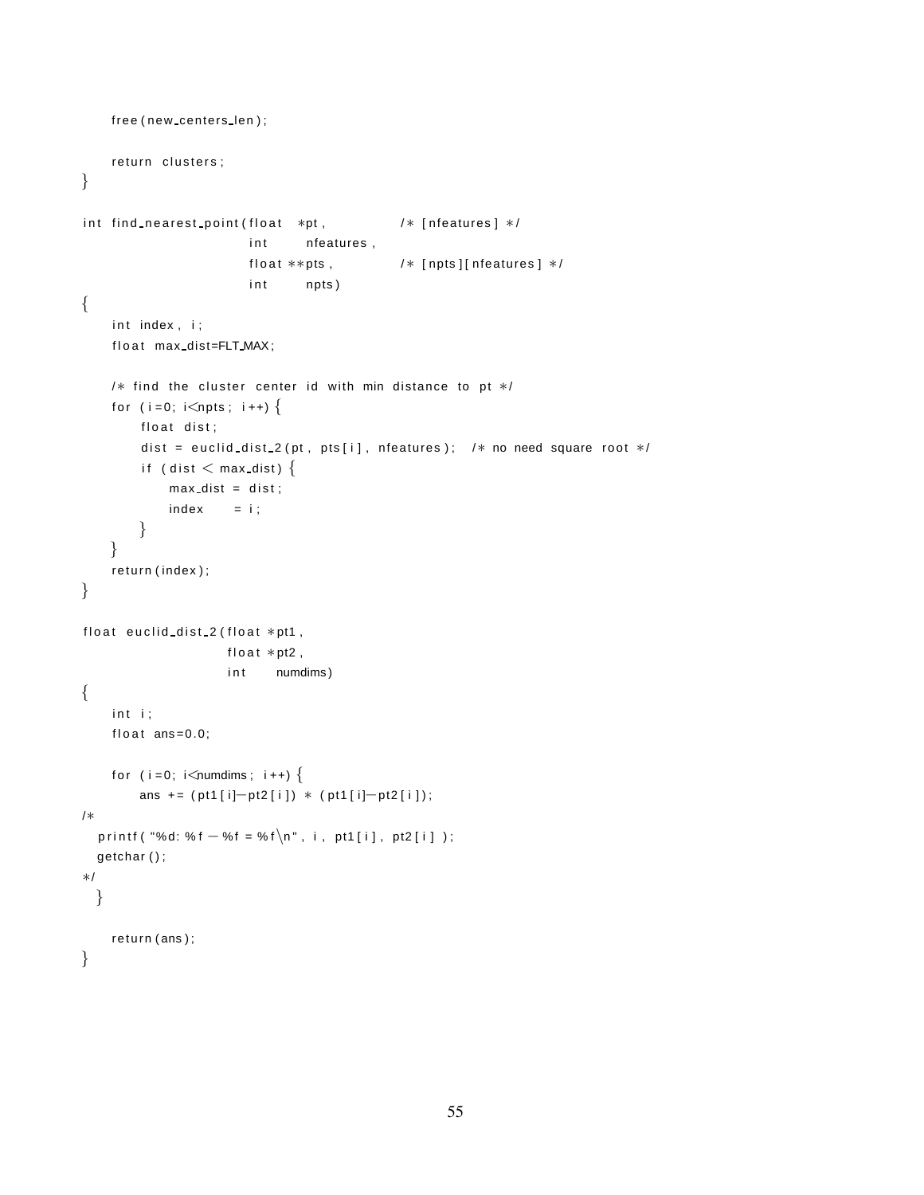```c
    free(new_centers_len);

    return clusters;
}

int find_nearest_point(float  *pt,          /* [nfeatures] */
                       int     nfeatures,
                       float **pts,         /* [npts][nfeatures] */
                       int     npts)
{
    int index, i;
    float max_dist=FLT_MAX;

    /* find the cluster center id with min distance to pt */
    for (i=0; i<npts; i++) {
        float dist;
        dist = euclid_dist_2(pt, pts[i], nfeatures);  /* no need square root */
        if (dist < max_dist) {
            max_dist = dist;
            index    = i;
        }
    }
    return(index);
}

float euclid_dist_2(float *pt1,
                    float *pt2,
                    int    numdims)
{
    int i;
    float ans=0.0;

    for (i=0; i<numdims; i++) {
        ans += (pt1[i]-pt2[i]) * (pt1[i]-pt2[i]);
/*
   printf("%d: %f - %f = %f\n", i, pt1[i], pt2[i] );
   getchar();
*/
  }

    return(ans);
}
```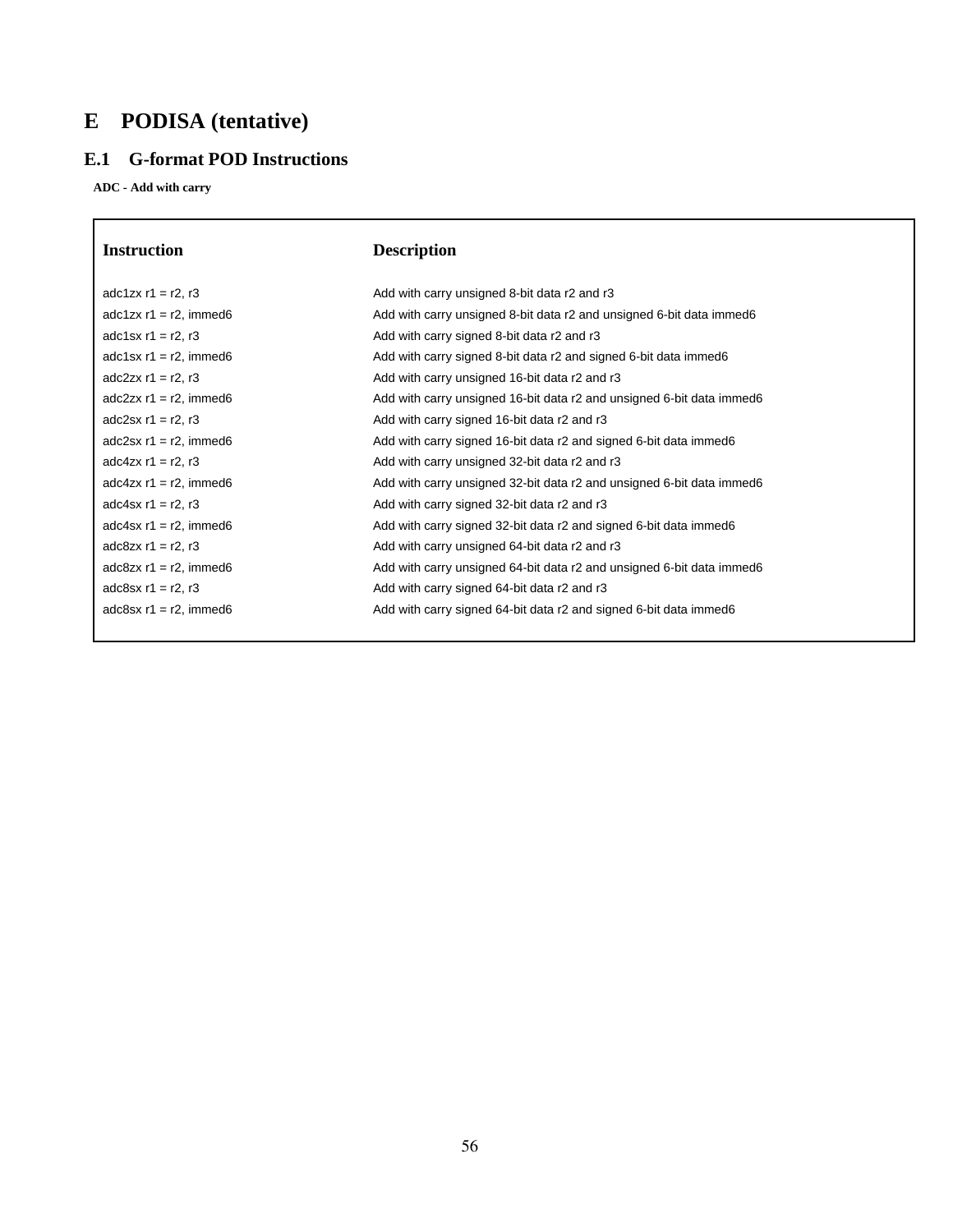# E PODISA (tentative)

## E.1 G-format POD Instructions

**ADC - Add with carry**

| Instruction | Description |
|---|---|
| adc1zx r1 = r2, r3 | Add with carry unsigned 8-bit data r2 and r3 |
| adc1zx r1 = r2, immed6 | Add with carry unsigned 8-bit data r2 and unsigned 6-bit data immed6 |
| adc1sx r1 = r2, r3 | Add with carry signed 8-bit data r2 and r3 |
| adc1sx r1 = r2, immed6 | Add with carry signed 8-bit data r2 and signed 6-bit data immed6 |
| adc2zx r1 = r2, r3 | Add with carry unsigned 16-bit data r2 and r3 |
| adc2zx r1 = r2, immed6 | Add with carry unsigned 16-bit data r2 and unsigned 6-bit data immed6 |
| adc2sx r1 = r2, r3 | Add with carry signed 16-bit data r2 and r3 |
| adc2sx r1 = r2, immed6 | Add with carry signed 16-bit data r2 and signed 6-bit data immed6 |
| adc4zx r1 = r2, r3 | Add with carry unsigned 32-bit data r2 and r3 |
| adc4zx r1 = r2, immed6 | Add with carry unsigned 32-bit data r2 and unsigned 6-bit data immed6 |
| adc4sx r1 = r2, r3 | Add with carry signed 32-bit data r2 and r3 |
| adc4sx r1 = r2, immed6 | Add with carry signed 32-bit data r2 and signed 6-bit data immed6 |
| adc8zx r1 = r2, r3 | Add with carry unsigned 64-bit data r2 and r3 |
| adc8zx r1 = r2, immed6 | Add with carry unsigned 64-bit data r2 and unsigned 6-bit data immed6 |
| adc8sx r1 = r2, r3 | Add with carry signed 64-bit data r2 and r3 |
| adc8sx r1 = r2, immed6 | Add with carry signed 64-bit data r2 and signed 6-bit data immed6 |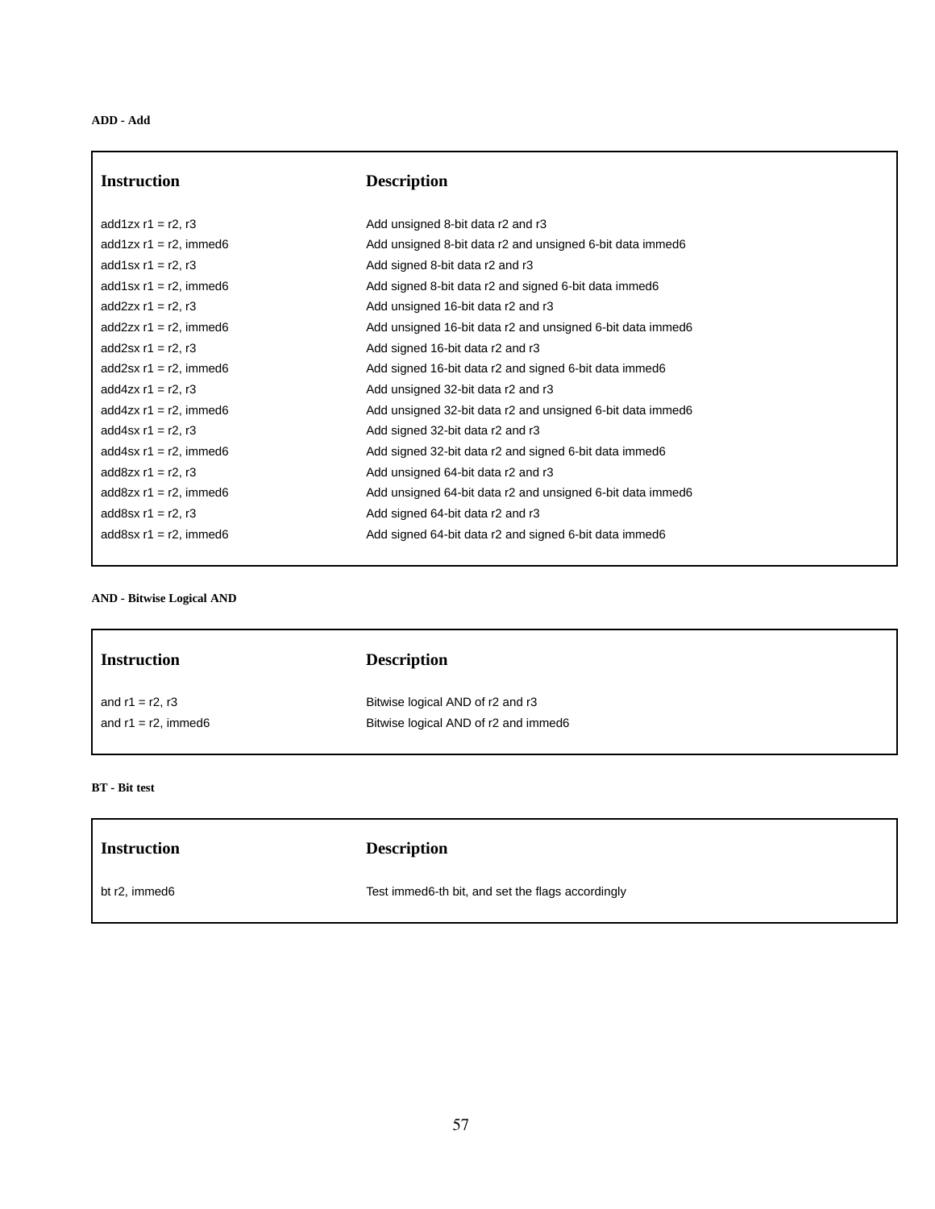**ADD - Add**

| Instruction | Description |
|---|---|
| add1zx r1 = r2, r3 | Add unsigned 8-bit data r2 and r3 |
| add1zx r1 = r2, immed6 | Add unsigned 8-bit data r2 and unsigned 6-bit data immed6 |
| add1sx r1 = r2, r3 | Add signed 8-bit data r2 and r3 |
| add1sx r1 = r2, immed6 | Add signed 8-bit data r2 and signed 6-bit data immed6 |
| add2zx r1 = r2, r3 | Add unsigned 16-bit data r2 and r3 |
| add2zx r1 = r2, immed6 | Add unsigned 16-bit data r2 and unsigned 6-bit data immed6 |
| add2sx r1 = r2, r3 | Add signed 16-bit data r2 and r3 |
| add2sx r1 = r2, immed6 | Add signed 16-bit data r2 and signed 6-bit data immed6 |
| add4zx r1 = r2, r3 | Add unsigned 32-bit data r2 and r3 |
| add4zx r1 = r2, immed6 | Add unsigned 32-bit data r2 and unsigned 6-bit data immed6 |
| add4sx r1 = r2, r3 | Add signed 32-bit data r2 and r3 |
| add4sx r1 = r2, immed6 | Add signed 32-bit data r2 and signed 6-bit data immed6 |
| add8zx r1 = r2, r3 | Add unsigned 64-bit data r2 and r3 |
| add8zx r1 = r2, immed6 | Add unsigned 64-bit data r2 and unsigned 6-bit data immed6 |
| add8sx r1 = r2, r3 | Add signed 64-bit data r2 and r3 |
| add8sx r1 = r2, immed6 | Add signed 64-bit data r2 and signed 6-bit data immed6 |

**AND - Bitwise Logical AND**

| Instruction | Description |
|---|---|
| and r1 = r2, r3 | Bitwise logical AND of r2 and r3 |
| and r1 = r2, immed6 | Bitwise logical AND of r2 and immed6 |

**BT - Bit test**

| Instruction | Description |
|---|---|
| bt r2, immed6 | Test immed6-th bit, and set the flags accordingly |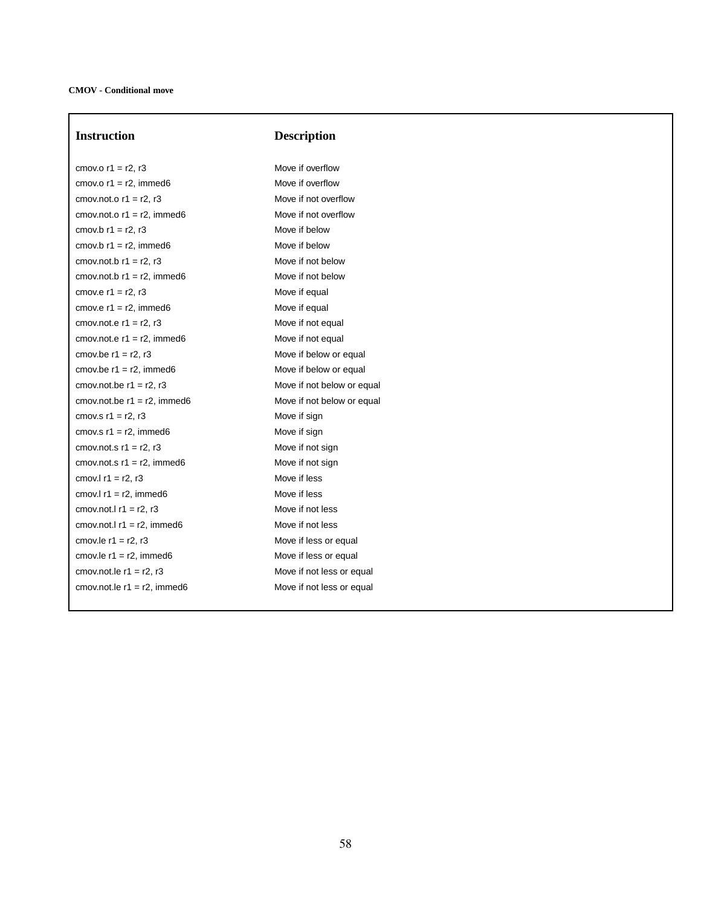**CMOV - Conditional move**

| Instruction | Description |
|---|---|
| cmov.o r1 = r2, r3 | Move if overflow |
| cmov.o r1 = r2, immed6 | Move if overflow |
| cmov.not.o r1 = r2, r3 | Move if not overflow |
| cmov.not.o r1 = r2, immed6 | Move if not overflow |
| cmov.b r1 = r2, r3 | Move if below |
| cmov.b r1 = r2, immed6 | Move if below |
| cmov.not.b r1 = r2, r3 | Move if not below |
| cmov.not.b r1 = r2, immed6 | Move if not below |
| cmov.e r1 = r2, r3 | Move if equal |
| cmov.e r1 = r2, immed6 | Move if equal |
| cmov.not.e r1 = r2, r3 | Move if not equal |
| cmov.not.e r1 = r2, immed6 | Move if not equal |
| cmov.be r1 = r2, r3 | Move if below or equal |
| cmov.be r1 = r2, immed6 | Move if below or equal |
| cmov.not.be r1 = r2, r3 | Move if not below or equal |
| cmov.not.be r1 = r2, immed6 | Move if not below or equal |
| cmov.s r1 = r2, r3 | Move if sign |
| cmov.s r1 = r2, immed6 | Move if sign |
| cmov.not.s r1 = r2, r3 | Move if not sign |
| cmov.not.s r1 = r2, immed6 | Move if not sign |
| cmov.l r1 = r2, r3 | Move if less |
| cmov.l r1 = r2, immed6 | Move if less |
| cmov.not.l r1 = r2, r3 | Move if not less |
| cmov.not.l r1 = r2, immed6 | Move if not less |
| cmov.le r1 = r2, r3 | Move if less or equal |
| cmov.le r1 = r2, immed6 | Move if less or equal |
| cmov.not.le r1 = r2, r3 | Move if not less or equal |
| cmov.not.le r1 = r2, immed6 | Move if not less or equal |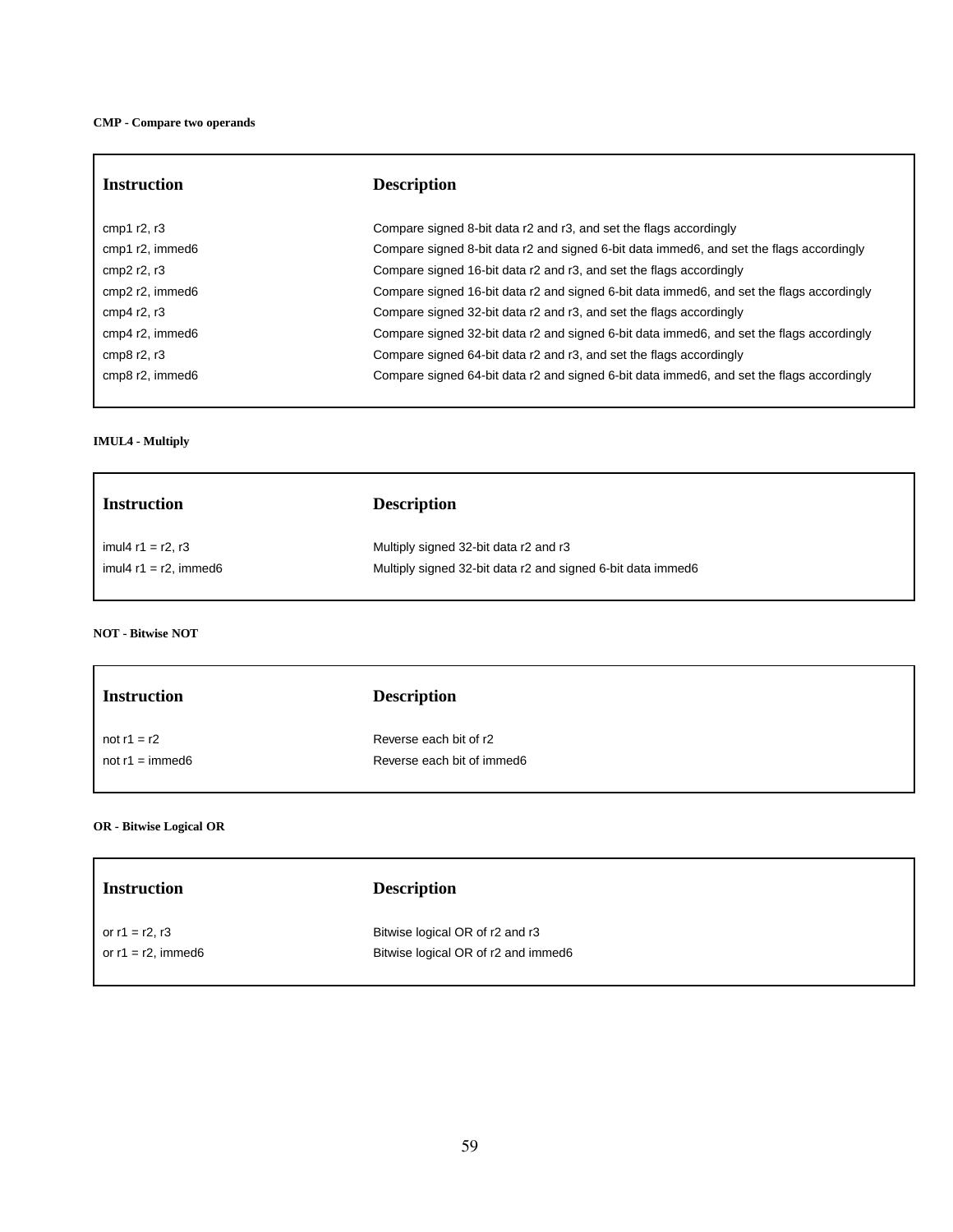**CMP - Compare two operands**

| Instruction | Description |
| --- | --- |
| cmp1 r2, r3 | Compare signed 8-bit data r2 and r3, and set the flags accordingly |
| cmp1 r2, immed6 | Compare signed 8-bit data r2 and signed 6-bit data immed6, and set the flags accordingly |
| cmp2 r2, r3 | Compare signed 16-bit data r2 and r3, and set the flags accordingly |
| cmp2 r2, immed6 | Compare signed 16-bit data r2 and signed 6-bit data immed6, and set the flags accordingly |
| cmp4 r2, r3 | Compare signed 32-bit data r2 and r3, and set the flags accordingly |
| cmp4 r2, immed6 | Compare signed 32-bit data r2 and signed 6-bit data immed6, and set the flags accordingly |
| cmp8 r2, r3 | Compare signed 64-bit data r2 and r3, and set the flags accordingly |
| cmp8 r2, immed6 | Compare signed 64-bit data r2 and signed 6-bit data immed6, and set the flags accordingly |

**IMUL4 - Multiply**

| Instruction | Description |
| --- | --- |
| imul4 r1 = r2, r3 | Multiply signed 32-bit data r2 and r3 |
| imul4 r1 = r2, immed6 | Multiply signed 32-bit data r2 and signed 6-bit data immed6 |

**NOT - Bitwise NOT**

| Instruction | Description |
| --- | --- |
| not r1 = r2 | Reverse each bit of r2 |
| not r1 = immed6 | Reverse each bit of immed6 |

**OR - Bitwise Logical OR**

| Instruction | Description |
| --- | --- |
| or r1 = r2, r3 | Bitwise logical OR of r2 and r3 |
| or r1 = r2, immed6 | Bitwise logical OR of r2 and immed6 |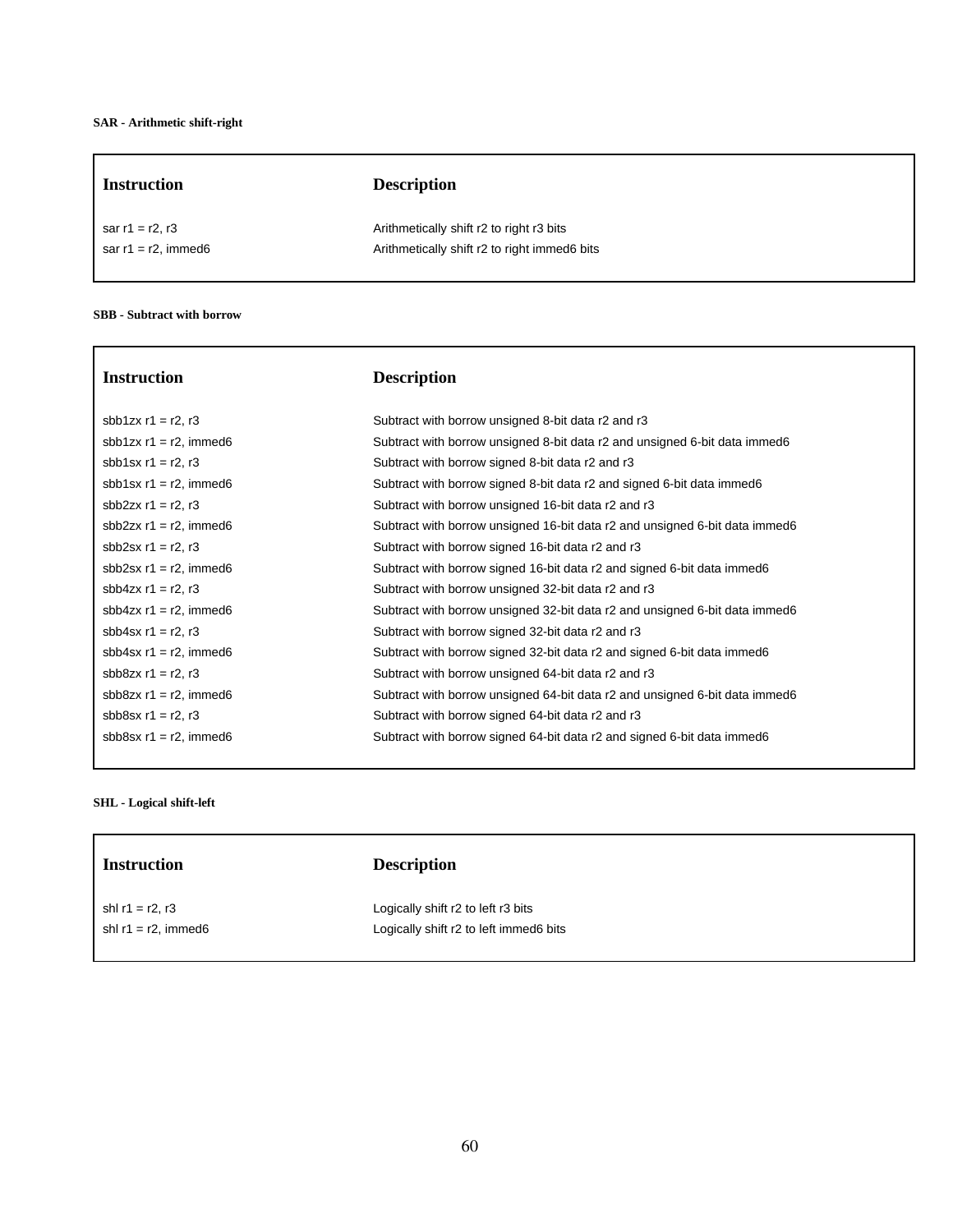**SAR - Arithmetic shift-right**

| Instruction | Description |
|---|---|
| sar r1 = r2, r3 | Arithmetically shift r2 to right r3 bits |
| sar r1 = r2, immed6 | Arithmetically shift r2 to right immed6 bits |

**SBB - Subtract with borrow**

| Instruction | Description |
|---|---|
| sbb1zx r1 = r2, r3 | Subtract with borrow unsigned 8-bit data r2 and r3 |
| sbb1zx r1 = r2, immed6 | Subtract with borrow unsigned 8-bit data r2 and unsigned 6-bit data immed6 |
| sbb1sx r1 = r2, r3 | Subtract with borrow signed 8-bit data r2 and r3 |
| sbb1sx r1 = r2, immed6 | Subtract with borrow signed 8-bit data r2 and signed 6-bit data immed6 |
| sbb2zx r1 = r2, r3 | Subtract with borrow unsigned 16-bit data r2 and r3 |
| sbb2zx r1 = r2, immed6 | Subtract with borrow unsigned 16-bit data r2 and unsigned 6-bit data immed6 |
| sbb2sx r1 = r2, r3 | Subtract with borrow signed 16-bit data r2 and r3 |
| sbb2sx r1 = r2, immed6 | Subtract with borrow signed 16-bit data r2 and signed 6-bit data immed6 |
| sbb4zx r1 = r2, r3 | Subtract with borrow unsigned 32-bit data r2 and r3 |
| sbb4zx r1 = r2, immed6 | Subtract with borrow unsigned 32-bit data r2 and unsigned 6-bit data immed6 |
| sbb4sx r1 = r2, r3 | Subtract with borrow signed 32-bit data r2 and r3 |
| sbb4sx r1 = r2, immed6 | Subtract with borrow signed 32-bit data r2 and signed 6-bit data immed6 |
| sbb8zx r1 = r2, r3 | Subtract with borrow unsigned 64-bit data r2 and r3 |
| sbb8zx r1 = r2, immed6 | Subtract with borrow unsigned 64-bit data r2 and unsigned 6-bit data immed6 |
| sbb8sx r1 = r2, r3 | Subtract with borrow signed 64-bit data r2 and r3 |
| sbb8sx r1 = r2, immed6 | Subtract with borrow signed 64-bit data r2 and signed 6-bit data immed6 |

**SHL - Logical shift-left**

| Instruction | Description |
|---|---|
| shl r1 = r2, r3 | Logically shift r2 to left r3 bits |
| shl r1 = r2, immed6 | Logically shift r2 to left immed6 bits |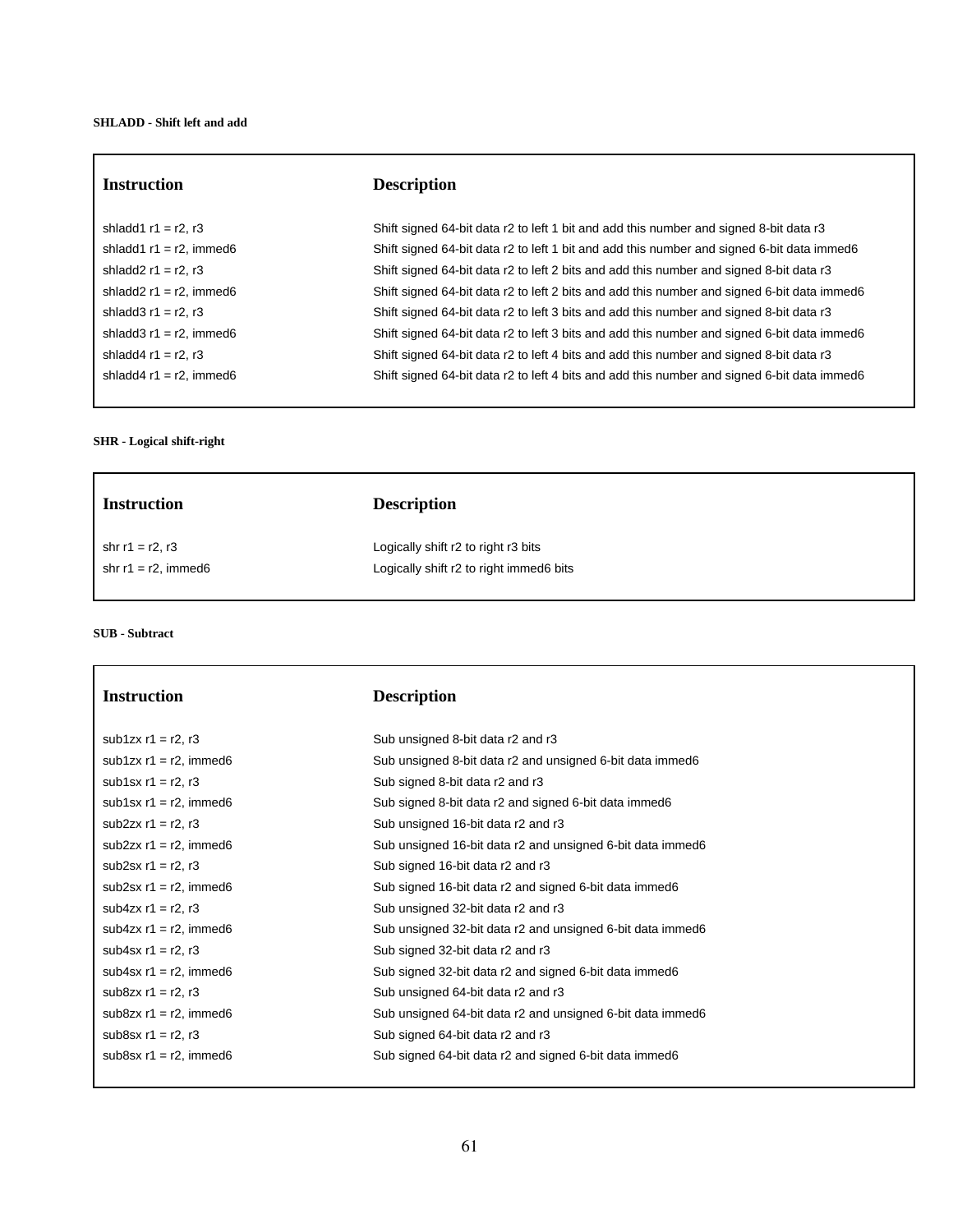**SHLADD - Shift left and add**

| Instruction | Description |
|---|---|
| shladd1 r1 = r2, r3 | Shift signed 64-bit data r2 to left 1 bit and add this number and signed 8-bit data r3 |
| shladd1 r1 = r2, immed6 | Shift signed 64-bit data r2 to left 1 bit and add this number and signed 6-bit data immed6 |
| shladd2 r1 = r2, r3 | Shift signed 64-bit data r2 to left 2 bits and add this number and signed 8-bit data r3 |
| shladd2 r1 = r2, immed6 | Shift signed 64-bit data r2 to left 2 bits and add this number and signed 6-bit data immed6 |
| shladd3 r1 = r2, r3 | Shift signed 64-bit data r2 to left 3 bits and add this number and signed 8-bit data r3 |
| shladd3 r1 = r2, immed6 | Shift signed 64-bit data r2 to left 3 bits and add this number and signed 6-bit data immed6 |
| shladd4 r1 = r2, r3 | Shift signed 64-bit data r2 to left 4 bits and add this number and signed 8-bit data r3 |
| shladd4 r1 = r2, immed6 | Shift signed 64-bit data r2 to left 4 bits and add this number and signed 6-bit data immed6 |

**SHR - Logical shift-right**

| Instruction | Description |
|---|---|
| shr r1 = r2, r3 | Logically shift r2 to right r3 bits |
| shr r1 = r2, immed6 | Logically shift r2 to right immed6 bits |

**SUB - Subtract**

| Instruction | Description |
|---|---|
| sub1zx r1 = r2, r3 | Sub unsigned 8-bit data r2 and r3 |
| sub1zx r1 = r2, immed6 | Sub unsigned 8-bit data r2 and unsigned 6-bit data immed6 |
| sub1sx r1 = r2, r3 | Sub signed 8-bit data r2 and r3 |
| sub1sx r1 = r2, immed6 | Sub signed 8-bit data r2 and signed 6-bit data immed6 |
| sub2zx r1 = r2, r3 | Sub unsigned 16-bit data r2 and r3 |
| sub2zx r1 = r2, immed6 | Sub unsigned 16-bit data r2 and unsigned 6-bit data immed6 |
| sub2sx r1 = r2, r3 | Sub signed 16-bit data r2 and r3 |
| sub2sx r1 = r2, immed6 | Sub signed 16-bit data r2 and signed 6-bit data immed6 |
| sub4zx r1 = r2, r3 | Sub unsigned 32-bit data r2 and r3 |
| sub4zx r1 = r2, immed6 | Sub unsigned 32-bit data r2 and unsigned 6-bit data immed6 |
| sub4sx r1 = r2, r3 | Sub signed 32-bit data r2 and r3 |
| sub4sx r1 = r2, immed6 | Sub signed 32-bit data r2 and signed 6-bit data immed6 |
| sub8zx r1 = r2, r3 | Sub unsigned 64-bit data r2 and r3 |
| sub8zx r1 = r2, immed6 | Sub unsigned 64-bit data r2 and unsigned 6-bit data immed6 |
| sub8sx r1 = r2, r3 | Sub signed 64-bit data r2 and r3 |
| sub8sx r1 = r2, immed6 | Sub signed 64-bit data r2 and signed 6-bit data immed6 |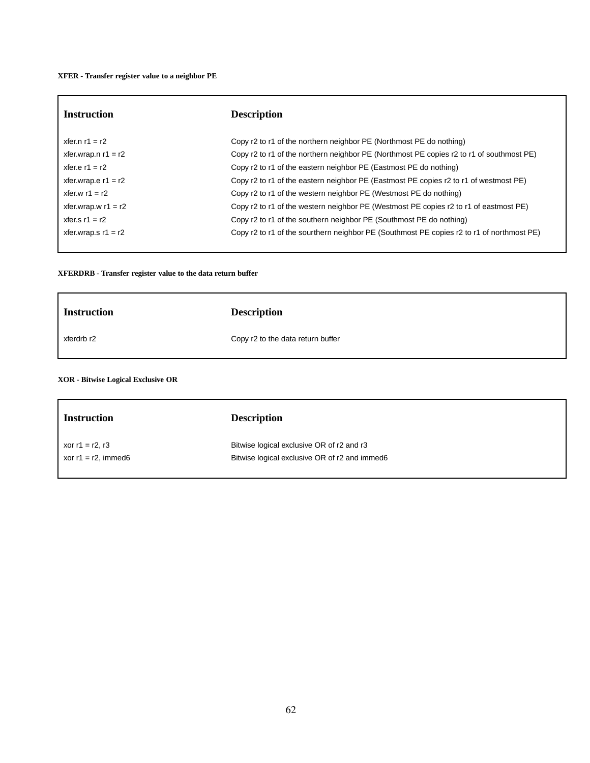**XFER - Transfer register value to a neighbor PE**

| Instruction | Description |
| --- | --- |
| xfer.n r1 = r2 | Copy r2 to r1 of the northern neighbor PE (Northmost PE do nothing) |
| xfer.wrap.n r1 = r2 | Copy r2 to r1 of the northern neighbor PE (Northmost PE copies r2 to r1 of southmost PE) |
| xfer.e r1 = r2 | Copy r2 to r1 of the eastern neighbor PE (Eastmost PE do nothing) |
| xfer.wrap.e r1 = r2 | Copy r2 to r1 of the eastern neighbor PE (Eastmost PE copies r2 to r1 of westmost PE) |
| xfer.w r1 = r2 | Copy r2 to r1 of the western neighbor PE (Westmost PE do nothing) |
| xfer.wrap.w r1 = r2 | Copy r2 to r1 of the western neighbor PE (Westmost PE copies r2 to r1 of eastmost PE) |
| xfer.s r1 = r2 | Copy r2 to r1 of the southern neighbor PE (Southmost PE do nothing) |
| xfer.wrap.s r1 = r2 | Copy r2 to r1 of the sourthern neighbor PE (Southmost PE copies r2 to r1 of northmost PE) |

**XFERDRB - Transfer register value to the data return buffer**

| Instruction | Description |
| --- | --- |
| xferdrb r2 | Copy r2 to the data return buffer |

**XOR - Bitwise Logical Exclusive OR**

| Instruction | Description |
| --- | --- |
| xor r1 = r2, r3 | Bitwise logical exclusive OR of r2 and r3 |
| xor r1 = r2, immed6 | Bitwise logical exclusive OR of r2 and immed6 |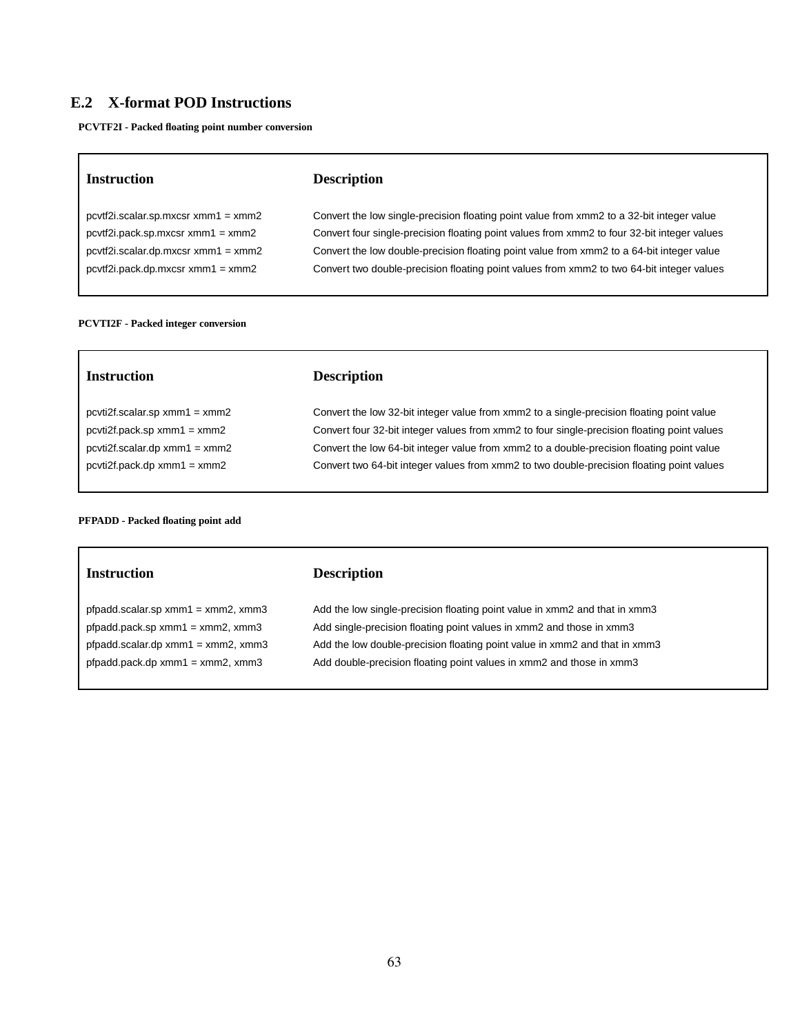## E.2 X-format POD Instructions

**PCVTF2I - Packed floating point number conversion**

| Instruction | Description |
|---|---|
| pcvtf2i.scalar.sp.mxcsr xmm1 = xmm2 | Convert the low single-precision floating point value from xmm2 to a 32-bit integer value |
| pcvtf2i.pack.sp.mxcsr xmm1 = xmm2 | Convert four single-precision floating point values from xmm2 to four 32-bit integer values |
| pcvtf2i.scalar.dp.mxcsr xmm1 = xmm2 | Convert the low double-precision floating point value from xmm2 to a 64-bit integer value |
| pcvtf2i.pack.dp.mxcsr xmm1 = xmm2 | Convert two double-precision floating point values from xmm2 to two 64-bit integer values |

**PCVTI2F - Packed integer conversion**

| Instruction | Description |
|---|---|
| pcvti2f.scalar.sp xmm1 = xmm2 | Convert the low 32-bit integer value from xmm2 to a single-precision floating point value |
| pcvti2f.pack.sp xmm1 = xmm2 | Convert four 32-bit integer values from xmm2 to four single-precision floating point values |
| pcvti2f.scalar.dp xmm1 = xmm2 | Convert the low 64-bit integer value from xmm2 to a double-precision floating point value |
| pcvti2f.pack.dp xmm1 = xmm2 | Convert two 64-bit integer values from xmm2 to two double-precision floating point values |

**PFPADD - Packed floating point add**

| Instruction | Description |
|---|---|
| pfpadd.scalar.sp xmm1 = xmm2, xmm3 | Add the low single-precision floating point value in xmm2 and that in xmm3 |
| pfpadd.pack.sp xmm1 = xmm2, xmm3 | Add single-precision floating point values in xmm2 and those in xmm3 |
| pfpadd.scalar.dp xmm1 = xmm2, xmm3 | Add the low double-precision floating point value in xmm2 and that in xmm3 |
| pfpadd.pack.dp xmm1 = xmm2, xmm3 | Add double-precision floating point values in xmm2 and those in xmm3 |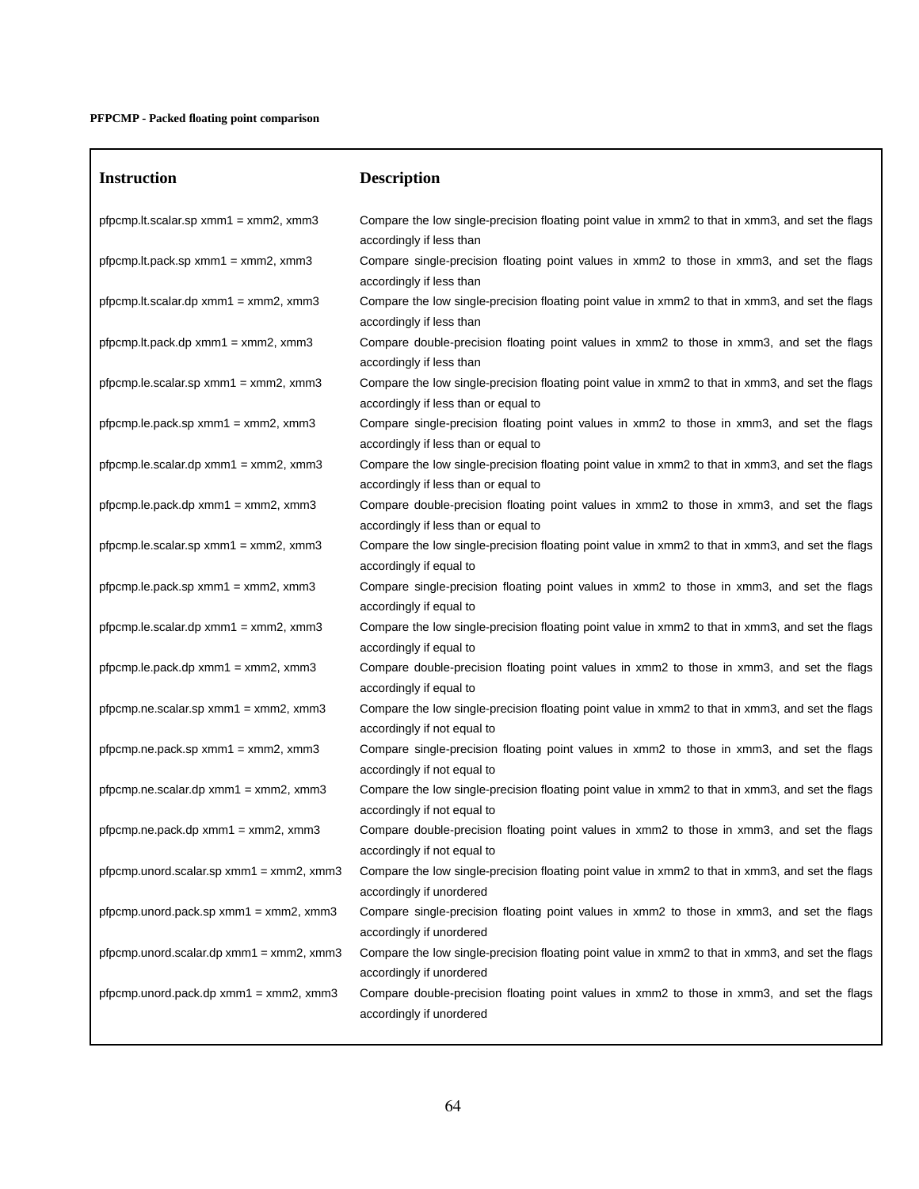**PFPCMP - Packed floating point comparison**

| Instruction | Description |
|---|---|
| pfpcmp.lt.scalar.sp xmm1 = xmm2, xmm3 | Compare the low single-precision floating point value in xmm2 to that in xmm3, and set the flags accordingly if less than |
| pfpcmp.lt.pack.sp xmm1 = xmm2, xmm3 | Compare single-precision floating point values in xmm2 to those in xmm3, and set the flags accordingly if less than |
| pfpcmp.lt.scalar.dp xmm1 = xmm2, xmm3 | Compare the low single-precision floating point value in xmm2 to that in xmm3, and set the flags accordingly if less than |
| pfpcmp.lt.pack.dp xmm1 = xmm2, xmm3 | Compare double-precision floating point values in xmm2 to those in xmm3, and set the flags accordingly if less than |
| pfpcmp.le.scalar.sp xmm1 = xmm2, xmm3 | Compare the low single-precision floating point value in xmm2 to that in xmm3, and set the flags accordingly if less than or equal to |
| pfpcmp.le.pack.sp xmm1 = xmm2, xmm3 | Compare single-precision floating point values in xmm2 to those in xmm3, and set the flags accordingly if less than or equal to |
| pfpcmp.le.scalar.dp xmm1 = xmm2, xmm3 | Compare the low single-precision floating point value in xmm2 to that in xmm3, and set the flags accordingly if less than or equal to |
| pfpcmp.le.pack.dp xmm1 = xmm2, xmm3 | Compare double-precision floating point values in xmm2 to those in xmm3, and set the flags accordingly if less than or equal to |
| pfpcmp.le.scalar.sp xmm1 = xmm2, xmm3 | Compare the low single-precision floating point value in xmm2 to that in xmm3, and set the flags accordingly if equal to |
| pfpcmp.le.pack.sp xmm1 = xmm2, xmm3 | Compare single-precision floating point values in xmm2 to those in xmm3, and set the flags accordingly if equal to |
| pfpcmp.le.scalar.dp xmm1 = xmm2, xmm3 | Compare the low single-precision floating point value in xmm2 to that in xmm3, and set the flags accordingly if equal to |
| pfpcmp.le.pack.dp xmm1 = xmm2, xmm3 | Compare double-precision floating point values in xmm2 to those in xmm3, and set the flags accordingly if equal to |
| pfpcmp.ne.scalar.sp xmm1 = xmm2, xmm3 | Compare the low single-precision floating point value in xmm2 to that in xmm3, and set the flags accordingly if not equal to |
| pfpcmp.ne.pack.sp xmm1 = xmm2, xmm3 | Compare single-precision floating point values in xmm2 to those in xmm3, and set the flags accordingly if not equal to |
| pfpcmp.ne.scalar.dp xmm1 = xmm2, xmm3 | Compare the low single-precision floating point value in xmm2 to that in xmm3, and set the flags accordingly if not equal to |
| pfpcmp.ne.pack.dp xmm1 = xmm2, xmm3 | Compare double-precision floating point values in xmm2 to those in xmm3, and set the flags accordingly if not equal to |
| pfpcmp.unord.scalar.sp xmm1 = xmm2, xmm3 | Compare the low single-precision floating point value in xmm2 to that in xmm3, and set the flags accordingly if unordered |
| pfpcmp.unord.pack.sp xmm1 = xmm2, xmm3 | Compare single-precision floating point values in xmm2 to those in xmm3, and set the flags accordingly if unordered |
| pfpcmp.unord.scalar.dp xmm1 = xmm2, xmm3 | Compare the low single-precision floating point value in xmm2 to that in xmm3, and set the flags accordingly if unordered |
| pfpcmp.unord.pack.dp xmm1 = xmm2, xmm3 | Compare double-precision floating point values in xmm2 to those in xmm3, and set the flags accordingly if unordered |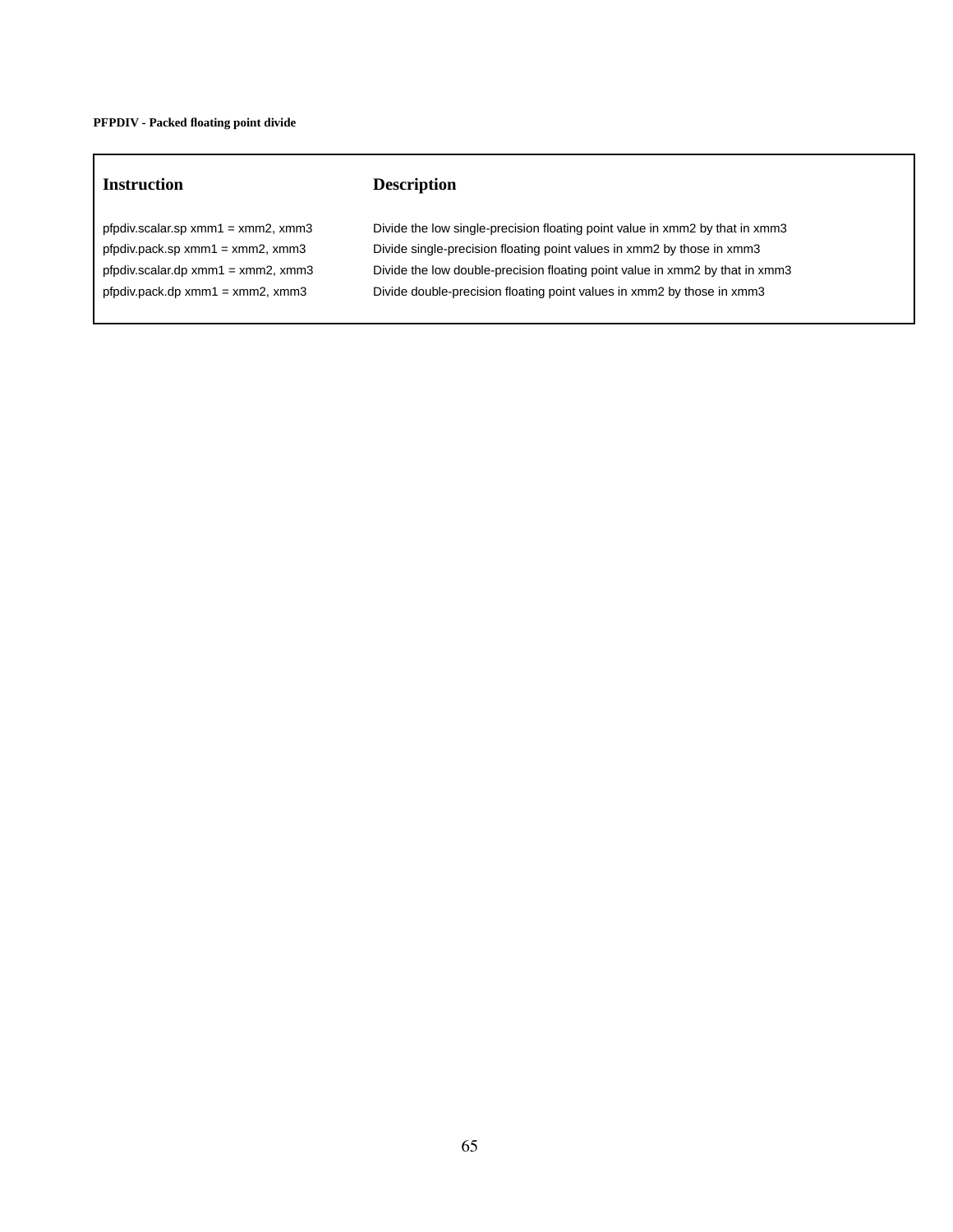**PFPDIV - Packed floating point divide**

| Instruction | Description |
| --- | --- |
| pfpdiv.scalar.sp xmm1 = xmm2, xmm3 | Divide the low single-precision floating point value in xmm2 by that in xmm3 |
| pfpdiv.pack.sp xmm1 = xmm2, xmm3 | Divide single-precision floating point values in xmm2 by those in xmm3 |
| pfpdiv.scalar.dp xmm1 = xmm2, xmm3 | Divide the low double-precision floating point value in xmm2 by that in xmm3 |
| pfpdiv.pack.dp xmm1 = xmm2, xmm3 | Divide double-precision floating point values in xmm2 by those in xmm3 |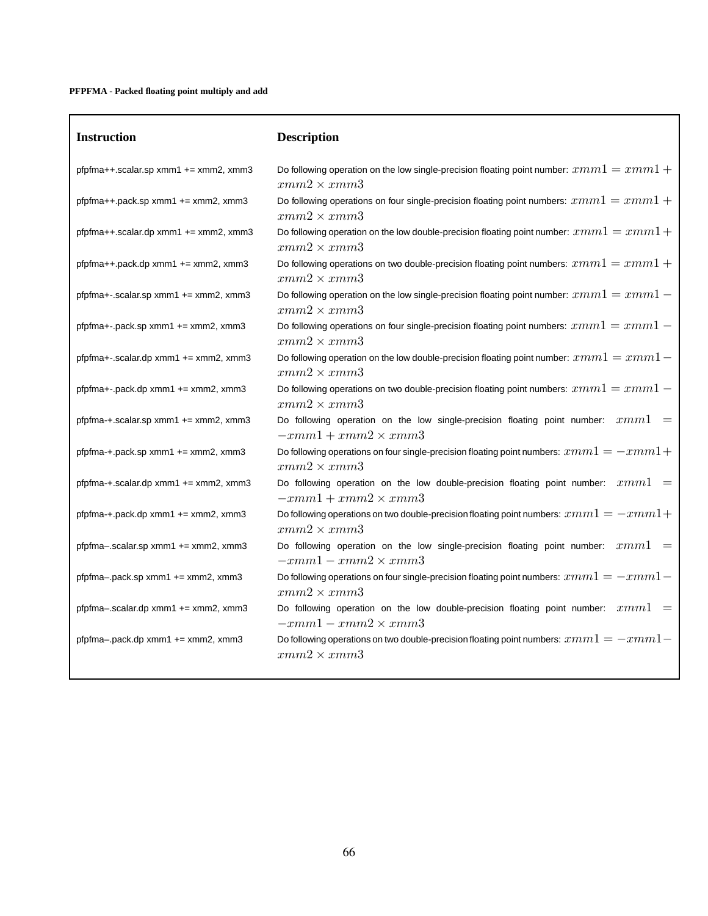**PFPFMA - Packed floating point multiply and add**

| **Instruction** | **Description** |
| --- | --- |
| pfpfma++.scalar.sp xmm1 += xmm2, xmm3 | Do following operation on the low single-precision floating point number: $xmm1 = xmm1 + xmm2 \times xmm3$ |
| pfpfma++.pack.sp xmm1 += xmm2, xmm3 | Do following operations on four single-precision floating point numbers: $xmm1 = xmm1 + xmm2 \times xmm3$ |
| pfpfma++.scalar.dp xmm1 += xmm2, xmm3 | Do following operation on the low double-precision floating point number: $xmm1 = xmm1 + xmm2 \times xmm3$ |
| pfpfma++.pack.dp xmm1 += xmm2, xmm3 | Do following operations on two double-precision floating point numbers: $xmm1 = xmm1 + xmm2 \times xmm3$ |
| pfpfma+-.scalar.sp xmm1 += xmm2, xmm3 | Do following operation on the low single-precision floating point number: $xmm1 = xmm1 - xmm2 \times xmm3$ |
| pfpfma+-.pack.sp xmm1 += xmm2, xmm3 | Do following operations on four single-precision floating point numbers: $xmm1 = xmm1 - xmm2 \times xmm3$ |
| pfpfma+-.scalar.dp xmm1 += xmm2, xmm3 | Do following operation on the low double-precision floating point number: $xmm1 = xmm1 - xmm2 \times xmm3$ |
| pfpfma+-.pack.dp xmm1 += xmm2, xmm3 | Do following operations on two double-precision floating point numbers: $xmm1 = xmm1 - xmm2 \times xmm3$ |
| pfpfma-+.scalar.sp xmm1 += xmm2, xmm3 | Do following operation on the low single-precision floating point number: $xmm1 = -xmm1 + xmm2 \times xmm3$ |
| pfpfma-+.pack.sp xmm1 += xmm2, xmm3 | Do following operations on four single-precision floating point numbers: $xmm1 = -xmm1 + xmm2 \times xmm3$ |
| pfpfma-+.scalar.dp xmm1 += xmm2, xmm3 | Do following operation on the low double-precision floating point number: $xmm1 = -xmm1 + xmm2 \times xmm3$ |
| pfpfma-+.pack.dp xmm1 += xmm2, xmm3 | Do following operations on two double-precision floating point numbers: $xmm1 = -xmm1 + xmm2 \times xmm3$ |
| pfpfma–.scalar.sp xmm1 += xmm2, xmm3 | Do following operation on the low single-precision floating point number: $xmm1 = -xmm1 - xmm2 \times xmm3$ |
| pfpfma–.pack.sp xmm1 += xmm2, xmm3 | Do following operations on four single-precision floating point numbers: $xmm1 = -xmm1 - xmm2 \times xmm3$ |
| pfpfma–.scalar.dp xmm1 += xmm2, xmm3 | Do following operation on the low double-precision floating point number: $xmm1 = -xmm1 - xmm2 \times xmm3$ |
| pfpfma–.pack.dp xmm1 += xmm2, xmm3 | Do following operations on two double-precision floating point numbers: $xmm1 = -xmm1 - xmm2 \times xmm3$ |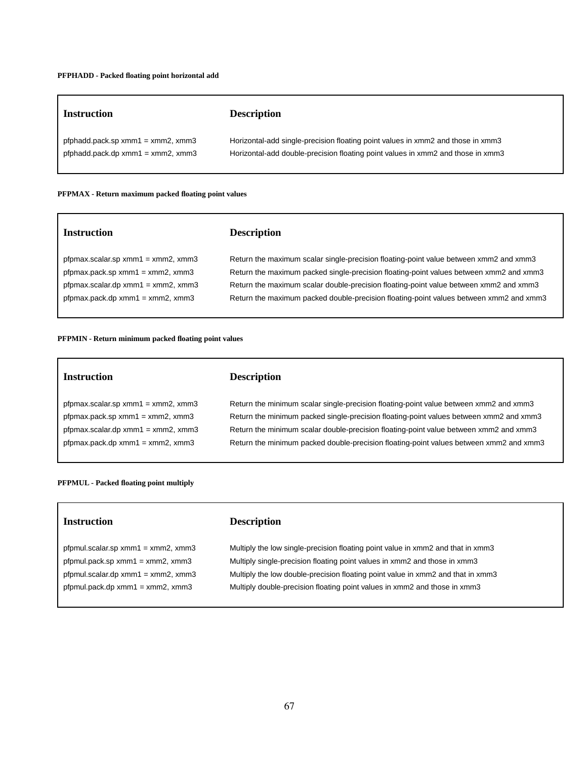**PFPHADD - Packed floating point horizontal add**

| Instruction | Description |
|---|---|
| pfphadd.pack.sp xmm1 = xmm2, xmm3 | Horizontal-add single-precision floating point values in xmm2 and those in xmm3 |
| pfphadd.pack.dp xmm1 = xmm2, xmm3 | Horizontal-add double-precision floating point values in xmm2 and those in xmm3 |

**PFPMAX - Return maximum packed floating point values**

| Instruction | Description |
|---|---|
| pfpmax.scalar.sp xmm1 = xmm2, xmm3 | Return the maximum scalar single-precision floating-point value between xmm2 and xmm3 |
| pfpmax.pack.sp xmm1 = xmm2, xmm3 | Return the maximum packed single-precision floating-point values between xmm2 and xmm3 |
| pfpmax.scalar.dp xmm1 = xmm2, xmm3 | Return the maximum scalar double-precision floating-point value between xmm2 and xmm3 |
| pfpmax.pack.dp xmm1 = xmm2, xmm3 | Return the maximum packed double-precision floating-point values between xmm2 and xmm3 |

**PFPMIN - Return minimum packed floating point values**

| Instruction | Description |
|---|---|
| pfpmax.scalar.sp xmm1 = xmm2, xmm3 | Return the minimum scalar single-precision floating-point value between xmm2 and xmm3 |
| pfpmax.pack.sp xmm1 = xmm2, xmm3 | Return the minimum packed single-precision floating-point values between xmm2 and xmm3 |
| pfpmax.scalar.dp xmm1 = xmm2, xmm3 | Return the minimum scalar double-precision floating-point value between xmm2 and xmm3 |
| pfpmax.pack.dp xmm1 = xmm2, xmm3 | Return the minimum packed double-precision floating-point values between xmm2 and xmm3 |

**PFPMUL - Packed floating point multiply**

| Instruction | Description |
|---|---|
| pfpmul.scalar.sp xmm1 = xmm2, xmm3 | Multiply the low single-precision floating point value in xmm2 and that in xmm3 |
| pfpmul.pack.sp xmm1 = xmm2, xmm3 | Multiply single-precision floating point values in xmm2 and those in xmm3 |
| pfpmul.scalar.dp xmm1 = xmm2, xmm3 | Multiply the low double-precision floating point value in xmm2 and that in xmm3 |
| pfpmul.pack.dp xmm1 = xmm2, xmm3 | Multiply double-precision floating point values in xmm2 and those in xmm3 |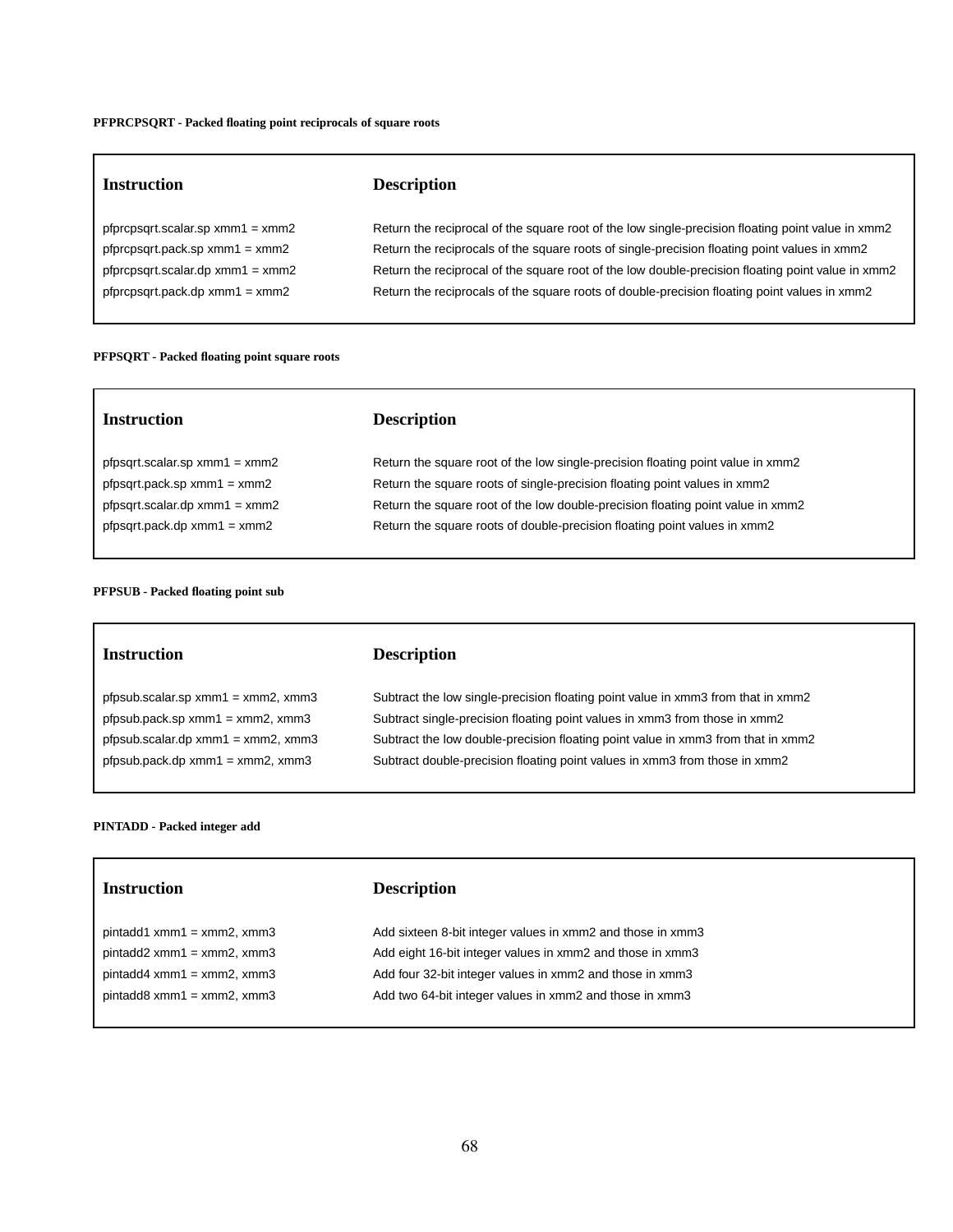**PFPRCPSQRT - Packed floating point reciprocals of square roots**

| Instruction | Description |
|---|---|
| pfprcpsqrt.scalar.sp xmm1 = xmm2 | Return the reciprocal of the square root of the low single-precision floating point value in xmm2 |
| pfprcpsqrt.pack.sp xmm1 = xmm2 | Return the reciprocals of the square roots of single-precision floating point values in xmm2 |
| pfprcpsqrt.scalar.dp xmm1 = xmm2 | Return the reciprocal of the square root of the low double-precision floating point value in xmm2 |
| pfprcpsqrt.pack.dp xmm1 = xmm2 | Return the reciprocals of the square roots of double-precision floating point values in xmm2 |

**PFPSQRT - Packed floating point square roots**

| Instruction | Description |
|---|---|
| pfpsqrt.scalar.sp xmm1 = xmm2 | Return the square root of the low single-precision floating point value in xmm2 |
| pfpsqrt.pack.sp xmm1 = xmm2 | Return the square roots of single-precision floating point values in xmm2 |
| pfpsqrt.scalar.dp xmm1 = xmm2 | Return the square root of the low double-precision floating point value in xmm2 |
| pfpsqrt.pack.dp xmm1 = xmm2 | Return the square roots of double-precision floating point values in xmm2 |

**PFPSUB - Packed floating point sub**

| Instruction | Description |
|---|---|
| pfpsub.scalar.sp xmm1 = xmm2, xmm3 | Subtract the low single-precision floating point value in xmm3 from that in xmm2 |
| pfpsub.pack.sp xmm1 = xmm2, xmm3 | Subtract single-precision floating point values in xmm3 from those in xmm2 |
| pfpsub.scalar.dp xmm1 = xmm2, xmm3 | Subtract the low double-precision floating point value in xmm3 from that in xmm2 |
| pfpsub.pack.dp xmm1 = xmm2, xmm3 | Subtract double-precision floating point values in xmm3 from those in xmm2 |

**PINTADD - Packed integer add**

| Instruction | Description |
|---|---|
| pintadd1 xmm1 = xmm2, xmm3 | Add sixteen 8-bit integer values in xmm2 and those in xmm3 |
| pintadd2 xmm1 = xmm2, xmm3 | Add eight 16-bit integer values in xmm2 and those in xmm3 |
| pintadd4 xmm1 = xmm2, xmm3 | Add four 32-bit integer values in xmm2 and those in xmm3 |
| pintadd8 xmm1 = xmm2, xmm3 | Add two 64-bit integer values in xmm2 and those in xmm3 |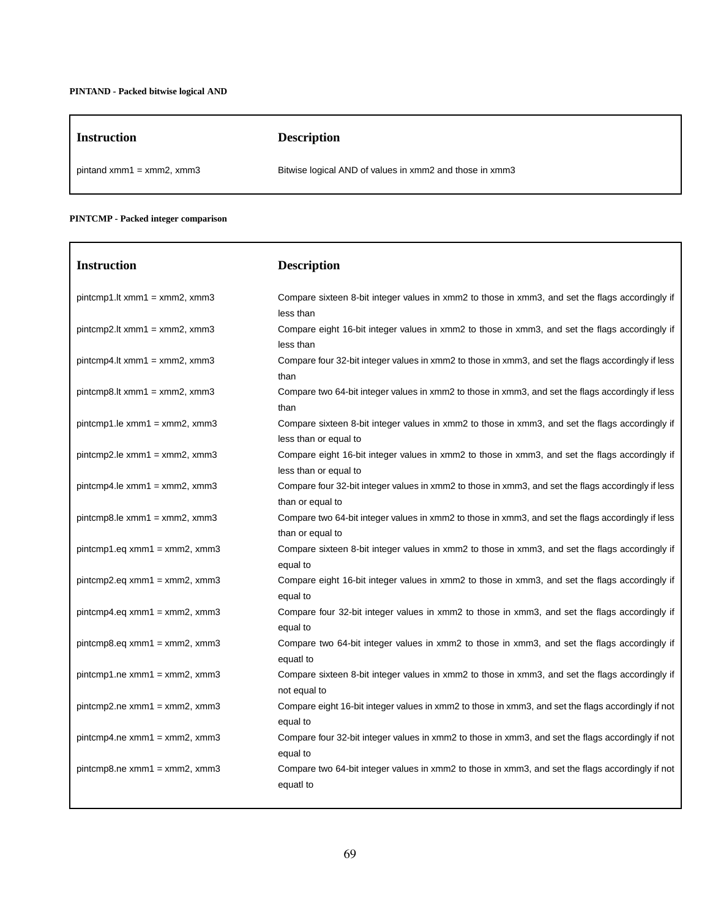**PINTAND - Packed bitwise logical AND**

| Instruction | Description |
|---|---|
| pintand xmm1 = xmm2, xmm3 | Bitwise logical AND of values in xmm2 and those in xmm3 |

**PINTCMP - Packed integer comparison**

| Instruction | Description |
|---|---|
| pintcmp1.lt xmm1 = xmm2, xmm3 | Compare sixteen 8-bit integer values in xmm2 to those in xmm3, and set the flags accordingly if less than |
| pintcmp2.lt xmm1 = xmm2, xmm3 | Compare eight 16-bit integer values in xmm2 to those in xmm3, and set the flags accordingly if less than |
| pintcmp4.lt xmm1 = xmm2, xmm3 | Compare four 32-bit integer values in xmm2 to those in xmm3, and set the flags accordingly if less than |
| pintcmp8.lt xmm1 = xmm2, xmm3 | Compare two 64-bit integer values in xmm2 to those in xmm3, and set the flags accordingly if less than |
| pintcmp1.le xmm1 = xmm2, xmm3 | Compare sixteen 8-bit integer values in xmm2 to those in xmm3, and set the flags accordingly if less than or equal to |
| pintcmp2.le xmm1 = xmm2, xmm3 | Compare eight 16-bit integer values in xmm2 to those in xmm3, and set the flags accordingly if less than or equal to |
| pintcmp4.le xmm1 = xmm2, xmm3 | Compare four 32-bit integer values in xmm2 to those in xmm3, and set the flags accordingly if less than or equal to |
| pintcmp8.le xmm1 = xmm2, xmm3 | Compare two 64-bit integer values in xmm2 to those in xmm3, and set the flags accordingly if less than or equal to |
| pintcmp1.eq xmm1 = xmm2, xmm3 | Compare sixteen 8-bit integer values in xmm2 to those in xmm3, and set the flags accordingly if equal to |
| pintcmp2.eq xmm1 = xmm2, xmm3 | Compare eight 16-bit integer values in xmm2 to those in xmm3, and set the flags accordingly if equal to |
| pintcmp4.eq xmm1 = xmm2, xmm3 | Compare four 32-bit integer values in xmm2 to those in xmm3, and set the flags accordingly if equal to |
| pintcmp8.eq xmm1 = xmm2, xmm3 | Compare two 64-bit integer values in xmm2 to those in xmm3, and set the flags accordingly if equatl to |
| pintcmp1.ne xmm1 = xmm2, xmm3 | Compare sixteen 8-bit integer values in xmm2 to those in xmm3, and set the flags accordingly if not equal to |
| pintcmp2.ne xmm1 = xmm2, xmm3 | Compare eight 16-bit integer values in xmm2 to those in xmm3, and set the flags accordingly if not equal to |
| pintcmp4.ne xmm1 = xmm2, xmm3 | Compare four 32-bit integer values in xmm2 to those in xmm3, and set the flags accordingly if not equal to |
| pintcmp8.ne xmm1 = xmm2, xmm3 | Compare two 64-bit integer values in xmm2 to those in xmm3, and set the flags accordingly if not equatl to |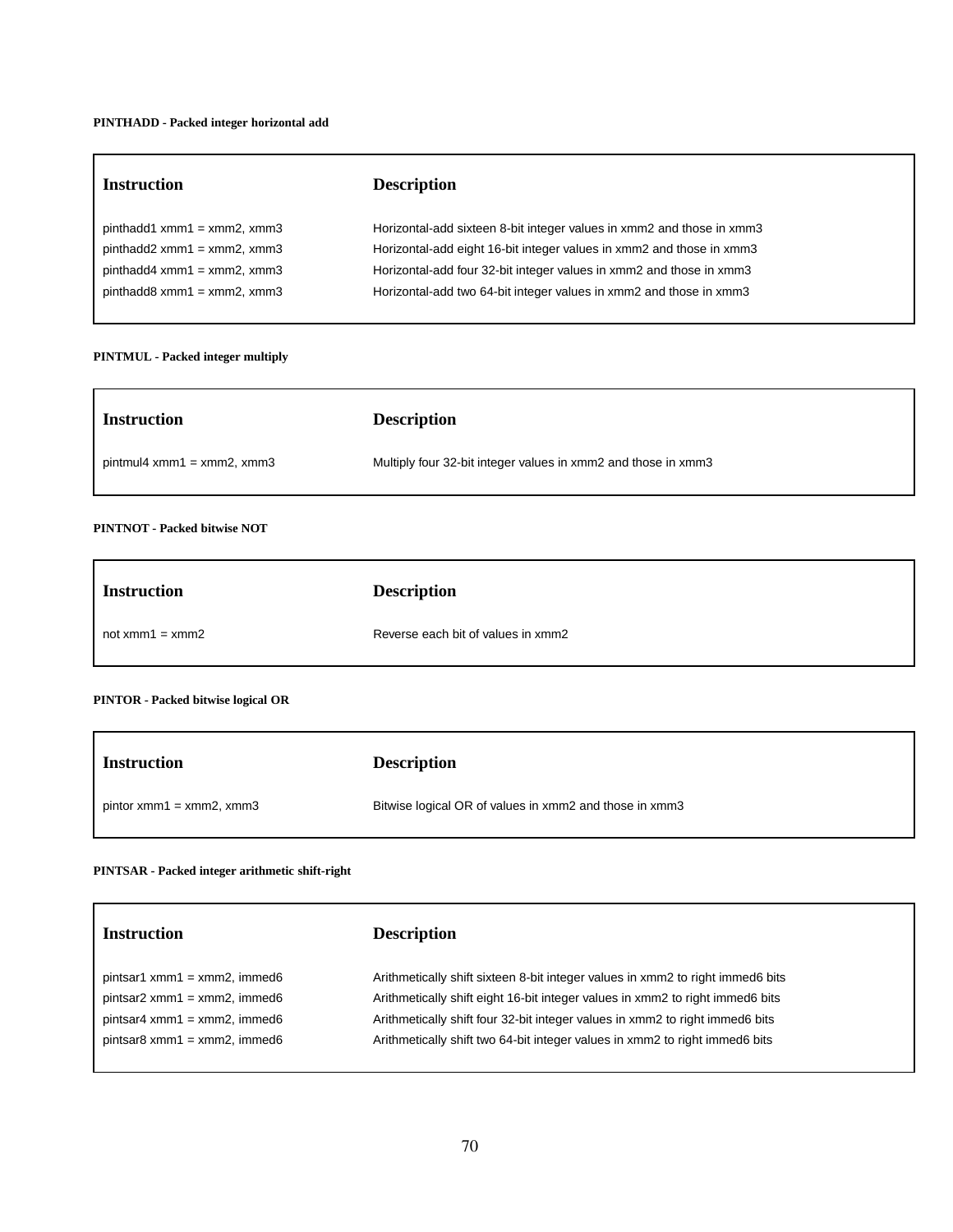**PINTHADD - Packed integer horizontal add**

| Instruction | Description |
|---|---|
| pinthadd1 xmm1 = xmm2, xmm3 | Horizontal-add sixteen 8-bit integer values in xmm2 and those in xmm3 |
| pinthadd2 xmm1 = xmm2, xmm3 | Horizontal-add eight 16-bit integer values in xmm2 and those in xmm3 |
| pinthadd4 xmm1 = xmm2, xmm3 | Horizontal-add four 32-bit integer values in xmm2 and those in xmm3 |
| pinthadd8 xmm1 = xmm2, xmm3 | Horizontal-add two 64-bit integer values in xmm2 and those in xmm3 |

**PINTMUL - Packed integer multiply**

| Instruction | Description |
|---|---|
| pintmul4 xmm1 = xmm2, xmm3 | Multiply four 32-bit integer values in xmm2 and those in xmm3 |

**PINTNOT - Packed bitwise NOT**

| Instruction | Description |
|---|---|
| not xmm1 = xmm2 | Reverse each bit of values in xmm2 |

**PINTOR - Packed bitwise logical OR**

| Instruction | Description |
|---|---|
| pintor xmm1 = xmm2, xmm3 | Bitwise logical OR of values in xmm2 and those in xmm3 |

**PINTSAR - Packed integer arithmetic shift-right**

| Instruction | Description |
|---|---|
| pintsar1 xmm1 = xmm2, immed6 | Arithmetically shift sixteen 8-bit integer values in xmm2 to right immed6 bits |
| pintsar2 xmm1 = xmm2, immed6 | Arithmetically shift eight 16-bit integer values in xmm2 to right immed6 bits |
| pintsar4 xmm1 = xmm2, immed6 | Arithmetically shift four 32-bit integer values in xmm2 to right immed6 bits |
| pintsar8 xmm1 = xmm2, immed6 | Arithmetically shift two 64-bit integer values in xmm2 to right immed6 bits |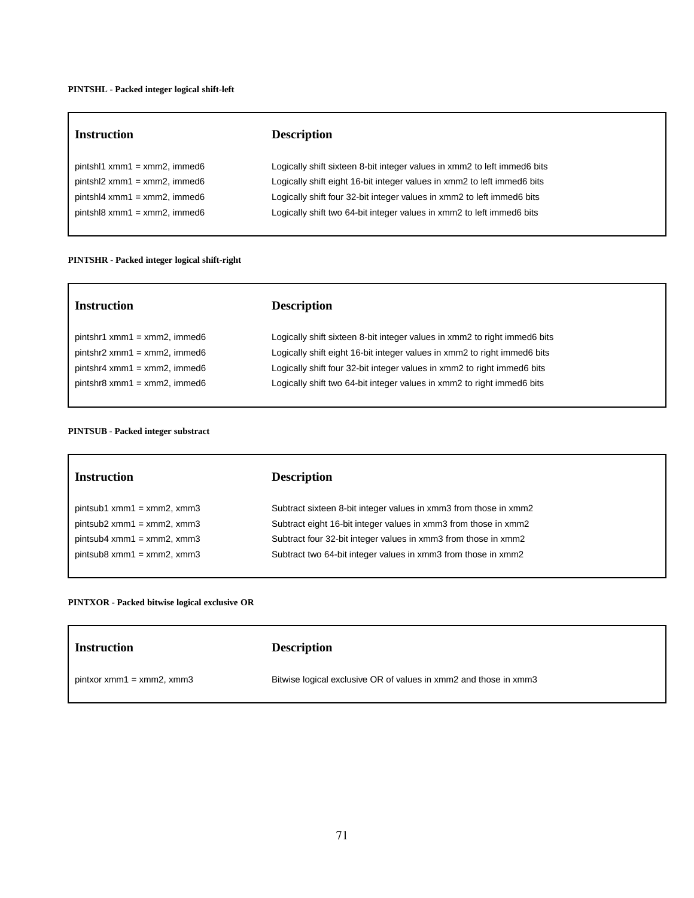**PINTSHL - Packed integer logical shift-left**

| Instruction | Description |
| --- | --- |
| pintshl1 xmm1 = xmm2, immed6 | Logically shift sixteen 8-bit integer values in xmm2 to left immed6 bits |
| pintshl2 xmm1 = xmm2, immed6 | Logically shift eight 16-bit integer values in xmm2 to left immed6 bits |
| pintshl4 xmm1 = xmm2, immed6 | Logically shift four 32-bit integer values in xmm2 to left immed6 bits |
| pintshl8 xmm1 = xmm2, immed6 | Logically shift two 64-bit integer values in xmm2 to left immed6 bits |

**PINTSHR - Packed integer logical shift-right**

| Instruction | Description |
| --- | --- |
| pintshr1 xmm1 = xmm2, immed6 | Logically shift sixteen 8-bit integer values in xmm2 to right immed6 bits |
| pintshr2 xmm1 = xmm2, immed6 | Logically shift eight 16-bit integer values in xmm2 to right immed6 bits |
| pintshr4 xmm1 = xmm2, immed6 | Logically shift four 32-bit integer values in xmm2 to right immed6 bits |
| pintshr8 xmm1 = xmm2, immed6 | Logically shift two 64-bit integer values in xmm2 to right immed6 bits |

**PINTSUB - Packed integer substract**

| Instruction | Description |
| --- | --- |
| pintsub1 xmm1 = xmm2, xmm3 | Subtract sixteen 8-bit integer values in xmm3 from those in xmm2 |
| pintsub2 xmm1 = xmm2, xmm3 | Subtract eight 16-bit integer values in xmm3 from those in xmm2 |
| pintsub4 xmm1 = xmm2, xmm3 | Subtract four 32-bit integer values in xmm3 from those in xmm2 |
| pintsub8 xmm1 = xmm2, xmm3 | Subtract two 64-bit integer values in xmm3 from those in xmm2 |

**PINTXOR - Packed bitwise logical exclusive OR**

| Instruction | Description |
| --- | --- |
| pintxor xmm1 = xmm2, xmm3 | Bitwise logical exclusive OR of values in xmm2 and those in xmm3 |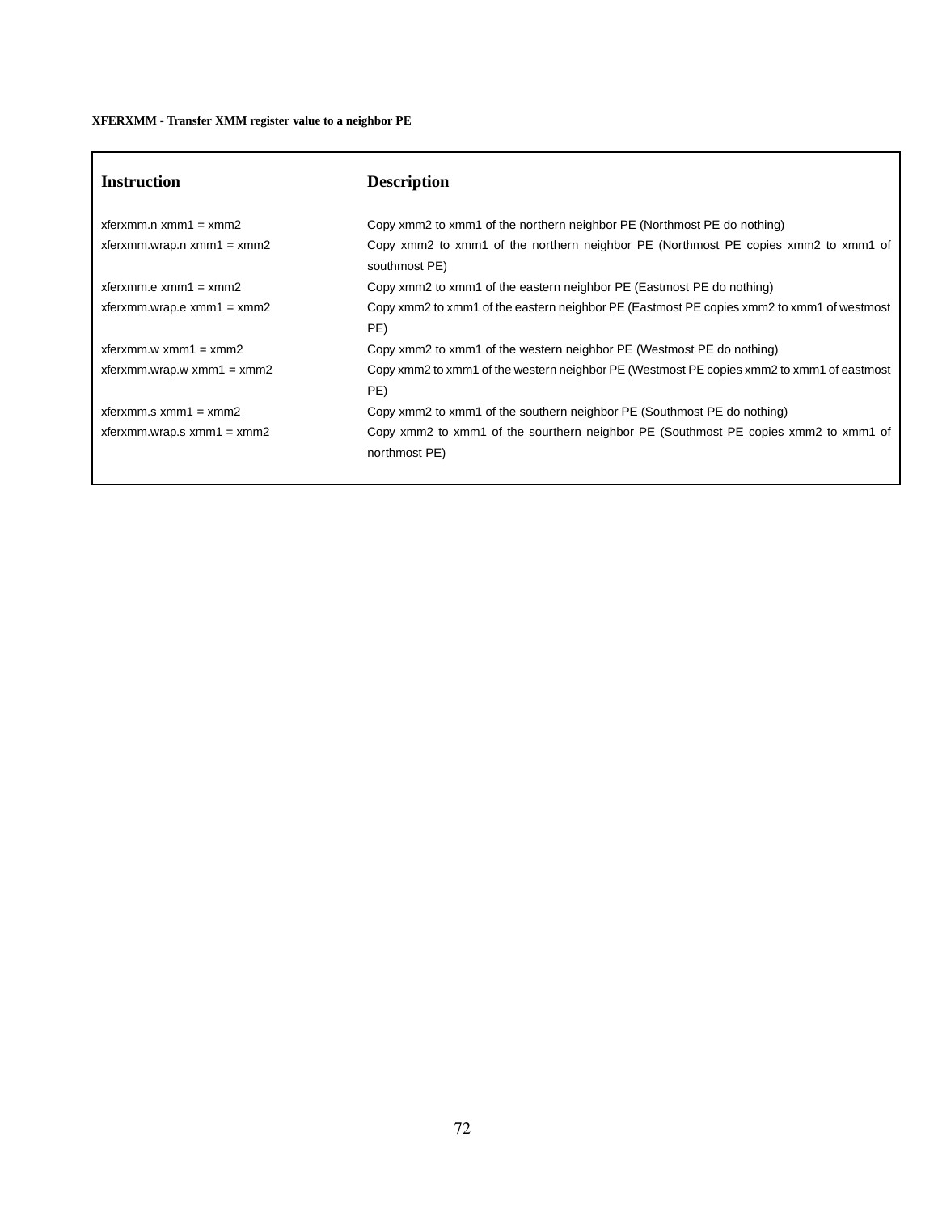**XFERXMM - Transfer XMM register value to a neighbor PE**

| Instruction | Description |
| --- | --- |
| xferxmm.n xmm1 = xmm2 | Copy xmm2 to xmm1 of the northern neighbor PE (Northmost PE do nothing) |
| xferxmm.wrap.n xmm1 = xmm2 | Copy xmm2 to xmm1 of the northern neighbor PE (Northmost PE copies xmm2 to xmm1 of southmost PE) |
| xferxmm.e xmm1 = xmm2 | Copy xmm2 to xmm1 of the eastern neighbor PE (Eastmost PE do nothing) |
| xferxmm.wrap.e xmm1 = xmm2 | Copy xmm2 to xmm1 of the eastern neighbor PE (Eastmost PE copies xmm2 to xmm1 of westmost PE) |
| xferxmm.w xmm1 = xmm2 | Copy xmm2 to xmm1 of the western neighbor PE (Westmost PE do nothing) |
| xferxmm.wrap.w xmm1 = xmm2 | Copy xmm2 to xmm1 of the western neighbor PE (Westmost PE copies xmm2 to xmm1 of eastmost PE) |
| xferxmm.s xmm1 = xmm2 | Copy xmm2 to xmm1 of the southern neighbor PE (Southmost PE do nothing) |
| xferxmm.wrap.s xmm1 = xmm2 | Copy xmm2 to xmm1 of the sourthern neighbor PE (Southmost PE copies xmm2 to xmm1 of northmost PE) |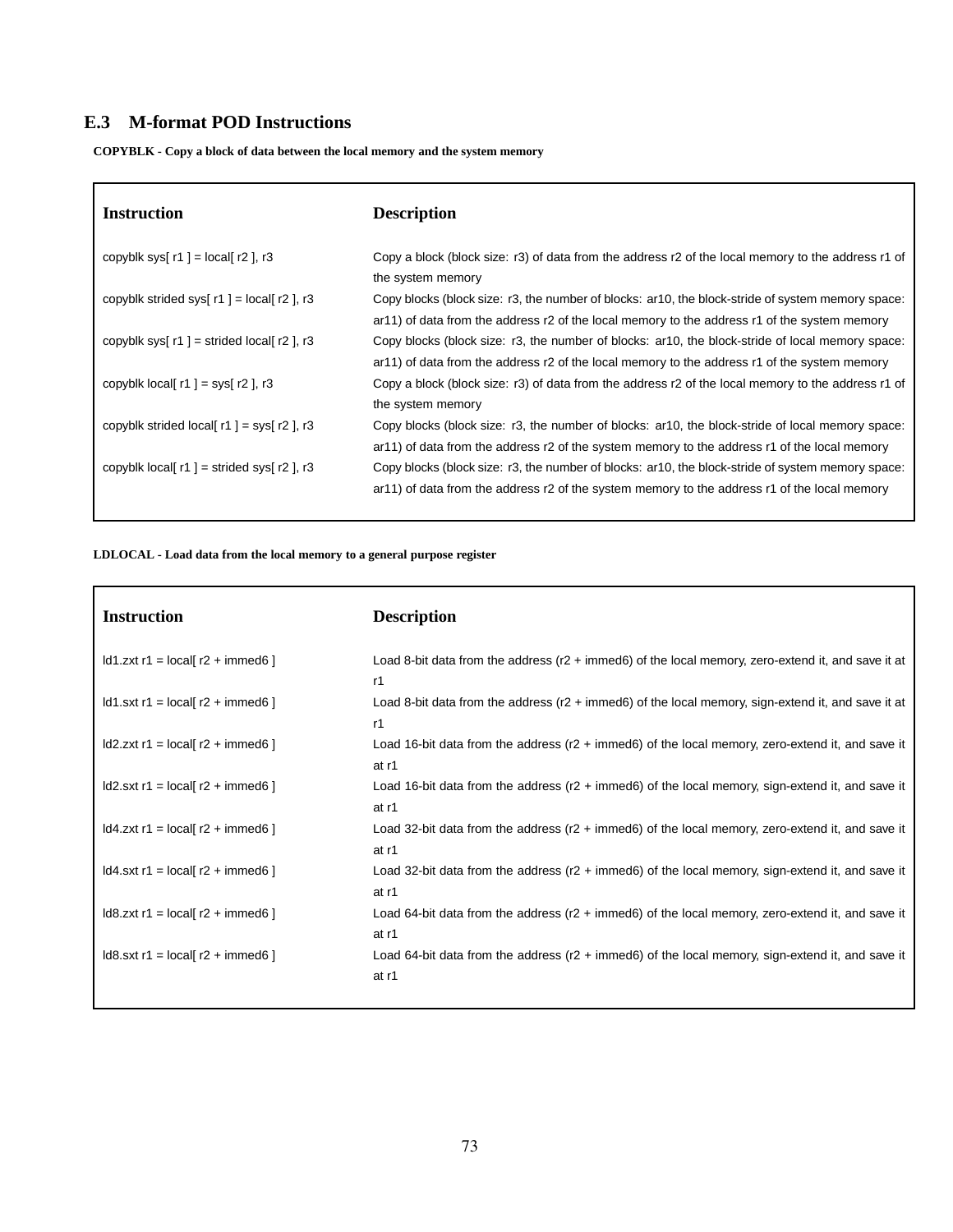## E.3 M-format POD Instructions

**COPYBLK - Copy a block of data between the local memory and the system memory**

| Instruction | Description |
|---|---|
| copyblk sys[ r1 ] = local[ r2 ], r3 | Copy a block (block size: r3) of data from the address r2 of the local memory to the address r1 of the system memory |
| copyblk strided sys[ r1 ] = local[ r2 ], r3 | Copy blocks (block size: r3, the number of blocks: ar10, the block-stride of system memory space: ar11) of data from the address r2 of the local memory to the address r1 of the system memory |
| copyblk sys[ r1 ] = strided local[ r2 ], r3 | Copy blocks (block size: r3, the number of blocks: ar10, the block-stride of local memory space: ar11) of data from the address r2 of the local memory to the address r1 of the system memory |
| copyblk local[ r1 ] = sys[ r2 ], r3 | Copy a block (block size: r3) of data from the address r2 of the local memory to the address r1 of the system memory |
| copyblk strided local[ r1 ] = sys[ r2 ], r3 | Copy blocks (block size: r3, the number of blocks: ar10, the block-stride of local memory space: ar11) of data from the address r2 of the system memory to the address r1 of the local memory |
| copyblk local[ r1 ] = strided sys[ r2 ], r3 | Copy blocks (block size: r3, the number of blocks: ar10, the block-stride of system memory space: ar11) of data from the address r2 of the system memory to the address r1 of the local memory |

**LDLOCAL - Load data from the local memory to a general purpose register**

| Instruction | Description |
|---|---|
| ld1.zxt r1 = local[ r2 + immed6 ] | Load 8-bit data from the address (r2 + immed6) of the local memory, zero-extend it, and save it at r1 |
| ld1.sxt r1 = local[ r2 + immed6 ] | Load 8-bit data from the address (r2 + immed6) of the local memory, sign-extend it, and save it at r1 |
| ld2.zxt r1 = local[ r2 + immed6 ] | Load 16-bit data from the address (r2 + immed6) of the local memory, zero-extend it, and save it at r1 |
| ld2.sxt r1 = local[ r2 + immed6 ] | Load 16-bit data from the address (r2 + immed6) of the local memory, sign-extend it, and save it at r1 |
| ld4.zxt r1 = local[ r2 + immed6 ] | Load 32-bit data from the address (r2 + immed6) of the local memory, zero-extend it, and save it at r1 |
| ld4.sxt r1 = local[ r2 + immed6 ] | Load 32-bit data from the address (r2 + immed6) of the local memory, sign-extend it, and save it at r1 |
| ld8.zxt r1 = local[ r2 + immed6 ] | Load 64-bit data from the address (r2 + immed6) of the local memory, zero-extend it, and save it at r1 |
| ld8.sxt r1 = local[ r2 + immed6 ] | Load 64-bit data from the address (r2 + immed6) of the local memory, sign-extend it, and save it at r1 |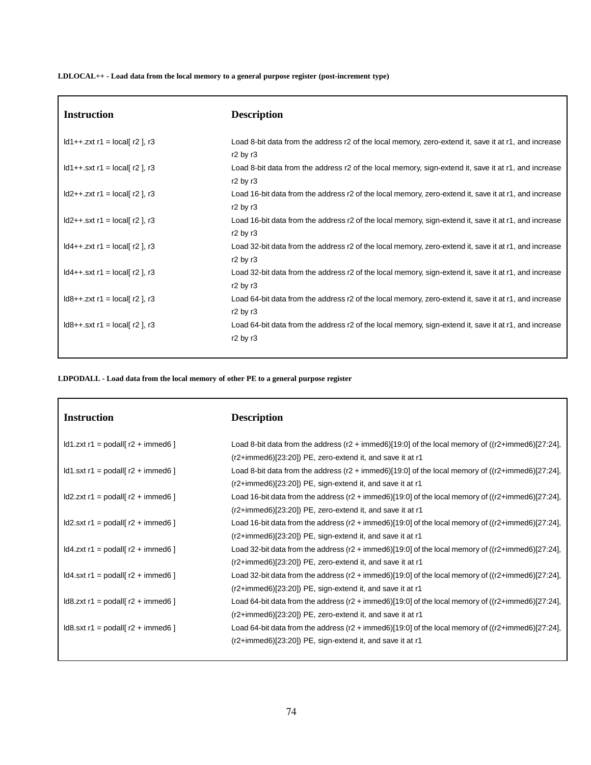**LDLOCAL++ - Load data from the local memory to a general purpose register (post-increment type)**

| Instruction | Description |
|---|---|
| ld1++.zxt r1 = local[ r2 ], r3 | Load 8-bit data from the address r2 of the local memory, zero-extend it, save it at r1, and increase r2 by r3 |
| ld1++.sxt r1 = local[ r2 ], r3 | Load 8-bit data from the address r2 of the local memory, sign-extend it, save it at r1, and increase r2 by r3 |
| ld2++.zxt r1 = local[ r2 ], r3 | Load 16-bit data from the address r2 of the local memory, zero-extend it, save it at r1, and increase r2 by r3 |
| ld2++.sxt r1 = local[ r2 ], r3 | Load 16-bit data from the address r2 of the local memory, sign-extend it, save it at r1, and increase r2 by r3 |
| ld4++.zxt r1 = local[ r2 ], r3 | Load 32-bit data from the address r2 of the local memory, zero-extend it, save it at r1, and increase r2 by r3 |
| ld4++.sxt r1 = local[ r2 ], r3 | Load 32-bit data from the address r2 of the local memory, sign-extend it, save it at r1, and increase r2 by r3 |
| ld8++.zxt r1 = local[ r2 ], r3 | Load 64-bit data from the address r2 of the local memory, zero-extend it, save it at r1, and increase r2 by r3 |
| ld8++.sxt r1 = local[ r2 ], r3 | Load 64-bit data from the address r2 of the local memory, sign-extend it, save it at r1, and increase r2 by r3 |

**LDPODALL - Load data from the local memory of other PE to a general purpose register**

| Instruction | Description |
|---|---|
| ld1.zxt r1 = podall[ r2 + immed6 ] | Load 8-bit data from the address (r2 + immed6)[19:0] of the local memory of ((r2+immed6)[27:24], (r2+immed6)[23:20]) PE, zero-extend it, and save it at r1 |
| ld1.sxt r1 = podall[ r2 + immed6 ] | Load 8-bit data from the address (r2 + immed6)[19:0] of the local memory of ((r2+immed6)[27:24], (r2+immed6)[23:20]) PE, sign-extend it, and save it at r1 |
| ld2.zxt r1 = podall[ r2 + immed6 ] | Load 16-bit data from the address (r2 + immed6)[19:0] of the local memory of ((r2+immed6)[27:24], (r2+immed6)[23:20]) PE, zero-extend it, and save it at r1 |
| ld2.sxt r1 = podall[ r2 + immed6 ] | Load 16-bit data from the address (r2 + immed6)[19:0] of the local memory of ((r2+immed6)[27:24], (r2+immed6)[23:20]) PE, sign-extend it, and save it at r1 |
| ld4.zxt r1 = podall[ r2 + immed6 ] | Load 32-bit data from the address (r2 + immed6)[19:0] of the local memory of ((r2+immed6)[27:24], (r2+immed6)[23:20]) PE, zero-extend it, and save it at r1 |
| ld4.sxt r1 = podall[ r2 + immed6 ] | Load 32-bit data from the address (r2 + immed6)[19:0] of the local memory of ((r2+immed6)[27:24], (r2+immed6)[23:20]) PE, sign-extend it, and save it at r1 |
| ld8.zxt r1 = podall[ r2 + immed6 ] | Load 64-bit data from the address (r2 + immed6)[19:0] of the local memory of ((r2+immed6)[27:24], (r2+immed6)[23:20]) PE, zero-extend it, and save it at r1 |
| ld8.sxt r1 = podall[ r2 + immed6 ] | Load 64-bit data from the address (r2 + immed6)[19:0] of the local memory of ((r2+immed6)[27:24], (r2+immed6)[23:20]) PE, sign-extend it, and save it at r1 |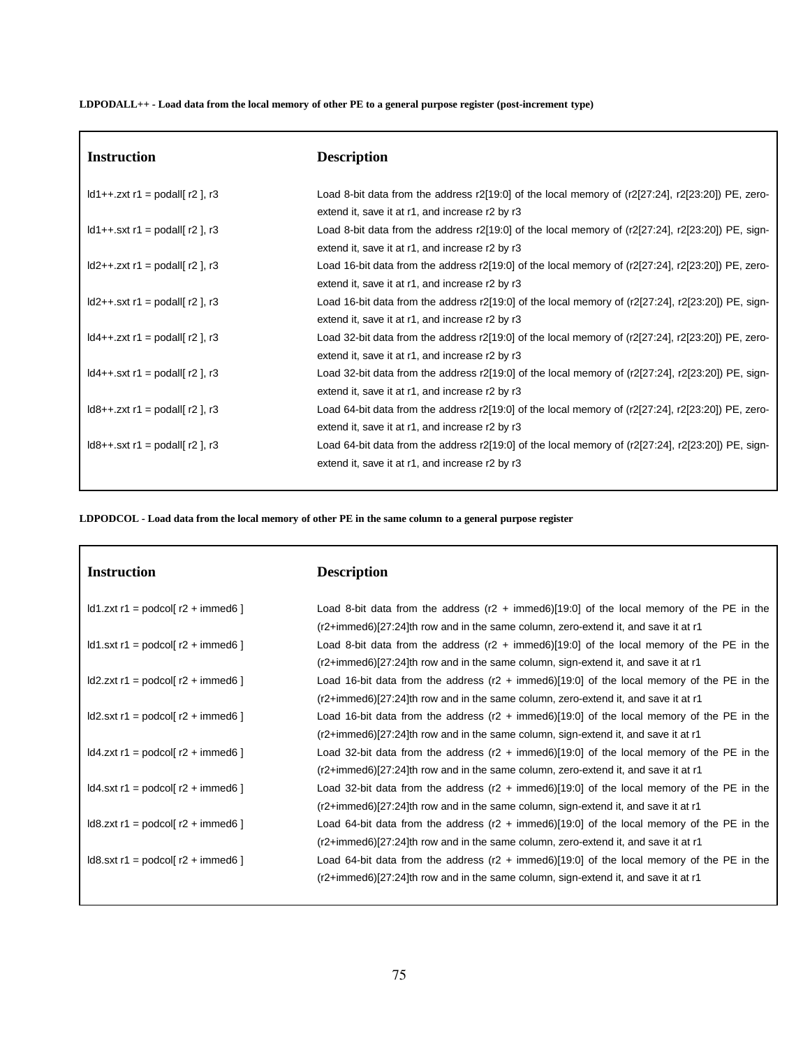**LDPODALL++ - Load data from the local memory of other PE to a general purpose register (post-increment type)**

| Instruction | Description |
|---|---|
| ld1++.zxt r1 = podall[ r2 ], r3 | Load 8-bit data from the address r2[19:0] of the local memory of (r2[27:24], r2[23:20]) PE, zero-extend it, save it at r1, and increase r2 by r3 |
| ld1++.sxt r1 = podall[ r2 ], r3 | Load 8-bit data from the address r2[19:0] of the local memory of (r2[27:24], r2[23:20]) PE, sign-extend it, save it at r1, and increase r2 by r3 |
| ld2++.zxt r1 = podall[ r2 ], r3 | Load 16-bit data from the address r2[19:0] of the local memory of (r2[27:24], r2[23:20]) PE, zero-extend it, save it at r1, and increase r2 by r3 |
| ld2++.sxt r1 = podall[ r2 ], r3 | Load 16-bit data from the address r2[19:0] of the local memory of (r2[27:24], r2[23:20]) PE, sign-extend it, save it at r1, and increase r2 by r3 |
| ld4++.zxt r1 = podall[ r2 ], r3 | Load 32-bit data from the address r2[19:0] of the local memory of (r2[27:24], r2[23:20]) PE, zero-extend it, save it at r1, and increase r2 by r3 |
| ld4++.sxt r1 = podall[ r2 ], r3 | Load 32-bit data from the address r2[19:0] of the local memory of (r2[27:24], r2[23:20]) PE, sign-extend it, save it at r1, and increase r2 by r3 |
| ld8++.zxt r1 = podall[ r2 ], r3 | Load 64-bit data from the address r2[19:0] of the local memory of (r2[27:24], r2[23:20]) PE, zero-extend it, save it at r1, and increase r2 by r3 |
| ld8++.sxt r1 = podall[ r2 ], r3 | Load 64-bit data from the address r2[19:0] of the local memory of (r2[27:24], r2[23:20]) PE, sign-extend it, save it at r1, and increase r2 by r3 |

**LDPODCOL - Load data from the local memory of other PE in the same column to a general purpose register**

| Instruction | Description |
|---|---|
| ld1.zxt r1 = podcol[ r2 + immed6 ] | Load 8-bit data from the address (r2 + immed6)[19:0] of the local memory of the PE in the (r2+immed6)[27:24]th row and in the same column, zero-extend it, and save it at r1 |
| ld1.sxt r1 = podcol[ r2 + immed6 ] | Load 8-bit data from the address (r2 + immed6)[19:0] of the local memory of the PE in the (r2+immed6)[27:24]th row and in the same column, sign-extend it, and save it at r1 |
| ld2.zxt r1 = podcol[ r2 + immed6 ] | Load 16-bit data from the address (r2 + immed6)[19:0] of the local memory of the PE in the (r2+immed6)[27:24]th row and in the same column, zero-extend it, and save it at r1 |
| ld2.sxt r1 = podcol[ r2 + immed6 ] | Load 16-bit data from the address (r2 + immed6)[19:0] of the local memory of the PE in the (r2+immed6)[27:24]th row and in the same column, sign-extend it, and save it at r1 |
| ld4.zxt r1 = podcol[ r2 + immed6 ] | Load 32-bit data from the address (r2 + immed6)[19:0] of the local memory of the PE in the (r2+immed6)[27:24]th row and in the same column, zero-extend it, and save it at r1 |
| ld4.sxt r1 = podcol[ r2 + immed6 ] | Load 32-bit data from the address (r2 + immed6)[19:0] of the local memory of the PE in the (r2+immed6)[27:24]th row and in the same column, sign-extend it, and save it at r1 |
| ld8.zxt r1 = podcol[ r2 + immed6 ] | Load 64-bit data from the address (r2 + immed6)[19:0] of the local memory of the PE in the (r2+immed6)[27:24]th row and in the same column, zero-extend it, and save it at r1 |
| ld8.sxt r1 = podcol[ r2 + immed6 ] | Load 64-bit data from the address (r2 + immed6)[19:0] of the local memory of the PE in the (r2+immed6)[27:24]th row and in the same column, sign-extend it, and save it at r1 |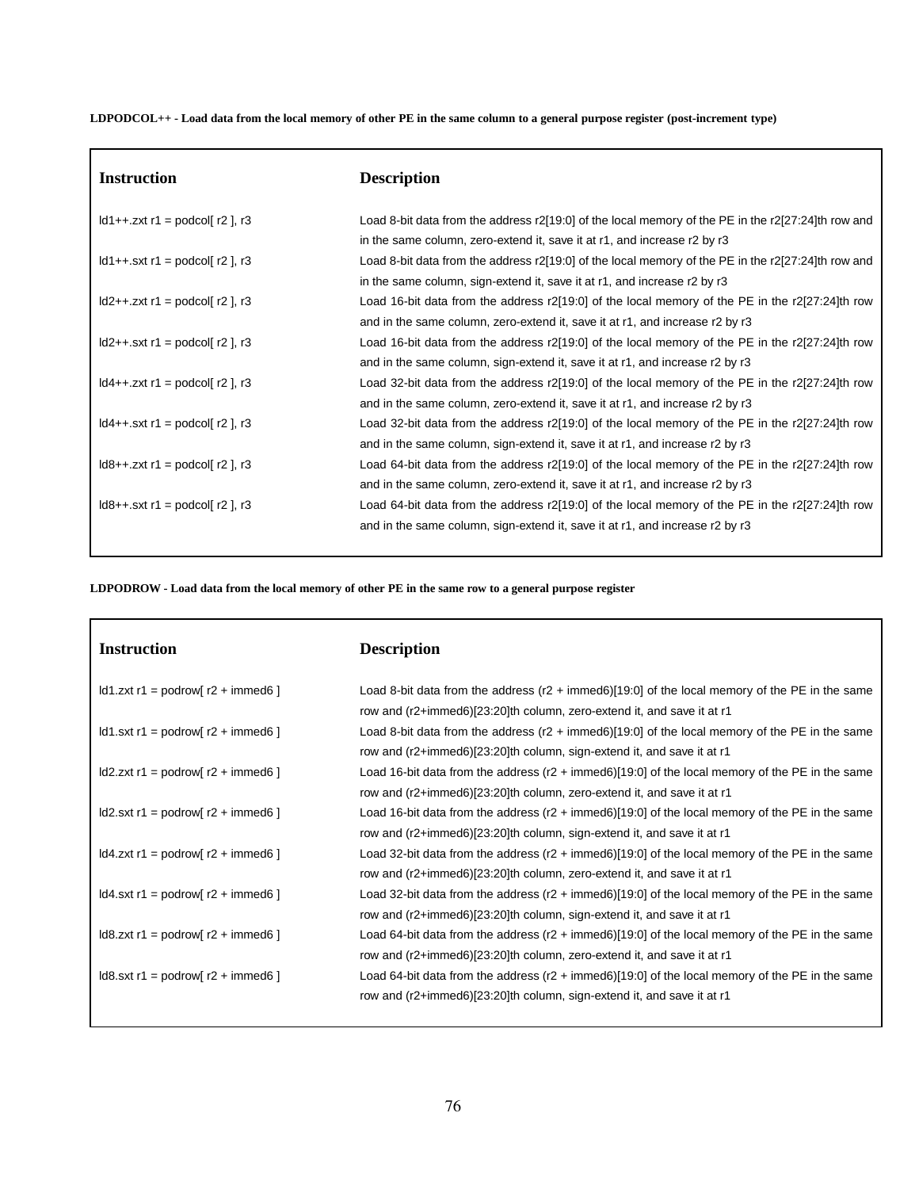**LDPODCOL++ - Load data from the local memory of other PE in the same column to a general purpose register (post-increment type)**

| Instruction | Description |
|---|---|
| ld1++.zxt r1 = podcol[ r2 ], r3 | Load 8-bit data from the address r2[19:0] of the local memory of the PE in the r2[27:24]th row and in the same column, zero-extend it, save it at r1, and increase r2 by r3 |
| ld1++.sxt r1 = podcol[ r2 ], r3 | Load 8-bit data from the address r2[19:0] of the local memory of the PE in the r2[27:24]th row and in the same column, sign-extend it, save it at r1, and increase r2 by r3 |
| ld2++.zxt r1 = podcol[ r2 ], r3 | Load 16-bit data from the address r2[19:0] of the local memory of the PE in the r2[27:24]th row and in the same column, zero-extend it, save it at r1, and increase r2 by r3 |
| ld2++.sxt r1 = podcol[ r2 ], r3 | Load 16-bit data from the address r2[19:0] of the local memory of the PE in the r2[27:24]th row and in the same column, sign-extend it, save it at r1, and increase r2 by r3 |
| ld4++.zxt r1 = podcol[ r2 ], r3 | Load 32-bit data from the address r2[19:0] of the local memory of the PE in the r2[27:24]th row and in the same column, zero-extend it, save it at r1, and increase r2 by r3 |
| ld4++.sxt r1 = podcol[ r2 ], r3 | Load 32-bit data from the address r2[19:0] of the local memory of the PE in the r2[27:24]th row and in the same column, sign-extend it, save it at r1, and increase r2 by r3 |
| ld8++.zxt r1 = podcol[ r2 ], r3 | Load 64-bit data from the address r2[19:0] of the local memory of the PE in the r2[27:24]th row and in the same column, zero-extend it, save it at r1, and increase r2 by r3 |
| ld8++.sxt r1 = podcol[ r2 ], r3 | Load 64-bit data from the address r2[19:0] of the local memory of the PE in the r2[27:24]th row and in the same column, sign-extend it, save it at r1, and increase r2 by r3 |

**LDPODROW - Load data from the local memory of other PE in the same row to a general purpose register**

| Instruction | Description |
|---|---|
| ld1.zxt r1 = podrow[ r2 + immed6 ] | Load 8-bit data from the address (r2 + immed6)[19:0] of the local memory of the PE in the same row and (r2+immed6)[23:20]th column, zero-extend it, and save it at r1 |
| ld1.sxt r1 = podrow[ r2 + immed6 ] | Load 8-bit data from the address (r2 + immed6)[19:0] of the local memory of the PE in the same row and (r2+immed6)[23:20]th column, sign-extend it, and save it at r1 |
| ld2.zxt r1 = podrow[ r2 + immed6 ] | Load 16-bit data from the address (r2 + immed6)[19:0] of the local memory of the PE in the same row and (r2+immed6)[23:20]th column, zero-extend it, and save it at r1 |
| ld2.sxt r1 = podrow[ r2 + immed6 ] | Load 16-bit data from the address (r2 + immed6)[19:0] of the local memory of the PE in the same row and (r2+immed6)[23:20]th column, sign-extend it, and save it at r1 |
| ld4.zxt r1 = podrow[ r2 + immed6 ] | Load 32-bit data from the address (r2 + immed6)[19:0] of the local memory of the PE in the same row and (r2+immed6)[23:20]th column, zero-extend it, and save it at r1 |
| ld4.sxt r1 = podrow[ r2 + immed6 ] | Load 32-bit data from the address (r2 + immed6)[19:0] of the local memory of the PE in the same row and (r2+immed6)[23:20]th column, sign-extend it, and save it at r1 |
| ld8.zxt r1 = podrow[ r2 + immed6 ] | Load 64-bit data from the address (r2 + immed6)[19:0] of the local memory of the PE in the same row and (r2+immed6)[23:20]th column, zero-extend it, and save it at r1 |
| ld8.sxt r1 = podrow[ r2 + immed6 ] | Load 64-bit data from the address (r2 + immed6)[19:0] of the local memory of the PE in the same row and (r2+immed6)[23:20]th column, sign-extend it, and save it at r1 |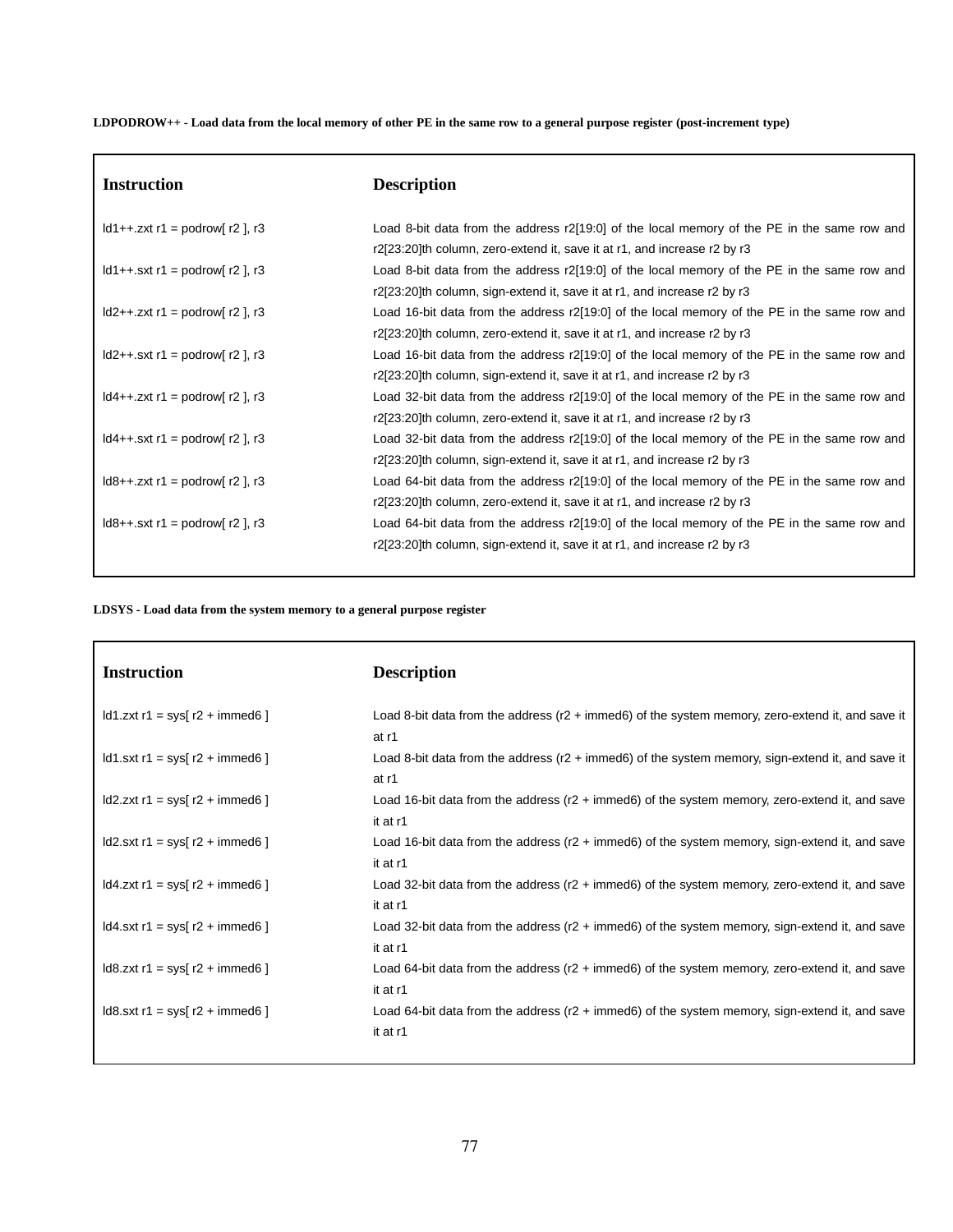**LDPODROW++ - Load data from the local memory of other PE in the same row to a general purpose register (post-increment type)**

| Instruction | Description |
|---|---|
| ld1++.zxt r1 = podrow[ r2 ], r3 | Load 8-bit data from the address r2[19:0] of the local memory of the PE in the same row and r2[23:20]th column, zero-extend it, save it at r1, and increase r2 by r3 |
| ld1++.sxt r1 = podrow[ r2 ], r3 | Load 8-bit data from the address r2[19:0] of the local memory of the PE in the same row and r2[23:20]th column, sign-extend it, save it at r1, and increase r2 by r3 |
| ld2++.zxt r1 = podrow[ r2 ], r3 | Load 16-bit data from the address r2[19:0] of the local memory of the PE in the same row and r2[23:20]th column, zero-extend it, save it at r1, and increase r2 by r3 |
| ld2++.sxt r1 = podrow[ r2 ], r3 | Load 16-bit data from the address r2[19:0] of the local memory of the PE in the same row and r2[23:20]th column, sign-extend it, save it at r1, and increase r2 by r3 |
| ld4++.zxt r1 = podrow[ r2 ], r3 | Load 32-bit data from the address r2[19:0] of the local memory of the PE in the same row and r2[23:20]th column, zero-extend it, save it at r1, and increase r2 by r3 |
| ld4++.sxt r1 = podrow[ r2 ], r3 | Load 32-bit data from the address r2[19:0] of the local memory of the PE in the same row and r2[23:20]th column, sign-extend it, save it at r1, and increase r2 by r3 |
| ld8++.zxt r1 = podrow[ r2 ], r3 | Load 64-bit data from the address r2[19:0] of the local memory of the PE in the same row and r2[23:20]th column, zero-extend it, save it at r1, and increase r2 by r3 |
| ld8++.sxt r1 = podrow[ r2 ], r3 | Load 64-bit data from the address r2[19:0] of the local memory of the PE in the same row and r2[23:20]th column, sign-extend it, save it at r1, and increase r2 by r3 |

**LDSYS - Load data from the system memory to a general purpose register**

| Instruction | Description |
|---|---|
| ld1.zxt r1 = sys[ r2 + immed6 ] | Load 8-bit data from the address (r2 + immed6) of the system memory, zero-extend it, and save it at r1 |
| ld1.sxt r1 = sys[ r2 + immed6 ] | Load 8-bit data from the address (r2 + immed6) of the system memory, sign-extend it, and save it at r1 |
| ld2.zxt r1 = sys[ r2 + immed6 ] | Load 16-bit data from the address (r2 + immed6) of the system memory, zero-extend it, and save it at r1 |
| ld2.sxt r1 = sys[ r2 + immed6 ] | Load 16-bit data from the address (r2 + immed6) of the system memory, sign-extend it, and save it at r1 |
| ld4.zxt r1 = sys[ r2 + immed6 ] | Load 32-bit data from the address (r2 + immed6) of the system memory, zero-extend it, and save it at r1 |
| ld4.sxt r1 = sys[ r2 + immed6 ] | Load 32-bit data from the address (r2 + immed6) of the system memory, sign-extend it, and save it at r1 |
| ld8.zxt r1 = sys[ r2 + immed6 ] | Load 64-bit data from the address (r2 + immed6) of the system memory, zero-extend it, and save it at r1 |
| ld8.sxt r1 = sys[ r2 + immed6 ] | Load 64-bit data from the address (r2 + immed6) of the system memory, sign-extend it, and save it at r1 |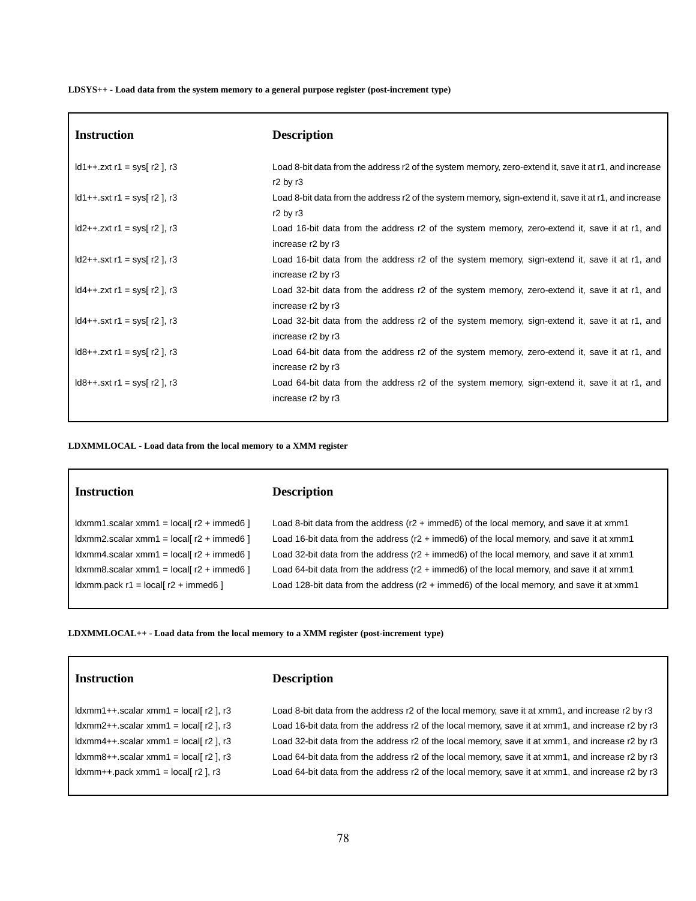**LDSYS++ - Load data from the system memory to a general purpose register (post-increment type)**

| Instruction | Description |
| --- | --- |
| ld1++.zxt r1 = sys[ r2 ], r3 | Load 8-bit data from the address r2 of the system memory, zero-extend it, save it at r1, and increase r2 by r3 |
| ld1++.sxt r1 = sys[ r2 ], r3 | Load 8-bit data from the address r2 of the system memory, sign-extend it, save it at r1, and increase r2 by r3 |
| ld2++.zxt r1 = sys[ r2 ], r3 | Load 16-bit data from the address r2 of the system memory, zero-extend it, save it at r1, and increase r2 by r3 |
| ld2++.sxt r1 = sys[ r2 ], r3 | Load 16-bit data from the address r2 of the system memory, sign-extend it, save it at r1, and increase r2 by r3 |
| ld4++.zxt r1 = sys[ r2 ], r3 | Load 32-bit data from the address r2 of the system memory, zero-extend it, save it at r1, and increase r2 by r3 |
| ld4++.sxt r1 = sys[ r2 ], r3 | Load 32-bit data from the address r2 of the system memory, sign-extend it, save it at r1, and increase r2 by r3 |
| ld8++.zxt r1 = sys[ r2 ], r3 | Load 64-bit data from the address r2 of the system memory, zero-extend it, save it at r1, and increase r2 by r3 |
| ld8++.sxt r1 = sys[ r2 ], r3 | Load 64-bit data from the address r2 of the system memory, sign-extend it, save it at r1, and increase r2 by r3 |

**LDXMMLOCAL - Load data from the local memory to a XMM register**

| Instruction | Description |
| --- | --- |
| ldxmm1.scalar xmm1 = local[ r2 + immed6 ] | Load 8-bit data from the address (r2 + immed6) of the local memory, and save it at xmm1 |
| ldxmm2.scalar xmm1 = local[ r2 + immed6 ] | Load 16-bit data from the address (r2 + immed6) of the local memory, and save it at xmm1 |
| ldxmm4.scalar xmm1 = local[ r2 + immed6 ] | Load 32-bit data from the address (r2 + immed6) of the local memory, and save it at xmm1 |
| ldxmm8.scalar xmm1 = local[ r2 + immed6 ] | Load 64-bit data from the address (r2 + immed6) of the local memory, and save it at xmm1 |
| ldxmm.pack r1 = local[ r2 + immed6 ] | Load 128-bit data from the address (r2 + immed6) of the local memory, and save it at xmm1 |

**LDXMMLOCAL++ - Load data from the local memory to a XMM register (post-increment type)**

| Instruction | Description |
| --- | --- |
| ldxmm1++.scalar xmm1 = local[ r2 ], r3 | Load 8-bit data from the address r2 of the local memory, save it at xmm1, and increase r2 by r3 |
| ldxmm2++.scalar xmm1 = local[ r2 ], r3 | Load 16-bit data from the address r2 of the local memory, save it at xmm1, and increase r2 by r3 |
| ldxmm4++.scalar xmm1 = local[ r2 ], r3 | Load 32-bit data from the address r2 of the local memory, save it at xmm1, and increase r2 by r3 |
| ldxmm8++.scalar xmm1 = local[ r2 ], r3 | Load 64-bit data from the address r2 of the local memory, save it at xmm1, and increase r2 by r3 |
| ldxmm++.pack xmm1 = local[ r2 ], r3 | Load 64-bit data from the address r2 of the local memory, save it at xmm1, and increase r2 by r3 |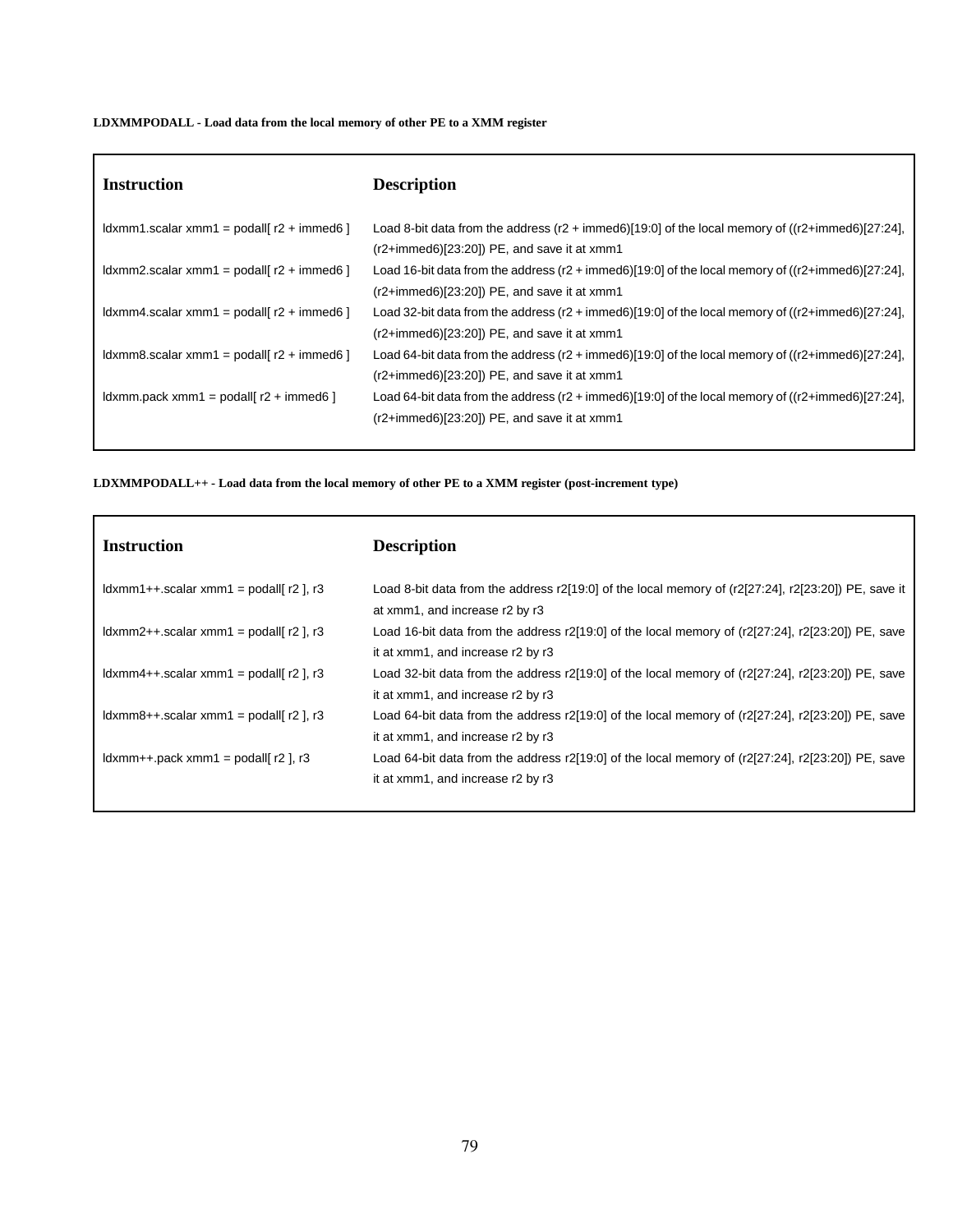**LDXMMPODALL - Load data from the local memory of other PE to a XMM register**

| Instruction | Description |
| --- | --- |
| ldxmm1.scalar xmm1 = podall[ r2 + immed6 ] | Load 8-bit data from the address (r2 + immed6)[19:0] of the local memory of ((r2+immed6)[27:24], (r2+immed6)[23:20]) PE, and save it at xmm1 |
| ldxmm2.scalar xmm1 = podall[ r2 + immed6 ] | Load 16-bit data from the address (r2 + immed6)[19:0] of the local memory of ((r2+immed6)[27:24], (r2+immed6)[23:20]) PE, and save it at xmm1 |
| ldxmm4.scalar xmm1 = podall[ r2 + immed6 ] | Load 32-bit data from the address (r2 + immed6)[19:0] of the local memory of ((r2+immed6)[27:24], (r2+immed6)[23:20]) PE, and save it at xmm1 |
| ldxmm8.scalar xmm1 = podall[ r2 + immed6 ] | Load 64-bit data from the address (r2 + immed6)[19:0] of the local memory of ((r2+immed6)[27:24], (r2+immed6)[23:20]) PE, and save it at xmm1 |
| ldxmm.pack xmm1 = podall[ r2 + immed6 ] | Load 64-bit data from the address (r2 + immed6)[19:0] of the local memory of ((r2+immed6)[27:24], (r2+immed6)[23:20]) PE, and save it at xmm1 |

**LDXMMPODALL++ - Load data from the local memory of other PE to a XMM register (post-increment type)**

| Instruction | Description |
| --- | --- |
| ldxmm1++.scalar xmm1 = podall[ r2 ], r3 | Load 8-bit data from the address r2[19:0] of the local memory of (r2[27:24], r2[23:20]) PE, save it at xmm1, and increase r2 by r3 |
| ldxmm2++.scalar xmm1 = podall[ r2 ], r3 | Load 16-bit data from the address r2[19:0] of the local memory of (r2[27:24], r2[23:20]) PE, save it at xmm1, and increase r2 by r3 |
| ldxmm4++.scalar xmm1 = podall[ r2 ], r3 | Load 32-bit data from the address r2[19:0] of the local memory of (r2[27:24], r2[23:20]) PE, save it at xmm1, and increase r2 by r3 |
| ldxmm8++.scalar xmm1 = podall[ r2 ], r3 | Load 64-bit data from the address r2[19:0] of the local memory of (r2[27:24], r2[23:20]) PE, save it at xmm1, and increase r2 by r3 |
| ldxmm++.pack xmm1 = podall[ r2 ], r3 | Load 64-bit data from the address r2[19:0] of the local memory of (r2[27:24], r2[23:20]) PE, save it at xmm1, and increase r2 by r3 |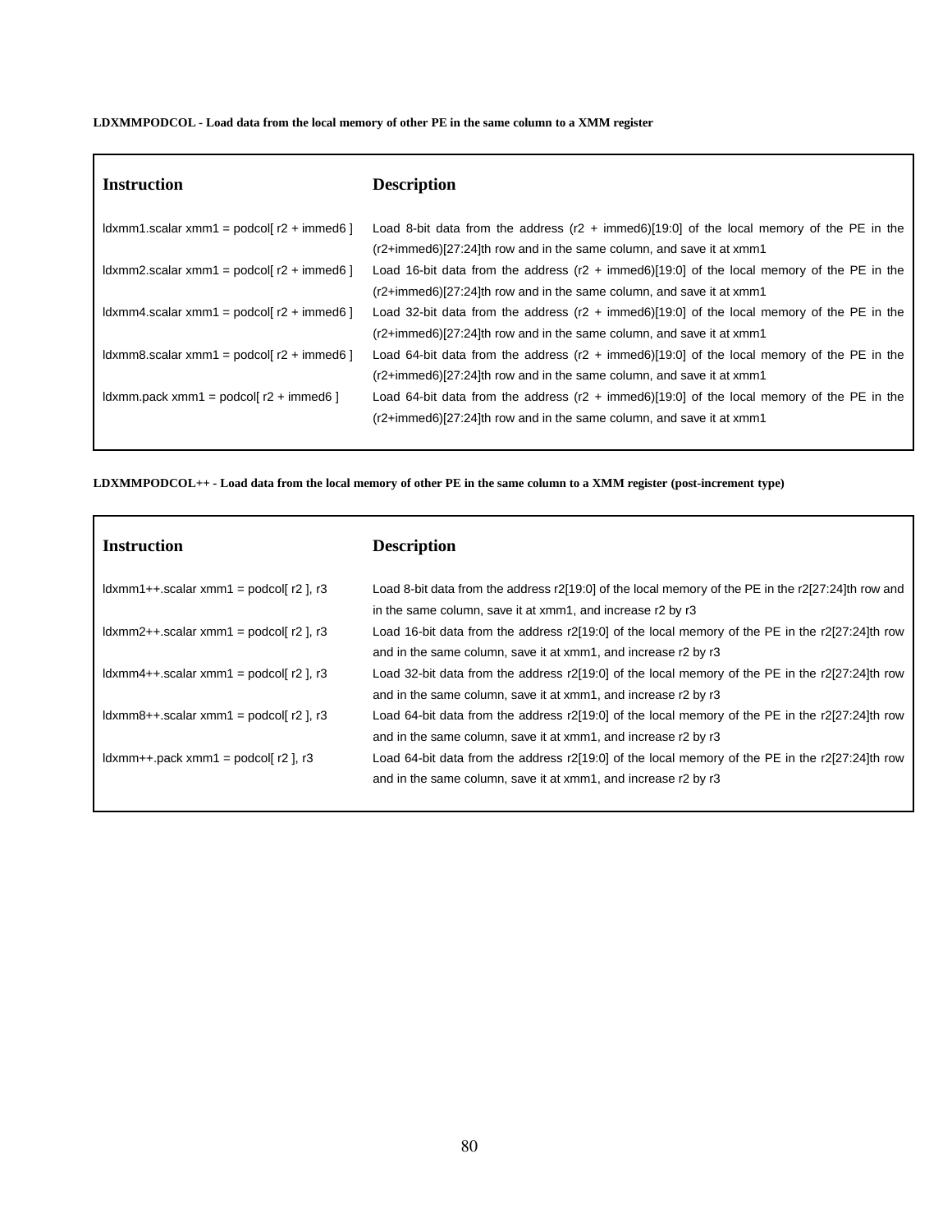**LDXMMPODCOL - Load data from the local memory of other PE in the same column to a XMM register**

| Instruction | Description |
|---|---|
| ldxmm1.scalar xmm1 = podcol[ r2 + immed6 ] | Load 8-bit data from the address (r2 + immed6)[19:0] of the local memory of the PE in the (r2+immed6)[27:24]th row and in the same column, and save it at xmm1 |
| ldxmm2.scalar xmm1 = podcol[ r2 + immed6 ] | Load 16-bit data from the address (r2 + immed6)[19:0] of the local memory of the PE in the (r2+immed6)[27:24]th row and in the same column, and save it at xmm1 |
| ldxmm4.scalar xmm1 = podcol[ r2 + immed6 ] | Load 32-bit data from the address (r2 + immed6)[19:0] of the local memory of the PE in the (r2+immed6)[27:24]th row and in the same column, and save it at xmm1 |
| ldxmm8.scalar xmm1 = podcol[ r2 + immed6 ] | Load 64-bit data from the address (r2 + immed6)[19:0] of the local memory of the PE in the (r2+immed6)[27:24]th row and in the same column, and save it at xmm1 |
| ldxmm.pack xmm1 = podcol[ r2 + immed6 ] | Load 64-bit data from the address (r2 + immed6)[19:0] of the local memory of the PE in the (r2+immed6)[27:24]th row and in the same column, and save it at xmm1 |

**LDXMMPODCOL++ - Load data from the local memory of other PE in the same column to a XMM register (post-increment type)**

| Instruction | Description |
|---|---|
| ldxmm1++.scalar xmm1 = podcol[ r2 ], r3 | Load 8-bit data from the address r2[19:0] of the local memory of the PE in the r2[27:24]th row and in the same column, save it at xmm1, and increase r2 by r3 |
| ldxmm2++.scalar xmm1 = podcol[ r2 ], r3 | Load 16-bit data from the address r2[19:0] of the local memory of the PE in the r2[27:24]th row and in the same column, save it at xmm1, and increase r2 by r3 |
| ldxmm4++.scalar xmm1 = podcol[ r2 ], r3 | Load 32-bit data from the address r2[19:0] of the local memory of the PE in the r2[27:24]th row and in the same column, save it at xmm1, and increase r2 by r3 |
| ldxmm8++.scalar xmm1 = podcol[ r2 ], r3 | Load 64-bit data from the address r2[19:0] of the local memory of the PE in the r2[27:24]th row and in the same column, save it at xmm1, and increase r2 by r3 |
| ldxmm++.pack xmm1 = podcol[ r2 ], r3 | Load 64-bit data from the address r2[19:0] of the local memory of the PE in the r2[27:24]th row and in the same column, save it at xmm1, and increase r2 by r3 |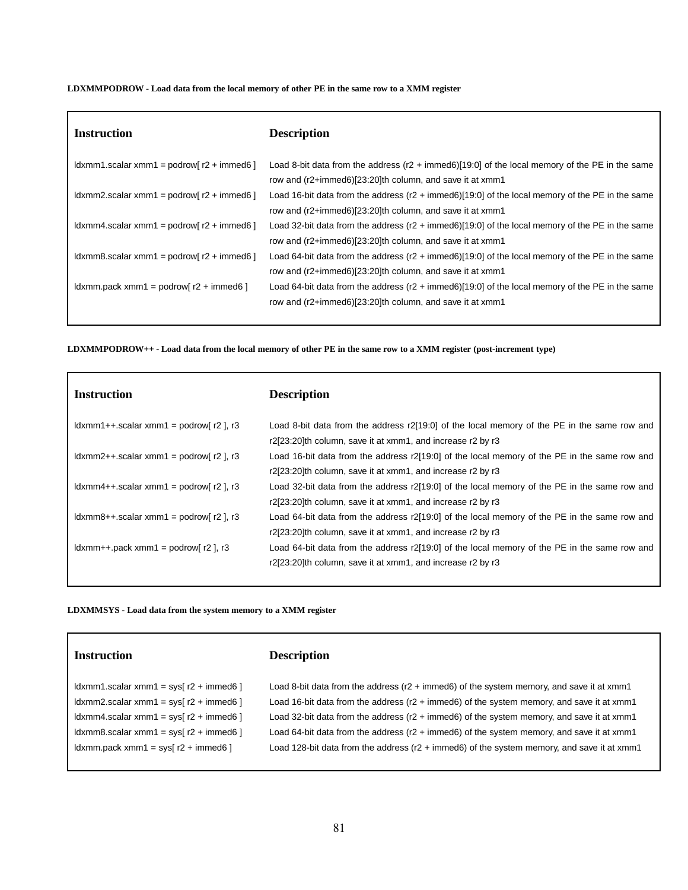**LDXMMPODROW - Load data from the local memory of other PE in the same row to a XMM register**

| Instruction | Description |
|---|---|
| ldxmm1.scalar xmm1 = podrow[ r2 + immed6 ] | Load 8-bit data from the address (r2 + immed6)[19:0] of the local memory of the PE in the same row and (r2+immed6)[23:20]th column, and save it at xmm1 |
| ldxmm2.scalar xmm1 = podrow[ r2 + immed6 ] | Load 16-bit data from the address (r2 + immed6)[19:0] of the local memory of the PE in the same row and (r2+immed6)[23:20]th column, and save it at xmm1 |
| ldxmm4.scalar xmm1 = podrow[ r2 + immed6 ] | Load 32-bit data from the address (r2 + immed6)[19:0] of the local memory of the PE in the same row and (r2+immed6)[23:20]th column, and save it at xmm1 |
| ldxmm8.scalar xmm1 = podrow[ r2 + immed6 ] | Load 64-bit data from the address (r2 + immed6)[19:0] of the local memory of the PE in the same row and (r2+immed6)[23:20]th column, and save it at xmm1 |
| ldxmm.pack xmm1 = podrow[ r2 + immed6 ] | Load 64-bit data from the address (r2 + immed6)[19:0] of the local memory of the PE in the same row and (r2+immed6)[23:20]th column, and save it at xmm1 |

**LDXMMPODROW++ - Load data from the local memory of other PE in the same row to a XMM register (post-increment type)**

| Instruction | Description |
|---|---|
| ldxmm1++.scalar xmm1 = podrow[ r2 ], r3 | Load 8-bit data from the address r2[19:0] of the local memory of the PE in the same row and r2[23:20]th column, save it at xmm1, and increase r2 by r3 |
| ldxmm2++.scalar xmm1 = podrow[ r2 ], r3 | Load 16-bit data from the address r2[19:0] of the local memory of the PE in the same row and r2[23:20]th column, save it at xmm1, and increase r2 by r3 |
| ldxmm4++.scalar xmm1 = podrow[ r2 ], r3 | Load 32-bit data from the address r2[19:0] of the local memory of the PE in the same row and r2[23:20]th column, save it at xmm1, and increase r2 by r3 |
| ldxmm8++.scalar xmm1 = podrow[ r2 ], r3 | Load 64-bit data from the address r2[19:0] of the local memory of the PE in the same row and r2[23:20]th column, save it at xmm1, and increase r2 by r3 |
| ldxmm++.pack xmm1 = podrow[ r2 ], r3 | Load 64-bit data from the address r2[19:0] of the local memory of the PE in the same row and r2[23:20]th column, save it at xmm1, and increase r2 by r3 |

**LDXMMSYS - Load data from the system memory to a XMM register**

| Instruction | Description |
|---|---|
| ldxmm1.scalar xmm1 = sys[ r2 + immed6 ] | Load 8-bit data from the address (r2 + immed6) of the system memory, and save it at xmm1 |
| ldxmm2.scalar xmm1 = sys[ r2 + immed6 ] | Load 16-bit data from the address (r2 + immed6) of the system memory, and save it at xmm1 |
| ldxmm4.scalar xmm1 = sys[ r2 + immed6 ] | Load 32-bit data from the address (r2 + immed6) of the system memory, and save it at xmm1 |
| ldxmm8.scalar xmm1 = sys[ r2 + immed6 ] | Load 64-bit data from the address (r2 + immed6) of the system memory, and save it at xmm1 |
| ldxmm.pack xmm1 = sys[ r2 + immed6 ] | Load 128-bit data from the address (r2 + immed6) of the system memory, and save it at xmm1 |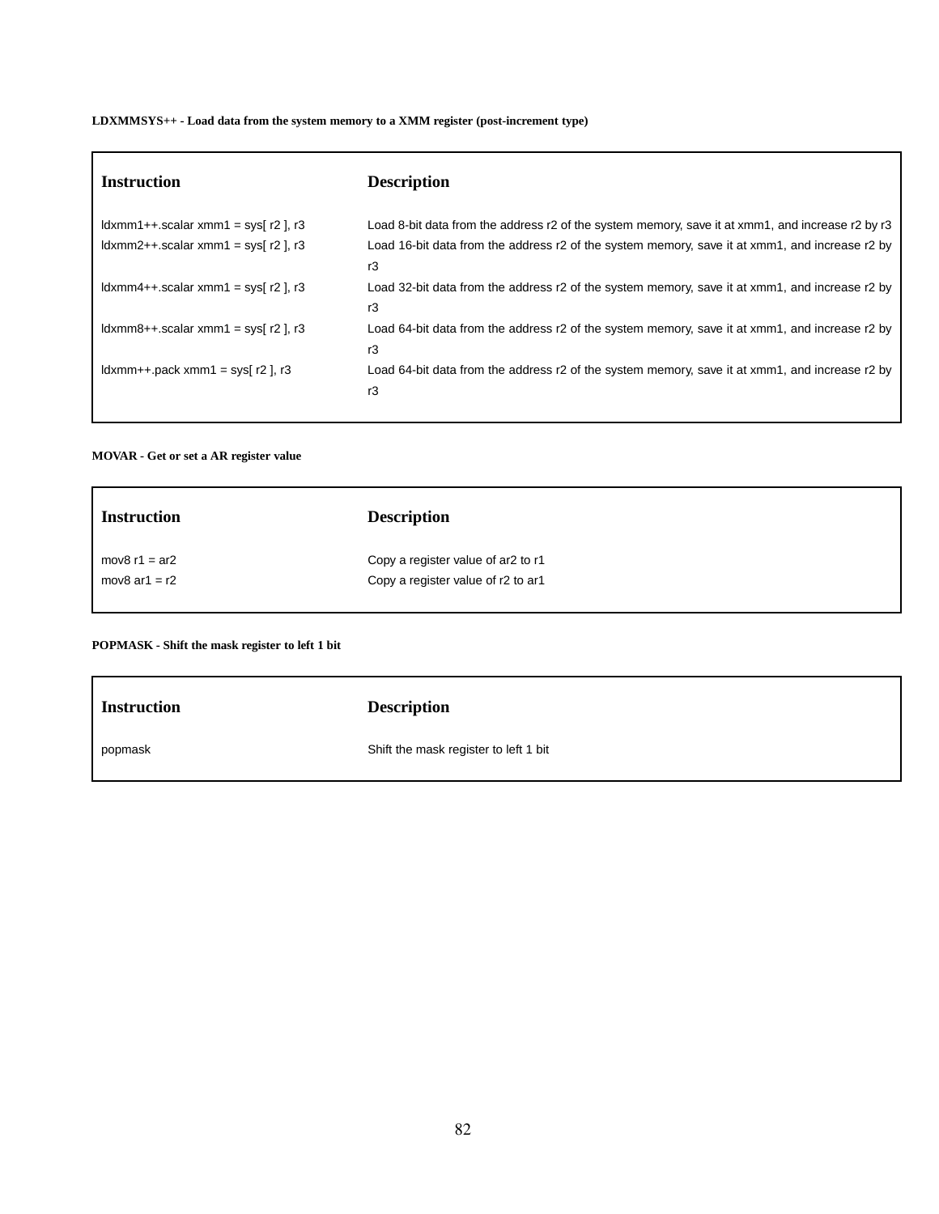**LDXMMSYS++ - Load data from the system memory to a XMM register (post-increment type)**

| Instruction | Description |
| --- | --- |
| ldxmm1++.scalar xmm1 = sys[ r2 ], r3 | Load 8-bit data from the address r2 of the system memory, save it at xmm1, and increase r2 by r3 |
| ldxmm2++.scalar xmm1 = sys[ r2 ], r3 | Load 16-bit data from the address r2 of the system memory, save it at xmm1, and increase r2 by r3 |
| ldxmm4++.scalar xmm1 = sys[ r2 ], r3 | Load 32-bit data from the address r2 of the system memory, save it at xmm1, and increase r2 by r3 |
| ldxmm8++.scalar xmm1 = sys[ r2 ], r3 | Load 64-bit data from the address r2 of the system memory, save it at xmm1, and increase r2 by r3 |
| ldxmm++.pack xmm1 = sys[ r2 ], r3 | Load 64-bit data from the address r2 of the system memory, save it at xmm1, and increase r2 by r3 |

**MOVAR - Get or set a AR register value**

| Instruction | Description |
| --- | --- |
| mov8 r1 = ar2 | Copy a register value of ar2 to r1 |
| mov8 ar1 = r2 | Copy a register value of r2 to ar1 |

**POPMASK - Shift the mask register to left 1 bit**

| Instruction | Description |
| --- | --- |
| popmask | Shift the mask register to left 1 bit |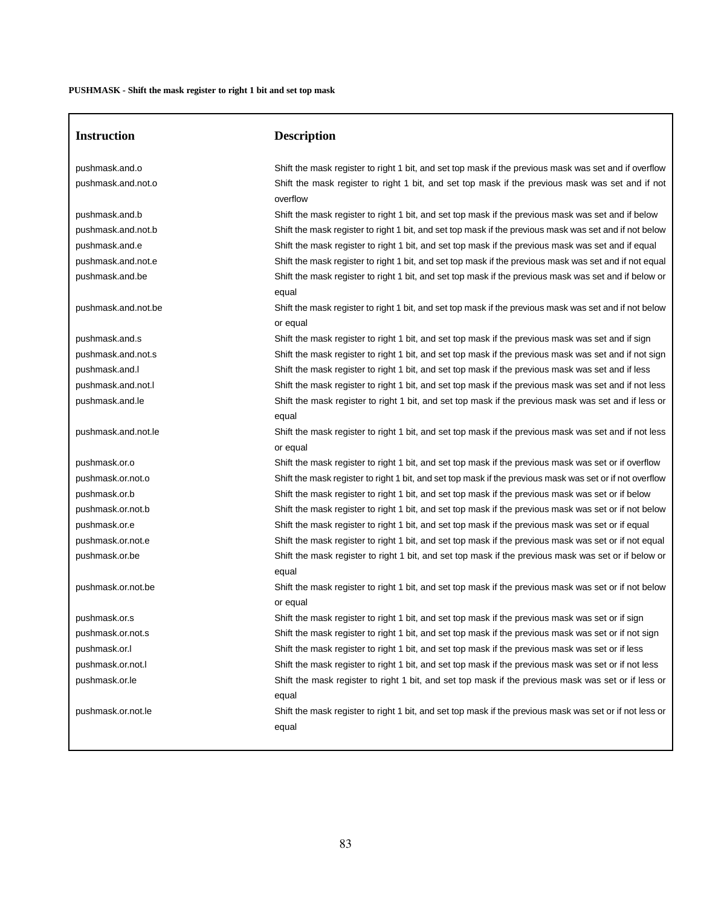**PUSHMASK - Shift the mask register to right 1 bit and set top mask**

| Instruction | Description |
|---|---|
| pushmask.and.o | Shift the mask register to right 1 bit, and set top mask if the previous mask was set and if overflow |
| pushmask.and.not.o | Shift the mask register to right 1 bit, and set top mask if the previous mask was set and if not overflow |
| pushmask.and.b | Shift the mask register to right 1 bit, and set top mask if the previous mask was set and if below |
| pushmask.and.not.b | Shift the mask register to right 1 bit, and set top mask if the previous mask was set and if not below |
| pushmask.and.e | Shift the mask register to right 1 bit, and set top mask if the previous mask was set and if equal |
| pushmask.and.not.e | Shift the mask register to right 1 bit, and set top mask if the previous mask was set and if not equal |
| pushmask.and.be | Shift the mask register to right 1 bit, and set top mask if the previous mask was set and if below or equal |
| pushmask.and.not.be | Shift the mask register to right 1 bit, and set top mask if the previous mask was set and if not below or equal |
| pushmask.and.s | Shift the mask register to right 1 bit, and set top mask if the previous mask was set and if sign |
| pushmask.and.not.s | Shift the mask register to right 1 bit, and set top mask if the previous mask was set and if not sign |
| pushmask.and.l | Shift the mask register to right 1 bit, and set top mask if the previous mask was set and if less |
| pushmask.and.not.l | Shift the mask register to right 1 bit, and set top mask if the previous mask was set and if not less |
| pushmask.and.le | Shift the mask register to right 1 bit, and set top mask if the previous mask was set and if less or equal |
| pushmask.and.not.le | Shift the mask register to right 1 bit, and set top mask if the previous mask was set and if not less or equal |
| pushmask.or.o | Shift the mask register to right 1 bit, and set top mask if the previous mask was set or if overflow |
| pushmask.or.not.o | Shift the mask register to right 1 bit, and set top mask if the previous mask was set or if not overflow |
| pushmask.or.b | Shift the mask register to right 1 bit, and set top mask if the previous mask was set or if below |
| pushmask.or.not.b | Shift the mask register to right 1 bit, and set top mask if the previous mask was set or if not below |
| pushmask.or.e | Shift the mask register to right 1 bit, and set top mask if the previous mask was set or if equal |
| pushmask.or.not.e | Shift the mask register to right 1 bit, and set top mask if the previous mask was set or if not equal |
| pushmask.or.be | Shift the mask register to right 1 bit, and set top mask if the previous mask was set or if below or equal |
| pushmask.or.not.be | Shift the mask register to right 1 bit, and set top mask if the previous mask was set or if not below or equal |
| pushmask.or.s | Shift the mask register to right 1 bit, and set top mask if the previous mask was set or if sign |
| pushmask.or.not.s | Shift the mask register to right 1 bit, and set top mask if the previous mask was set or if not sign |
| pushmask.or.l | Shift the mask register to right 1 bit, and set top mask if the previous mask was set or if less |
| pushmask.or.not.l | Shift the mask register to right 1 bit, and set top mask if the previous mask was set or if not less |
| pushmask.or.le | Shift the mask register to right 1 bit, and set top mask if the previous mask was set or if less or equal |
| pushmask.or.not.le | Shift the mask register to right 1 bit, and set top mask if the previous mask was set or if not less or equal |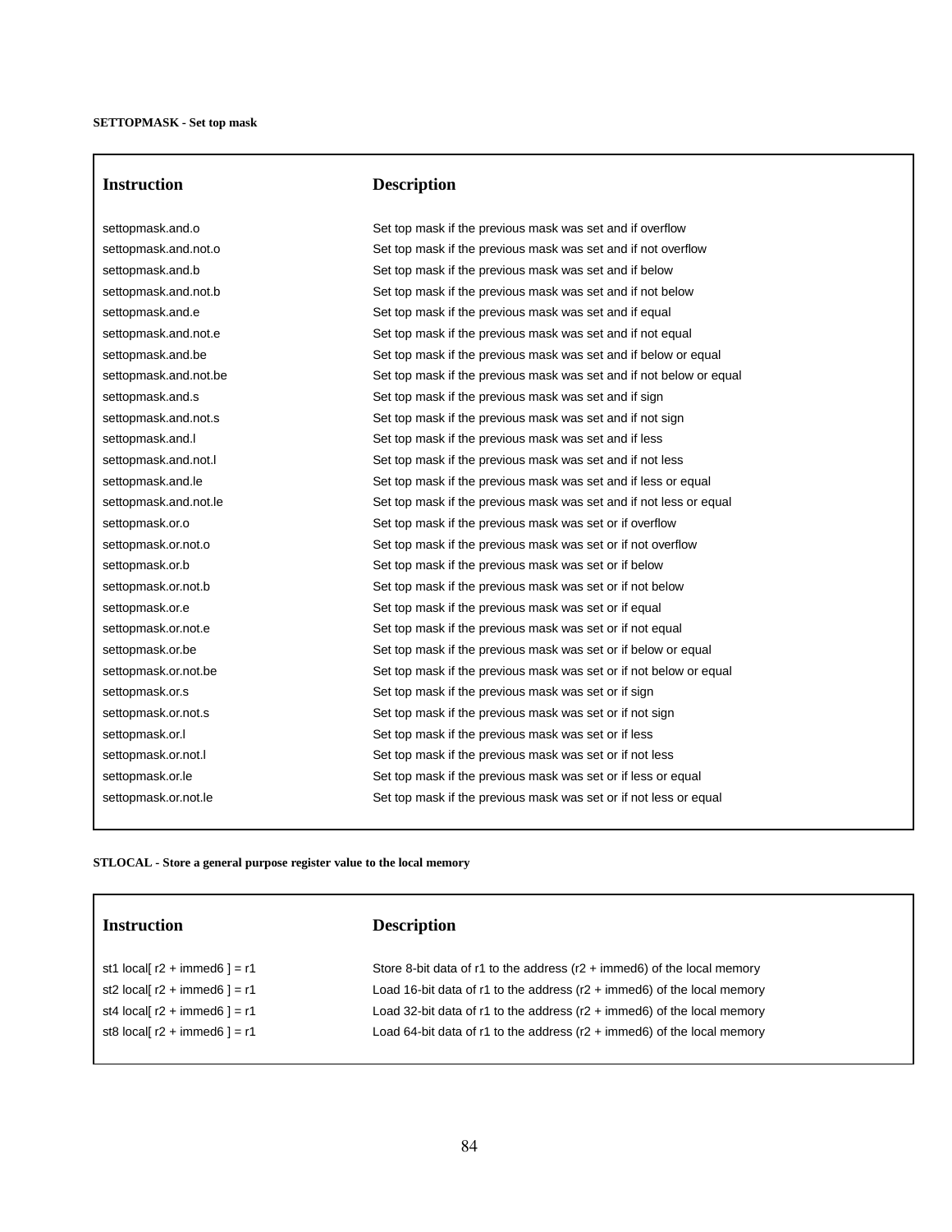**SETTOPMASK - Set top mask**

| Instruction | Description |
|---|---|
| settopmask.and.o | Set top mask if the previous mask was set and if overflow |
| settopmask.and.not.o | Set top mask if the previous mask was set and if not overflow |
| settopmask.and.b | Set top mask if the previous mask was set and if below |
| settopmask.and.not.b | Set top mask if the previous mask was set and if not below |
| settopmask.and.e | Set top mask if the previous mask was set and if equal |
| settopmask.and.not.e | Set top mask if the previous mask was set and if not equal |
| settopmask.and.be | Set top mask if the previous mask was set and if below or equal |
| settopmask.and.not.be | Set top mask if the previous mask was set and if not below or equal |
| settopmask.and.s | Set top mask if the previous mask was set and if sign |
| settopmask.and.not.s | Set top mask if the previous mask was set and if not sign |
| settopmask.and.l | Set top mask if the previous mask was set and if less |
| settopmask.and.not.l | Set top mask if the previous mask was set and if not less |
| settopmask.and.le | Set top mask if the previous mask was set and if less or equal |
| settopmask.and.not.le | Set top mask if the previous mask was set and if not less or equal |
| settopmask.or.o | Set top mask if the previous mask was set or if overflow |
| settopmask.or.not.o | Set top mask if the previous mask was set or if not overflow |
| settopmask.or.b | Set top mask if the previous mask was set or if below |
| settopmask.or.not.b | Set top mask if the previous mask was set or if not below |
| settopmask.or.e | Set top mask if the previous mask was set or if equal |
| settopmask.or.not.e | Set top mask if the previous mask was set or if not equal |
| settopmask.or.be | Set top mask if the previous mask was set or if below or equal |
| settopmask.or.not.be | Set top mask if the previous mask was set or if not below or equal |
| settopmask.or.s | Set top mask if the previous mask was set or if sign |
| settopmask.or.not.s | Set top mask if the previous mask was set or if not sign |
| settopmask.or.l | Set top mask if the previous mask was set or if less |
| settopmask.or.not.l | Set top mask if the previous mask was set or if not less |
| settopmask.or.le | Set top mask if the previous mask was set or if less or equal |
| settopmask.or.not.le | Set top mask if the previous mask was set or if not less or equal |

**STLOCAL - Store a general purpose register value to the local memory**

| Instruction | Description |
|---|---|
| st1 local[ r2 + immed6 ] = r1 | Store 8-bit data of r1 to the address (r2 + immed6) of the local memory |
| st2 local[ r2 + immed6 ] = r1 | Load 16-bit data of r1 to the address (r2 + immed6) of the local memory |
| st4 local[ r2 + immed6 ] = r1 | Load 32-bit data of r1 to the address (r2 + immed6) of the local memory |
| st8 local[ r2 + immed6 ] = r1 | Load 64-bit data of r1 to the address (r2 + immed6) of the local memory |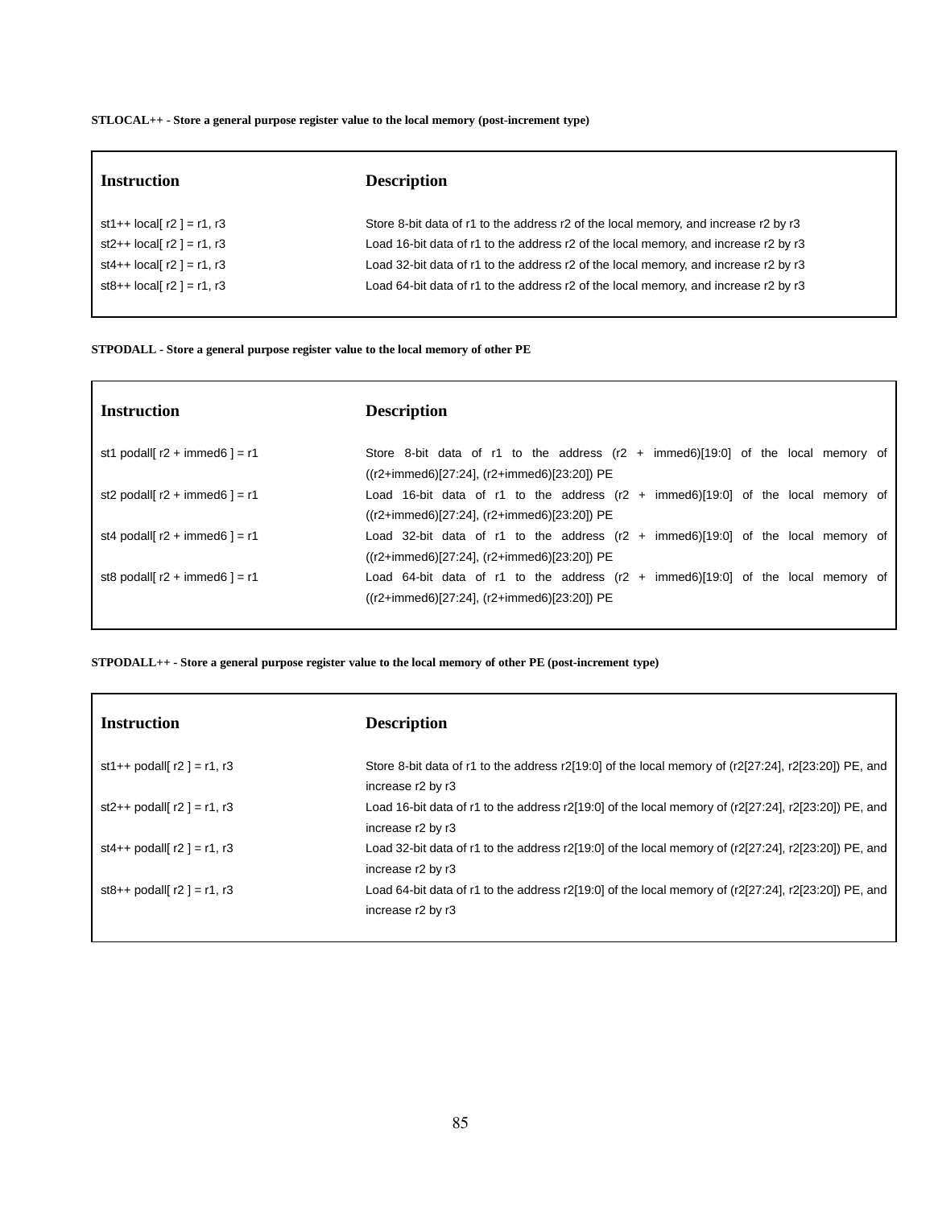**STLOCAL++ - Store a general purpose register value to the local memory (post-increment type)**

| Instruction | Description |
| --- | --- |
| st1++ local[ r2 ] = r1, r3 | Store 8-bit data of r1 to the address r2 of the local memory, and increase r2 by r3 |
| st2++ local[ r2 ] = r1, r3 | Load 16-bit data of r1 to the address r2 of the local memory, and increase r2 by r3 |
| st4++ local[ r2 ] = r1, r3 | Load 32-bit data of r1 to the address r2 of the local memory, and increase r2 by r3 |
| st8++ local[ r2 ] = r1, r3 | Load 64-bit data of r1 to the address r2 of the local memory, and increase r2 by r3 |

**STPODALL - Store a general purpose register value to the local memory of other PE**

| Instruction | Description |
| --- | --- |
| st1 podall[ r2 + immed6 ] = r1 | Store 8-bit data of r1 to the address (r2 + immed6)[19:0] of the local memory of ((r2+immed6)[27:24], (r2+immed6)[23:20]) PE |
| st2 podall[ r2 + immed6 ] = r1 | Load 16-bit data of r1 to the address (r2 + immed6)[19:0] of the local memory of ((r2+immed6)[27:24], (r2+immed6)[23:20]) PE |
| st4 podall[ r2 + immed6 ] = r1 | Load 32-bit data of r1 to the address (r2 + immed6)[19:0] of the local memory of ((r2+immed6)[27:24], (r2+immed6)[23:20]) PE |
| st8 podall[ r2 + immed6 ] = r1 | Load 64-bit data of r1 to the address (r2 + immed6)[19:0] of the local memory of ((r2+immed6)[27:24], (r2+immed6)[23:20]) PE |

**STPODALL++ - Store a general purpose register value to the local memory of other PE (post-increment type)**

| Instruction | Description |
| --- | --- |
| st1++ podall[ r2 ] = r1, r3 | Store 8-bit data of r1 to the address r2[19:0] of the local memory of (r2[27:24], r2[23:20]) PE, and increase r2 by r3 |
| st2++ podall[ r2 ] = r1, r3 | Load 16-bit data of r1 to the address r2[19:0] of the local memory of (r2[27:24], r2[23:20]) PE, and increase r2 by r3 |
| st4++ podall[ r2 ] = r1, r3 | Load 32-bit data of r1 to the address r2[19:0] of the local memory of (r2[27:24], r2[23:20]) PE, and increase r2 by r3 |
| st8++ podall[ r2 ] = r1, r3 | Load 64-bit data of r1 to the address r2[19:0] of the local memory of (r2[27:24], r2[23:20]) PE, and increase r2 by r3 |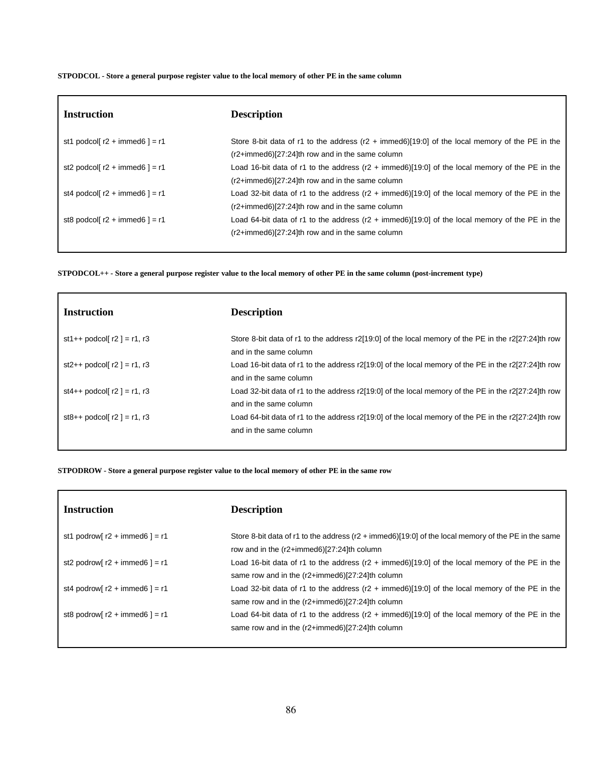**STPODCOL - Store a general purpose register value to the local memory of other PE in the same column**

| Instruction | Description |
|---|---|
| st1 podcol[ r2 + immed6 ] = r1 | Store 8-bit data of r1 to the address (r2 + immed6)[19:0] of the local memory of the PE in the (r2+immed6)[27:24]th row and in the same column |
| st2 podcol[ r2 + immed6 ] = r1 | Load 16-bit data of r1 to the address (r2 + immed6)[19:0] of the local memory of the PE in the (r2+immed6)[27:24]th row and in the same column |
| st4 podcol[ r2 + immed6 ] = r1 | Load 32-bit data of r1 to the address (r2 + immed6)[19:0] of the local memory of the PE in the (r2+immed6)[27:24]th row and in the same column |
| st8 podcol[ r2 + immed6 ] = r1 | Load 64-bit data of r1 to the address (r2 + immed6)[19:0] of the local memory of the PE in the (r2+immed6)[27:24]th row and in the same column |

**STPODCOL++ - Store a general purpose register value to the local memory of other PE in the same column (post-increment type)**

| Instruction | Description |
|---|---|
| st1++ podcol[ r2 ] = r1, r3 | Store 8-bit data of r1 to the address r2[19:0] of the local memory of the PE in the r2[27:24]th row and in the same column |
| st2++ podcol[ r2 ] = r1, r3 | Load 16-bit data of r1 to the address r2[19:0] of the local memory of the PE in the r2[27:24]th row and in the same column |
| st4++ podcol[ r2 ] = r1, r3 | Load 32-bit data of r1 to the address r2[19:0] of the local memory of the PE in the r2[27:24]th row and in the same column |
| st8++ podcol[ r2 ] = r1, r3 | Load 64-bit data of r1 to the address r2[19:0] of the local memory of the PE in the r2[27:24]th row and in the same column |

**STPODROW - Store a general purpose register value to the local memory of other PE in the same row**

| Instruction | Description |
|---|---|
| st1 podrow[ r2 + immed6 ] = r1 | Store 8-bit data of r1 to the address (r2 + immed6)[19:0] of the local memory of the PE in the same row and in the (r2+immed6)[27:24]th column |
| st2 podrow[ r2 + immed6 ] = r1 | Load 16-bit data of r1 to the address (r2 + immed6)[19:0] of the local memory of the PE in the same row and in the (r2+immed6)[27:24]th column |
| st4 podrow[ r2 + immed6 ] = r1 | Load 32-bit data of r1 to the address (r2 + immed6)[19:0] of the local memory of the PE in the same row and in the (r2+immed6)[27:24]th column |
| st8 podrow[ r2 + immed6 ] = r1 | Load 64-bit data of r1 to the address (r2 + immed6)[19:0] of the local memory of the PE in the same row and in the (r2+immed6)[27:24]th column |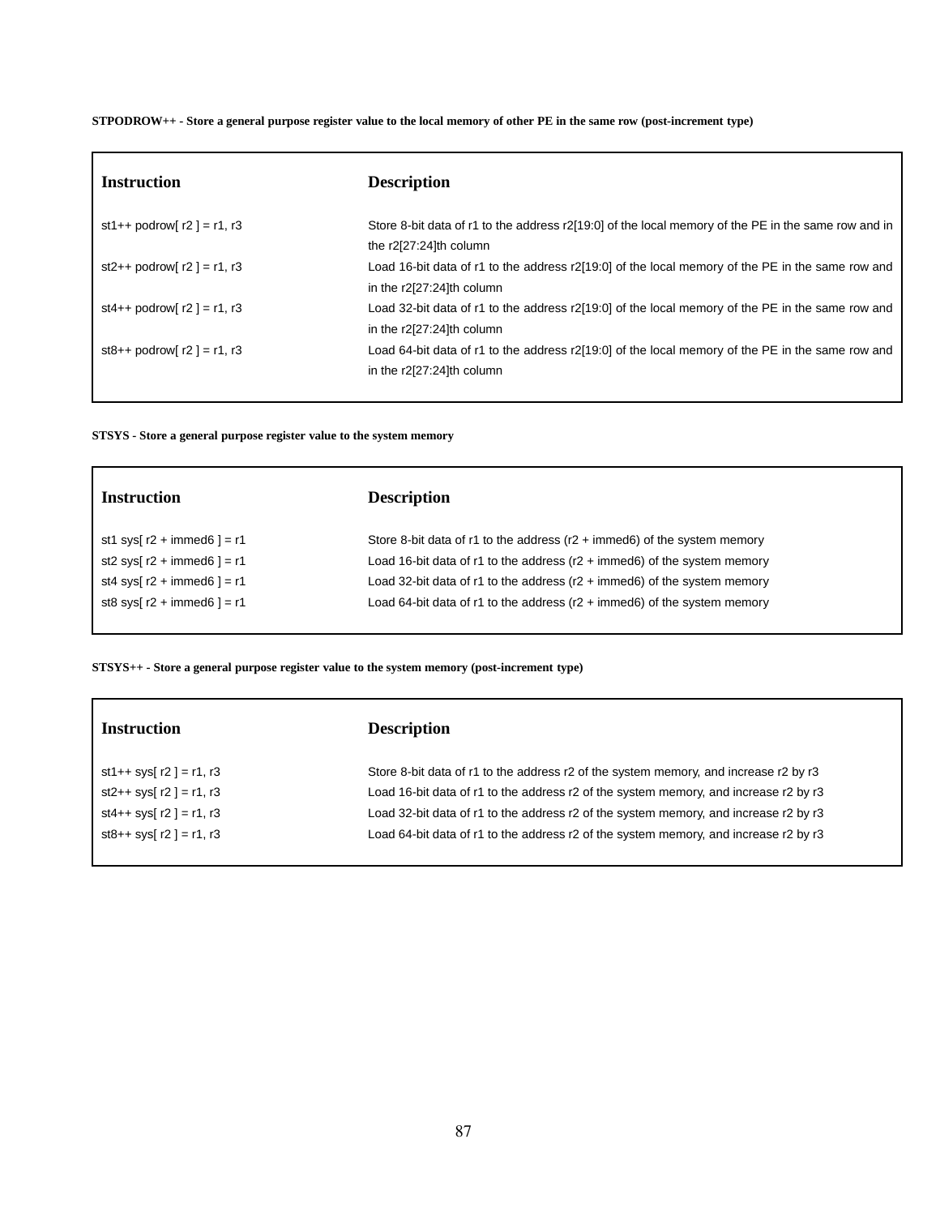**STPODROW++ - Store a general purpose register value to the local memory of other PE in the same row (post-increment type)**

| Instruction | Description |
|---|---|
| st1++ podrow[ r2 ] = r1, r3 | Store 8-bit data of r1 to the address r2[19:0] of the local memory of the PE in the same row and in the r2[27:24]th column |
| st2++ podrow[ r2 ] = r1, r3 | Load 16-bit data of r1 to the address r2[19:0] of the local memory of the PE in the same row and in the r2[27:24]th column |
| st4++ podrow[ r2 ] = r1, r3 | Load 32-bit data of r1 to the address r2[19:0] of the local memory of the PE in the same row and in the r2[27:24]th column |
| st8++ podrow[ r2 ] = r1, r3 | Load 64-bit data of r1 to the address r2[19:0] of the local memory of the PE in the same row and in the r2[27:24]th column |

**STSYS - Store a general purpose register value to the system memory**

| Instruction | Description |
|---|---|
| st1 sys[ r2 + immed6 ] = r1 | Store 8-bit data of r1 to the address (r2 + immed6) of the system memory |
| st2 sys[ r2 + immed6 ] = r1 | Load 16-bit data of r1 to the address (r2 + immed6) of the system memory |
| st4 sys[ r2 + immed6 ] = r1 | Load 32-bit data of r1 to the address (r2 + immed6) of the system memory |
| st8 sys[ r2 + immed6 ] = r1 | Load 64-bit data of r1 to the address (r2 + immed6) of the system memory |

**STSYS++ - Store a general purpose register value to the system memory (post-increment type)**

| Instruction | Description |
|---|---|
| st1++ sys[ r2 ] = r1, r3 | Store 8-bit data of r1 to the address r2 of the system memory, and increase r2 by r3 |
| st2++ sys[ r2 ] = r1, r3 | Load 16-bit data of r1 to the address r2 of the system memory, and increase r2 by r3 |
| st4++ sys[ r2 ] = r1, r3 | Load 32-bit data of r1 to the address r2 of the system memory, and increase r2 by r3 |
| st8++ sys[ r2 ] = r1, r3 | Load 64-bit data of r1 to the address r2 of the system memory, and increase r2 by r3 |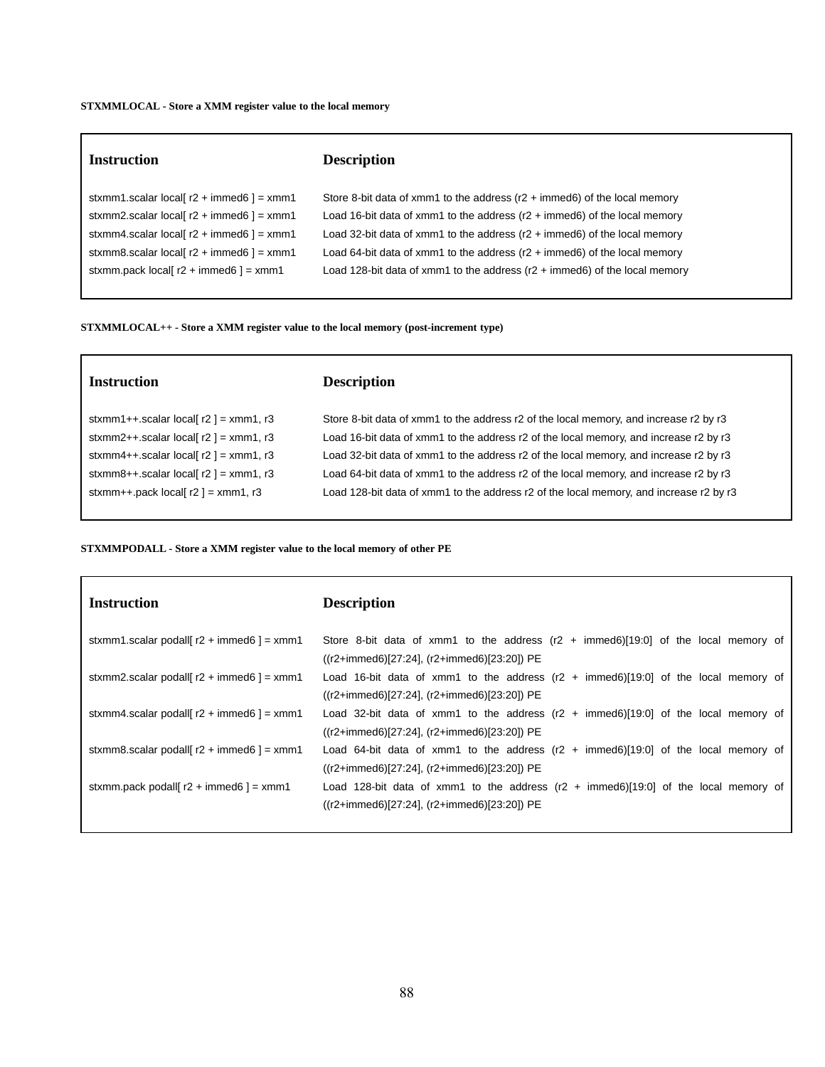**STXMMLOCAL - Store a XMM register value to the local memory**

| Instruction | Description |
|---|---|
| stxmm1.scalar local[ r2 + immed6 ] = xmm1 | Store 8-bit data of xmm1 to the address (r2 + immed6) of the local memory |
| stxmm2.scalar local[ r2 + immed6 ] = xmm1 | Load 16-bit data of xmm1 to the address (r2 + immed6) of the local memory |
| stxmm4.scalar local[ r2 + immed6 ] = xmm1 | Load 32-bit data of xmm1 to the address (r2 + immed6) of the local memory |
| stxmm8.scalar local[ r2 + immed6 ] = xmm1 | Load 64-bit data of xmm1 to the address (r2 + immed6) of the local memory |
| stxmm.pack local[ r2 + immed6 ] = xmm1 | Load 128-bit data of xmm1 to the address (r2 + immed6) of the local memory |

**STXMMLOCAL++ - Store a XMM register value to the local memory (post-increment type)**

| Instruction | Description |
|---|---|
| stxmm1++.scalar local[ r2 ] = xmm1, r3 | Store 8-bit data of xmm1 to the address r2 of the local memory, and increase r2 by r3 |
| stxmm2++.scalar local[ r2 ] = xmm1, r3 | Load 16-bit data of xmm1 to the address r2 of the local memory, and increase r2 by r3 |
| stxmm4++.scalar local[ r2 ] = xmm1, r3 | Load 32-bit data of xmm1 to the address r2 of the local memory, and increase r2 by r3 |
| stxmm8++.scalar local[ r2 ] = xmm1, r3 | Load 64-bit data of xmm1 to the address r2 of the local memory, and increase r2 by r3 |
| stxmm++.pack local[ r2 ] = xmm1, r3 | Load 128-bit data of xmm1 to the address r2 of the local memory, and increase r2 by r3 |

**STXMMPODALL - Store a XMM register value to the local memory of other PE**

| Instruction | Description |
|---|---|
| stxmm1.scalar podall[ r2 + immed6 ] = xmm1 | Store 8-bit data of xmm1 to the address (r2 + immed6)[19:0] of the local memory of ((r2+immed6)[27:24], (r2+immed6)[23:20]) PE |
| stxmm2.scalar podall[ r2 + immed6 ] = xmm1 | Load 16-bit data of xmm1 to the address (r2 + immed6)[19:0] of the local memory of ((r2+immed6)[27:24], (r2+immed6)[23:20]) PE |
| stxmm4.scalar podall[ r2 + immed6 ] = xmm1 | Load 32-bit data of xmm1 to the address (r2 + immed6)[19:0] of the local memory of ((r2+immed6)[27:24], (r2+immed6)[23:20]) PE |
| stxmm8.scalar podall[ r2 + immed6 ] = xmm1 | Load 64-bit data of xmm1 to the address (r2 + immed6)[19:0] of the local memory of ((r2+immed6)[27:24], (r2+immed6)[23:20]) PE |
| stxmm.pack podall[ r2 + immed6 ] = xmm1 | Load 128-bit data of xmm1 to the address (r2 + immed6)[19:0] of the local memory of ((r2+immed6)[27:24], (r2+immed6)[23:20]) PE |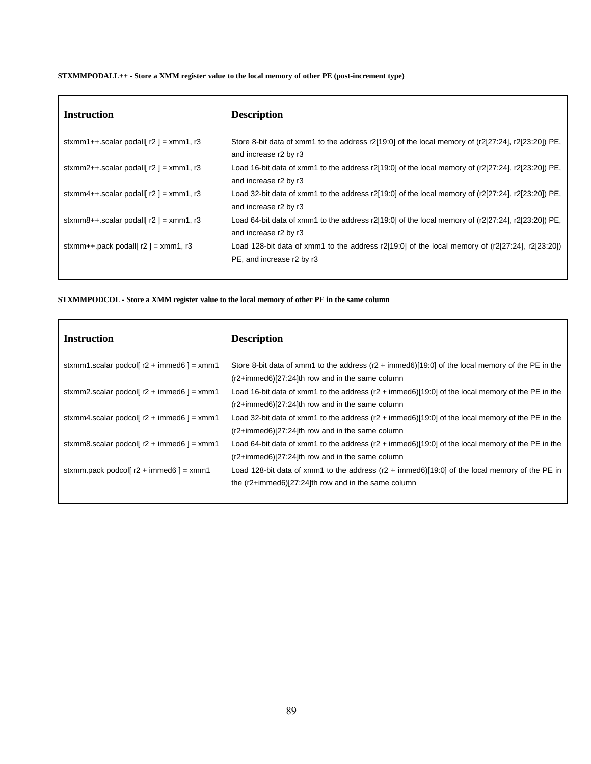**STXMMPODALL++ - Store a XMM register value to the local memory of other PE (post-increment type)**

| Instruction | Description |
| --- | --- |
| stxmm1++.scalar podall[ r2 ] = xmm1, r3 | Store 8-bit data of xmm1 to the address r2[19:0] of the local memory of (r2[27:24], r2[23:20]) PE, and increase r2 by r3 |
| stxmm2++.scalar podall[ r2 ] = xmm1, r3 | Load 16-bit data of xmm1 to the address r2[19:0] of the local memory of (r2[27:24], r2[23:20]) PE, and increase r2 by r3 |
| stxmm4++.scalar podall[ r2 ] = xmm1, r3 | Load 32-bit data of xmm1 to the address r2[19:0] of the local memory of (r2[27:24], r2[23:20]) PE, and increase r2 by r3 |
| stxmm8++.scalar podall[ r2 ] = xmm1, r3 | Load 64-bit data of xmm1 to the address r2[19:0] of the local memory of (r2[27:24], r2[23:20]) PE, and increase r2 by r3 |
| stxmm++.pack podall[ r2 ] = xmm1, r3 | Load 128-bit data of xmm1 to the address r2[19:0] of the local memory of (r2[27:24], r2[23:20]) PE, and increase r2 by r3 |

**STXMMPODCOL - Store a XMM register value to the local memory of other PE in the same column**

| Instruction | Description |
| --- | --- |
| stxmm1.scalar podcol[ r2 + immed6 ] = xmm1 | Store 8-bit data of xmm1 to the address (r2 + immed6)[19:0] of the local memory of the PE in the (r2+immed6)[27:24]th row and in the same column |
| stxmm2.scalar podcol[ r2 + immed6 ] = xmm1 | Load 16-bit data of xmm1 to the address (r2 + immed6)[19:0] of the local memory of the PE in the (r2+immed6)[27:24]th row and in the same column |
| stxmm4.scalar podcol[ r2 + immed6 ] = xmm1 | Load 32-bit data of xmm1 to the address (r2 + immed6)[19:0] of the local memory of the PE in the (r2+immed6)[27:24]th row and in the same column |
| stxmm8.scalar podcol[ r2 + immed6 ] = xmm1 | Load 64-bit data of xmm1 to the address (r2 + immed6)[19:0] of the local memory of the PE in the (r2+immed6)[27:24]th row and in the same column |
| stxmm.pack podcol[ r2 + immed6 ] = xmm1 | Load 128-bit data of xmm1 to the address (r2 + immed6)[19:0] of the local memory of the PE in the (r2+immed6)[27:24]th row and in the same column |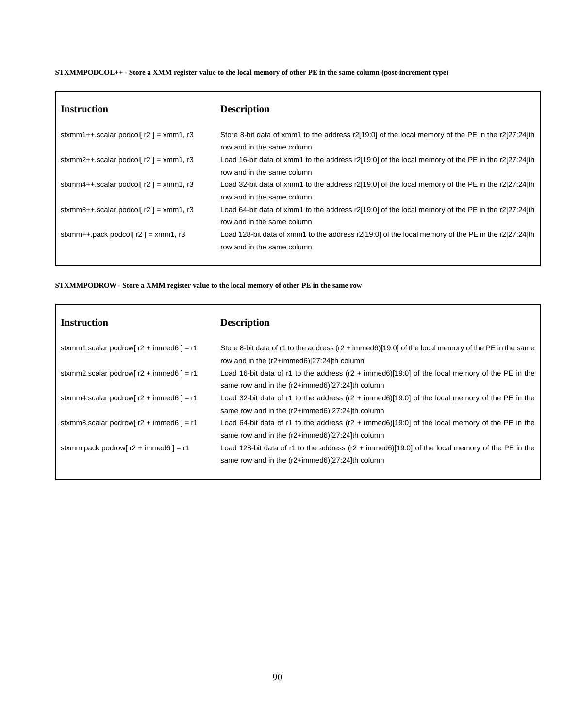**STXMMPODCOL++ - Store a XMM register value to the local memory of other PE in the same column (post-increment type)**

| Instruction | Description |
| --- | --- |
| stxmm1++.scalar podcol[ r2 ] = xmm1, r3 | Store 8-bit data of xmm1 to the address r2[19:0] of the local memory of the PE in the r2[27:24]th row and in the same column |
| stxmm2++.scalar podcol[ r2 ] = xmm1, r3 | Load 16-bit data of xmm1 to the address r2[19:0] of the local memory of the PE in the r2[27:24]th row and in the same column |
| stxmm4++.scalar podcol[ r2 ] = xmm1, r3 | Load 32-bit data of xmm1 to the address r2[19:0] of the local memory of the PE in the r2[27:24]th row and in the same column |
| stxmm8++.scalar podcol[ r2 ] = xmm1, r3 | Load 64-bit data of xmm1 to the address r2[19:0] of the local memory of the PE in the r2[27:24]th row and in the same column |
| stxmm++.pack podcol[ r2 ] = xmm1, r3 | Load 128-bit data of xmm1 to the address r2[19:0] of the local memory of the PE in the r2[27:24]th row and in the same column |

**STXMMPODROW - Store a XMM register value to the local memory of other PE in the same row**

| Instruction | Description |
| --- | --- |
| stxmm1.scalar podrow[ r2 + immed6 ] = r1 | Store 8-bit data of r1 to the address (r2 + immed6)[19:0] of the local memory of the PE in the same row and in the (r2+immed6)[27:24]th column |
| stxmm2.scalar podrow[ r2 + immed6 ] = r1 | Load 16-bit data of r1 to the address (r2 + immed6)[19:0] of the local memory of the PE in the same row and in the (r2+immed6)[27:24]th column |
| stxmm4.scalar podrow[ r2 + immed6 ] = r1 | Load 32-bit data of r1 to the address (r2 + immed6)[19:0] of the local memory of the PE in the same row and in the (r2+immed6)[27:24]th column |
| stxmm8.scalar podrow[ r2 + immed6 ] = r1 | Load 64-bit data of r1 to the address (r2 + immed6)[19:0] of the local memory of the PE in the same row and in the (r2+immed6)[27:24]th column |
| stxmm.pack podrow[ r2 + immed6 ] = r1 | Load 128-bit data of r1 to the address (r2 + immed6)[19:0] of the local memory of the PE in the same row and in the (r2+immed6)[27:24]th column |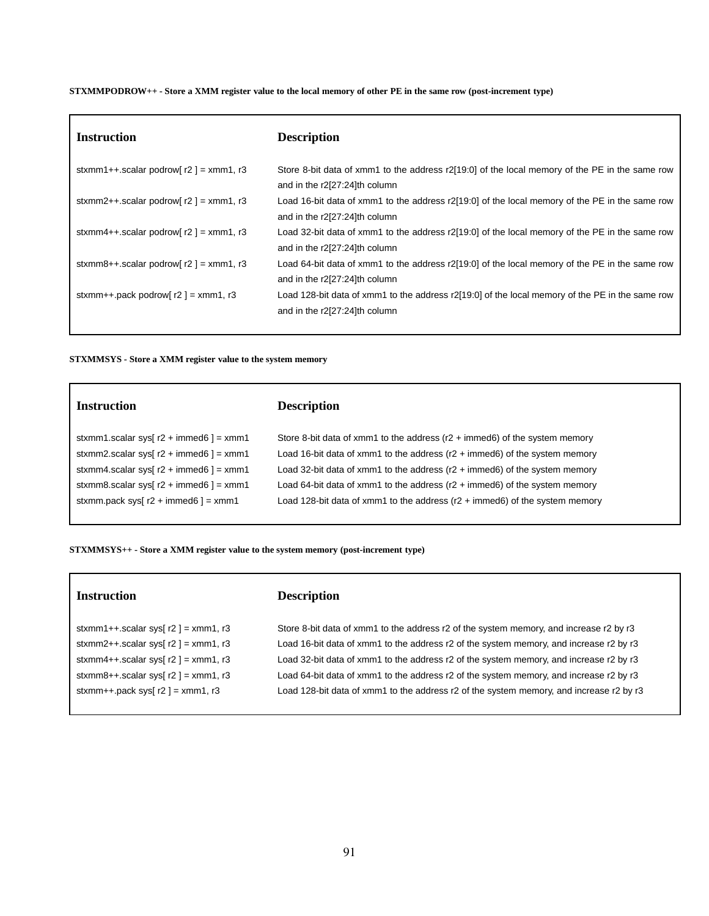**STXMMPODROW++ - Store a XMM register value to the local memory of other PE in the same row (post-increment type)**

| Instruction | Description |
| --- | --- |
| stxmm1++.scalar podrow[ r2 ] = xmm1, r3 | Store 8-bit data of xmm1 to the address r2[19:0] of the local memory of the PE in the same row and in the r2[27:24]th column |
| stxmm2++.scalar podrow[ r2 ] = xmm1, r3 | Load 16-bit data of xmm1 to the address r2[19:0] of the local memory of the PE in the same row and in the r2[27:24]th column |
| stxmm4++.scalar podrow[ r2 ] = xmm1, r3 | Load 32-bit data of xmm1 to the address r2[19:0] of the local memory of the PE in the same row and in the r2[27:24]th column |
| stxmm8++.scalar podrow[ r2 ] = xmm1, r3 | Load 64-bit data of xmm1 to the address r2[19:0] of the local memory of the PE in the same row and in the r2[27:24]th column |
| stxmm++.pack podrow[ r2 ] = xmm1, r3 | Load 128-bit data of xmm1 to the address r2[19:0] of the local memory of the PE in the same row and in the r2[27:24]th column |

**STXMMSYS - Store a XMM register value to the system memory**

| Instruction | Description |
| --- | --- |
| stxmm1.scalar sys[ r2 + immed6 ] = xmm1 | Store 8-bit data of xmm1 to the address (r2 + immed6) of the system memory |
| stxmm2.scalar sys[ r2 + immed6 ] = xmm1 | Load 16-bit data of xmm1 to the address (r2 + immed6) of the system memory |
| stxmm4.scalar sys[ r2 + immed6 ] = xmm1 | Load 32-bit data of xmm1 to the address (r2 + immed6) of the system memory |
| stxmm8.scalar sys[ r2 + immed6 ] = xmm1 | Load 64-bit data of xmm1 to the address (r2 + immed6) of the system memory |
| stxmm.pack sys[ r2 + immed6 ] = xmm1 | Load 128-bit data of xmm1 to the address (r2 + immed6) of the system memory |

**STXMMSYS++ - Store a XMM register value to the system memory (post-increment type)**

| Instruction | Description |
| --- | --- |
| stxmm1++.scalar sys[ r2 ] = xmm1, r3 | Store 8-bit data of xmm1 to the address r2 of the system memory, and increase r2 by r3 |
| stxmm2++.scalar sys[ r2 ] = xmm1, r3 | Load 16-bit data of xmm1 to the address r2 of the system memory, and increase r2 by r3 |
| stxmm4++.scalar sys[ r2 ] = xmm1, r3 | Load 32-bit data of xmm1 to the address r2 of the system memory, and increase r2 by r3 |
| stxmm8++.scalar sys[ r2 ] = xmm1, r3 | Load 64-bit data of xmm1 to the address r2 of the system memory, and increase r2 by r3 |
| stxmm++.pack sys[ r2 ] = xmm1, r3 | Load 128-bit data of xmm1 to the address r2 of the system memory, and increase r2 by r3 |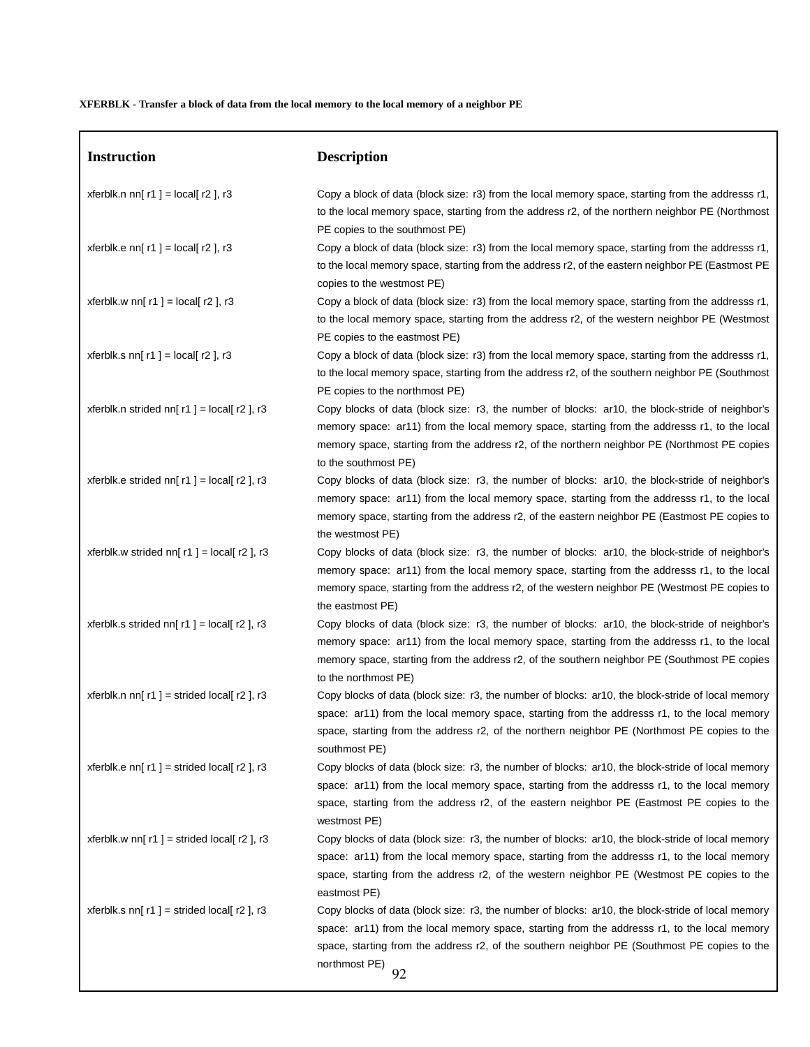**XFERBLK - Transfer a block of data from the local memory to the local memory of a neighbor PE**

| Instruction | Description |
| --- | --- |
| xferblk.n nn[ r1 ] = local[ r2 ], r3 | Copy a block of data (block size: r3) from the local memory space, starting from the addresss r1, to the local memory space, starting from the address r2, of the northern neighbor PE (Northmost PE copies to the southmost PE) |
| xferblk.e nn[ r1 ] = local[ r2 ], r3 | Copy a block of data (block size: r3) from the local memory space, starting from the addresss r1, to the local memory space, starting from the address r2, of the eastern neighbor PE (Eastmost PE copies to the westmost PE) |
| xferblk.w nn[ r1 ] = local[ r2 ], r3 | Copy a block of data (block size: r3) from the local memory space, starting from the addresss r1, to the local memory space, starting from the address r2, of the western neighbor PE (Westmost PE copies to the eastmost PE) |
| xferblk.s nn[ r1 ] = local[ r2 ], r3 | Copy a block of data (block size: r3) from the local memory space, starting from the addresss r1, to the local memory space, starting from the address r2, of the southern neighbor PE (Southmost PE copies to the northmost PE) |
| xferblk.n strided nn[ r1 ] = local[ r2 ], r3 | Copy blocks of data (block size: r3, the number of blocks: ar10, the block-stride of neighbor's memory space: ar11) from the local memory space, starting from the addresss r1, to the local memory space, starting from the address r2, of the northern neighbor PE (Northmost PE copies to the southmost PE) |
| xferblk.e strided nn[ r1 ] = local[ r2 ], r3 | Copy blocks of data (block size: r3, the number of blocks: ar10, the block-stride of neighbor's memory space: ar11) from the local memory space, starting from the addresss r1, to the local memory space, starting from the address r2, of the eastern neighbor PE (Eastmost PE copies to the westmost PE) |
| xferblk.w strided nn[ r1 ] = local[ r2 ], r3 | Copy blocks of data (block size: r3, the number of blocks: ar10, the block-stride of neighbor's memory space: ar11) from the local memory space, starting from the addresss r1, to the local memory space, starting from the address r2, of the western neighbor PE (Westmost PE copies to the eastmost PE) |
| xferblk.s strided nn[ r1 ] = local[ r2 ], r3 | Copy blocks of data (block size: r3, the number of blocks: ar10, the block-stride of neighbor's memory space: ar11) from the local memory space, starting from the addresss r1, to the local memory space, starting from the address r2, of the southern neighbor PE (Southmost PE copies to the northmost PE) |
| xferblk.n nn[ r1 ] = strided local[ r2 ], r3 | Copy blocks of data (block size: r3, the number of blocks: ar10, the block-stride of local memory space: ar11) from the local memory space, starting from the addresss r1, to the local memory space, starting from the address r2, of the northern neighbor PE (Northmost PE copies to the southmost PE) |
| xferblk.e nn[ r1 ] = strided local[ r2 ], r3 | Copy blocks of data (block size: r3, the number of blocks: ar10, the block-stride of local memory space: ar11) from the local memory space, starting from the addresss r1, to the local memory space, starting from the address r2, of the eastern neighbor PE (Eastmost PE copies to the westmost PE) |
| xferblk.w nn[ r1 ] = strided local[ r2 ], r3 | Copy blocks of data (block size: r3, the number of blocks: ar10, the block-stride of local memory space: ar11) from the local memory space, starting from the addresss r1, to the local memory space, starting from the address r2, of the western neighbor PE (Westmost PE copies to the eastmost PE) |
| xferblk.s nn[ r1 ] = strided local[ r2 ], r3 | Copy blocks of data (block size: r3, the number of blocks: ar10, the block-stride of local memory space: ar11) from the local memory space, starting from the addresss r1, to the local memory space, starting from the address r2, of the southern neighbor PE (Southmost PE copies to the northmost PE) |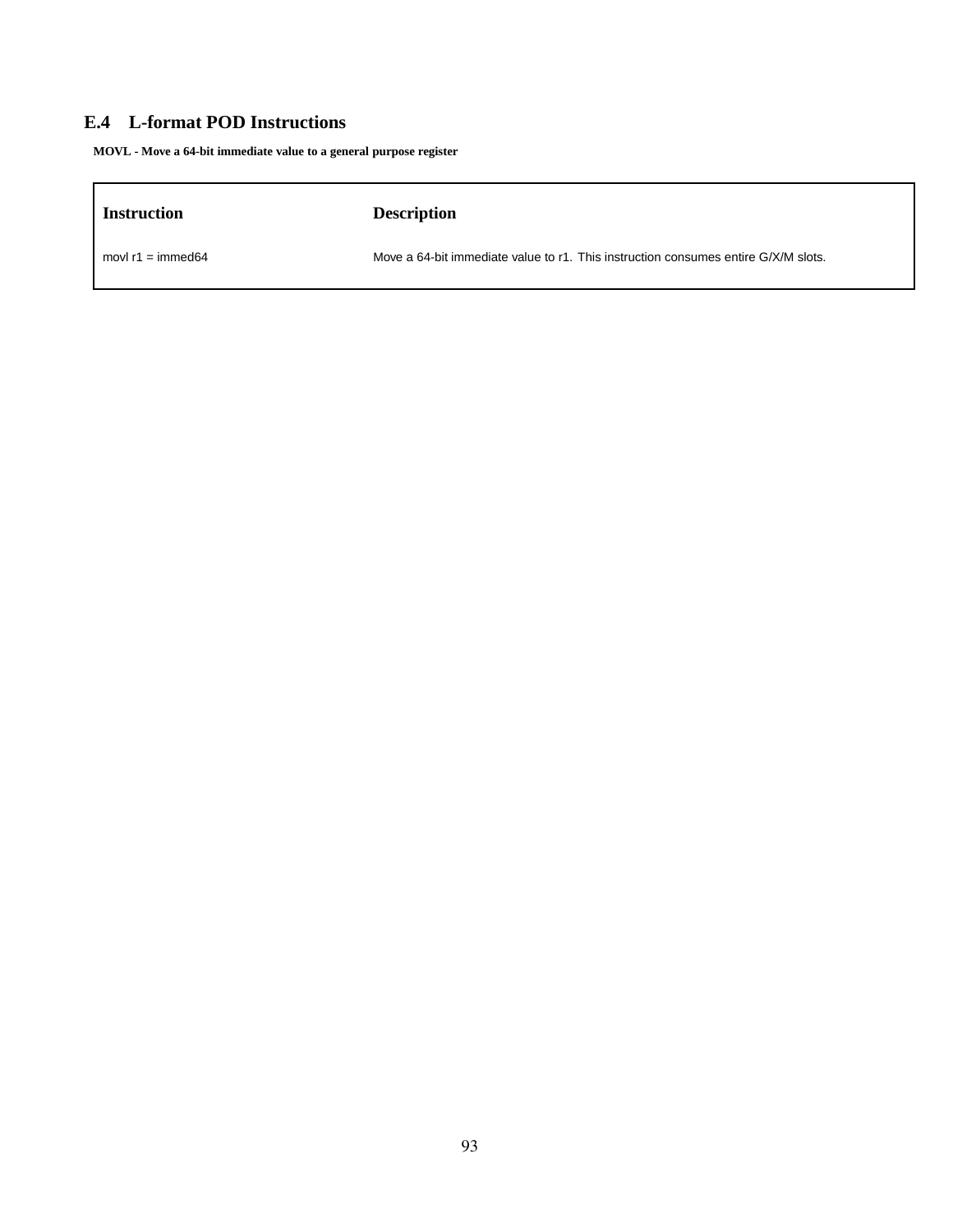## E.4 L-format POD Instructions

**MOVL - Move a 64-bit immediate value to a general purpose register**

| Instruction | Description |
|---|---|
| movl r1 = immed64 | Move a 64-bit immediate value to r1. This instruction consumes entire G/X/M slots. |